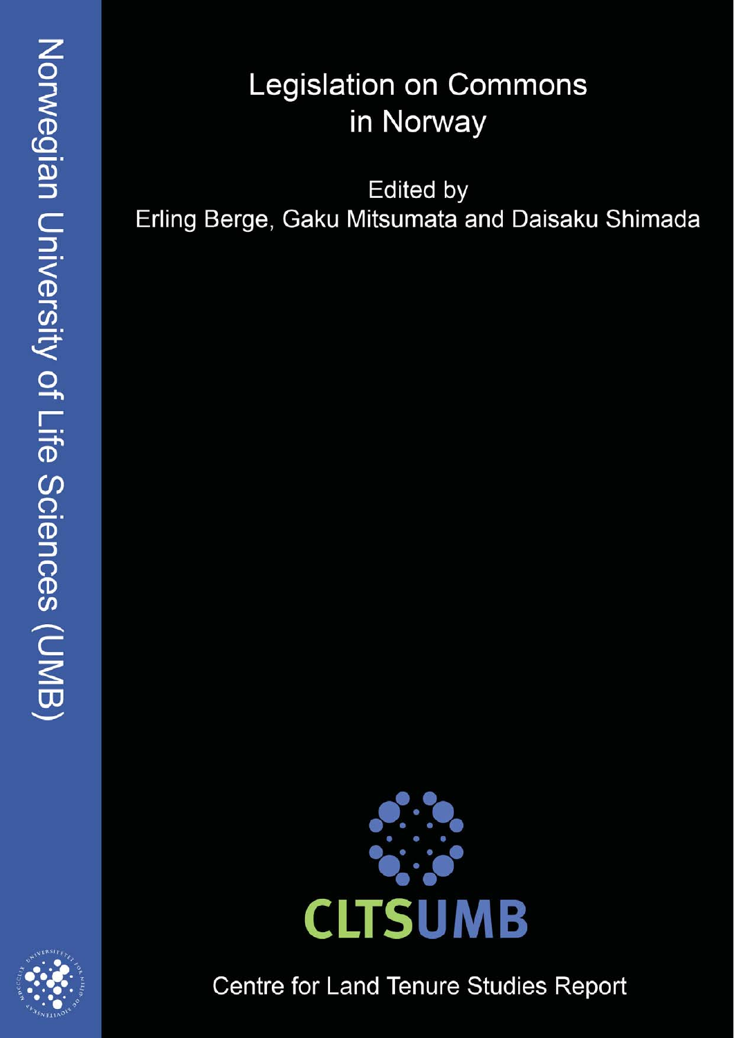Norwegian University of Life Sciences (UMB)

# Legislation on Commons in Norway

Edited by
Erling Berge, Gaku Mitsumata and Daisaku Shimada

CLTSUMB

Centre for Land Tenure Studies Report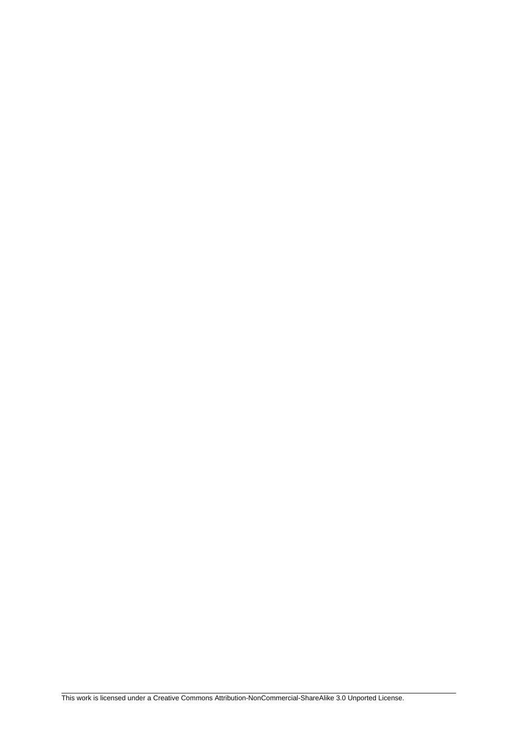This work is licensed under a Creative Commons Attribution-NonCommercial-ShareAlike 3.0 Unported License.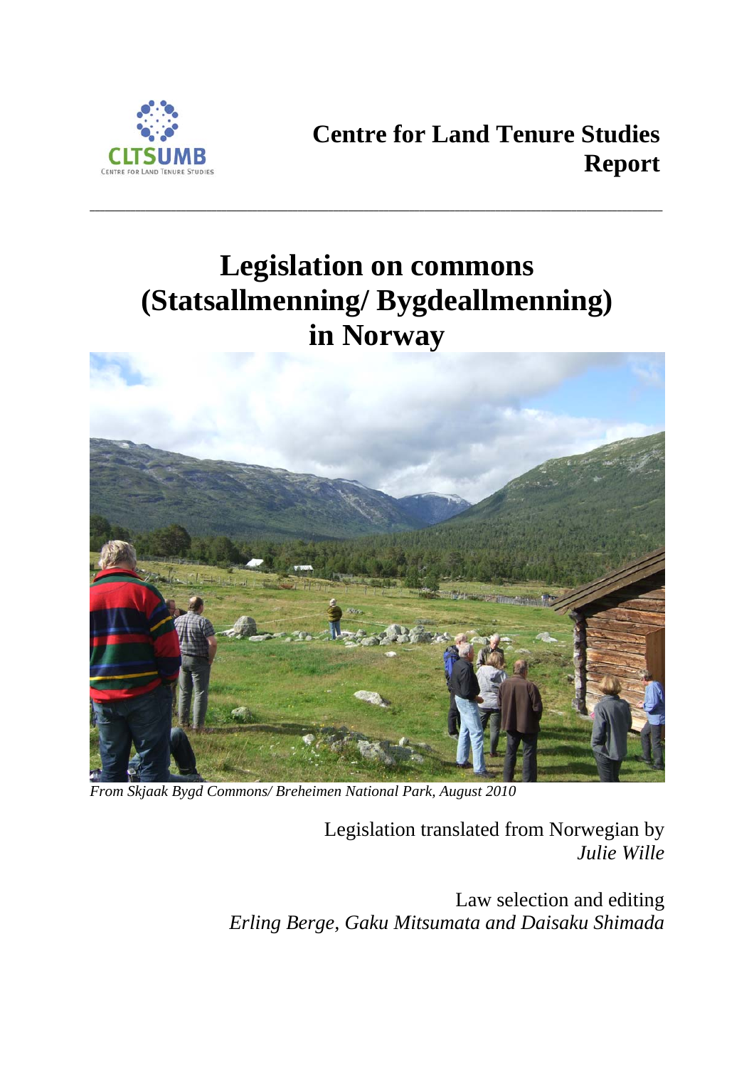CLTSUMB
CENTRE FOR LAND TENURE STUDIES

**Centre for Land Tenure Studies Report**

---

# Legislation on commons (Statsallmenning/ Bygdeallmenning) in Norway

*From Skjaak Bygd Commons/ Breheimen National Park, August 2010*

Legislation translated from Norwegian by
*Julie Wille*

Law selection and editing
*Erling Berge, Gaku Mitsumata and Daisaku Shimada*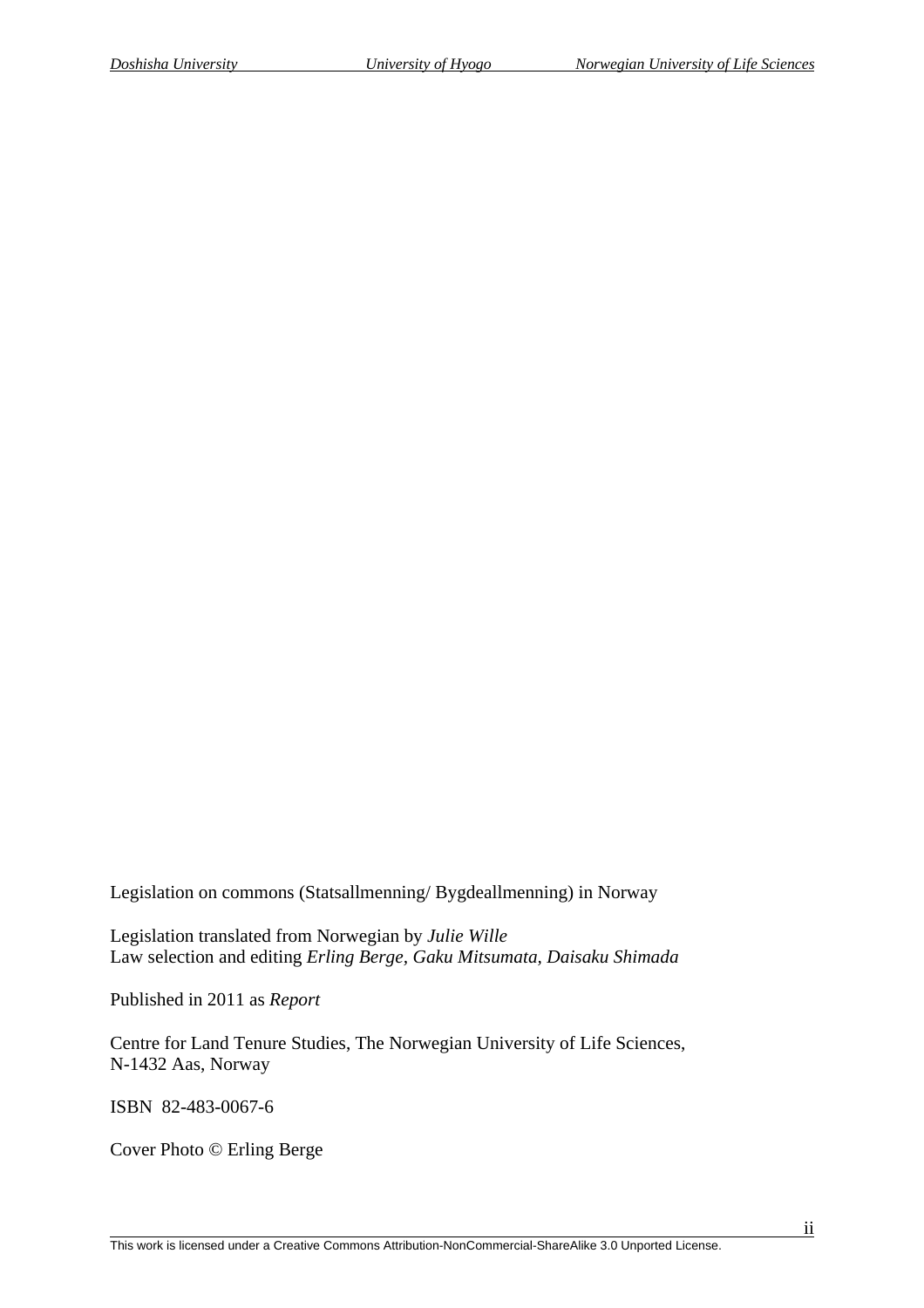Legislation on commons (Statsallmenning/ Bygdeallmenning) in Norway

Legislation translated from Norwegian by *Julie Wille*
Law selection and editing *Erling Berge, Gaku Mitsumata, Daisaku Shimada*

Published in 2011 as *Report*

Centre for Land Tenure Studies, The Norwegian University of Life Sciences,
N-1432 Aas, Norway

ISBN 82-483-0067-6

Cover Photo © Erling Berge

This work is licensed under a Creative Commons Attribution-NonCommercial-ShareAlike 3.0 Unported License.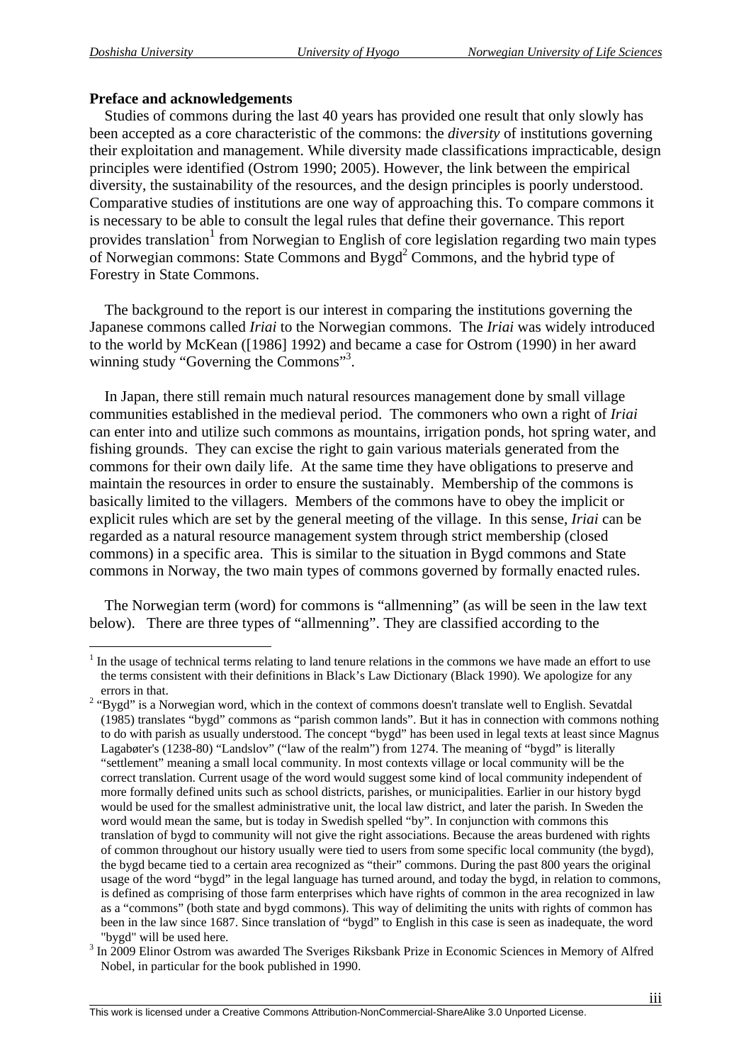**Preface and acknowledgements**

Studies of commons during the last 40 years has provided one result that only slowly has been accepted as a core characteristic of the commons: the *diversity* of institutions governing their exploitation and management. While diversity made classifications impracticable, design principles were identified (Ostrom 1990; 2005). However, the link between the empirical diversity, the sustainability of the resources, and the design principles is poorly understood. Comparative studies of institutions are one way of approaching this. To compare commons it is necessary to be able to consult the legal rules that define their governance. This report provides translation[1] from Norwegian to English of core legislation regarding two main types of Norwegian commons: State Commons and Bygd[2] Commons, and the hybrid type of Forestry in State Commons.

The background to the report is our interest in comparing the institutions governing the Japanese commons called *Iriai* to the Norwegian commons. The *Iriai* was widely introduced to the world by McKean ([1986] 1992) and became a case for Ostrom (1990) in her award winning study "Governing the Commons"[3].

In Japan, there still remain much natural resources management done by small village communities established in the medieval period. The commoners who own a right of *Iriai* can enter into and utilize such commons as mountains, irrigation ponds, hot spring water, and fishing grounds. They can excise the right to gain various materials generated from the commons for their own daily life. At the same time they have obligations to preserve and maintain the resources in order to ensure the sustainably. Membership of the commons is basically limited to the villagers. Members of the commons have to obey the implicit or explicit rules which are set by the general meeting of the village. In this sense, *Iriai* can be regarded as a natural resource management system through strict membership (closed commons) in a specific area. This is similar to the situation in Bygd commons and State commons in Norway, the two main types of commons governed by formally enacted rules.

The Norwegian term (word) for commons is "allmenning" (as will be seen in the law text below). There are three types of "allmenning". They are classified according to the

---

[1] In the usage of technical terms relating to land tenure relations in the commons we have made an effort to use the terms consistent with their definitions in Black's Law Dictionary (Black 1990). We apologize for any errors in that.

[2] "Bygd" is a Norwegian word, which in the context of commons doesn't translate well to English. Sevatdal (1985) translates "bygd" commons as "parish common lands". But it has in connection with commons nothing to do with parish as usually understood. The concept "bygd" has been used in legal texts at least since Magnus Lagabøter's (1238-80) "Landslov" ("law of the realm") from 1274. The meaning of "bygd" is literally "settlement" meaning a small local community. In most contexts village or local community will be the correct translation. Current usage of the word would suggest some kind of local community independent of more formally defined units such as school districts, parishes, or municipalities. Earlier in our history bygd would be used for the smallest administrative unit, the local law district, and later the parish. In Sweden the word would mean the same, but is today in Swedish spelled "by". In conjunction with commons this translation of bygd to community will not give the right associations. Because the areas burdened with rights of common throughout our history usually were tied to users from some specific local community (the bygd), the bygd became tied to a certain area recognized as "their" commons. During the past 800 years the original usage of the word "bygd" in the legal language has turned around, and today the bygd, in relation to commons, is defined as comprising of those farm enterprises which have rights of common in the area recognized in law as a "commons" (both state and bygd commons). This way of delimiting the units with rights of common has been in the law since 1687. Since translation of "bygd" to English in this case is seen as inadequate, the word "bygd" will be used here.

[3] In 2009 Elinor Ostrom was awarded The Sveriges Riksbank Prize in Economic Sciences in Memory of Alfred Nobel, in particular for the book published in 1990.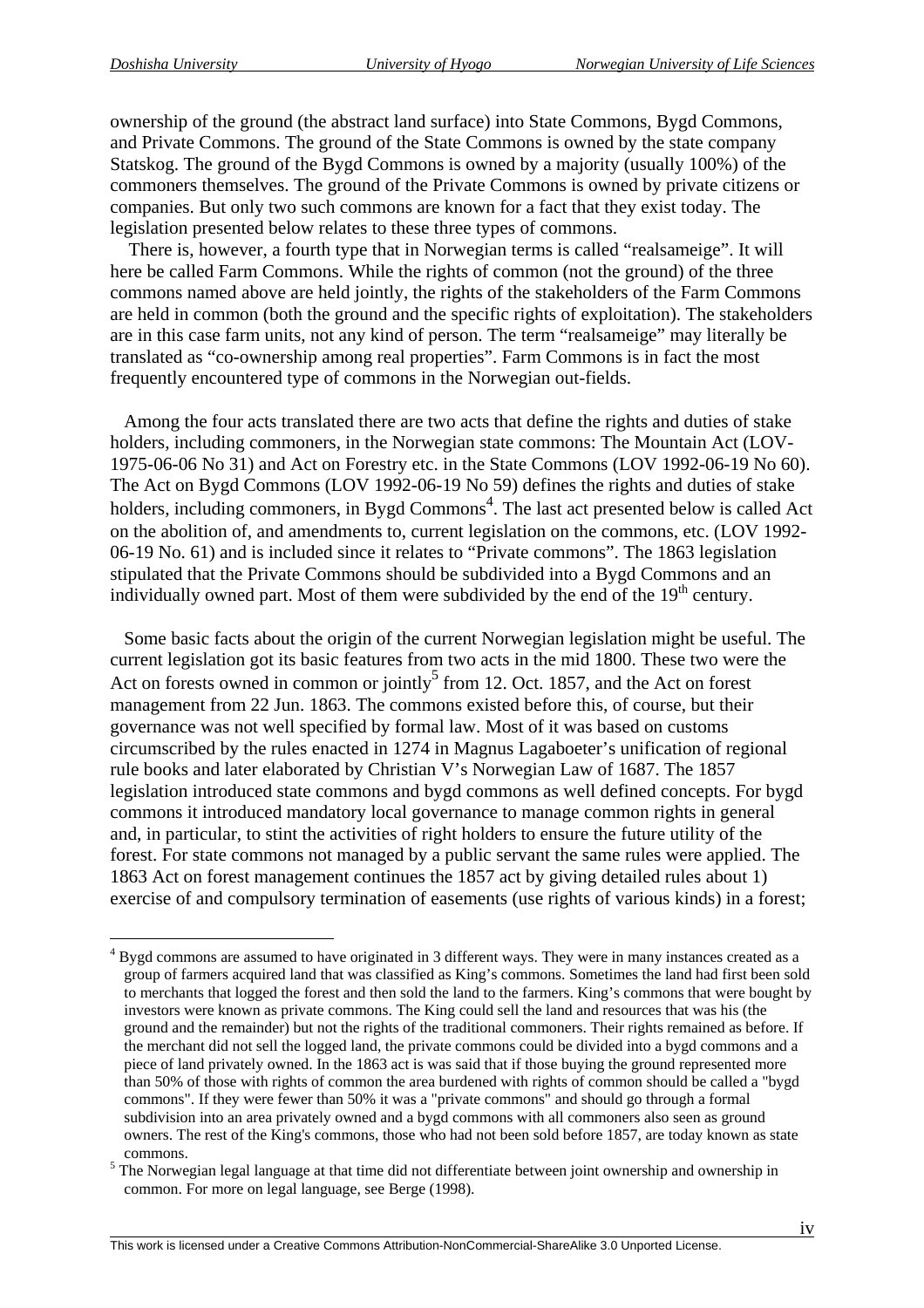ownership of the ground (the abstract land surface) into State Commons, Bygd Commons, and Private Commons. The ground of the State Commons is owned by the state company Statskog. The ground of the Bygd Commons is owned by a majority (usually 100%) of the commoners themselves. The ground of the Private Commons is owned by private citizens or companies. But only two such commons are known for a fact that they exist today. The legislation presented below relates to these three types of commons.

There is, however, a fourth type that in Norwegian terms is called "realsameige". It will here be called Farm Commons. While the rights of common (not the ground) of the three commons named above are held jointly, the rights of the stakeholders of the Farm Commons are held in common (both the ground and the specific rights of exploitation). The stakeholders are in this case farm units, not any kind of person. The term "realsameige" may literally be translated as "co-ownership among real properties". Farm Commons is in fact the most frequently encountered type of commons in the Norwegian out-fields.

Among the four acts translated there are two acts that define the rights and duties of stake holders, including commoners, in the Norwegian state commons: The Mountain Act (LOV-1975-06-06 No 31) and Act on Forestry etc. in the State Commons (LOV 1992-06-19 No 60). The Act on Bygd Commons (LOV 1992-06-19 No 59) defines the rights and duties of stake holders, including commoners, in Bygd Commons[4]. The last act presented below is called Act on the abolition of, and amendments to, current legislation on the commons, etc. (LOV 1992-06-19 No. 61) and is included since it relates to "Private commons". The 1863 legislation stipulated that the Private Commons should be subdivided into a Bygd Commons and an individually owned part. Most of them were subdivided by the end of the 19th century.

Some basic facts about the origin of the current Norwegian legislation might be useful. The current legislation got its basic features from two acts in the mid 1800. These two were the Act on forests owned in common or jointly[5] from 12. Oct. 1857, and the Act on forest management from 22 Jun. 1863. The commons existed before this, of course, but their governance was not well specified by formal law. Most of it was based on customs circumscribed by the rules enacted in 1274 in Magnus Lagaboeter's unification of regional rule books and later elaborated by Christian V's Norwegian Law of 1687. The 1857 legislation introduced state commons and bygd commons as well defined concepts. For bygd commons it introduced mandatory local governance to manage common rights in general and, in particular, to stint the activities of right holders to ensure the future utility of the forest. For state commons not managed by a public servant the same rules were applied. The 1863 Act on forest management continues the 1857 act by giving detailed rules about 1) exercise of and compulsory termination of easements (use rights of various kinds) in a forest;

[4] Bygd commons are assumed to have originated in 3 different ways. They were in many instances created as a group of farmers acquired land that was classified as King's commons. Sometimes the land had first been sold to merchants that logged the forest and then sold the land to the farmers. King's commons that were bought by investors were known as private commons. The King could sell the land and resources that was his (the ground and the remainder) but not the rights of the traditional commoners. Their rights remained as before. If the merchant did not sell the logged land, the private commons could be divided into a bygd commons and a piece of land privately owned. In the 1863 act is was said that if those buying the ground represented more than 50% of those with rights of common the area burdened with rights of common should be called a "bygd commons". If they were fewer than 50% it was a "private commons" and should go through a formal subdivision into an area privately owned and a bygd commons with all commoners also seen as ground owners. The rest of the King's commons, those who had not been sold before 1857, are today known as state commons.

[5] The Norwegian legal language at that time did not differentiate between joint ownership and ownership in common. For more on legal language, see Berge (1998).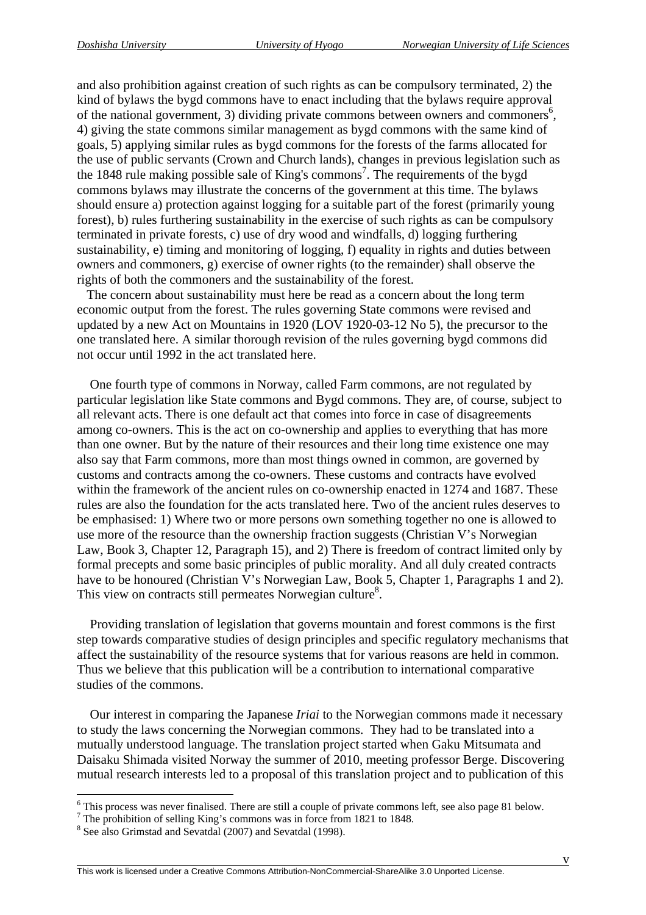and also prohibition against creation of such rights as can be compulsory terminated, 2) the kind of bylaws the bygd commons have to enact including that the bylaws require approval of the national government, 3) dividing private commons between owners and commoners[6], 4) giving the state commons similar management as bygd commons with the same kind of goals, 5) applying similar rules as bygd commons for the forests of the farms allocated for the use of public servants (Crown and Church lands), changes in previous legislation such as the 1848 rule making possible sale of King's commons[7]. The requirements of the bygd commons bylaws may illustrate the concerns of the government at this time. The bylaws should ensure a) protection against logging for a suitable part of the forest (primarily young forest), b) rules furthering sustainability in the exercise of such rights as can be compulsory terminated in private forests, c) use of dry wood and windfalls, d) logging furthering sustainability, e) timing and monitoring of logging, f) equality in rights and duties between owners and commoners, g) exercise of owner rights (to the remainder) shall observe the rights of both the commoners and the sustainability of the forest.

The concern about sustainability must here be read as a concern about the long term economic output from the forest. The rules governing State commons were revised and updated by a new Act on Mountains in 1920 (LOV 1920-03-12 No 5), the precursor to the one translated here. A similar thorough revision of the rules governing bygd commons did not occur until 1992 in the act translated here.

One fourth type of commons in Norway, called Farm commons, are not regulated by particular legislation like State commons and Bygd commons. They are, of course, subject to all relevant acts. There is one default act that comes into force in case of disagreements among co-owners. This is the act on co-ownership and applies to everything that has more than one owner. But by the nature of their resources and their long time existence one may also say that Farm commons, more than most things owned in common, are governed by customs and contracts among the co-owners. These customs and contracts have evolved within the framework of the ancient rules on co-ownership enacted in 1274 and 1687. These rules are also the foundation for the acts translated here. Two of the ancient rules deserves to be emphasised: 1) Where two or more persons own something together no one is allowed to use more of the resource than the ownership fraction suggests (Christian V's Norwegian Law, Book 3, Chapter 12, Paragraph 15), and 2) There is freedom of contract limited only by formal precepts and some basic principles of public morality. And all duly created contracts have to be honoured (Christian V's Norwegian Law, Book 5, Chapter 1, Paragraphs 1 and 2). This view on contracts still permeates Norwegian culture[8].

Providing translation of legislation that governs mountain and forest commons is the first step towards comparative studies of design principles and specific regulatory mechanisms that affect the sustainability of the resource systems that for various reasons are held in common. Thus we believe that this publication will be a contribution to international comparative studies of the commons.

Our interest in comparing the Japanese *Iriai* to the Norwegian commons made it necessary to study the laws concerning the Norwegian commons. They had to be translated into a mutually understood language. The translation project started when Gaku Mitsumata and Daisaku Shimada visited Norway the summer of 2010, meeting professor Berge. Discovering mutual research interests led to a proposal of this translation project and to publication of this

---

[6] This process was never finalised. There are still a couple of private commons left, see also page 81 below.

[7] The prohibition of selling King's commons was in force from 1821 to 1848.

[8] See also Grimstad and Sevatdal (2007) and Sevatdal (1998).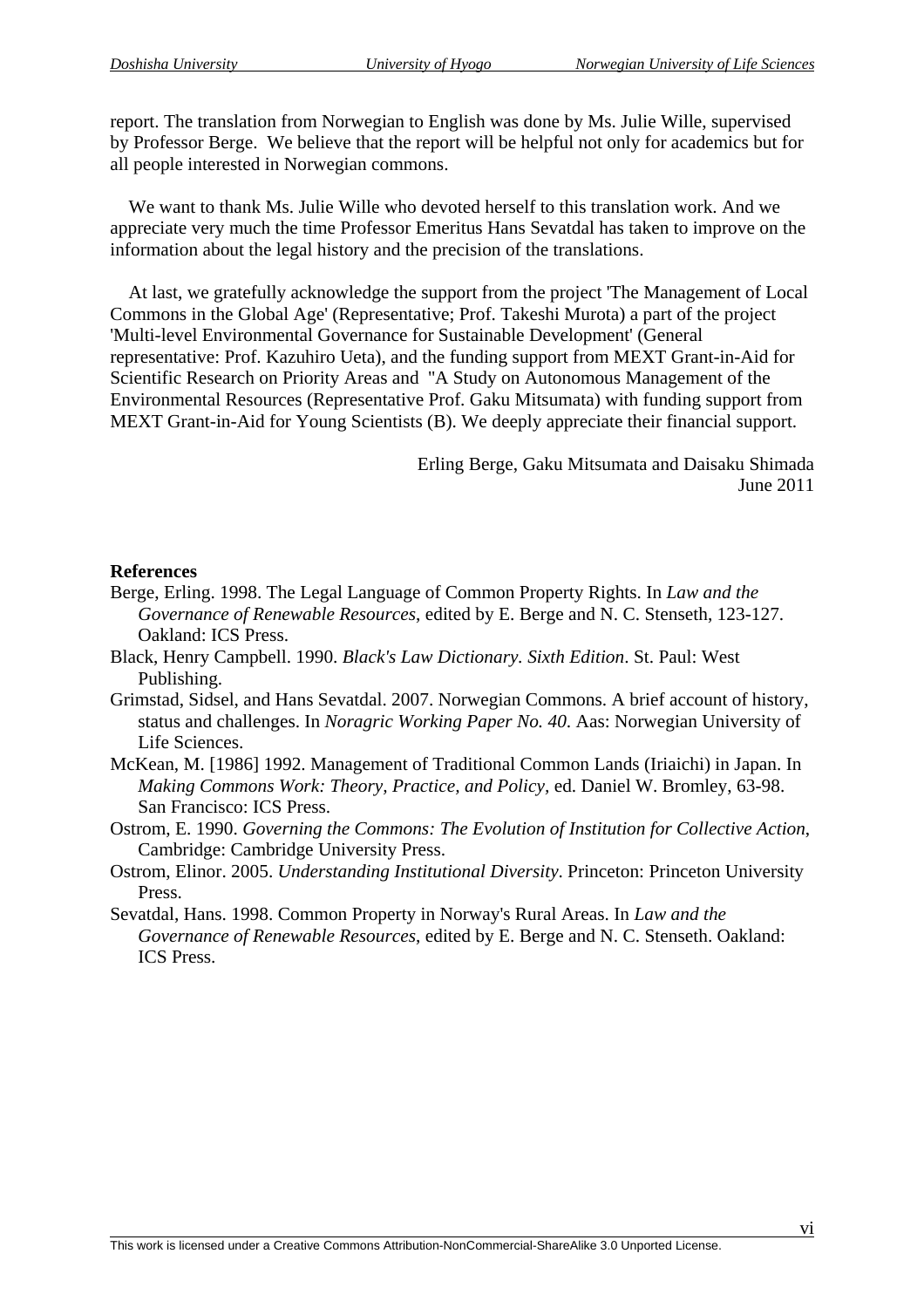report. The translation from Norwegian to English was done by Ms. Julie Wille, supervised by Professor Berge. We believe that the report will be helpful not only for academics but for all people interested in Norwegian commons.

We want to thank Ms. Julie Wille who devoted herself to this translation work. And we appreciate very much the time Professor Emeritus Hans Sevatdal has taken to improve on the information about the legal history and the precision of the translations.

At last, we gratefully acknowledge the support from the project 'The Management of Local Commons in the Global Age' (Representative; Prof. Takeshi Murota) a part of the project 'Multi-level Environmental Governance for Sustainable Development' (General representative: Prof. Kazuhiro Ueta), and the funding support from MEXT Grant-in-Aid for Scientific Research on Priority Areas and "A Study on Autonomous Management of the Environmental Resources (Representative Prof. Gaku Mitsumata) with funding support from MEXT Grant-in-Aid for Young Scientists (B). We deeply appreciate their financial support.

Erling Berge, Gaku Mitsumata and Daisaku Shimada
June 2011

**References**

Berge, Erling. 1998. The Legal Language of Common Property Rights. In *Law and the Governance of Renewable Resources*, edited by E. Berge and N. C. Stenseth, 123-127. Oakland: ICS Press.

Black, Henry Campbell. 1990. *Black's Law Dictionary. Sixth Edition*. St. Paul: West Publishing.

Grimstad, Sidsel, and Hans Sevatdal. 2007. Norwegian Commons. A brief account of history, status and challenges. In *Noragric Working Paper No. 40*. Aas: Norwegian University of Life Sciences.

McKean, M. [1986] 1992. Management of Traditional Common Lands (Iriaichi) in Japan. In *Making Commons Work: Theory, Practice, and Policy*, ed. Daniel W. Bromley, 63-98. San Francisco: ICS Press.

Ostrom, E. 1990. *Governing the Commons: The Evolution of Institution for Collective Action*, Cambridge: Cambridge University Press.

Ostrom, Elinor. 2005. *Understanding Institutional Diversity*. Princeton: Princeton University Press.

Sevatdal, Hans. 1998. Common Property in Norway's Rural Areas. In *Law and the Governance of Renewable Resources*, edited by E. Berge and N. C. Stenseth. Oakland: ICS Press.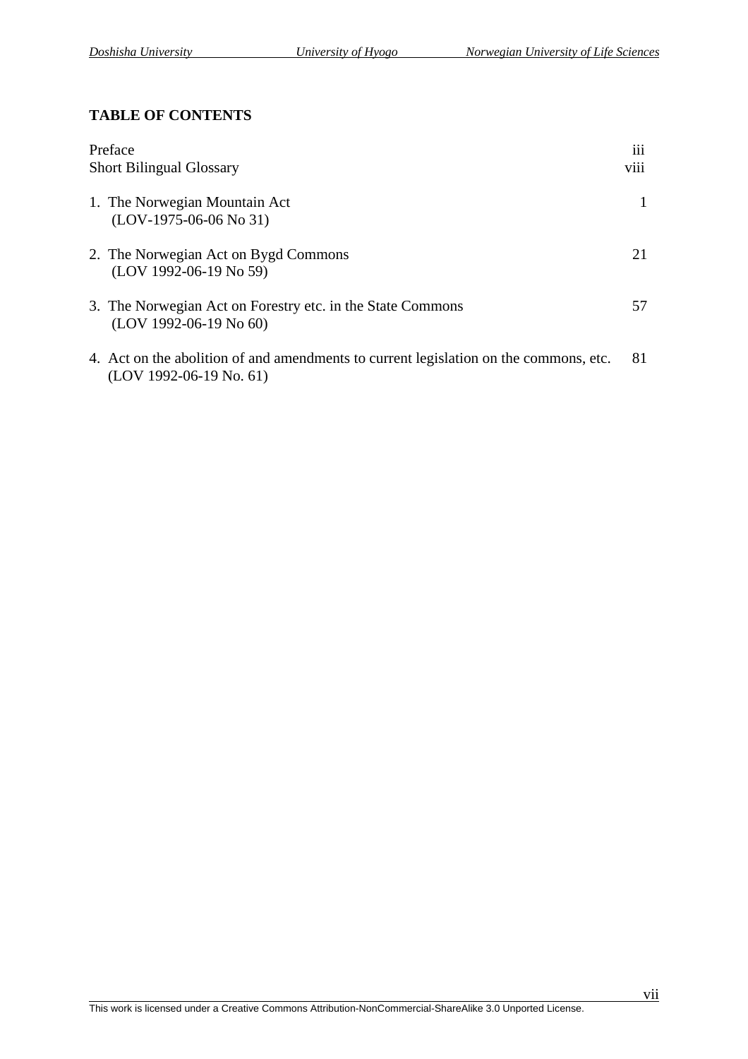**TABLE OF CONTENTS**

| | |
|---|---|
| Preface | iii |
| Short Bilingual Glossary | viii |
| 1. The Norwegian Mountain Act (LOV-1975-06-06 No 31) | 1 |
| 2. The Norwegian Act on Bygd Commons (LOV 1992-06-19 No 59) | 21 |
| 3. The Norwegian Act on Forestry etc. in the State Commons (LOV 1992-06-19 No 60) | 57 |
| 4. Act on the abolition of and amendments to current legislation on the commons, etc. (LOV 1992-06-19 No. 61) | 81 |

This work is licensed under a Creative Commons Attribution-NonCommercial-ShareAlike 3.0 Unported License.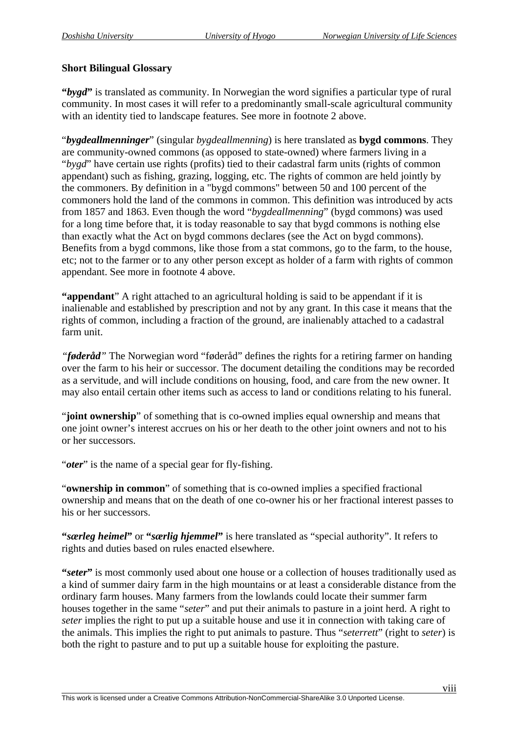**Short Bilingual Glossary**

**"*bygd*"** is translated as community. In Norwegian the word signifies a particular type of rural community. In most cases it will refer to a predominantly small-scale agricultural community with an identity tied to landscape features. See more in footnote 2 above.

"***bygdeallmenninger***" (singular *bygdeallmenning*) is here translated as **bygd commons**. They are community-owned commons (as opposed to state-owned) where farmers living in a "*bygd*" have certain use rights (profits) tied to their cadastral farm units (rights of common appendant) such as fishing, grazing, logging, etc. The rights of common are held jointly by the commoners. By definition in a "bygd commons" between 50 and 100 percent of the commoners hold the land of the commons in common. This definition was introduced by acts from 1857 and 1863. Even though the word "*bygdeallmenning*" (bygd commons) was used for a long time before that, it is today reasonable to say that bygd commons is nothing else than exactly what the Act on bygd commons declares (see the Act on bygd commons). Benefits from a bygd commons, like those from a stat commons, go to the farm, to the house, etc; not to the farmer or to any other person except as holder of a farm with rights of common appendant. See more in footnote 4 above.

**"appendant**" A right attached to an agricultural holding is said to be appendant if it is inalienable and established by prescription and not by any grant. In this case it means that the rights of common, including a fraction of the ground, are inalienably attached to a cadastral farm unit.

*"**føderåd**"* The Norwegian word "føderåd" defines the rights for a retiring farmer on handing over the farm to his heir or successor. The document detailing the conditions may be recorded as a servitude, and will include conditions on housing, food, and care from the new owner. It may also entail certain other items such as access to land or conditions relating to his funeral.

"**joint ownership**" of something that is co-owned implies equal ownership and means that one joint owner's interest accrues on his or her death to the other joint owners and not to his or her successors.

"***oter***" is the name of a special gear for fly-fishing.

"**ownership in common**" of something that is co-owned implies a specified fractional ownership and means that on the death of one co-owner his or her fractional interest passes to his or her successors.

**"*særleg heimel*"** or **"*særlig hjemmel*"** is here translated as "special authority". It refers to rights and duties based on rules enacted elsewhere.

**"*seter*"** is most commonly used about one house or a collection of houses traditionally used as a kind of summer dairy farm in the high mountains or at least a considerable distance from the ordinary farm houses. Many farmers from the lowlands could locate their summer farm houses together in the same "*seter*" and put their animals to pasture in a joint herd. A right to *seter* implies the right to put up a suitable house and use it in connection with taking care of the animals. This implies the right to put animals to pasture. Thus "*seterrett*" (right to *seter*) is both the right to pasture and to put up a suitable house for exploiting the pasture.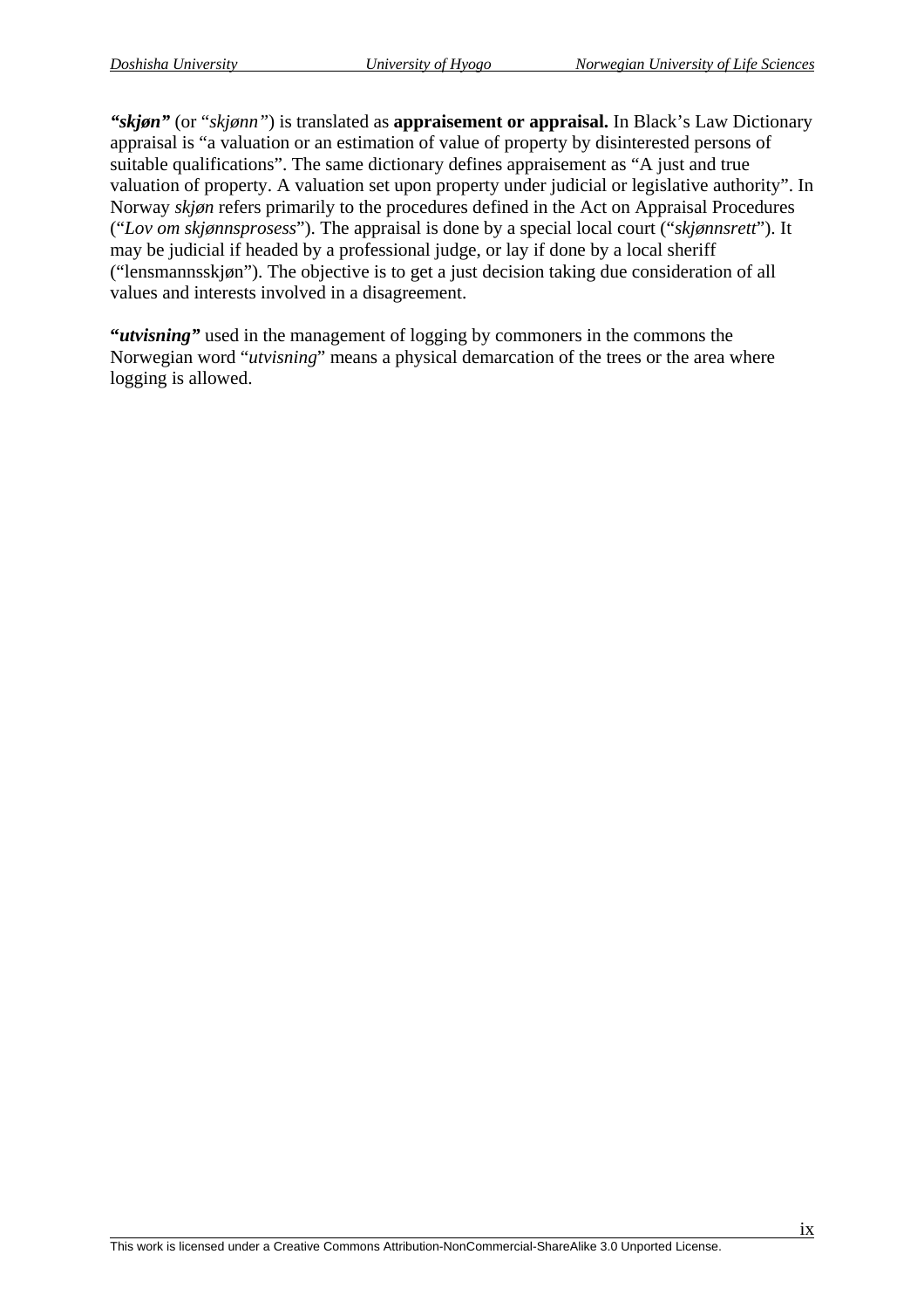***"skjøn"*** (or "*skjønn"*) is translated as **appraisement or appraisal.** In Black's Law Dictionary appraisal is "a valuation or an estimation of value of property by disinterested persons of suitable qualifications". The same dictionary defines appraisement as "A just and true valuation of property. A valuation set upon property under judicial or legislative authority". In Norway *skjøn* refers primarily to the procedures defined in the Act on Appraisal Procedures ("*Lov om skjønnsprosess*"). The appraisal is done by a special local court ("*skjønnsrett*"). It may be judicial if headed by a professional judge, or lay if done by a local sheriff ("lensmannsskjøn"). The objective is to get a just decision taking due consideration of all values and interests involved in a disagreement.

***"utvisning"*** used in the management of logging by commoners in the commons the Norwegian word "*utvisning*" means a physical demarcation of the trees or the area where logging is allowed.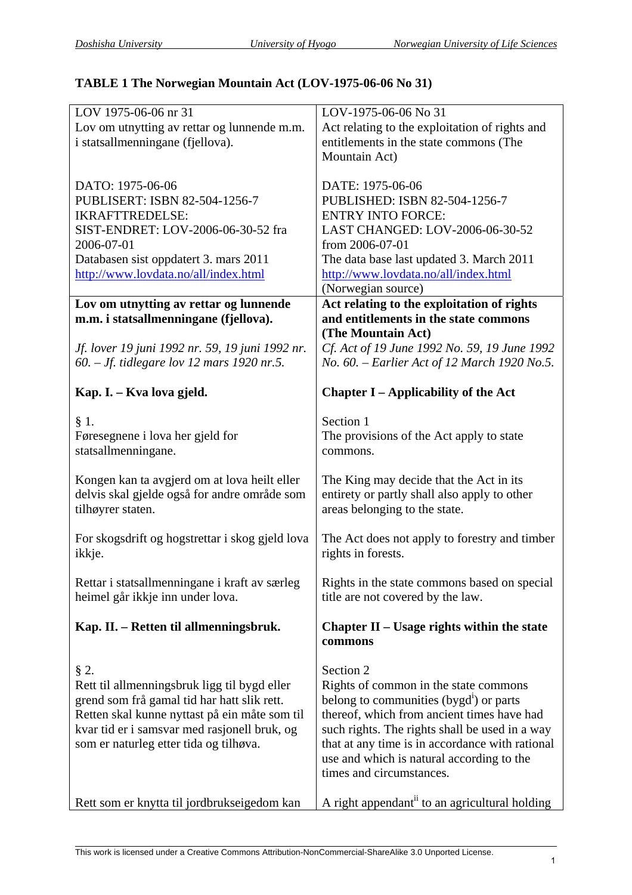**TABLE 1 The Norwegian Mountain Act (LOV-1975-06-06 No 31)**

| LOV 1975-06-06 nr 31<br>Lov om utnytting av rettar og lunnende m.m. i statsallmenningane (fjellova).<br><br>DATO: 1975-06-06<br>PUBLISERT: ISBN 82-504-1256-7<br>IKRAFTTREDELSE:<br>SIST-ENDRET: LOV-2006-06-30-52 fra 2006-07-01<br>Databasen sist oppdatert 3. mars 2011<br>http://www.lovdata.no/all/index.html | LOV-1975-06-06 No 31<br>Act relating to the exploitation of rights and entitlements in the state commons (The Mountain Act)<br><br>DATE: 1975-06-06<br>PUBLISHED: ISBN 82-504-1256-7<br>ENTRY INTO FORCE:<br>LAST CHANGED: LOV-2006-06-30-52 from 2006-07-01<br>The data base last updated 3. March 2011<br>http://www.lovdata.no/all/index.html<br>(Norwegian source) |
|---|---|
| **Lov om utnytting av rettar og lunnende m.m. i statsallmenningane (fjellova).**<br><br>*Jf. lover 19 juni 1992 nr. 59, 19 juni 1992 nr. 60. – Jf. tidlegare lov 12 mars 1920 nr.5.*<br><br>**Kap. I. – Kva lova gjeld.**<br><br>§ 1.<br>Føresegnene i lova her gjeld for statsallmenningane.<br><br>Kongen kan ta avgjerd om at lova heilt eller delvis skal gjelde også for andre område som tilhøyrer staten.<br><br>For skogsdrift og hogstrettar i skog gjeld lova ikkje.<br><br>Rettar i statsallmenningane i kraft av særleg heimel går ikkje inn under lova.<br><br>**Kap. II. – Retten til allmenningsbruk.**<br><br>§ 2.<br>Rett til allmenningsbruk ligg til bygd eller grend som frå gamal tid har hatt slik rett. Retten skal kunne nyttast på ein måte som til kvar tid er i samsvar med rasjonell bruk, og som er naturleg etter tida og tilhøva.<br><br>Rett som er knytta til jordbrukseigedom kan | **Act relating to the exploitation of rights and entitlements in the state commons (The Mountain Act)**<br><br>*Cf. Act of 19 June 1992 No. 59, 19 June 1992 No. 60. – Earlier Act of 12 March 1920 No.5.*<br><br>**Chapter I – Applicability of the Act**<br><br>Section 1<br>The provisions of the Act apply to state commons.<br><br>The King may decide that the Act in its entirety or partly shall also apply to other areas belonging to the state.<br><br>The Act does not apply to forestry and timber rights in forests.<br><br>Rights in the state commons based on special title are not covered by the law.<br><br>**Chapter II – Usage rights within the state commons**<br><br>Section 2<br>Rights of common in the state commons belong to communities (bygd[i]) or parts thereof, which from ancient times have had such rights. The rights shall be used in a way that at any time is in accordance with rational use and which is natural according to the times and circumstances.<br><br>A right appendant[ii] to an agricultural holding |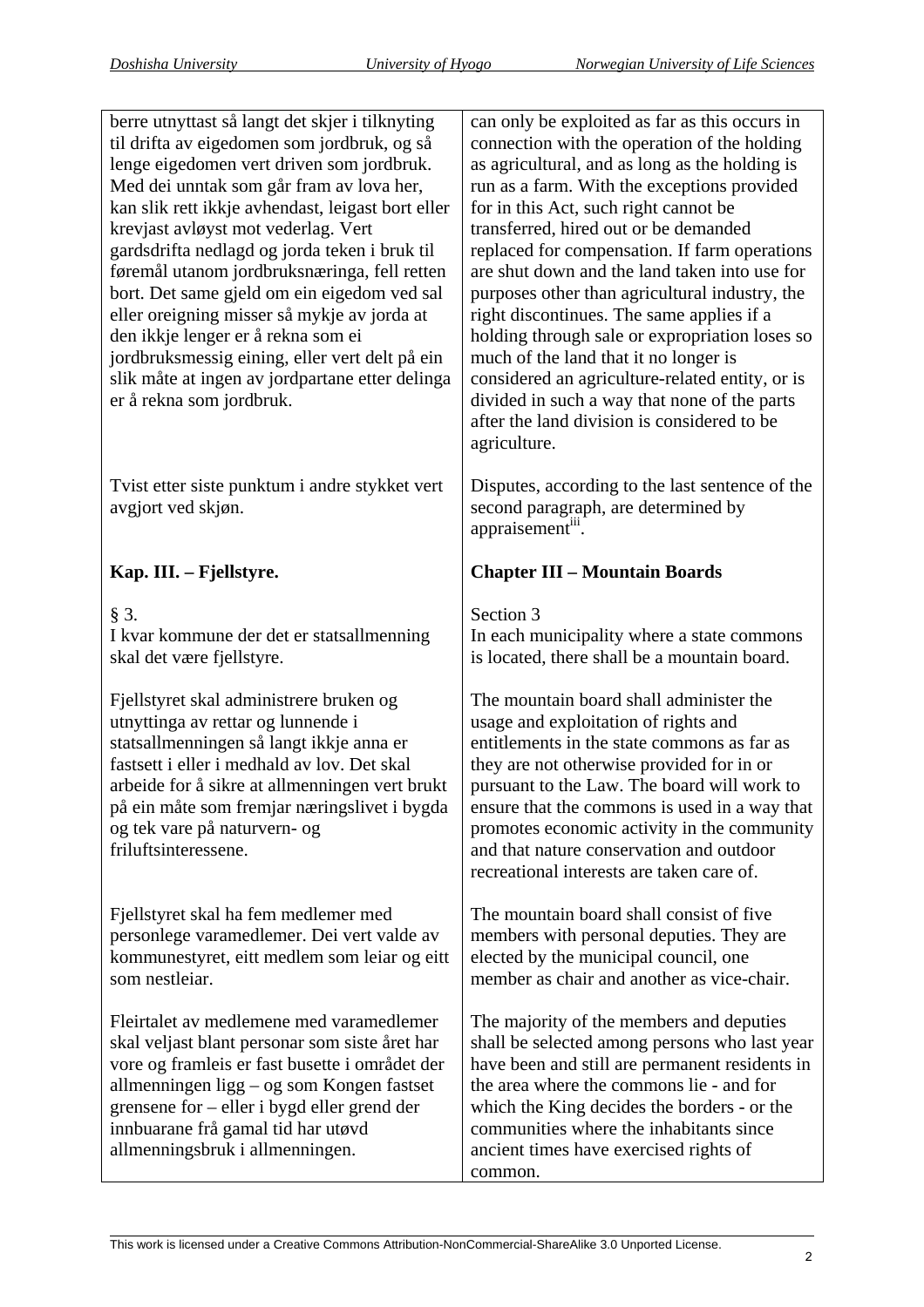| | |
|---|---|
| berre utnyttast så langt det skjer i tilknyting til drifta av eigedomen som jordbruk, og så lenge eigedomen vert driven som jordbruk. Med dei unntak som går fram av lova her, kan slik rett ikkje avhendast, leigast bort eller krevjast avløyst mot vederlag. Vert gardsdrifta nedlagd og jorda teken i bruk til føremål utanom jordbruksnæringa, fell retten bort. Det same gjeld om ein eigedom ved sal eller oreigning misser så mykje av jorda at den ikkje lenger er å rekna som ei jordbruksmessig eining, eller vert delt på ein slik måte at ingen av jordpartane etter delinga er å rekna som jordbruk. | can only be exploited as far as this occurs in connection with the operation of the holding as agricultural, and as long as the holding is run as a farm. With the exceptions provided for in this Act, such right cannot be transferred, hired out or be demanded replaced for compensation. If farm operations are shut down and the land taken into use for purposes other than agricultural industry, the right discontinues. The same applies if a holding through sale or expropriation loses so much of the land that it no longer is considered an agriculture-related entity, or is divided in such a way that none of the parts after the land division is considered to be agriculture. |
| Tvist etter siste punktum i andre stykket vert avgjort ved skjøn. | Disputes, according to the last sentence of the second paragraph, are determined by appraisement[iii]. |
| **Kap. III. – Fjellstyre.** | **Chapter III – Mountain Boards** |
| § 3.<br>I kvar kommune der det er statsallmenning skal det være fjellstyre. | Section 3<br>In each municipality where a state commons is located, there shall be a mountain board. |
| Fjellstyret skal administrere bruken og utnyttinga av rettar og lunnende i statsallmenningen så langt ikkje anna er fastsett i eller i medhald av lov. Det skal arbeide for å sikre at allmenningen vert brukt på ein måte som fremjar næringslivet i bygda og tek vare på naturvern- og friluftsinteressene. | The mountain board shall administer the usage and exploitation of rights and entitlements in the state commons as far as they are not otherwise provided for in or pursuant to the Law. The board will work to ensure that the commons is used in a way that promotes economic activity in the community and that nature conservation and outdoor recreational interests are taken care of. |
| Fjellstyret skal ha fem medlemer med personlege varamedlemer. Dei vert valde av kommunestyret, eitt medlem som leiar og eitt som nestleiar. | The mountain board shall consist of five members with personal deputies. They are elected by the municipal council, one member as chair and another as vice-chair. |
| Fleirtalet av medlemene med varamedlemer skal veljast blant personar som siste året har vore og framleis er fast busette i området der allmenningen ligg – og som Kongen fastset grensene for – eller i bygd eller grend der innbuarane frå gamal tid har utøvd allmenningsbruk i allmenningen. | The majority of the members and deputies shall be selected among persons who last year have been and still are permanent residents in the area where the commons lie - and for which the King decides the borders - or the communities where the inhabitants since ancient times have exercised rights of common. |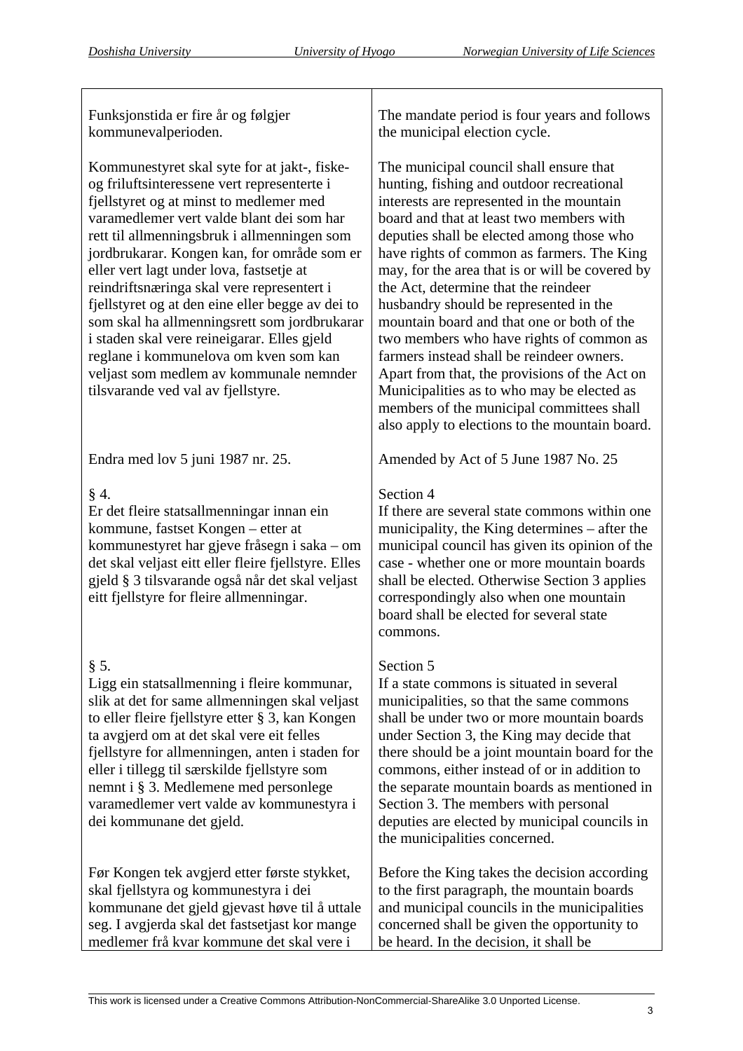| | |
|---|---|
| Funksjonstida er fire år og følgjer kommunevalperioden. | The mandate period is four years and follows the municipal election cycle. |
| Kommunestyret skal syte for at jakt-, fiske- og friluftsinteressene vert representerte i fjellstyret og at minst to medlemer med varamedlemer vert valde blant dei som har rett til allmenningsbruk i allmenningen som jordbrukarar. Kongen kan, for område som er eller vert lagt under lova, fastsetje at reindriftsnæringa skal vere representert i fjellstyret og at den eine eller begge av dei to som skal ha allmenningsrett som jordbrukarar i staden skal vere reineigarar. Elles gjeld reglane i kommunelova om kven som kan veljast som medlem av kommunale nemnder tilsvarande ved val av fjellstyre. | The municipal council shall ensure that hunting, fishing and outdoor recreational interests are represented in the mountain board and that at least two members with deputies shall be elected among those who have rights of common as farmers. The King may, for the area that is or will be covered by the Act, determine that the reindeer husbandry should be represented in the mountain board and that one or both of the two members who have rights of common as farmers instead shall be reindeer owners. Apart from that, the provisions of the Act on Municipalities as to who may be elected as members of the municipal committees shall also apply to elections to the mountain board. |
| Endra med lov 5 juni 1987 nr. 25. | Amended by Act of 5 June 1987 No. 25 |
| § 4.<br>Er det fleire statsallmenningar innan ein kommune, fastset Kongen – etter at kommunestyret har gjeve fråsegn i saka – om det skal veljast eitt eller fleire fjellstyre. Elles gjeld § 3 tilsvarande også når det skal veljast eitt fjellstyre for fleire allmenningar. | Section 4<br>If there are several state commons within one municipality, the King determines – after the municipal council has given its opinion of the case - whether one or more mountain boards shall be elected. Otherwise Section 3 applies correspondingly also when one mountain board shall be elected for several state commons. |
| § 5.<br>Ligg ein statsallmenning i fleire kommunar, slik at det for same allmenningen skal veljast to eller fleire fjellstyre etter § 3, kan Kongen ta avgjerd om at det skal vere eit felles fjellstyre for allmenningen, anten i staden for eller i tillegg til særskilde fjellstyre som nemnt i § 3. Medlemene med personlege varamedlemer vert valde av kommunestyra i dei kommunane det gjeld. | Section 5<br>If a state commons is situated in several municipalities, so that the same commons shall be under two or more mountain boards under Section 3, the King may decide that there should be a joint mountain board for the commons, either instead of or in addition to the separate mountain boards as mentioned in Section 3. The members with personal deputies are elected by municipal councils in the municipalities concerned. |
| Før Kongen tek avgjerd etter første stykket, skal fjellstyra og kommunestyra i dei kommunane det gjeld gjevast høve til å uttale seg. I avgjerda skal det fastsetjast kor mange medlemer frå kvar kommune det skal vere i | Before the King takes the decision according to the first paragraph, the mountain boards and municipal councils in the municipalities concerned shall be given the opportunity to be heard. In the decision, it shall be |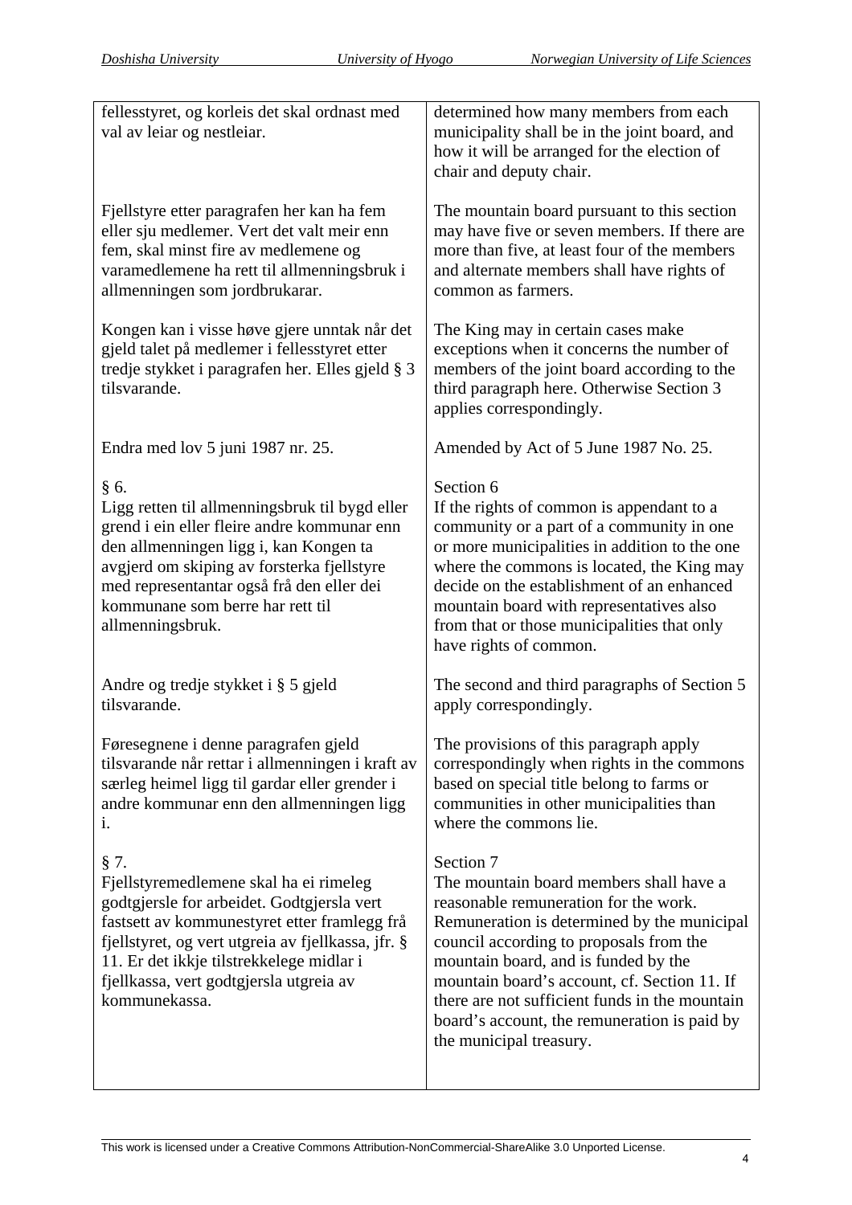| | |
|---|---|
| fellesstyret, og korleis det skal ordnast med val av leiar og nestleiar. | determined how many members from each municipality shall be in the joint board, and how it will be arranged for the election of chair and deputy chair. |
| Fjellstyre etter paragrafen her kan ha fem eller sju medlemer. Vert det valt meir enn fem, skal minst fire av medlemene og varamedlemene ha rett til allmenningsbruk i allmenningen som jordbrukarar. | The mountain board pursuant to this section may have five or seven members. If there are more than five, at least four of the members and alternate members shall have rights of common as farmers. |
| Kongen kan i visse høve gjere unntak når det gjeld talet på medlemer i fellesstyret etter tredje stykket i paragrafen her. Elles gjeld § 3 tilsvarande. | The King may in certain cases make exceptions when it concerns the number of members of the joint board according to the third paragraph here. Otherwise Section 3 applies correspondingly. |
| Endra med lov 5 juni 1987 nr. 25. | Amended by Act of 5 June 1987 No. 25. |
| § 6.<br>Ligg retten til allmenningsbruk til bygd eller grend i ein eller fleire andre kommunar enn den allmenningen ligg i, kan Kongen ta avgjerd om skiping av forsterka fjellstyre med representantar også frå den eller dei kommunane som berre har rett til allmenningsbruk. | Section 6<br>If the rights of common is appendant to a community or a part of a community in one or more municipalities in addition to the one where the commons is located, the King may decide on the establishment of an enhanced mountain board with representatives also from that or those municipalities that only have rights of common. |
| Andre og tredje stykket i § 5 gjeld tilsvarande. | The second and third paragraphs of Section 5 apply correspondingly. |
| Føresegnene i denne paragrafen gjeld tilsvarande når rettar i allmenningen i kraft av særleg heimel ligg til gardar eller grender i andre kommunar enn den allmenningen ligg i. | The provisions of this paragraph apply correspondingly when rights in the commons based on special title belong to farms or communities in other municipalities than where the commons lie. |
| § 7.<br>Fjellstyremedlemene skal ha ei rimeleg godtgjersle for arbeidet. Godtgjersla vert fastsett av kommunestyret etter framlegg frå fjellstyret, og vert utgreia av fjellkassa, jfr. § 11. Er det ikkje tilstrekkelege midlar i fjellkassa, vert godtgjersla utgreia av kommunekassa. | Section 7<br>The mountain board members shall have a reasonable remuneration for the work. Remuneration is determined by the municipal council according to proposals from the mountain board, and is funded by the mountain board's account, cf. Section 11. If there are not sufficient funds in the mountain board's account, the remuneration is paid by the municipal treasury. |

This work is licensed under a Creative Commons Attribution-NonCommercial-ShareAlike 3.0 Unported License.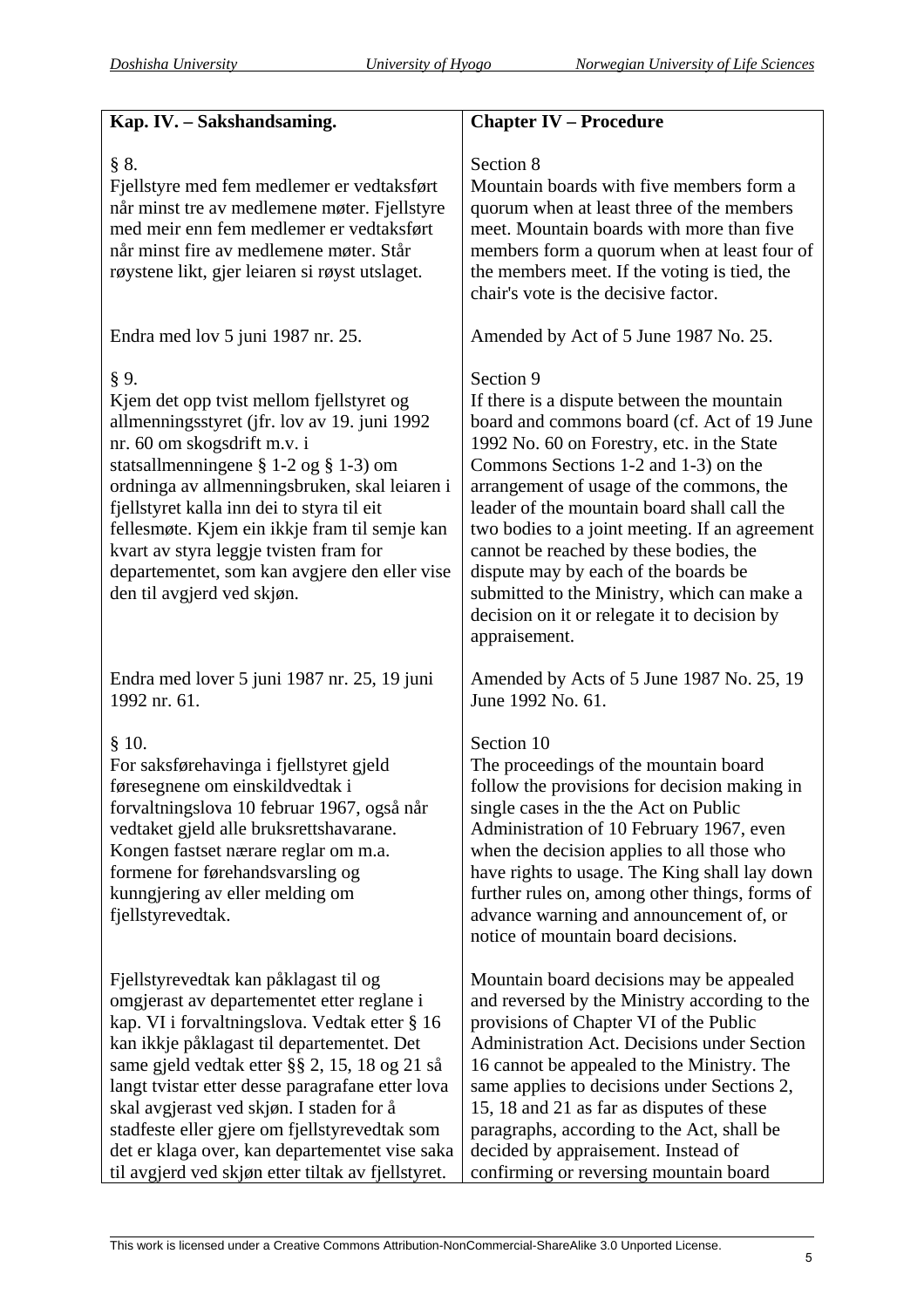| Kap. IV. – Sakshandsaming. | Chapter IV – Procedure |
|---|---|
| § 8.<br>Fjellstyre med fem medlemer er vedtaksført når minst tre av medlemene møter. Fjellstyre med meir enn fem medlemer er vedtaksført når minst fire av medlemene møter. Står røystene likt, gjer leiaren si røyst utslaget. | Section 8<br>Mountain boards with five members form a quorum when at least three of the members meet. Mountain boards with more than five members form a quorum when at least four of the members meet. If the voting is tied, the chair's vote is the decisive factor. |
| Endra med lov 5 juni 1987 nr. 25. | Amended by Act of 5 June 1987 No. 25. |
| § 9.<br>Kjem det opp tvist mellom fjellstyret og allmenningsstyret (jfr. lov av 19. juni 1992 nr. 60 om skogsdrift m.v. i statsallmenningene § 1-2 og § 1-3) om ordninga av allmenningsbruken, skal leiaren i fjellstyret kalla inn dei to styra til eit fellesmøte. Kjem ein ikkje fram til semje kan kvart av styra leggje tvisten fram for departementet, som kan avgjere den eller vise den til avgjerd ved skjøn. | Section 9<br>If there is a dispute between the mountain board and commons board (cf. Act of 19 June 1992 No. 60 on Forestry, etc. in the State Commons Sections 1-2 and 1-3) on the arrangement of usage of the commons, the leader of the mountain board shall call the two bodies to a joint meeting. If an agreement cannot be reached by these bodies, the dispute may by each of the boards be submitted to the Ministry, which can make a decision on it or relegate it to decision by appraisement. |
| Endra med lover 5 juni 1987 nr. 25, 19 juni 1992 nr. 61. | Amended by Acts of 5 June 1987 No. 25, 19 June 1992 No. 61. |
| § 10.<br>For saksførehavinga i fjellstyret gjeld føresegnene om einskildvedtak i forvaltningslova 10 februar 1967, også når vedtaket gjeld alle bruksrettshavarane. Kongen fastset nærare reglar om m.a. formene for førehandsvarsling og kunngjering av eller melding om fjellstyrevedtak. | Section 10<br>The proceedings of the mountain board follow the provisions for decision making in single cases in the the Act on Public Administration of 10 February 1967, even when the decision applies to all those who have rights to usage. The King shall lay down further rules on, among other things, forms of advance warning and announcement of, or notice of mountain board decisions. |
| Fjellstyrevedtak kan påklagast til og omgjerast av departementet etter reglane i kap. VI i forvaltningslova. Vedtak etter § 16 kan ikkje påklagast til departementet. Det same gjeld vedtak etter §§ 2, 15, 18 og 21 så langt tvistar etter desse paragrafane etter lova skal avgjerast ved skjøn. I staden for å stadfeste eller gjere om fjellstyrevedtak som det er klaga over, kan departementet vise saka til avgjerd ved skjøn etter tiltak av fjellstyret. | Mountain board decisions may be appealed and reversed by the Ministry according to the provisions of Chapter VI of the Public Administration Act. Decisions under Section 16 cannot be appealed to the Ministry. The same applies to decisions under Sections 2, 15, 18 and 21 as far as disputes of these paragraphs, according to the Act, shall be decided by appraisement. Instead of confirming or reversing mountain board |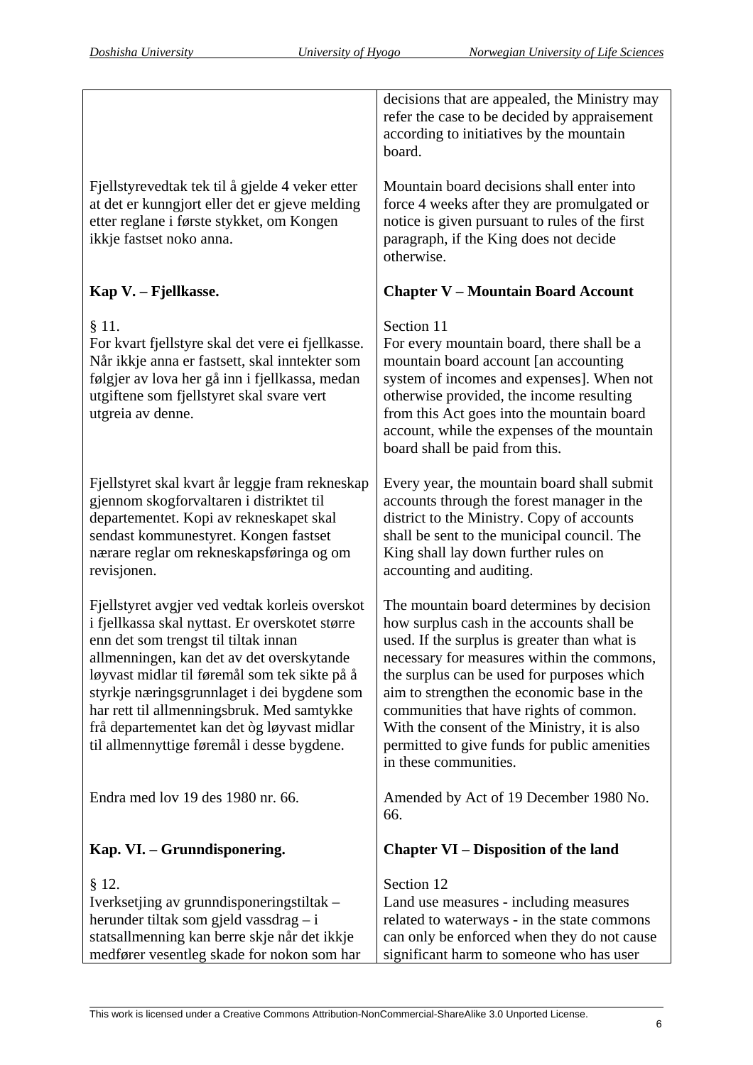| | |
|---|---|
| | decisions that are appealed, the Ministry may refer the case to be decided by appraisement according to initiatives by the mountain board. |
| Fjellstyrevedtak tek til å gjelde 4 veker etter at det er kunngjort eller det er gjeve melding etter reglane i første stykket, om Kongen ikkje fastset noko anna. | Mountain board decisions shall enter into force 4 weeks after they are promulgated or notice is given pursuant to rules of the first paragraph, if the King does not decide otherwise. |
| **Kap V. – Fjellkasse.** | **Chapter V – Mountain Board Account** |
| § 11.<br>For kvart fjellstyre skal det vere ei fjellkasse. Når ikkje anna er fastsett, skal inntekter som følgjer av lova her gå inn i fjellkassa, medan utgiftene som fjellstyret skal svare vert utgreia av denne. | Section 11<br>For every mountain board, there shall be a mountain board account [an accounting system of incomes and expenses]. When not otherwise provided, the income resulting from this Act goes into the mountain board account, while the expenses of the mountain board shall be paid from this. |
| Fjellstyret skal kvart år leggje fram rekneskap gjennom skogforvaltaren i distriktet til departementet. Kopi av rekneskapet skal sendast kommunestyret. Kongen fastset nærare reglar om rekneskapsføringa og om revisjonen. | Every year, the mountain board shall submit accounts through the forest manager in the district to the Ministry. Copy of accounts shall be sent to the municipal council. The King shall lay down further rules on accounting and auditing. |
| Fjellstyret avgjer ved vedtak korleis overskot i fjellkassa skal nyttast. Er overskotet større enn det som trengst til tiltak innan allmenningen, kan det av det overskytande løyvast midlar til føremål som tek sikte på å styrkje næringsgrunnlaget i dei bygdene som har rett til allmenningsbruk. Med samtykke frå departementet kan det òg løyvast midlar til allmennyttige føremål i desse bygdene. | The mountain board determines by decision how surplus cash in the accounts shall be used. If the surplus is greater than what is necessary for measures within the commons, the surplus can be used for purposes which aim to strengthen the economic base in the communities that have rights of common. With the consent of the Ministry, it is also permitted to give funds for public amenities in these communities. |
| Endra med lov 19 des 1980 nr. 66. | Amended by Act of 19 December 1980 No. 66. |
| **Kap. VI. – Grunndisponering.** | **Chapter VI – Disposition of the land** |
| § 12.<br>Iverksetjing av grunndisponeringstiltak – herunder tiltak som gjeld vassdrag – i statsallmenning kan berre skje når det ikkje medfører vesentleg skade for nokon som har | Section 12<br>Land use measures - including measures related to waterways - in the state commons can only be enforced when they do not cause significant harm to someone who has user |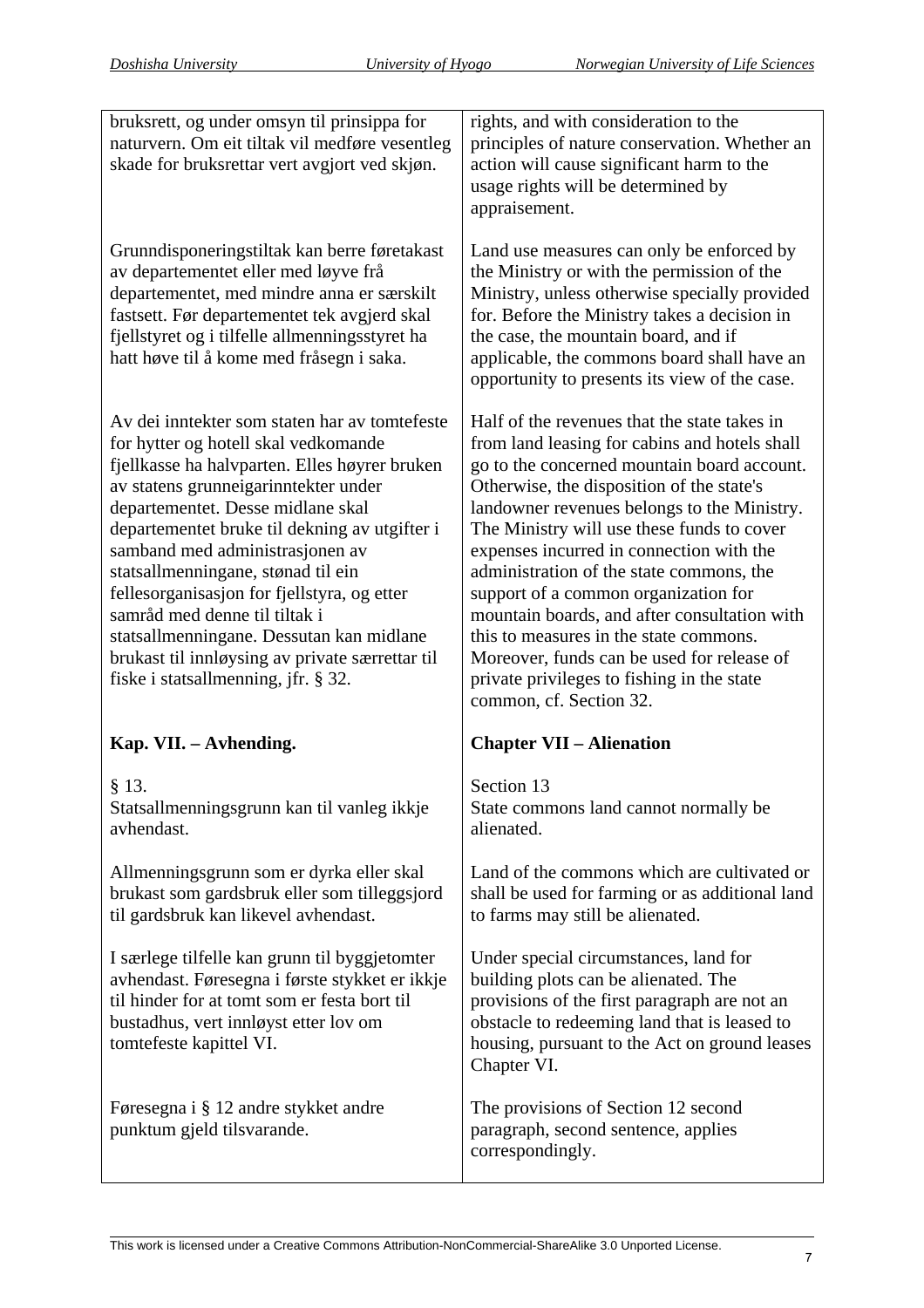| | |
|---|---|
| bruksrett, og under omsyn til prinsippa for naturvern. Om eit tiltak vil medføre vesentleg skade for bruksrettar vert avgjort ved skjøn. | rights, and with consideration to the principles of nature conservation. Whether an action will cause significant harm to the usage rights will be determined by appraisement. |
| Grunndisponeringstiltak kan berre føretakast av departementet eller med løyve frå departementet, med mindre anna er særskilt fastsett. Før departementet tek avgjerd skal fjellstyret og i tilfelle allmenningsstyret ha hatt høve til å kome med fråsegn i saka. | Land use measures can only be enforced by the Ministry or with the permission of the Ministry, unless otherwise specially provided for. Before the Ministry takes a decision in the case, the mountain board, and if applicable, the commons board shall have an opportunity to presents its view of the case. |
| Av dei inntekter som staten har av tomtefeste for hytter og hotell skal vedkomande fjellkasse ha halvparten. Elles høyrer bruken av statens grunneigarinntekter under departementet. Desse midlane skal departementet bruke til dekning av utgifter i samband med administrasjonen av statsallmenningane, stønad til ein fellesorganisasjon for fjellstyra, og etter samråd med denne til tiltak i statsallmenningane. Dessutan kan midlane brukast til innløysing av private særrettar til fiske i statsallmenning, jfr. § 32. | Half of the revenues that the state takes in from land leasing for cabins and hotels shall go to the concerned mountain board account. Otherwise, the disposition of the state's landowner revenues belongs to the Ministry. The Ministry will use these funds to cover expenses incurred in connection with the administration of the state commons, the support of a common organization for mountain boards, and after consultation with this to measures in the state commons. Moreover, funds can be used for release of private privileges to fishing in the state common, cf. Section 32. |
| **Kap. VII. – Avhending.** | **Chapter VII – Alienation** |
| § 13. Statsallmenningsgrunn kan til vanleg ikkje avhendast. | Section 13 State commons land cannot normally be alienated. |
| Allmenningsgrunn som er dyrka eller skal brukast som gardsbruk eller som tilleggsjord til gardsbruk kan likevel avhendast. | Land of the commons which are cultivated or shall be used for farming or as additional land to farms may still be alienated. |
| I særlege tilfelle kan grunn til byggjetomter avhendast. Føresegna i første stykket er ikkje til hinder for at tomt som er festa bort til bustadhus, vert innløyst etter lov om tomtefeste kapittel VI. | Under special circumstances, land for building plots can be alienated. The provisions of the first paragraph are not an obstacle to redeeming land that is leased to housing, pursuant to the Act on ground leases Chapter VI. |
| Føresegna i § 12 andre stykket andre punktum gjeld tilsvarande. | The provisions of Section 12 second paragraph, second sentence, applies correspondingly. |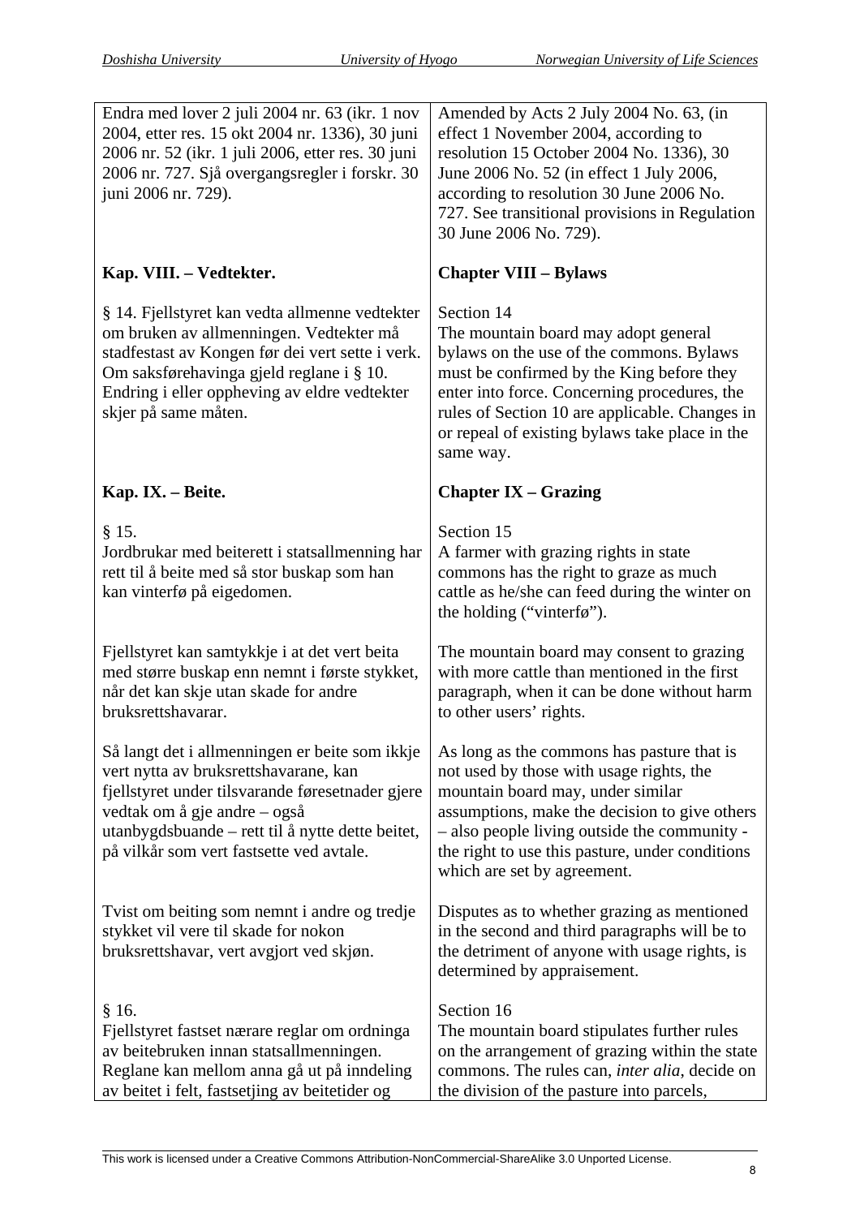| | |
|---|---|
| Endra med lover 2 juli 2004 nr. 63 (ikr. 1 nov 2004, etter res. 15 okt 2004 nr. 1336), 30 juni 2006 nr. 52 (ikr. 1 juli 2006, etter res. 30 juni 2006 nr. 727. Sjå overgangsregler i forskr. 30 juni 2006 nr. 729). | Amended by Acts 2 July 2004 No. 63, (in effect 1 November 2004, according to resolution 15 October 2004 No. 1336), 30 June 2006 No. 52 (in effect 1 July 2006, according to resolution 30 June 2006 No. 727. See transitional provisions in Regulation 30 June 2006 No. 729). |
| **Kap. VIII. – Vedtekter.** | **Chapter VIII – Bylaws** |
| § 14. Fjellstyret kan vedta allmenne vedtekter om bruken av allmenningen. Vedtekter må stadfestast av Kongen før dei vert sette i verk. Om saksførehavinga gjeld reglane i § 10. Endring i eller oppheving av eldre vedtekter skjer på same måten. | Section 14<br>The mountain board may adopt general bylaws on the use of the commons. Bylaws must be confirmed by the King before they enter into force. Concerning procedures, the rules of Section 10 are applicable. Changes in or repeal of existing bylaws take place in the same way. |
| **Kap. IX. – Beite.** | **Chapter IX – Grazing** |
| § 15.<br>Jordbrukar med beiterett i statsallmenning har rett til å beite med så stor buskap som han kan vinterfø på eigedomen. | Section 15<br>A farmer with grazing rights in state commons has the right to graze as much cattle as he/she can feed during the winter on the holding ("vinterfø"). |
| Fjellstyret kan samtykkje i at det vert beita med større buskap enn nemnt i første stykket, når det kan skje utan skade for andre bruksrettshavarar. | The mountain board may consent to grazing with more cattle than mentioned in the first paragraph, when it can be done without harm to other users' rights. |
| Så langt det i allmenningen er beite som ikkje vert nytta av bruksrettshavarane, kan fjellstyret under tilsvarande føresetnader gjere vedtak om å gje andre – også utanbygdsbuande – rett til å nytte dette beitet, på vilkår som vert fastsette ved avtale. | As long as the commons has pasture that is not used by those with usage rights, the mountain board may, under similar assumptions, make the decision to give others – also people living outside the community - the right to use this pasture, under conditions which are set by agreement. |
| Tvist om beiting som nemnt i andre og tredje stykket vil vere til skade for nokon bruksrettshavar, vert avgjort ved skjøn. | Disputes as to whether grazing as mentioned in the second and third paragraphs will be to the detriment of anyone with usage rights, is determined by appraisement. |
| § 16.<br>Fjellstyret fastset nærare reglar om ordninga av beitebruken innan statsallmenningen. Reglane kan mellom anna gå ut på inndeling av beitet i felt, fastsetjing av beitetider og | Section 16<br>The mountain board stipulates further rules on the arrangement of grazing within the state commons. The rules can, *inter alia*, decide on the division of the pasture into parcels, |

This work is licensed under a Creative Commons Attribution-NonCommercial-ShareAlike 3.0 Unported License.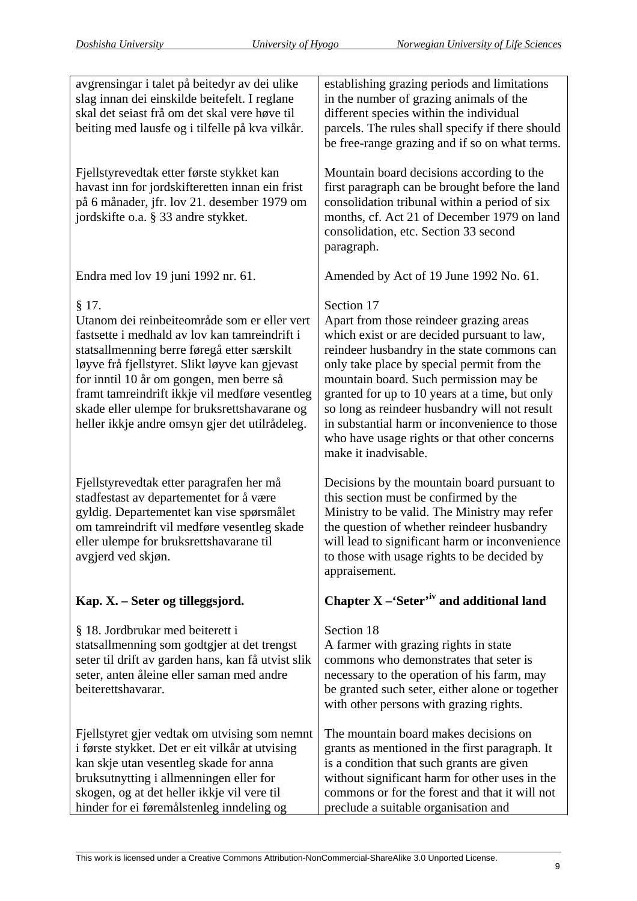| | |
|---|---|
| avgrensingar i talet på beitedyr av dei ulike slag innan dei einskilde beitefelt. I reglane skal det seiast frå om det skal vere høve til beiting med lausfe og i tilfelle på kva vilkår. | establishing grazing periods and limitations in the number of grazing animals of the different species within the individual parcels. The rules shall specify if there should be free-range grazing and if so on what terms. |
| Fjellstyrevedtak etter første stykket kan havast inn for jordskifteretten innan ein frist på 6 månader, jfr. lov 21. desember 1979 om jordskifte o.a. § 33 andre stykket. | Mountain board decisions according to the first paragraph can be brought before the land consolidation tribunal within a period of six months, cf. Act 21 of December 1979 on land consolidation, etc. Section 33 second paragraph. |
| Endra med lov 19 juni 1992 nr. 61. | Amended by Act of 19 June 1992 No. 61. |
| § 17.<br>Utanom dei reinbeiteområde som er eller vert fastsette i medhald av lov kan tamreindrift i statsallmenning berre føregå etter særskilt løyve frå fjellstyret. Slikt løyve kan gjevast for inntil 10 år om gongen, men berre så framt tamreindrift ikkje vil medføre vesentleg skade eller ulempe for bruksrettshavarane og heller ikkje andre omsyn gjer det utilrådeleg. | Section 17<br>Apart from those reindeer grazing areas which exist or are decided pursuant to law, reindeer husbandry in the state commons can only take place by special permit from the mountain board. Such permission may be granted for up to 10 years at a time, but only so long as reindeer husbandry will not result in substantial harm or inconvenience to those who have usage rights or that other concerns make it inadvisable. |
| Fjellstyrevedtak etter paragrafen her må stadfestast av departementet for å være gyldig. Departementet kan vise spørsmålet om tamreindrift vil medføre vesentleg skade eller ulempe for bruksrettshavarane til avgjerd ved skjøn. | Decisions by the mountain board pursuant to this section must be confirmed by the Ministry to be valid. The Ministry may refer the question of whether reindeer husbandry will lead to significant harm or inconvenience to those with usage rights to be decided by appraisement. |
| **Kap. X. – Seter og tilleggsjord.** | **Chapter X –'Seter'[iv] and additional land** |
| § 18. Jordbrukar med beiterett i statsallmenning som godtgjer at det trengst seter til drift av garden hans, kan få utvist slik seter, anten åleine eller saman med andre beiterettshavarar. | Section 18<br>A farmer with grazing rights in state commons who demonstrates that seter is necessary to the operation of his farm, may be granted such seter, either alone or together with other persons with grazing rights. |
| Fjellstyret gjer vedtak om utvising som nemnt i første stykket. Det er eit vilkår at utvising kan skje utan vesentleg skade for anna bruksutnytting i allmenningen eller for skogen, og at det heller ikkje vil vere til hinder for ei føremålstenleg inndeling og | The mountain board makes decisions on grants as mentioned in the first paragraph. It is a condition that such grants are given without significant harm for other uses in the commons or for the forest and that it will not preclude a suitable organisation and |

This work is licensed under a Creative Commons Attribution-NonCommercial-ShareAlike 3.0 Unported License.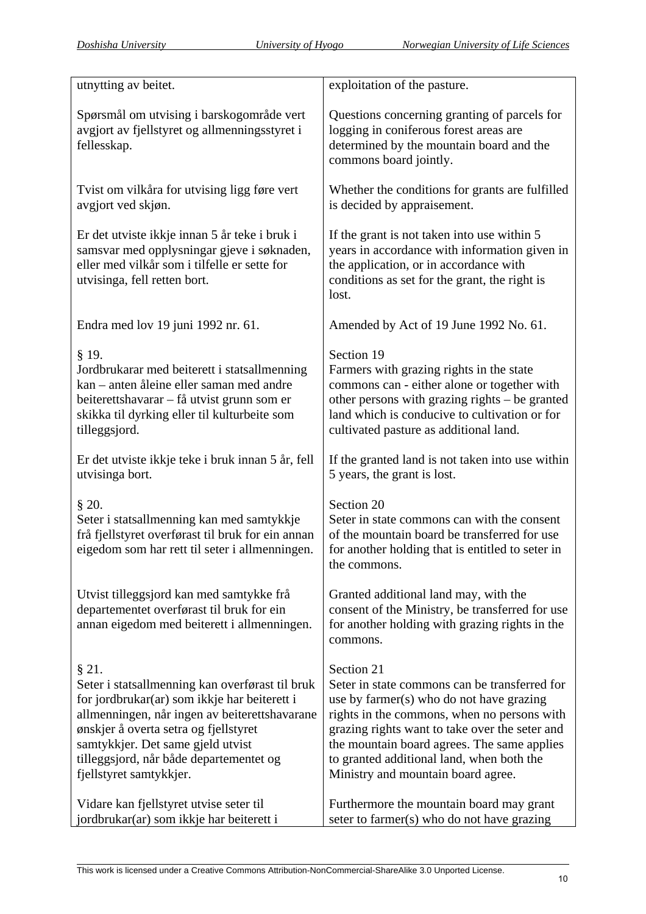| | |
|---|---|
| utnytting av beitet. | exploitation of the pasture. |
| Spørsmål om utvising i barskogområde vert avgjort av fjellstyret og allmenningsstyret i fellesskap. | Questions concerning granting of parcels for logging in coniferous forest areas are determined by the mountain board and the commons board jointly. |
| Tvist om vilkåra for utvising ligg føre vert avgjort ved skjøn. | Whether the conditions for grants are fulfilled is decided by appraisement. |
| Er det utviste ikkje innan 5 år teke i bruk i samsvar med opplysningar gjeve i søknaden, eller med vilkår som i tilfelle er sette for utvisinga, fell retten bort. | If the grant is not taken into use within 5 years in accordance with information given in the application, or in accordance with conditions as set for the grant, the right is lost. |
| Endra med lov 19 juni 1992 nr. 61. | Amended by Act of 19 June 1992 No. 61. |
| § 19.<br>Jordbrukarar med beiterett i statsallmenning kan – anten åleine eller saman med andre beiterettshavarar – få utvist grunn som er skikka til dyrking eller til kulturbeite som tilleggsjord. | Section 19<br>Farmers with grazing rights in the state commons can - either alone or together with other persons with grazing rights – be granted land which is conducive to cultivation or for cultivated pasture as additional land. |
| Er det utviste ikkje teke i bruk innan 5 år, fell utvisinga bort. | If the granted land is not taken into use within 5 years, the grant is lost. |
| § 20.<br>Seter i statsallmenning kan med samtykkje frå fjellstyret overførast til bruk for ein annan eigedom som har rett til seter i allmenningen. | Section 20<br>Seter in state commons can with the consent of the mountain board be transferred for use for another holding that is entitled to seter in the commons. |
| Utvist tilleggsjord kan med samtykke frå departementet overførast til bruk for ein annan eigedom med beiterett i allmenningen. | Granted additional land may, with the consent of the Ministry, be transferred for use for another holding with grazing rights in the commons. |
| § 21.<br>Seter i statsallmenning kan overførast til bruk for jordbrukar(ar) som ikkje har beiterett i allmenningen, når ingen av beiterettshavarane ønskjer å overta setra og fjellstyret samtykkjer. Det same gjeld utvist tilleggsjord, når både departementet og fjellstyret samtykkjer. | Section 21<br>Seter in state commons can be transferred for use by farmer(s) who do not have grazing rights in the commons, when no persons with grazing rights want to take over the seter and the mountain board agrees. The same applies to granted additional land, when both the Ministry and mountain board agree. |
| Vidare kan fjellstyret utvise seter til jordbrukar(ar) som ikkje har beiterett i | Furthermore the mountain board may grant seter to farmer(s) who do not have grazing |

This work is licensed under a Creative Commons Attribution-NonCommercial-ShareAlike 3.0 Unported License.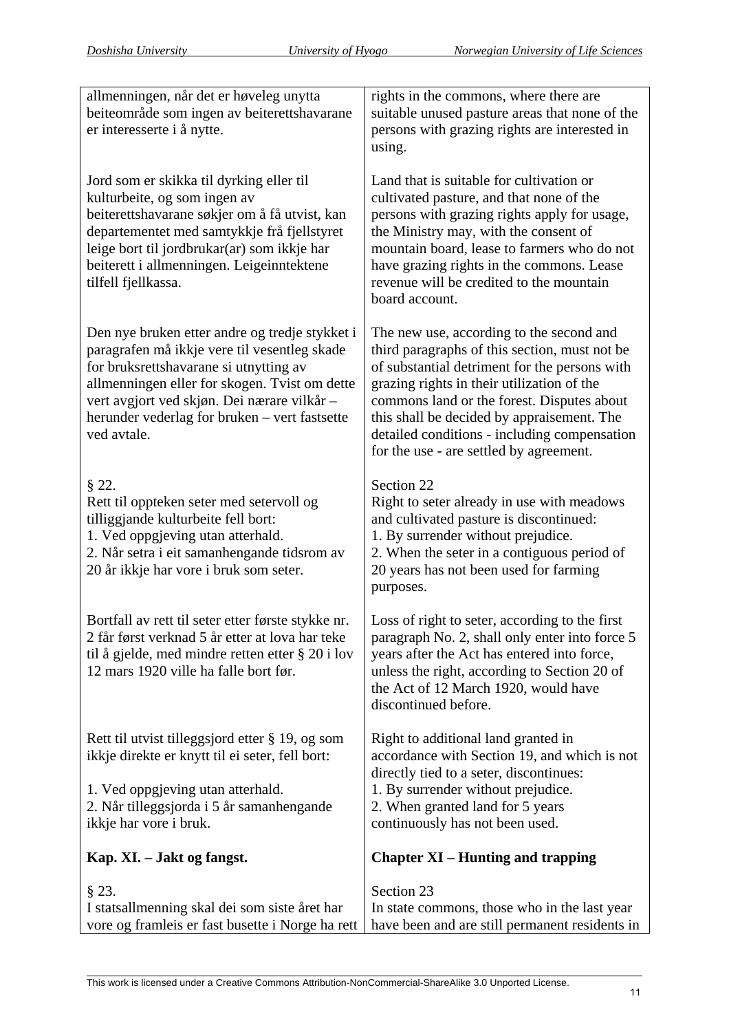| | |
|---|---|
| allmenningen, når det er høveleg unytta beiteområde som ingen av beiterettshavarane er interesserte i å nytte. | rights in the commons, where there are suitable unused pasture areas that none of the persons with grazing rights are interested in using. |
| Jord som er skikka til dyrking eller til kulturbeite, og som ingen av beiterettshavarane søkjer om å få utvist, kan departementet med samtykkje frå fjellstyret leige bort til jordbrukar(ar) som ikkje har beiterett i allmenningen. Leigeinntektene tilfell fjellkassa. | Land that is suitable for cultivation or cultivated pasture, and that none of the persons with grazing rights apply for usage, the Ministry may, with the consent of mountain board, lease to farmers who do not have grazing rights in the commons. Lease revenue will be credited to the mountain board account. |
| Den nye bruken etter andre og tredje stykket i paragrafen må ikkje vere til vesentleg skade for bruksrettshavarane si utnytting av allmenningen eller for skogen. Tvist om dette vert avgjort ved skjøn. Dei nærare vilkår – herunder vederlag for bruken – vert fastsette ved avtale. | The new use, according to the second and third paragraphs of this section, must not be of substantial detriment for the persons with grazing rights in their utilization of the commons land or the forest. Disputes about this shall be decided by appraisement. The detailed conditions - including compensation for the use - are settled by agreement. |
| § 22.<br>Rett til oppteken seter med setervoll og tilliggjande kulturbeite fell bort:<br>1. Ved oppgjeving utan atterhald.<br>2. Når setra i eit samanhengande tidsrom av 20 år ikkje har vore i bruk som seter. | Section 22<br>Right to seter already in use with meadows and cultivated pasture is discontinued:<br>1. By surrender without prejudice.<br>2. When the seter in a contiguous period of 20 years has not been used for farming purposes. |
| Bortfall av rett til seter etter første stykke nr. 2 får først verknad 5 år etter at lova har teke til å gjelde, med mindre retten etter § 20 i lov 12 mars 1920 ville ha falle bort før. | Loss of right to seter, according to the first paragraph No. 2, shall only enter into force 5 years after the Act has entered into force, unless the right, according to Section 20 of the Act of 12 March 1920, would have discontinued before. |
| Rett til utvist tilleggsjord etter § 19, og som ikkje direkte er knytt til ei seter, fell bort:<br>1. Ved oppgjeving utan atterhald.<br>2. Når tilleggsjorda i 5 år samanhengande ikkje har vore i bruk. | Right to additional land granted in accordance with Section 19, and which is not directly tied to a seter, discontinues:<br>1. By surrender without prejudice.<br>2. When granted land for 5 years continuously has not been used. |
| **Kap. XI. – Jakt og fangst.** | **Chapter XI – Hunting and trapping** |
| § 23.<br>I statsallmenning skal dei som siste året har vore og framleis er fast busette i Norge ha rett | Section 23<br>In state commons, those who in the last year have been and are still permanent residents in |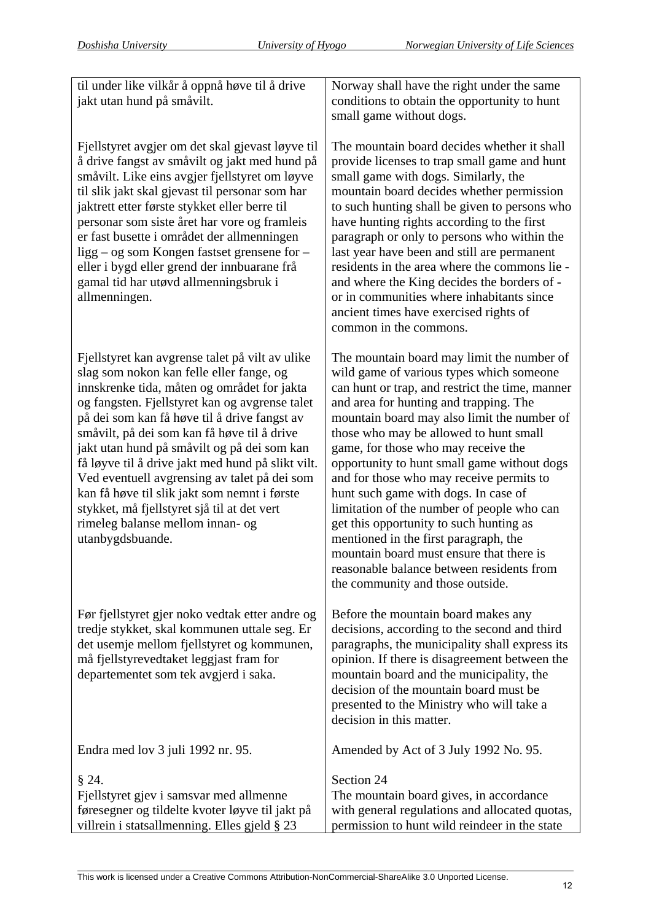| | |
|---|---|
| til under like vilkår å oppnå høve til å drive jakt utan hund på småvilt. | Norway shall have the right under the same conditions to obtain the opportunity to hunt small game without dogs. |
| Fjellstyret avgjer om det skal gjevast løyve til å drive fangst av småvilt og jakt med hund på småvilt. Like eins avgjer fjellstyret om løyve til slik jakt skal gjevast til personar som har jaktrett etter første stykket eller berre til personar som siste året har vore og framleis er fast busette i området der allmenningen ligg – og som Kongen fastset grensene for – eller i bygd eller grend der innbuarane frå gamal tid har utøvd allmenningsbruk i allmenningen. | The mountain board decides whether it shall provide licenses to trap small game and hunt small game with dogs. Similarly, the mountain board decides whether permission to such hunting shall be given to persons who have hunting rights according to the first paragraph or only to persons who within the last year have been and still are permanent residents in the area where the commons lie - and where the King decides the borders of - or in communities where inhabitants since ancient times have exercised rights of common in the commons. |
| Fjellstyret kan avgrense talet på vilt av ulike slag som nokon kan felle eller fange, og innskrenke tida, måten og området for jakta og fangsten. Fjellstyret kan og avgrense talet på dei som kan få høve til å drive fangst av småvilt, på dei som kan få høve til å drive jakt utan hund på småvilt og på dei som kan få løyve til å drive jakt med hund på slikt vilt. Ved eventuell avgrensing av talet på dei som kan få høve til slik jakt som nemnt i første stykket, må fjellstyret sjå til at det vert rimeleg balanse mellom innan- og utanbygdsbuande. | The mountain board may limit the number of wild game of various types which someone can hunt or trap, and restrict the time, manner and area for hunting and trapping. The mountain board may also limit the number of those who may be allowed to hunt small game, for those who may receive the opportunity to hunt small game without dogs and for those who may receive permits to hunt such game with dogs. In case of limitation of the number of people who can get this opportunity to such hunting as mentioned in the first paragraph, the mountain board must ensure that there is reasonable balance between residents from the community and those outside. |
| Før fjellstyret gjer noko vedtak etter andre og tredje stykket, skal kommunen uttale seg. Er det usemje mellom fjellstyret og kommunen, må fjellstyrevedtaket leggjast fram for departementet som tek avgjerd i saka. | Before the mountain board makes any decisions, according to the second and third paragraphs, the municipality shall express its opinion. If there is disagreement between the mountain board and the municipality, the decision of the mountain board must be presented to the Ministry who will take a decision in this matter. |
| Endra med lov 3 juli 1992 nr. 95. | Amended by Act of 3 July 1992 No. 95. |
| § 24.<br>Fjellstyret gjev i samsvar med allmenne føresegner og tildelte kvoter løyve til jakt på villrein i statsallmenning. Elles gjeld § 23 | Section 24<br>The mountain board gives, in accordance with general regulations and allocated quotas, permission to hunt wild reindeer in the state |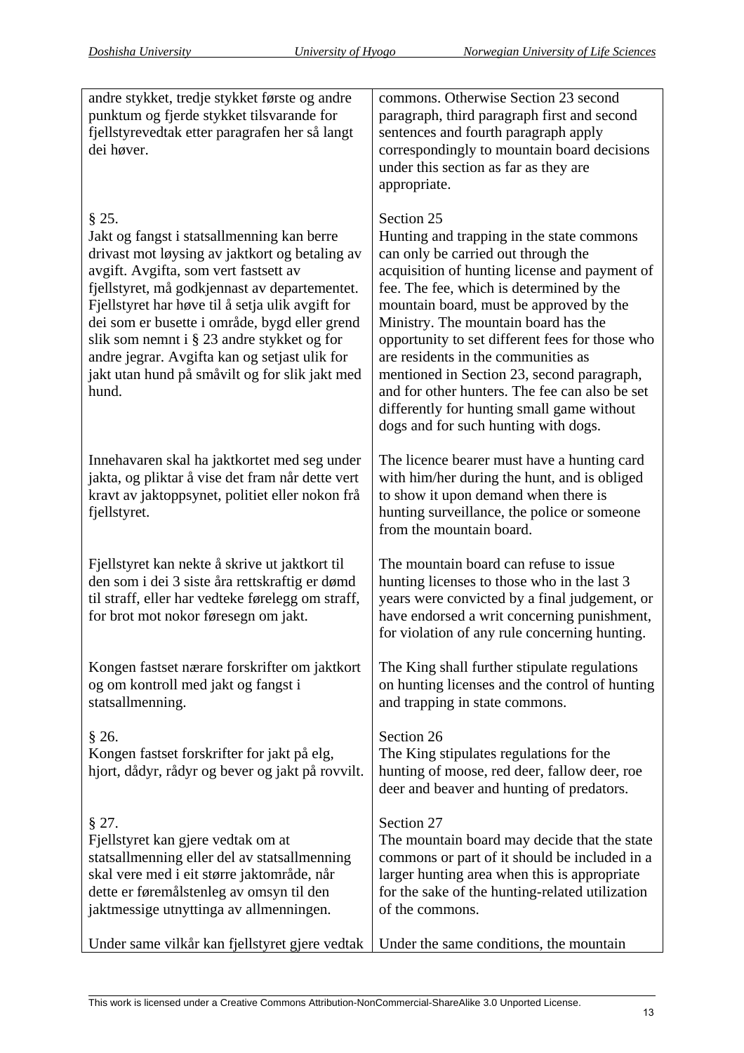| | |
|---|---|
| andre stykket, tredje stykket første og andre punktum og fjerde stykket tilsvarande for fjellstyrevedtak etter paragrafen her så langt dei høver. | commons. Otherwise Section 23 second paragraph, third paragraph first and second sentences and fourth paragraph apply correspondingly to mountain board decisions under this section as far as they are appropriate. |
| § 25.<br>Jakt og fangst i statsallmenning kan berre drivast mot løysing av jaktkort og betaling av avgift. Avgifta, som vert fastsett av fjellstyret, må godkjennast av departementet. Fjellstyret har høve til å setja ulik avgift for dei som er busette i område, bygd eller grend slik som nemnt i § 23 andre stykket og for andre jegrar. Avgifta kan og setjast ulik for jakt utan hund på småvilt og for slik jakt med hund. | Section 25<br>Hunting and trapping in the state commons can only be carried out through the acquisition of hunting license and payment of fee. The fee, which is determined by the mountain board, must be approved by the Ministry. The mountain board has the opportunity to set different fees for those who are residents in the communities as mentioned in Section 23, second paragraph, and for other hunters. The fee can also be set differently for hunting small game without dogs and for such hunting with dogs. |
| Innehavaren skal ha jaktkortet med seg under jakta, og pliktar å vise det fram når dette vert kravt av jaktoppsynet, politiet eller nokon frå fjellstyret. | The licence bearer must have a hunting card with him/her during the hunt, and is obliged to show it upon demand when there is hunting surveillance, the police or someone from the mountain board. |
| Fjellstyret kan nekte å skrive ut jaktkort til den som i dei 3 siste åra rettskraftig er dømd til straff, eller har vedteke førelegg om straff, for brot mot nokor føresegn om jakt. | The mountain board can refuse to issue hunting licenses to those who in the last 3 years were convicted by a final judgement, or have endorsed a writ concerning punishment, for violation of any rule concerning hunting. |
| Kongen fastset nærare forskrifter om jaktkort og om kontroll med jakt og fangst i statsallmenning. | The King shall further stipulate regulations on hunting licenses and the control of hunting and trapping in state commons. |
| § 26.<br>Kongen fastset forskrifter for jakt på elg, hjort, dådyr, rådyr og bever og jakt på rovvilt. | Section 26<br>The King stipulates regulations for the hunting of moose, red deer, fallow deer, roe deer and beaver and hunting of predators. |
| § 27.<br>Fjellstyret kan gjere vedtak om at statsallmenning eller del av statsallmenning skal vere med i eit større jaktområde, når dette er føremålstenleg av omsyn til den jaktmessige utnyttinga av allmenningen. | Section 27<br>The mountain board may decide that the state commons or part of it should be included in a larger hunting area when this is appropriate for the sake of the hunting-related utilization of the commons. |
| Under same vilkår kan fjellstyret gjere vedtak | Under the same conditions, the mountain |

This work is licensed under a Creative Commons Attribution-NonCommercial-ShareAlike 3.0 Unported License.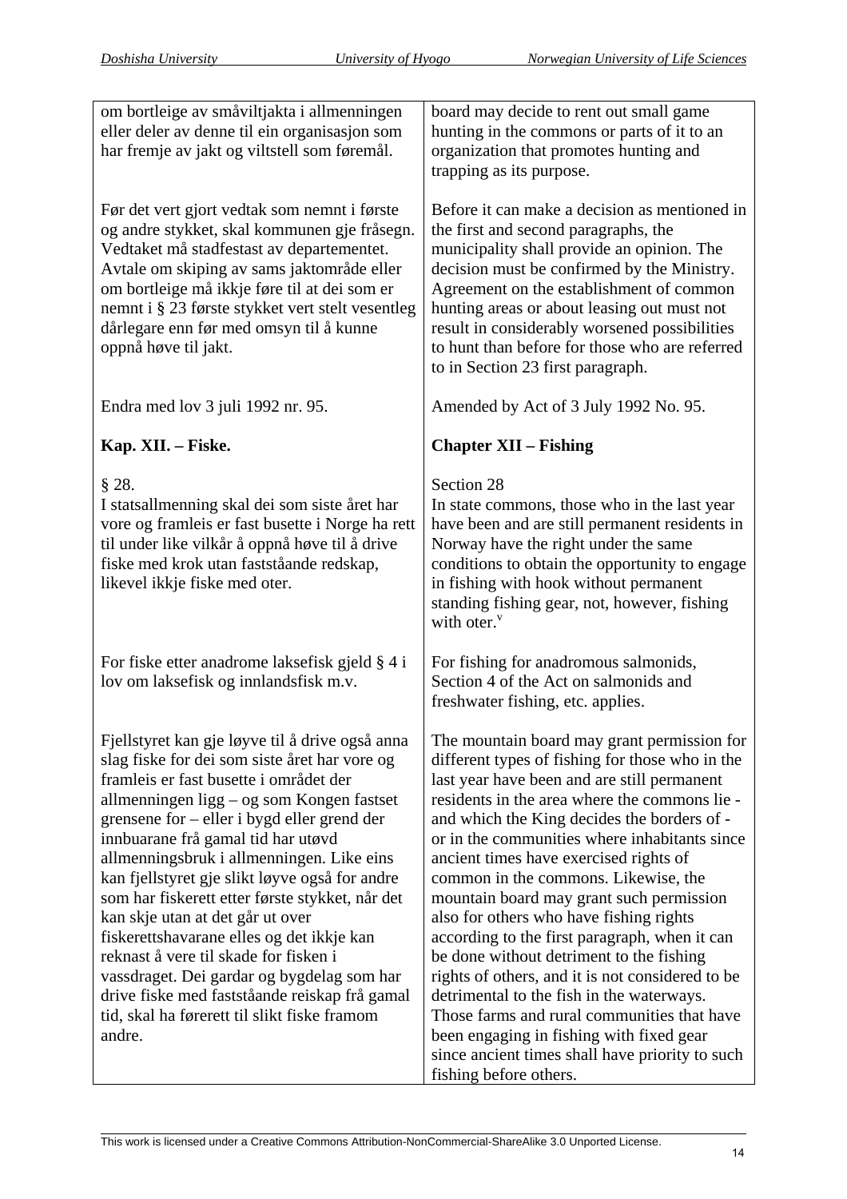| | |
|---|---|
| om bortleige av småviltjakta i allmenningen eller deler av denne til ein organisasjon som har fremje av jakt og viltstell som føremål. | board may decide to rent out small game hunting in the commons or parts of it to an organization that promotes hunting and trapping as its purpose. |
| Før det vert gjort vedtak som nemnt i første og andre stykket, skal kommunen gje fråsegn. Vedtaket må stadfestast av departementet. Avtale om skiping av sams jaktområde eller om bortleige må ikkje føre til at dei som er nemnt i § 23 første stykket vert stelt vesentleg dårlegare enn før med omsyn til å kunne oppnå høve til jakt. | Before it can make a decision as mentioned in the first and second paragraphs, the municipality shall provide an opinion. The decision must be confirmed by the Ministry. Agreement on the establishment of common hunting areas or about leasing out must not result in considerably worsened possibilities to hunt than before for those who are referred to in Section 23 first paragraph. |
| Endra med lov 3 juli 1992 nr. 95. | Amended by Act of 3 July 1992 No. 95. |
| **Kap. XII. – Fiske.** | **Chapter XII – Fishing** |
| § 28. I statsallmenning skal dei som siste året har vore og framleis er fast busette i Noreg ha rett til under like vilkår å oppnå høve til å drive fiske med krok utan fastståande redskap, likevel ikkje fiske med oter. | Section 28 In state commons, those who in the last year have been and are still permanent residents in Norway have the right under the same conditions to obtain the opportunity to engage in fishing with hook without permanent standing fishing gear, not, however, fishing with oter.[v] |
| For fiske etter anadrome laksefisk gjeld § 4 i lov om laksefisk og innlandsfisk m.v. | For fishing for anadromous salmonids, Section 4 of the Act on salmonids and freshwater fishing, etc. applies. |
| Fjellstyret kan gje løyve til å drive også anna slag fiske for dei som siste året har vore og framleis er fast busette i området der allmenningen ligg – og som Kongen fastset grensene for – eller i bygd eller grend der innbuarane frå gamal tid har utøvd allmenningsbruk i allmenningen. Like eins kan fjellstyret gje slikt løyve også for andre som har fiskerett etter første stykket, når det kan skje utan at det går ut over fiskerettshavarane elles og det ikkje kan reknast å vere til skade for fisken i vassdraget. Dei gardar og bygdelag som har drive fiske med fastståande reiskap frå gamal tid, skal ha førerett til slikt fiske framom andre. | The mountain board may grant permission for different types of fishing for those who in the last year have been and are still permanent residents in the area where the commons lie - and which the King decides the borders of - or in the communities where inhabitants since ancient times have exercised rights of common in the commons. Likewise, the mountain board may grant such permission also for others who have fishing rights according to the first paragraph, when it can be done without detriment to the fishing rights of others, and it is not considered to be detrimental to the fish in the waterways. Those farms and rural communities that have been engaging in fishing with fixed gear since ancient times shall have priority to such fishing before others. |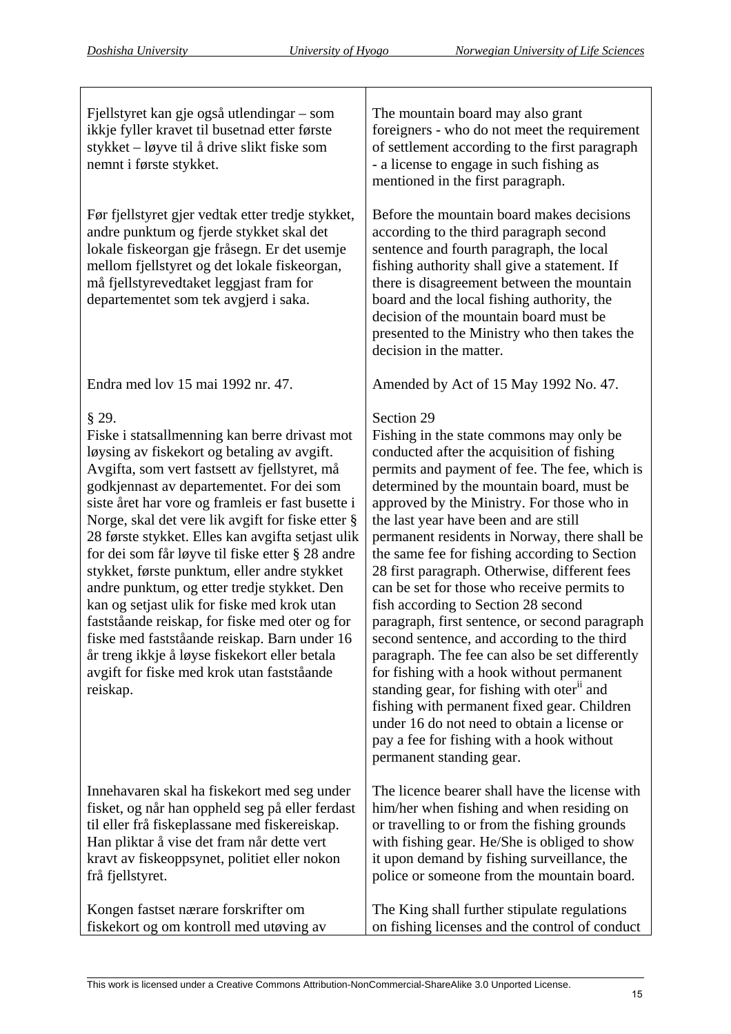| | |
|---|---|
| Fjellstyret kan gje også utlendingar – som ikkje fyller kravet til busetnad etter første stykket – løyve til å drive slikt fiske som nemnt i første stykket. | The mountain board may also grant foreigners - who do not meet the requirement of settlement according to the first paragraph - a license to engage in such fishing as mentioned in the first paragraph. |
| Før fjellstyret gjer vedtak etter tredje stykket, andre punktum og fjerde stykket skal det lokale fiskeorgan gje fråsegn. Er det usemje mellom fjellstyret og det lokale fiskeorgan, må fjellstyrevedtaket leggjast fram for departementet som tek avgjerd i saka. | Before the mountain board makes decisions according to the third paragraph second sentence and fourth paragraph, the local fishing authority shall give a statement. If there is disagreement between the mountain board and the local fishing authority, the decision of the mountain board must be presented to the Ministry who then takes the decision in the matter. |
| Endra med lov 15 mai 1992 nr. 47. | Amended by Act of 15 May 1992 No. 47. |
| § 29.<br>Fiske i statsallmenning kan berre drivast mot løysing av fiskekort og betaling av avgift. Avgifta, som vert fastsett av fjellstyret, må godkjennast av departementet. For dei som siste året har vore og framleis er fast busette i Norge, skal det vere lik avgift for fiske etter § 28 første stykket. Elles kan avgifta setjast ulik for dei som får løyve til fiske etter § 28 andre stykket, første punktum, eller andre stykket andre punktum, og etter tredje stykket. Den kan og setjast ulik for fiske med krok utan fastståande reiskap, for fiske med oter og for fiske med fastståande reiskap. Barn under 16 år treng ikkje å løyse fiskekort eller betala avgift for fiske med krok utan fastståande reiskap. | Section 29<br>Fishing in the state commons may only be conducted after the acquisition of fishing permits and payment of fee. The fee, which is determined by the mountain board, must be approved by the Ministry. For those who in the last year have been and are still permanent residents in Norway, there shall be the same fee for fishing according to Section 28 first paragraph. Otherwise, different fees can be set for those who receive permits to fish according to Section 28 second paragraph, first sentence, or second paragraph second sentence, and according to the third paragraph. The fee can also be set differently for fishing with a hook without permanent standing gear, for fishing with oter[ii] and fishing with permanent fixed gear. Children under 16 do not need to obtain a license or pay a fee for fishing with a hook without permanent standing gear. |
| Innehavaren skal ha fiskekort med seg under fisket, og når han oppheld seg på eller ferdast til eller frå fiskeplassane med fiskereiskap. Han pliktar å vise det fram når dette vert kravt av fiskeoppsynet, politiet eller nokon frå fjellstyret. | The licence bearer shall have the license with him/her when fishing and when residing on or travelling to or from the fishing grounds with fishing gear. He/She is obliged to show it upon demand by fishing surveillance, the police or someone from the mountain board. |
| Kongen fastset nærare forskrifter om fiskekort og om kontroll med utøving av | The King shall further stipulate regulations on fishing licenses and the control of conduct |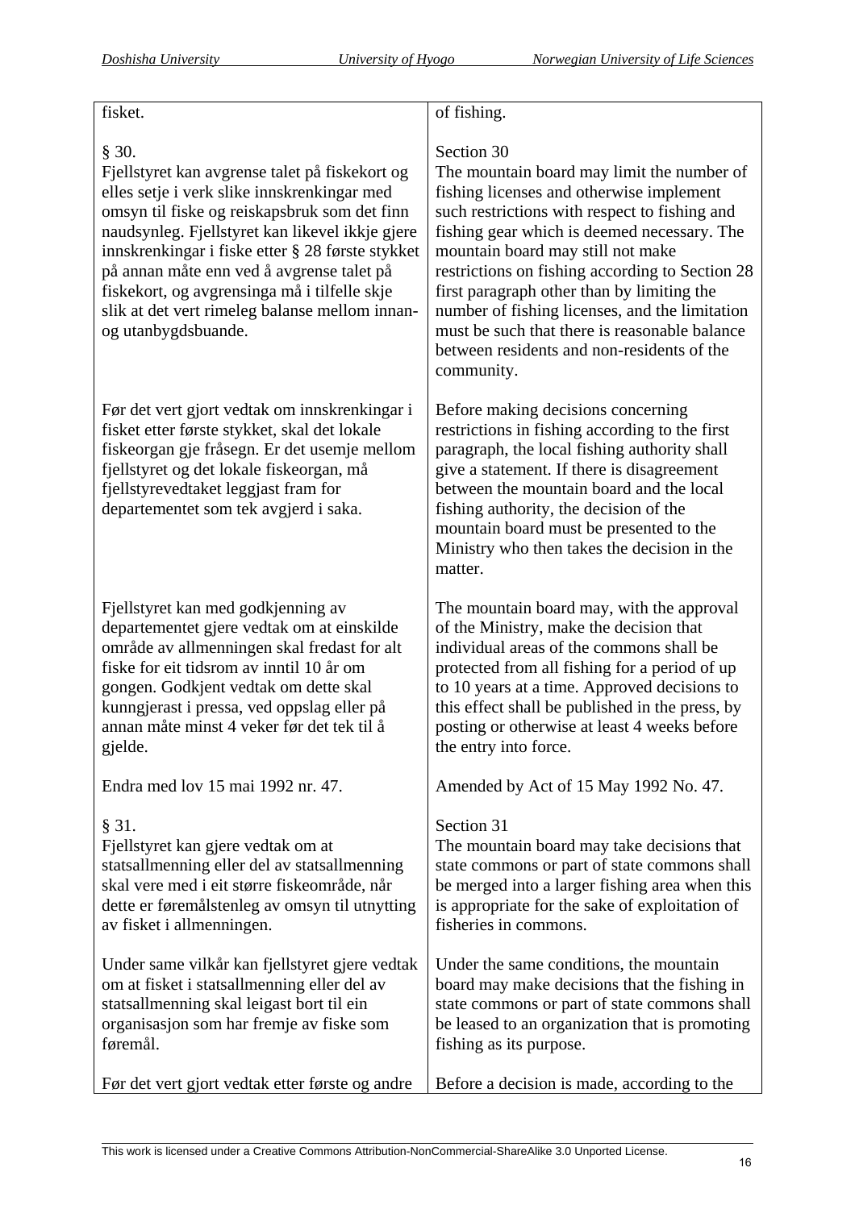| | |
|---|---|
| fisket. | of fishing. |
| § 30.<br>Fjellstyret kan avgrense talet på fiskekort og elles setje i verk slike innskrenkingar med omsyn til fiske og reiskapsbruk som det finn naudsynleg. Fjellstyret kan likevel ikkje gjere innskrenkingar i fiske etter § 28 første stykket på annan måte enn ved å avgrense talet på fiskekort, og avgrensinga må i tilfelle skje slik at det vert rimeleg balanse mellom innan- og utanbygdsbuande. | Section 30<br>The mountain board may limit the number of fishing licenses and otherwise implement such restrictions with respect to fishing and fishing gear which is deemed necessary. The mountain board may still not make restrictions on fishing according to Section 28 first paragraph other than by limiting the number of fishing licenses, and the limitation must be such that there is reasonable balance between residents and non-residents of the community. |
| Før det vert gjort vedtak om innskrenkingar i fisket etter første stykket, skal det lokale fiskeorgan gje fråsegn. Er det usemje mellom fjellstyret og det lokale fiskeorgan, må fjellstyrevedtaket leggjast fram for departementet som tek avgjerd i saka. | Before making decisions concerning restrictions in fishing according to the first paragraph, the local fishing authority shall give a statement. If there is disagreement between the mountain board and the local fishing authority, the decision of the mountain board must be presented to the Ministry who then takes the decision in the matter. |
| Fjellstyret kan med godkjenning av departementet gjere vedtak om at einskilde område av allmenningen skal fredast for alt fiske for eit tidsrom av inntil 10 år om gongen. Godkjent vedtak om dette skal kunngjerast i pressa, ved oppslag eller på annan måte minst 4 veker før det tek til å gjelde. | The mountain board may, with the approval of the Ministry, make the decision that individual areas of the commons shall be protected from all fishing for a period of up to 10 years at a time. Approved decisions to this effect shall be published in the press, by posting or otherwise at least 4 weeks before the entry into force. |
| Endra med lov 15 mai 1992 nr. 47. | Amended by Act of 15 May 1992 No. 47. |
| § 31.<br>Fjellstyret kan gjere vedtak om at statsallmenning eller del av statsallmenning skal vere med i eit større fiskeområde, når dette er føremålstenleg av omsyn til utnytting av fisket i allmenningen. | Section 31<br>The mountain board may take decisions that state commons or part of state commons shall be merged into a larger fishing area when this is appropriate for the sake of exploitation of fisheries in commons. |
| Under same vilkår kan fjellstyret gjere vedtak om at fisket i statsallmenning eller del av statsallmenning skal leigast bort til ein organisasjon som har fremje av fiske som føremål. | Under the same conditions, the mountain board may make decisions that the fishing in state commons or part of state commons shall be leased to an organization that is promoting fishing as its purpose. |
| Før det vert gjort vedtak etter første og andre | Before a decision is made, according to the |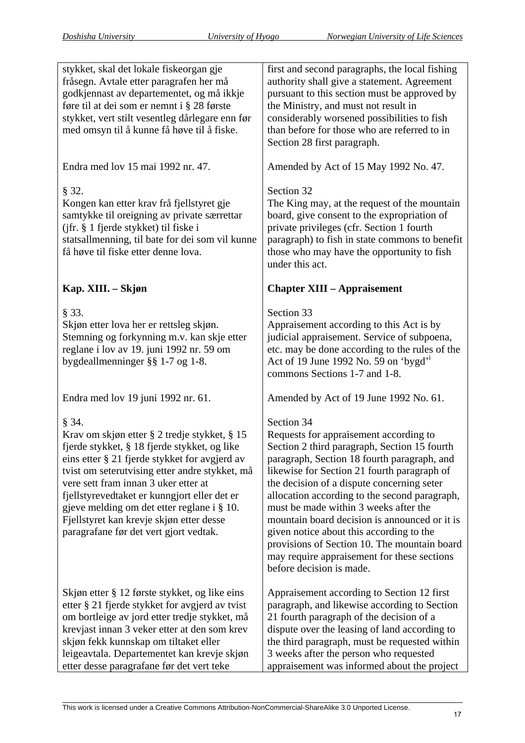| | |
|---|---|
| stykket, skal det lokale fiskeorgan gje fråsegn. Avtale etter paragrafen her må godkjennast av departementet, og må ikkje føre til at dei som er nemnt i § 28 første stykket, vert stilt vesentleg dårlegare enn før med omsyn til å kunne få høve til å fiske. | first and second paragraphs, the local fishing authority shall give a statement. Agreement pursuant to this section must be approved by the Ministry, and must not result in considerably worsened possibilities to fish than before for those who are referred to in Section 28 first paragraph. |
| Endra med lov 15 mai 1992 nr. 47. | Amended by Act of 15 May 1992 No. 47. |
| § 32.<br>Kongen kan etter krav frå fjellstyret gje samtykke til oreigning av private særrettar (jfr. § 1 fjerde stykket) til fiske i statsallmenning, til bate for dei som vil kunne få høve til fiske etter denne lova. | Section 32<br>The King may, at the request of the mountain board, give consent to the expropriation of private privileges (cfr. Section 1 fourth paragraph) to fish in state commons to benefit those who may have the opportunity to fish under this act. |
| **Kap. XIII. – Skjøn** | **Chapter XIII – Appraisement** |
| § 33.<br>Skjøn etter lova her er rettsleg skjøn. Stemning og forkynning m.v. kan skje etter reglane i lov av 19. juni 1992 nr. 59 om bygdeallmenninger §§ 1-7 og 1-8. | Section 33<br>Appraisement according to this Act is by judicial appraisement. Service of subpoena, etc. may be done according to the rules of the Act of 19 June 1992 No. 59 on 'bygd'[i] commons Sections 1-7 and 1-8. |
| Endra med lov 19 juni 1992 nr. 61. | Amended by Act of 19 June 1992 No. 61. |
| § 34.<br>Krav om skjøn etter § 2 tredje stykket, § 15 fjerde stykket, § 18 fjerde stykket, og like eins etter § 21 fjerde stykket for avgjerd av tvist om seterutvising etter andre stykket, må vere sett fram innan 3 uker etter at fjellstyrevedtaket er kunngjort eller det er gjeve melding om det etter reglane i § 10. Fjellstyret kan krevje skjøn etter desse paragrafane før det vert gjort vedtak. | Section 34<br>Requests for appraisement according to Section 2 third paragraph, Section 15 fourth paragraph, Section 18 fourth paragraph, and likewise for Section 21 fourth paragraph of the decision of a dispute concerning seter allocation according to the second paragraph, must be made within 3 weeks after the mountain board decision is announced or it is given notice about this according to the provisions of Section 10. The mountain board may require appraisement for these sections before decision is made. |
| Skjøn etter § 12 første stykket, og like eins etter § 21 fjerde stykket for avgjerd av tvist om bortleige av jord etter tredje stykket, må krevjast innan 3 veker etter at den som krev skjøn fekk kunnskap om tiltaket eller leigeavtala. Departementet kan krevje skjøn etter desse paragrafane før det vert teke | Appraisement according to Section 12 first paragraph, and likewise according to Section 21 fourth paragraph of the decision of a dispute over the leasing of land according to the third paragraph, must be requested within 3 weeks after the person who requested appraisement was informed about the project |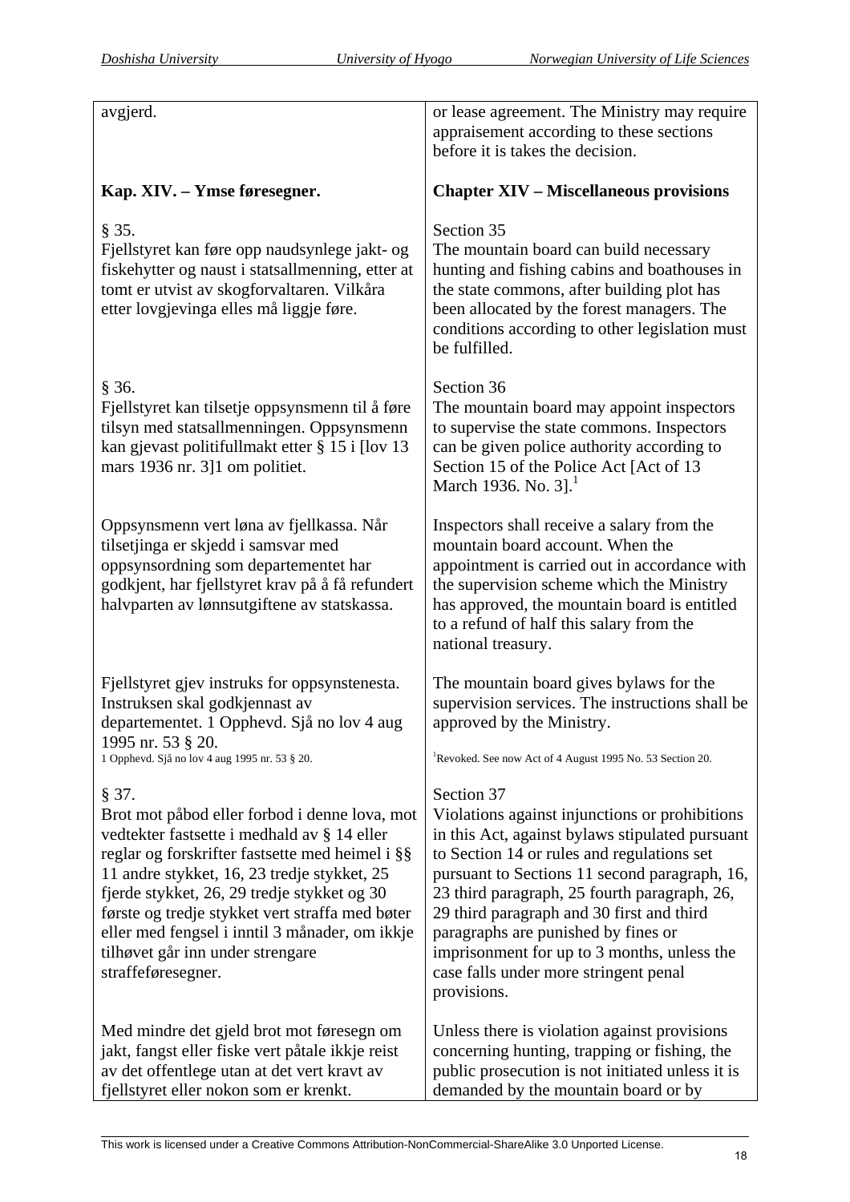| | |
|---|---|
| avgjerd. | or lease agreement. The Ministry may require appraisement according to these sections before it is takes the decision. |
| **Kap. XIV. – Ymse føresegner.** | **Chapter XIV – Miscellaneous provisions** |
| § 35.<br>Fjellstyret kan føre opp naudsynlege jakt- og fiskehytter og naust i statsallmenning, etter at tomt er utvist av skogforvaltaren. Vilkåra etter lovgjevinga elles må liggje føre. | Section 35<br>The mountain board can build necessary hunting and fishing cabins and boathouses in the state commons, after building plot has been allocated by the forest managers. The conditions according to other legislation must be fulfilled. |
| § 36.<br>Fjellstyret kan tilsetje oppsynsmenn til å føre tilsyn med statsallmenningen. Oppsynsmenn kan gjevast politifullmakt etter § 15 i [lov 13 mars 1936 nr. 3]1 om politiet. | Section 36<br>The mountain board may appoint inspectors to supervise the state commons. Inspectors can be given police authority according to Section 15 of the Police Act [Act of 13 March 1936. No. 3].[1] |
| Oppsynsmenn vert løna av fjellkassa. Når tilsetjinga er skjedd i samsvar med oppsynsordning som departementet har godkjent, har fjellstyret krav på å få refundert halvparten av lønnsutgiftene av statskassa. | Inspectors shall receive a salary from the mountain board account. When the appointment is carried out in accordance with the supervision scheme which the Ministry has approved, the mountain board is entitled to a refund of half this salary from the national treasury. |
| Fjellstyret gjev instruks for oppsynstenesta. Instruksen skal godkjennast av departementet. 1 Opphevd. Sjå no lov 4 aug 1995 nr. 53 § 20.<br>1 Opphevd. Sjå no lov 4 aug 1995 nr. 53 § 20. | The mountain board gives bylaws for the supervision services. The instructions shall be approved by the Ministry.<br>[1]Revoked. See now Act of 4 August 1995 No. 53 Section 20. |
| § 37.<br>Brot mot påbod eller forbod i denne lova, mot vedtekter fastsette i medhald av § 14 eller reglar og forskrifter fastsette med heimel i §§ 11 andre stykket, 16, 23 tredje stykket, 25 fjerde stykket, 26, 29 tredje stykket og 30 første og tredje stykket vert straffa med bøter eller med fengsel i inntil 3 månader, om ikkje tilhøvet går inn under strengare straffeføresegner. | Section 37<br>Violations against injunctions or prohibitions in this Act, against bylaws stipulated pursuant to Section 14 or rules and regulations set pursuant to Sections 11 second paragraph, 16, 23 third paragraph, 25 fourth paragraph, 26, 29 third paragraph and 30 first and third paragraphs are punished by fines or imprisonment for up to 3 months, unless the case falls under more stringent penal provisions. |
| Med mindre det gjeld brot mot føresegn om jakt, fangst eller fiske vert påtale ikkje reist av det offentlege utan at det vert kravt av fjellstyret eller nokon som er krenkt. | Unless there is violation against provisions concerning hunting, trapping or fishing, the public prosecution is not initiated unless it is demanded by the mountain board or by |

This work is licensed under a Creative Commons Attribution-NonCommercial-ShareAlike 3.0 Unported License.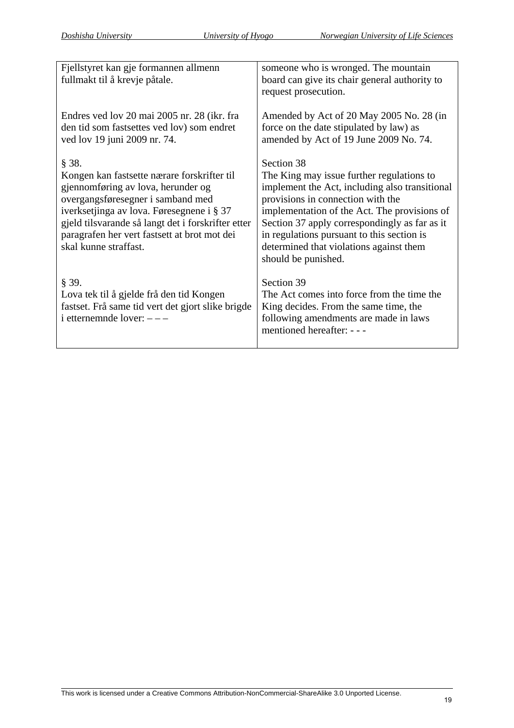| Fjellstyret kan gje formannen allmenn fullmakt til å krevje påtale. | someone who is wronged. The mountain board can give its chair general authority to request prosecution. |
|---|---|
| Endres ved lov 20 mai 2005 nr. 28 (ikr. fra den tid som fastsettes ved lov) som endret ved lov 19 juni 2009 nr. 74. | Amended by Act of 20 May 2005 No. 28 (in force on the date stipulated by law) as amended by Act of 19 June 2009 No. 74. |
| § 38.<br>Kongen kan fastsette nærare forskrifter til gjennomføring av lova, herunder og overgangsføresegner i samband med iverksetjinga av lova. Føresegnene i § 37 gjeld tilsvarande så langt det i forskrifter etter paragrafen her vert fastsett at brot mot dei skal kunne straffast. | Section 38<br>The King may issue further regulations to implement the Act, including also transitional provisions in connection with the implementation of the Act. The provisions of Section 37 apply correspondingly as far as it in regulations pursuant to this section is determined that violations against them should be punished. |
| § 39.<br>Lova tek til å gjelde frå den tid Kongen fastset. Frå same tid vert det gjort slike brigde i etternemnde lover: – – – | Section 39<br>The Act comes into force from the time the King decides. From the same time, the following amendments are made in laws mentioned hereafter: - - - |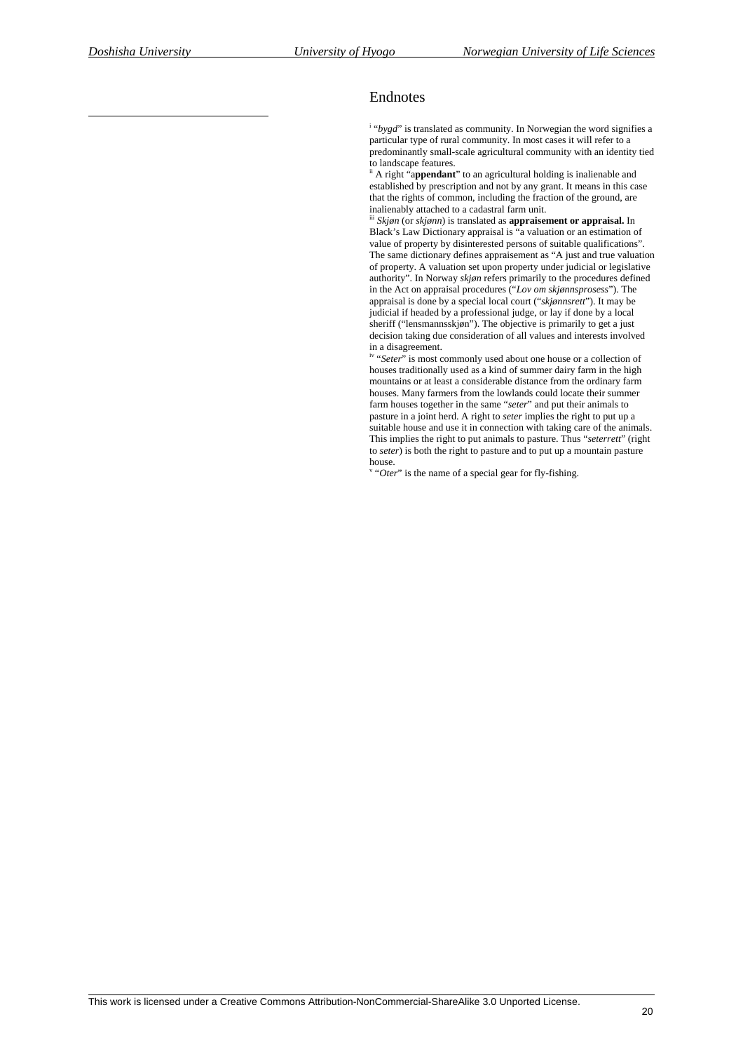## Endnotes

[i] "*bygd*" is translated as community. In Norwegian the word signifies a particular type of rural community. In most cases it will refer to a predominantly small-scale agricultural community with an identity tied to landscape features.

[ii] A right "a**ppendant**" to an agricultural holding is inalienable and established by prescription and not by any grant. It means in this case that the rights of common, including the fraction of the ground, are inalienably attached to a cadastral farm unit.

[iii] *Skjøn* (or *skjønn*) is translated as **appraisement or appraisal.** In Black's Law Dictionary appraisal is "a valuation or an estimation of value of property by disinterested persons of suitable qualifications". The same dictionary defines appraisement as "A just and true valuation of property. A valuation set upon property under judicial or legislative authority". In Norway *skjøn* refers primarily to the procedures defined in the Act on appraisal procedures ("*Lov om skjønnsprosess*"). The appraisal is done by a special local court ("*skjønnsrett*"). It may be judicial if headed by a professional judge, or lay if done by a local sheriff ("lensmannsskjøn"). The objective is primarily to get a just decision taking due consideration of all values and interests involved in a disagreement.

[iv] "*Seter*" is most commonly used about one house or a collection of houses traditionally used as a kind of summer dairy farm in the high mountains or at least a considerable distance from the ordinary farm houses. Many farmers from the lowlands could locate their summer farm houses together in the same "*seter*" and put their animals to pasture in a joint herd. A right to *seter* implies the right to put up a suitable house and use it in connection with taking care of the animals. This implies the right to put animals to pasture. Thus "*seterrett*" (right to *seter*) is both the right to pasture and to put up a mountain pasture house.

[v] "*Oter*" is the name of a special gear for fly-fishing.

This work is licensed under a Creative Commons Attribution-NonCommercial-ShareAlike 3.0 Unported License.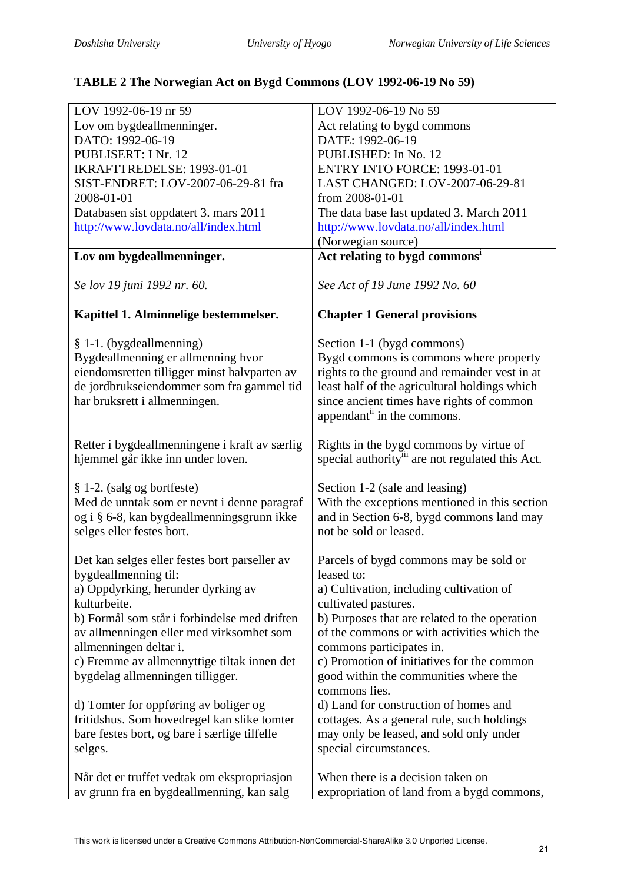## TABLE 2 The Norwegian Act on Bygd Commons (LOV 1992-06-19 No 59)

| | |
|---|---|
| LOV 1992-06-19 nr 59<br>Lov om bygdeallmenninger.<br>DATO: 1992-06-19<br>PUBLISERT: I Nr. 12<br>IKRAFTTREDELSE: 1993-01-01<br>SIST-ENDRET: LOV-2007-06-29-81 fra 2008-01-01<br>Databasen sist oppdatert 3. mars 2011<br>http://www.lovdata.no/all/index.html | LOV 1992-06-19 No 59<br>Act relating to bygd commons<br>DATE: 1992-06-19<br>PUBLISHED: In No. 12<br>ENTRY INTO FORCE: 1993-01-01<br>LAST CHANGED: LOV-2007-06-29-81 from 2008-01-01<br>The data base last updated 3. March 2011<br>http://www.lovdata.no/all/index.html<br>(Norwegian source) |
| **Lov om bygdeallmenninger.**<br><br>*Se lov 19 juni 1992 nr. 60.*<br><br>**Kapittel 1. Alminnelige bestemmelser.**<br><br>§ 1-1. (bygdeallmenning)<br>Bygdeallmenning er allmenning hvor eiendomsretten tilligger minst halvparten av de jordbrukseiendommer som fra gammel tid har bruksrett i allmenningen.<br><br>Retter i bygdeallmenningene i kraft av særlig hjemmel går ikke inn under loven.<br><br>§ 1-2. (salg og bortfeste)<br>Med de unntak som er nevnt i denne paragraf og i § 6-8, kan bygdeallmenningsgrunn ikke selges eller festes bort.<br><br>Det kan selges eller festes bort parseller av bygdeallmenning til:<br>a) Oppdyrking, herunder dyrking av kulturbeite.<br>b) Formål som står i forbindelse med driften av allmenningen eller med virksomhet som allmenningen deltar i.<br>c) Fremme av allmennyttige tiltak innen det bygdelag allmenningen tilligger.<br><br>d) Tomter for oppføring av boliger og fritidshus. Som hovedregel kan slike tomter bare festes bort, og bare i særlige tilfelle selges.<br><br>Når det er truffet vedtak om ekspropriasjon av grunn fra en bygdeallmenning, kan salg | **Act relating to bygd commons**[i]<br><br>*See Act of 19 June 1992 No. 60*<br><br>**Chapter 1 General provisions**<br><br>Section 1-1 (bygd commons)<br>Bygd commons is commons where property rights to the ground and remainder vest in at least half of the agricultural holdings which since ancient times have rights of common appendant[ii] in the commons.<br><br>Rights in the bygd commons by virtue of special authority[iii] are not regulated this Act.<br><br>Section 1-2 (sale and leasing)<br>With the exceptions mentioned in this section and in Section 6-8, bygd commons land may not be sold or leased.<br><br>Parcels of bygd commons may be sold or leased to:<br>a) Cultivation, including cultivation of cultivated pastures.<br>b) Purposes that are related to the operation of the commons or with activities which the commons participates in.<br>c) Promotion of initiatives for the common good within the communities where the commons lies.<br>d) Land for construction of homes and cottages. As a general rule, such holdings may only be leased, and sold only under special circumstances.<br><br>When there is a decision taken on expropriation of land from a bygd commons, |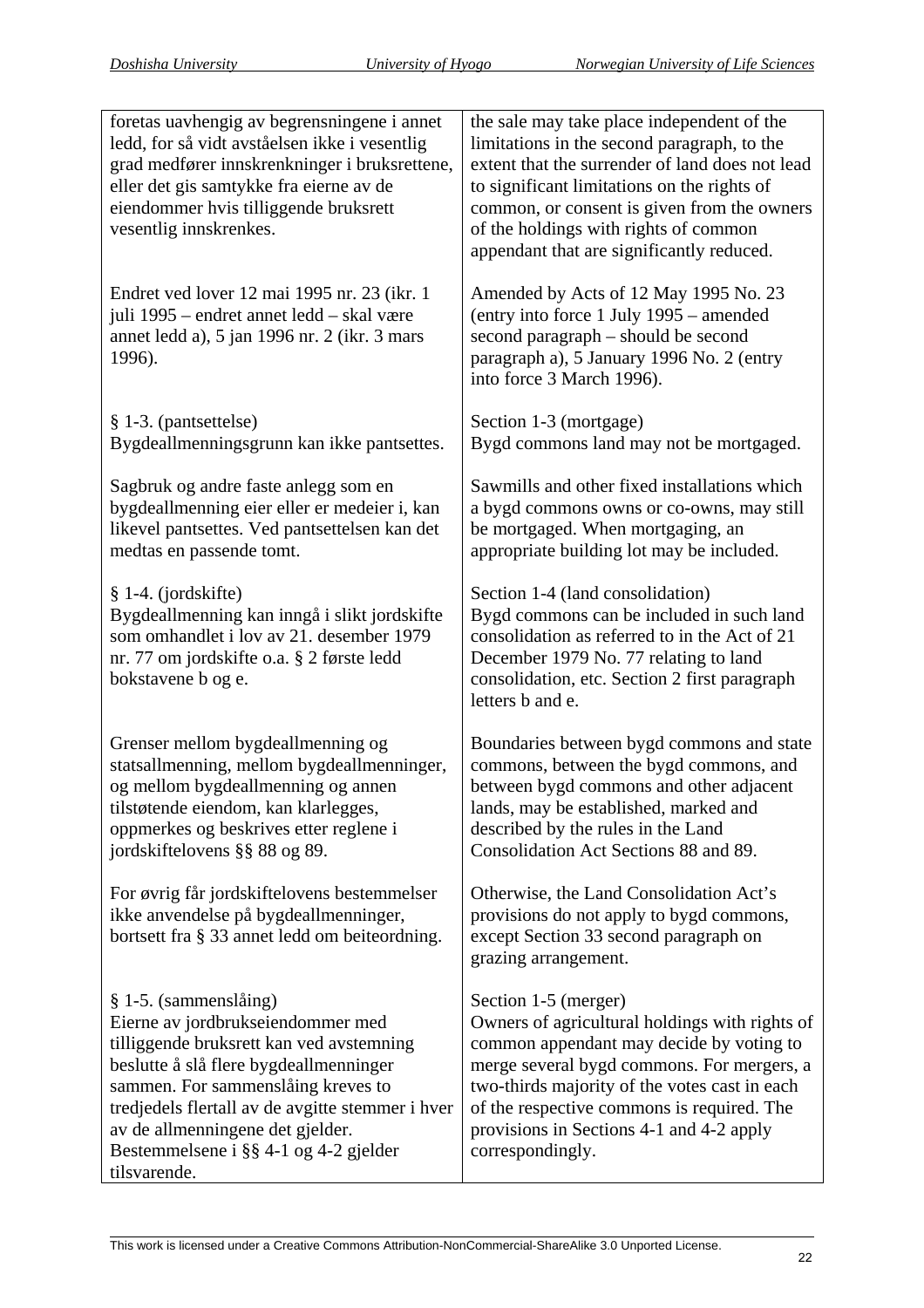| | |
|---|---|
| foretas uavhengig av begrensningene i annet ledd, for så vidt avståelsen ikke i vesentlig grad medfører innskrenkninger i bruksrettene, eller det gis samtykke fra eierne av de eiendommer hvis tilliggende bruksrett vesentlig innskrenkes. | the sale may take place independent of the limitations in the second paragraph, to the extent that the surrender of land does not lead to significant limitations on the rights of common, or consent is given from the owners of the holdings with rights of common appendant that are significantly reduced. |
| Endret ved lover 12 mai 1995 nr. 23 (ikr. 1 juli 1995 – endret annet ledd – skal være annet ledd a), 5 jan 1996 nr. 2 (ikr. 3 mars 1996). | Amended by Acts of 12 May 1995 No. 23 (entry into force 1 July 1995 – amended second paragraph – should be second paragraph a), 5 January 1996 No. 2 (entry into force 3 March 1996). |
| § 1-3. (pantsettelse)<br>Bygdeallmenningsgrunn kan ikke pantsettes. | Section 1-3 (mortgage)<br>Bygd commons land may not be mortgaged. |
| Sagbruk og andre faste anlegg som en bygdeallmenning eier eller er medeier i, kan likevel pantsettes. Ved pantsettelsen kan det medtas en passende tomt. | Sawmills and other fixed installations which a bygd commons owns or co-owns, may still be mortgaged. When mortgaging, an appropriate building lot may be included. |
| § 1-4. (jordskifte)<br>Bygdeallmenning kan inngå i slikt jordskifte som omhandlet i lov av 21. desember 1979 nr. 77 om jordskifte o.a. § 2 første ledd bokstavene b og e. | Section 1-4 (land consolidation)<br>Bygd commons can be included in such land consolidation as referred to in the Act of 21 December 1979 No. 77 relating to land consolidation, etc. Section 2 first paragraph letters b and e. |
| Grenser mellom bygdeallmenning og statsallmenning, mellom bygdeallmenninger, og mellom bygdeallmenning og annen tilstøtende eiendom, kan klarlegges, oppmerkes og beskrives etter reglene i jordskiftelovens §§ 88 og 89. | Boundaries between bygd commons and state commons, between the bygd commons, and between bygd commons and other adjacent lands, may be established, marked and described by the rules in the Land Consolidation Act Sections 88 and 89. |
| For øvrig får jordskiftelovens bestemmelser ikke anvendelse på bygdeallmenninger, bortsett fra § 33 annet ledd om beiteordning. | Otherwise, the Land Consolidation Act's provisions do not apply to bygd commons, except Section 33 second paragraph on grazing arrangement. |
| § 1-5. (sammenslåing)<br>Eierne av jordbrukseiendommer med tilliggende bruksrett kan ved avstemning beslutte å slå flere bygdeallmenninger sammen. For sammenslåing kreves to tredjedels flertall av de avgitte stemmer i hver av de allmenningene det gjelder. Bestemmelsene i §§ 4-1 og 4-2 gjelder tilsvarende. | Section 1-5 (merger)<br>Owners of agricultural holdings with rights of common appendant may decide by voting to merge several bygd commons. For mergers, a two-thirds majority of the votes cast in each of the respective commons is required. The provisions in Sections 4-1 and 4-2 apply correspondingly. |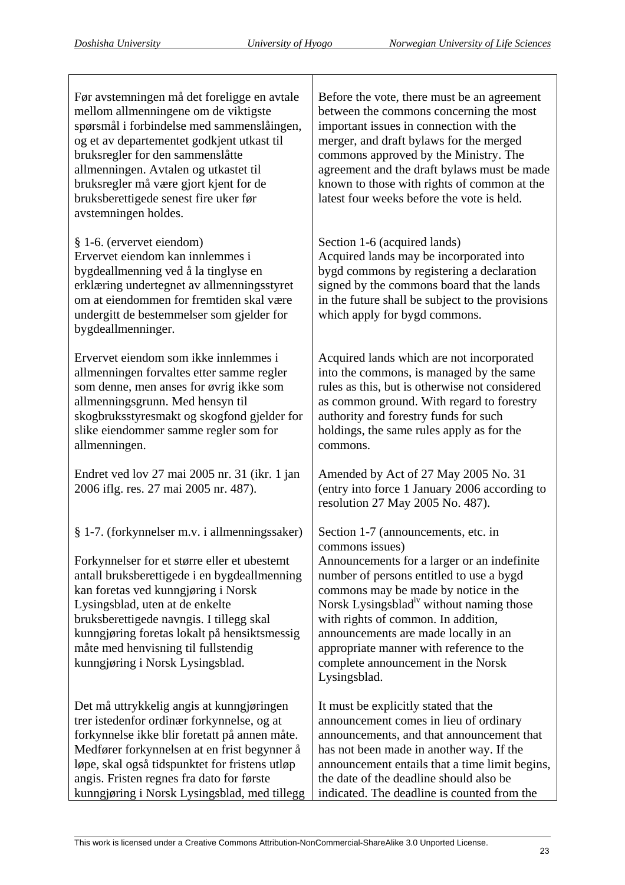| | |
|---|---|
| Før avstemningen må det foreligge en avtale mellom allmenningene om de viktigste spørsmål i forbindelse med sammenslåingen, og et av departementet godkjent utkast til bruksregler for den sammenslåtte allmenningen. Avtalen og utkastet til bruksregler må være gjort kjent for de bruksberettigede senest fire uker før avstemningen holdes. | Before the vote, there must be an agreement between the commons concerning the most important issues in connection with the merger, and draft bylaws for the merged commons approved by the Ministry. The agreement and the draft bylaws must be made known to those with rights of common at the latest four weeks before the vote is held. |
| § 1-6. (ervervet eiendom)<br>Ervervet eiendom kan innlemmes i bygdeallmenning ved å la tinglyse en erklæring undertegnet av allmenningsstyret om at eiendommen for fremtiden skal være undergitt de bestemmelser som gjelder for bygdeallmenninger. | Section 1-6 (acquired lands)<br>Acquired lands may be incorporated into bygd commons by registering a declaration signed by the commons board that the lands in the future shall be subject to the provisions which apply for bygd commons. |
| Ervervet eiendom som ikke innlemmes i allmenningen forvaltes etter samme regler som denne, men anses for øvrig ikke som allmenningsgrunn. Med hensyn til skogbruksstyresmakt og skogfond gjelder for slike eiendommer samme regler som for allmenningen. | Acquired lands which are not incorporated into the commons, is managed by the same rules as this, but is otherwise not considered as common ground. With regard to forestry authority and forestry funds for such holdings, the same rules apply as for the commons. |
| Endret ved lov 27 mai 2005 nr. 31 (ikr. 1 jan 2006 iflg. res. 27 mai 2005 nr. 487). | Amended by Act of 27 May 2005 No. 31 (entry into force 1 January 2006 according to resolution 27 May 2005 No. 487). |
| § 1-7. (forkynnelser m.v. i allmenningssaker)<br><br>Forkynnelser for et større eller et ubestemt antall bruksberettigede i en bygdeallmenning kan foretas ved kunngjøring i Norsk Lysingsblad, uten at de enkelte bruksberettigede navngis. I tillegg skal kunngjøring foretas lokalt på hensiktsmessig måte med henvisning til fullstendig kunngjøring i Norsk Lysingsblad. | Section 1-7 (announcements, etc. in commons issues)<br>Announcements for a larger or an indefinite number of persons entitled to use a bygd commons may be made by notice in the Norsk Lysingsblad[iv] without naming those with rights of common. In addition, announcements are made locally in an appropriate manner with reference to the complete announcement in the Norsk Lysingsblad. |
| Det må uttrykkelig angis at kunngjøringen trer istedenfor ordinær forkynnelse, og at forkynnelse ikke blir foretatt på annen måte. Medfører forkynnelsen at en frist begynner å løpe, skal også tidspunktet for fristens utløp angis. Fristen regnes fra dato for første kunngjøring i Norsk Lysingsblad, med tillegg | It must be explicitly stated that the announcement comes in lieu of ordinary announcements, and that announcement that has not been made in another way. If the announcement entails that a time limit begins, the date of the deadline should also be indicated. The deadline is counted from the |

This work is licensed under a Creative Commons Attribution-NonCommercial-ShareAlike 3.0 Unported License.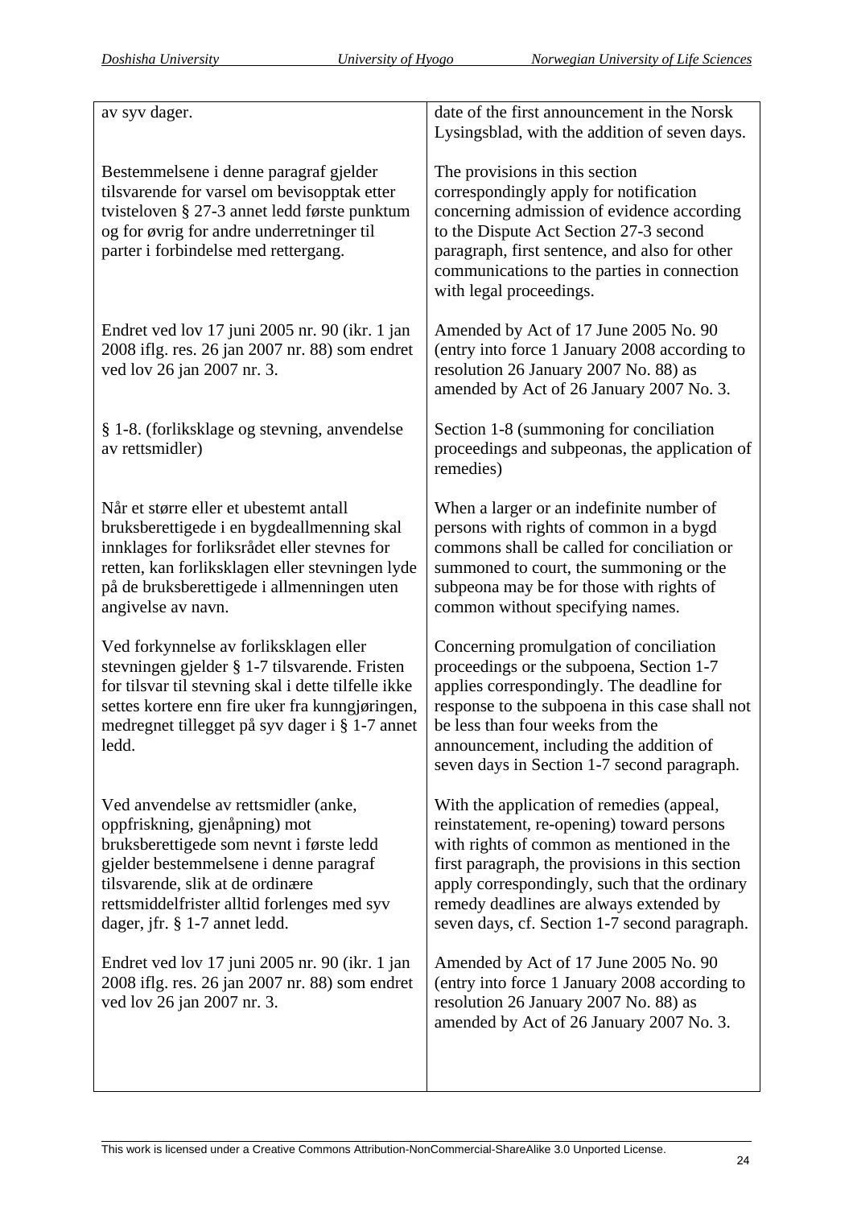| | |
|---|---|
| av syv dager. | date of the first announcement in the Norsk Lysingsblad, with the addition of seven days. |
| Bestemmelsene i denne paragraf gjelder tilsvarende for varsel om bevisopptak etter tvisteloven § 27-3 annet ledd første punktum og for øvrig for andre underretninger til parter i forbindelse med rettergang. | The provisions in this section correspondingly apply for notification concerning admission of evidence according to the Dispute Act Section 27-3 second paragraph, first sentence, and also for other communications to the parties in connection with legal proceedings. |
| Endret ved lov 17 juni 2005 nr. 90 (ikr. 1 jan 2008 iflg. res. 26 jan 2007 nr. 88) som endret ved lov 26 jan 2007 nr. 3. | Amended by Act of 17 June 2005 No. 90 (entry into force 1 January 2008 according to resolution 26 January 2007 No. 88) as amended by Act of 26 January 2007 No. 3. |
| § 1-8. (forliksklage og stevning, anvendelse av rettsmidler) | Section 1-8 (summoning for conciliation proceedings and subpeonas, the application of remedies) |
| Når et større eller et ubestemt antall bruksberettigede i en bygdeallmenning skal innklages for forliksrådet eller stevnes for retten, kan forliksklagen eller stevningen lyde på de bruksberettigede i allmenningen uten angivelse av navn. | When a larger or an indefinite number of persons with rights of common in a bygd commons shall be called for conciliation or summoned to court, the summoning or the subpeona may be for those with rights of common without specifying names. |
| Ved forkynnelse av forliksklagen eller stevningen gjelder § 1-7 tilsvarende. Fristen for tilsvar til stevning skal i dette tilfelle ikke settes kortere enn fire uker fra kunngjøringen, medregnet tillegget på syv dager i § 1-7 annet ledd. | Concerning promulgation of conciliation proceedings or the subpoena, Section 1-7 applies correspondingly. The deadline for response to the subpoena in this case shall not be less than four weeks from the announcement, including the addition of seven days in Section 1-7 second paragraph. |
| Ved anvendelse av rettsmidler (anke, oppfriskning, gjenåpning) mot bruksberettigede som nevnt i første ledd gjelder bestemmelsene i denne paragraf tilsvarende, slik at de ordinære rettsmiddelfrister alltid forlenges med syv dager, jfr. § 1-7 annet ledd. | With the application of remedies (appeal, reinstatement, re-opening) toward persons with rights of common as mentioned in the first paragraph, the provisions in this section apply correspondingly, such that the ordinary remedy deadlines are always extended by seven days, cf. Section 1-7 second paragraph. |
| Endret ved lov 17 juni 2005 nr. 90 (ikr. 1 jan 2008 iflg. res. 26 jan 2007 nr. 88) som endret ved lov 26 jan 2007 nr. 3. | Amended by Act of 17 June 2005 No. 90 (entry into force 1 January 2008 according to resolution 26 January 2007 No. 88) as amended by Act of 26 January 2007 No. 3. |

This work is licensed under a Creative Commons Attribution-NonCommercial-ShareAlike 3.0 Unported License.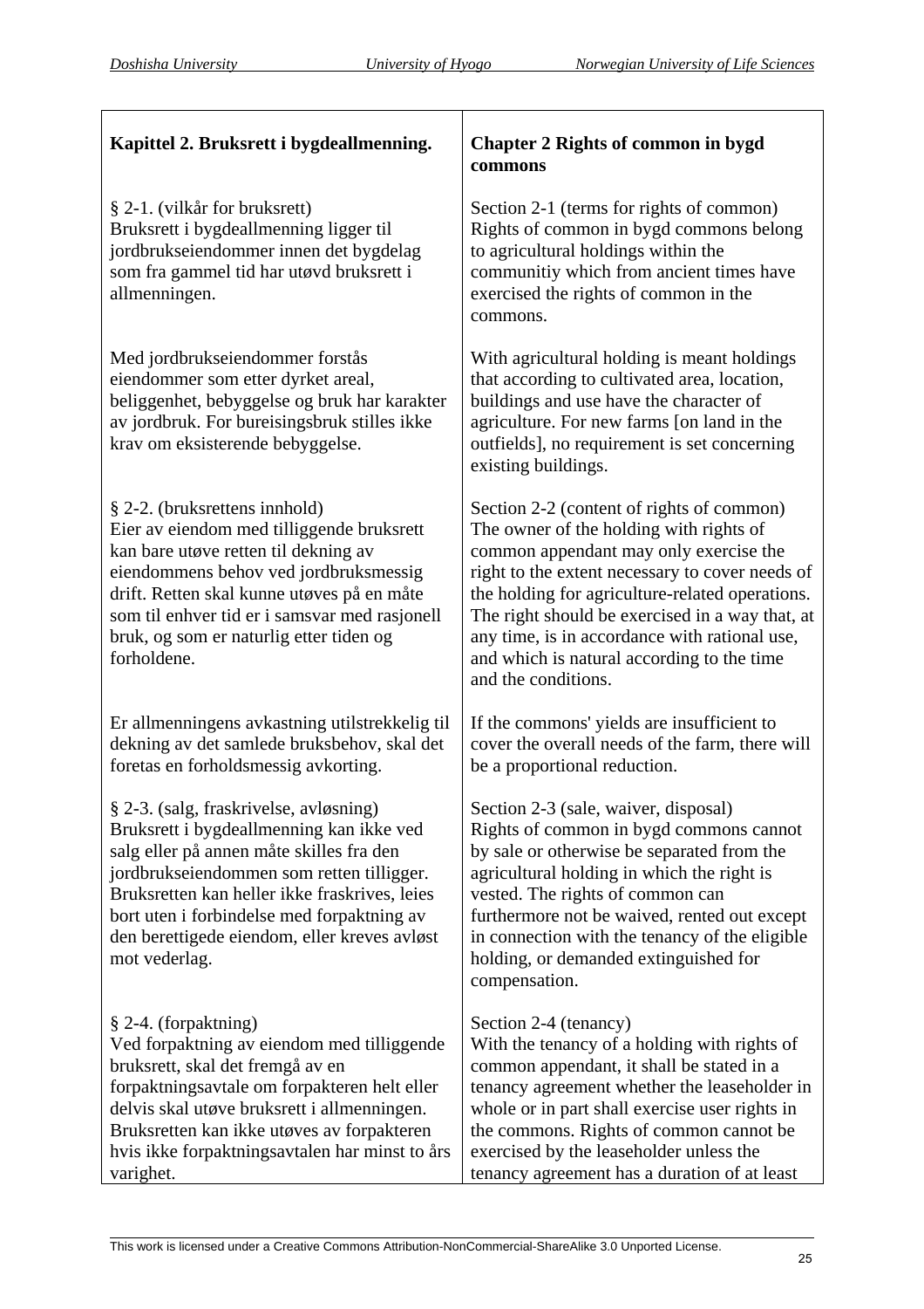| Kapittel 2. Bruksrett i bygdeallmenning. | Chapter 2 Rights of common in bygd commons |
|---|---|
| § 2-1. (vilkår for bruksrett)<br>Bruksrett i bygdeallmenning ligger til jordbrukseiendommer innen det bygdelag som fra gammel tid har utøvd bruksrett i allmenningen. | Section 2-1 (terms for rights of common)<br>Rights of common in bygd commons belong to agricultural holdings within the communitiy which from ancient times have exercised the rights of common in the commons. |
| Med jordbrukseiendommer forstås eiendommer som etter dyrket areal, beliggenhet, bebyggelse og bruk har karakter av jordbruk. For bureisingsbruk stilles ikke krav om eksisterende bebyggelse. | With agricultural holding is meant holdings that according to cultivated area, location, buildings and use have the character of agriculture. For new farms [on land in the outfields], no requirement is set concerning existing buildings. |
| § 2-2. (bruksrettens innhold)<br>Eier av eiendom med tilliggende bruksrett kan bare utøve retten til dekning av eiendommens behov ved jordbruksmessig drift. Retten skal kunne utøves på en måte som til enhver tid er i samsvar med rasjonell bruk, og som er naturlig etter tiden og forholdene. | Section 2-2 (content of rights of common)<br>The owner of the holding with rights of common appendant may only exercise the right to the extent necessary to cover needs of the holding for agriculture-related operations. The right should be exercised in a way that, at any time, is in accordance with rational use, and which is natural according to the time and the conditions. |
| Er allmenningens avkastning utilstrekkelig til dekning av det samlede bruksbehov, skal det foretas en forholdsmessig avkorting. | If the commons' yields are insufficient to cover the overall needs of the farm, there will be a proportional reduction. |
| § 2-3. (salg, fraskrivelse, avløsning)<br>Bruksrett i bygdeallmenning kan ikke ved salg eller på annen måte skilles fra den jordbrukseiendommen som retten tilligger. Bruksretten kan heller ikke fraskrives, leies bort uten i forbindelse med forpaktning av den berettigede eiendom, eller kreves avløst mot vederlag. | Section 2-3 (sale, waiver, disposal)<br>Rights of common in bygd commons cannot by sale or otherwise be separated from the agricultural holding in which the right is vested. The rights of common can furthermore not be waived, rented out except in connection with the tenancy of the eligible holding, or demanded extinguished for compensation. |
| § 2-4. (forpaktning)<br>Ved forpaktning av eiendom med tilliggende bruksrett, skal det fremgå av en forpaktningsavtale om forpakteren helt eller delvis skal utøve bruksrett i allmenningen. Bruksretten kan ikke utøves av forpakteren hvis ikke forpaktningsavtalen har minst to års varighet. | Section 2-4 (tenancy)<br>With the tenancy of a holding with rights of common appendant, it shall be stated in a tenancy agreement whether the leaseholder in whole or in part shall exercise user rights in the commons. Rights of common cannot be exercised by the leaseholder unless the tenancy agreement has a duration of at least |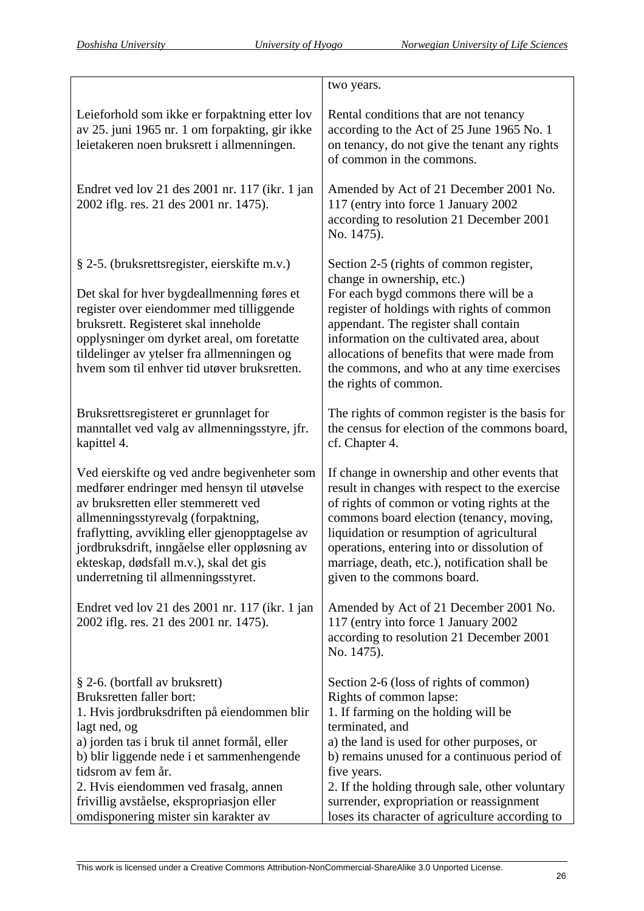| | two years. |
|---|---|
| Leieforhold som ikke er forpaktning etter lov av 25. juni 1965 nr. 1 om forpakting, gir ikke leietakeren noen bruksrett i allmenningen. | Rental conditions that are not tenancy according to the Act of 25 June 1965 No. 1 on tenancy, do not give the tenant any rights of common in the commons. |
| Endret ved lov 21 des 2001 nr. 117 (ikr. 1 jan 2002 iflg. res. 21 des 2001 nr. 1475). | Amended by Act of 21 December 2001 No. 117 (entry into force 1 January 2002 according to resolution 21 December 2001 No. 1475). |
| § 2-5. (bruksrettsregister, eierskifte m.v.)<br><br>Det skal for hver bygdeallmenning føres et register over eiendommer med tilliggende bruksrett. Registeret skal inneholde opplysninger om dyrket areal, om foretatte tildelinger av ytelser fra allmenningen og hvem som til enhver tid utøver bruksretten. | Section 2-5 (rights of common register, change in ownership, etc.)<br>For each bygd commons there will be a register of holdings with rights of common appendant. The register shall contain information on the cultivated area, about allocations of benefits that were made from the commons, and who at any time exercises the rights of common. |
| Bruksrettsregisteret er grunnlaget for manntallet ved valg av allmenningsstyre, jfr. kapittel 4. | The rights of common register is the basis for the census for election of the commons board, cf. Chapter 4. |
| Ved eierskifte og ved andre begivenheter som medfører endringer med hensyn til utøvelse av bruksretten eller stemmerett ved allmenningsstyrevalg (forpaktning, fraflytting, avvikling eller gjenopptagelse av jordbruksdrift, inngåelse eller oppløsning av ekteskap, dødsfall m.v.), skal det gis underretning til allmenningsstyret. | If change in ownership and other events that result in changes with respect to the exercise of rights of common or voting rights at the commons board election (tenancy, moving, liquidation or resumption of agricultural operations, entering into or dissolution of marriage, death, etc.), notification shall be given to the commons board. |
| Endret ved lov 21 des 2001 nr. 117 (ikr. 1 jan 2002 iflg. res. 21 des 2001 nr. 1475). | Amended by Act of 21 December 2001 No. 117 (entry into force 1 January 2002 according to resolution 21 December 2001 No. 1475). |
| § 2-6. (bortfall av bruksrett)<br>Bruksretten faller bort:<br>1. Hvis jordbruksdriften på eiendommen blir lagt ned, og<br>a) jorden tas i bruk til annet formål, eller<br>b) blir liggende nede i et sammenhengende tidsrom av fem år.<br>2. Hvis eiendommen ved frasalg, annen frivillig avståelse, ekspropriasjon eller omdisponering mister sin karakter av | Section 2-6 (loss of rights of common)<br>Rights of common lapse:<br>1. If farming on the holding will be terminated, and<br>a) the land is used for other purposes, or<br>b) remains unused for a continuous period of five years.<br>2. If the holding through sale, other voluntary surrender, expropriation or reassignment loses its character of agriculture according to |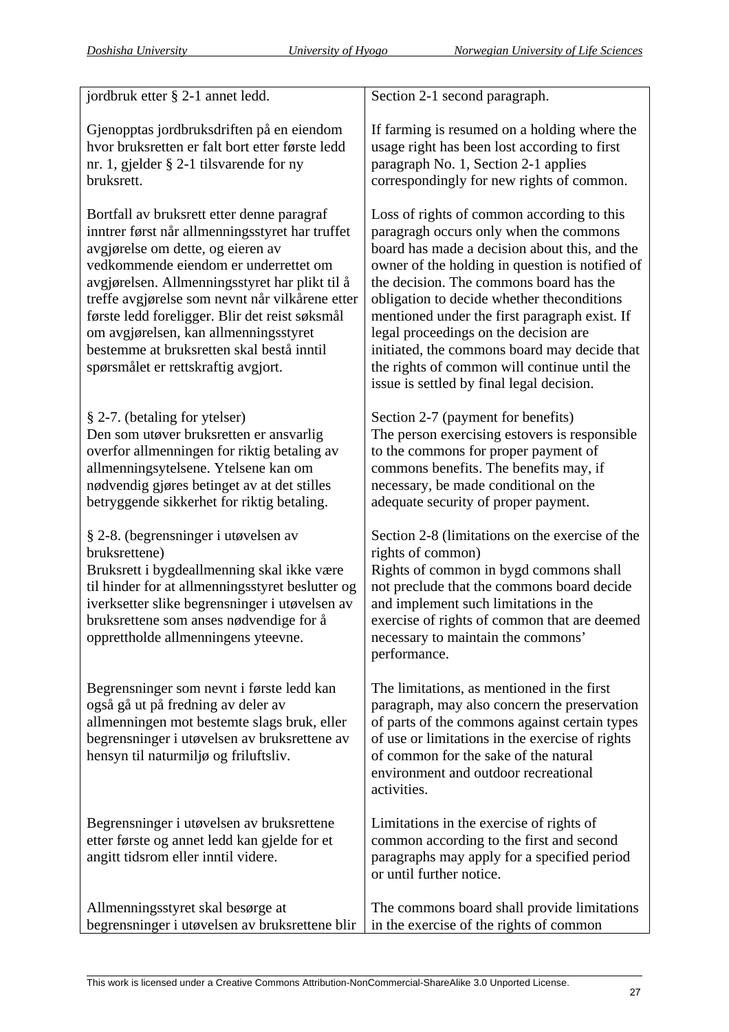| | |
|---|---|
| jordbruk etter § 2-1 annet ledd. | Section 2-1 second paragraph. |
| Gjenopptas jordbruksdriften på en eiendom hvor bruksretten er falt bort etter første ledd nr. 1, gjelder § 2-1 tilsvarende for ny bruksrett. | If farming is resumed on a holding where the usage right has been lost according to first paragraph No. 1, Section 2-1 applies correspondingly for new rights of common. |
| Bortfall av bruksrett etter denne paragraf inntrer først når allmenningsstyret har truffet avgjørelse om dette, og eieren av vedkommende eiendom er underrettet om avgjørelsen. Allmenningsstyret har plikt til å treffe avgjørelse som nevnt når vilkårene etter første ledd foreligger. Blir det reist søksmål om avgjørelsen, kan allmenningsstyret bestemme at bruksretten skal bestå inntil spørsmålet er rettskraftig avgjort. | Loss of rights of common according to this paragragh occurs only when the commons board has made a decision about this, and the owner of the holding in question is notified of the decision. The commons board has the obligation to decide whether theconditions mentioned under the first paragraph exist. If legal proceedings on the decision are initiated, the commons board may decide that the rights of common will continue until the issue is settled by final legal decision. |
| § 2-7. (betaling for ytelser)<br>Den som utøver bruksretten er ansvarlig overfor allmenningen for riktig betaling av allmenningsytelsene. Ytelsene kan om nødvendig gjøres betinget av at det stilles betryggende sikkerhet for riktig betaling. | Section 2-7 (payment for benefits)<br>The person exercising estovers is responsible to the commons for proper payment of commons benefits. The benefits may, if necessary, be made conditional on the adequate security of proper payment. |
| § 2-8. (begrensninger i utøvelsen av bruksrettene)<br>Bruksrett i bygdeallmenning skal ikke være til hinder for at allmenningsstyret beslutter og iverksetter slike begrensninger i utøvelsen av bruksrettene som anses nødvendige for å opprettholde allmenningens yteevne. | Section 2-8 (limitations on the exercise of the rights of common)<br>Rights of common in bygd commons shall not preclude that the commons board decide and implement such limitations in the exercise of rights of common that are deemed necessary to maintain the commons' performance. |
| Begrensninger som nevnt i første ledd kan også gå ut på fredning av deler av allmenningen mot bestemte slags bruk, eller begrensninger i utøvelsen av bruksrettene av hensyn til naturmiljø og friluftsliv. | The limitations, as mentioned in the first paragraph, may also concern the preservation of parts of the commons against certain types of use or limitations in the exercise of rights of common for the sake of the natural environment and outdoor recreational activities. |
| Begrensninger i utøvelsen av bruksrettene etter første og annet ledd kan gjelde for et angitt tidsrom eller inntil videre. | Limitations in the exercise of rights of common according to the first and second paragraphs may apply for a specified period or until further notice. |
| Allmenningsstyret skal besørge at begrensninger i utøvelsen av bruksrettene blir | The commons board shall provide limitations in the exercise of the rights of common |

This work is licensed under a Creative Commons Attribution-NonCommercial-ShareAlike 3.0 Unported License.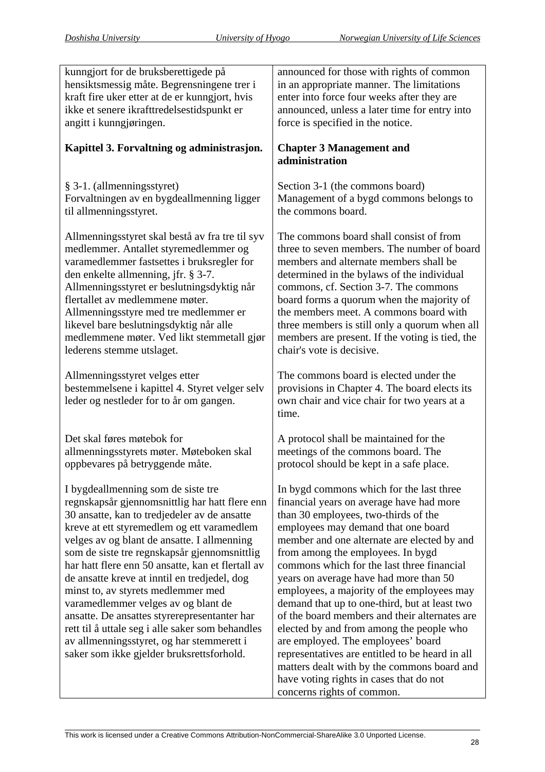| | |
|---|---|
| kunngjort for de bruksberettigede på hensiktsmessig måte. Begrensningene trer i kraft fire uker etter at de er kunngjort, hvis ikke et senere ikrafttredelsestidspunkt er angitt i kunngjøringen. | announced for those with rights of common in an appropriate manner. The limitations enter into force four weeks after they are announced, unless a later time for entry into force is specified in the notice. |
| **Kapittel 3. Forvaltning og administrasjon.** | **Chapter 3 Management and administration** |
| § 3-1. (allmenningsstyret)<br>Forvaltningen av en bygdeallmenning ligger til allmenningsstyret. | Section 3-1 (the commons board)<br>Management of a bygd commons belongs to the commons board. |
| Allmenningsstyret skal bestå av fra tre til syv medlemmer. Antallet styremedlemmer og varamedlemmer fastsettes i bruksregler for den enkelte allmenning, jfr. § 3-7. Allmenningsstyret er beslutningsdyktig når flertallet av medlemmene møter. Allmenningsstyre med tre medlemmer er likevel bare beslutningsdyktig når alle medlemmene møter. Ved likt stemmetall gjør lederens stemme utslaget. | The commons board shall consist of from three to seven members. The number of board members and alternate members shall be determined in the bylaws of the individual commons, cf. Section 3-7. The commons board forms a quorum when the majority of the members meet. A commons board with three members is still only a quorum when all members are present. If the voting is tied, the chair's vote is decisive. |
| Allmenningsstyret velges etter bestemmelsene i kapittel 4. Styret velger selv leder og nestleder for to år om gangen. | The commons board is elected under the provisions in Chapter 4. The board elects its own chair and vice chair for two years at a time. |
| Det skal føres møtebok for allmenningsstyrets møter. Møteboken skal oppbevares på betryggende måte. | A protocol shall be maintained for the meetings of the commons board. The protocol should be kept in a safe place. |
| I bygdeallmenning som de siste tre regnskapsår gjennomsnittlig har hatt flere enn 30 ansatte, kan to tredjedeler av de ansatte kreve at ett styremedlem og ett varamedlem velges av og blant de ansatte. I allmenning som de siste tre regnskapsår gjennomsnittlig har hatt flere enn 50 ansatte, kan et flertall av de ansatte kreve at inntil en tredjedel, dog minst to, av styrets medlemmer med varamedlemmer velges av og blant de ansatte. De ansattes styrerepresentanter har rett til å uttale seg i alle saker som behandles av allmenningsstyret, og har stemmerett i saker som ikke gjelder bruksrettsforhold. | In bygd commons which for the last three financial years on average have had more than 30 employees, two-thirds of the employees may demand that one board member and one alternate are elected by and from among the employees. In bygd commons which for the last three financial years on average have had more than 50 employees, a majority of the employees may demand that up to one-third, but at least two of the board members and their alternates are elected by and from among the people who are employed. The employees' board representatives are entitled to be heard in all matters dealt with by the commons board and have voting rights in cases that do not concerns rights of common. |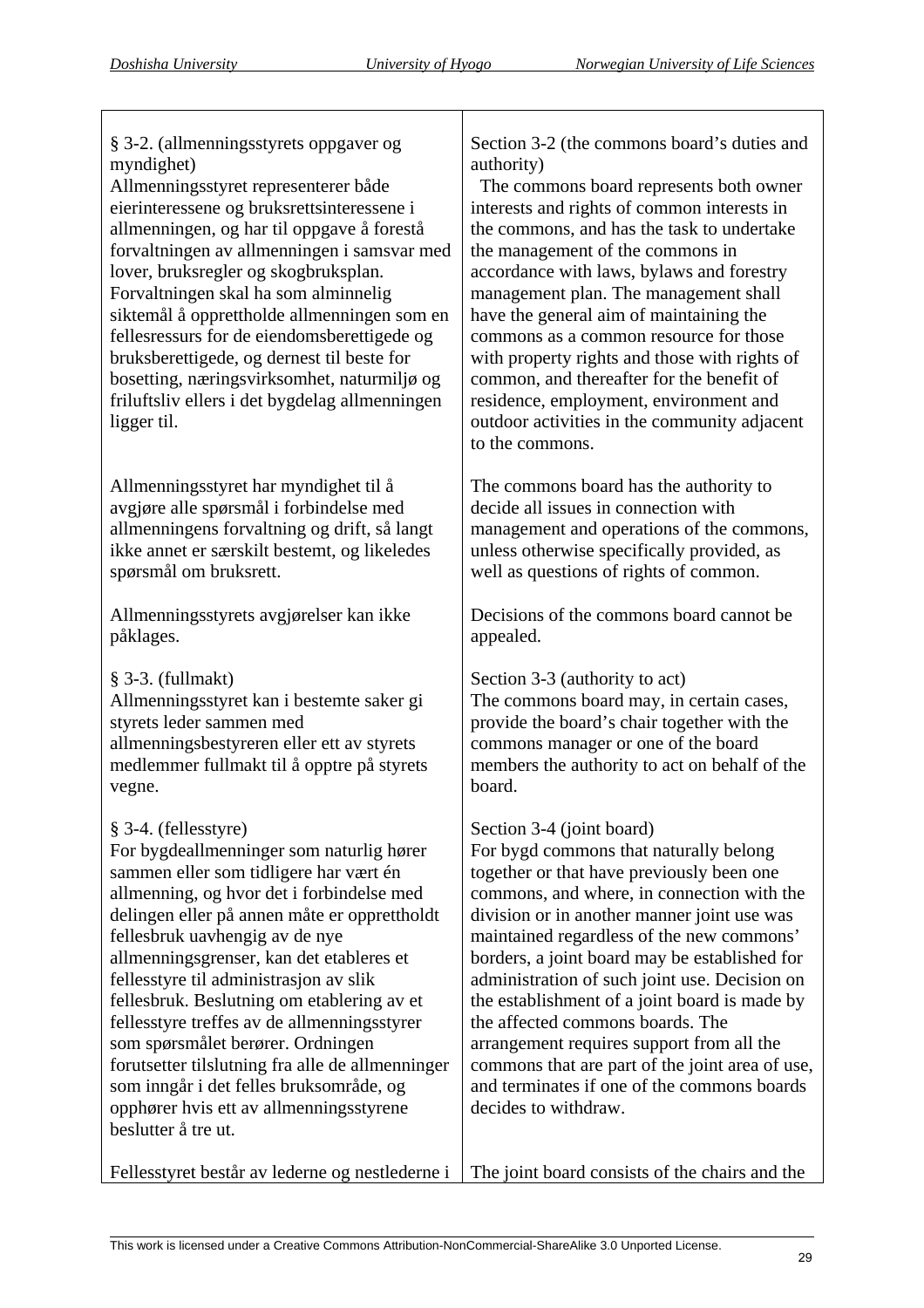| | |
|---|---|
| § 3-2. (allmenningsstyrets oppgaver og myndighet)<br>Allmenningsstyret representerer både eierinteressene og bruksrettsinteressene i allmenningen, og har til oppgave å forestå forvaltningen av allmenningen i samsvar med lover, bruksregler og skogbruksplan. Forvaltningen skal ha som alminnelig siktemål å opprettholde allmenningen som en fellesressurs for de eiendomsberettigede og bruksberettigede, og dernest til beste for bosetting, næringsvirksomhet, naturmiljø og friluftsliv ellers i det bygdelag allmenningen ligger til. | Section 3-2 (the commons board's duties and authority)<br>The commons board represents both owner interests and rights of common interests in the commons, and has the task to undertake the management of the commons in accordance with laws, bylaws and forestry management plan. The management shall have the general aim of maintaining the commons as a common resource for those with property rights and those with rights of common, and thereafter for the benefit of residence, employment, environment and outdoor activities in the community adjacent to the commons. |
| Allmenningsstyret har myndighet til å avgjøre alle spørsmål i forbindelse med allmenningens forvaltning og drift, så langt ikke annet er særskilt bestemt, og likeledes spørsmål om bruksrett. | The commons board has the authority to decide all issues in connection with management and operations of the commons, unless otherwise specifically provided, as well as questions of rights of common. |
| Allmenningsstyrets avgjørelser kan ikke påklages. | Decisions of the commons board cannot be appealed. |
| § 3-3. (fullmakt)<br>Allmenningsstyret kan i bestemte saker gi styrets leder sammen med allmenningsbestyreren eller ett av styrets medlemmer fullmakt til å opptre på styrets vegne. | Section 3-3 (authority to act)<br>The commons board may, in certain cases, provide the board's chair together with the commons manager or one of the board members the authority to act on behalf of the board. |
| § 3-4. (fellesstyre)<br>For bygdeallmenninger som naturlig hører sammen eller som tidligere har vært én allmenning, og hvor det i forbindelse med delingen eller på annen måte er opprettholdt fellesbruk uavhengig av de nye allmenningsgrenser, kan det etableres et fellesstyre til administrasjon av slik fellesbruk. Beslutning om etablering av et fellesstyre treffes av de allmenningsstyrer som spørsmålet berører. Ordningen forutsetter tilslutning fra alle de allmenninger som inngår i det felles bruksområde, og opphører hvis ett av allmenningsstyrene beslutter å tre ut. | Section 3-4 (joint board)<br>For bygd commons that naturally belong together or that have previously been one commons, and where, in connection with the division or in another manner joint use was maintained regardless of the new commons' borders, a joint board may be established for administration of such joint use. Decision on the establishment of a joint board is made by the affected commons boards. The arrangement requires support from all the commons that are part of the joint area of use, and terminates if one of the commons boards decides to withdraw. |
| Fellesstyret består av lederne og nestlederne i | The joint board consists of the chairs and the |

This work is licensed under a Creative Commons Attribution-NonCommercial-ShareAlike 3.0 Unported License.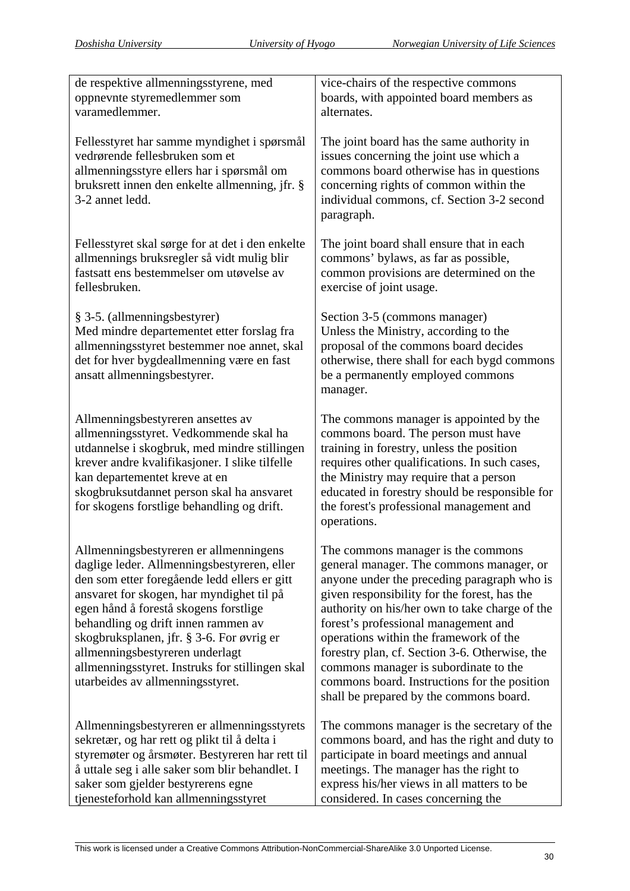| | |
|---|---|
| de respektive allmenningsstyrene, med oppnevnte styremedlemmer som varamedlemmer. | vice-chairs of the respective commons boards, with appointed board members as alternates. |
| Fellesstyret har samme myndighet i spørsmål vedrørende fellesbruken som et allmenningsstyre ellers har i spørsmål om bruksrett innen den enkelte allmenning, jfr. § 3-2 annet ledd. | The joint board has the same authority in issues concerning the joint use which a commons board otherwise has in questions concerning rights of common within the individual commons, cf. Section 3-2 second paragraph. |
| Fellesstyret skal sørge for at det i den enkelte allmennings bruksregler så vidt mulig blir fastsatt ens bestemmelser om utøvelse av fellesbruken. | The joint board shall ensure that in each commons' bylaws, as far as possible, common provisions are determined on the exercise of joint usage. |
| § 3-5. (allmenningsbestyrer) Med mindre departementet etter forslag fra allmenningsstyret bestemmer noe annet, skal det for hver bygdeallmenning være en fast ansatt allmenningsbestyrer. | Section 3-5 (commons manager) Unless the Ministry, according to the proposal of the commons board decides otherwise, there shall for each bygd commons be a permanently employed commons manager. |
| Allmenningsbestyreren ansettes av allmenningsstyret. Vedkommende skal ha utdannelse i skogbruk, med mindre stillingen krever andre kvalifikasjoner. I slike tilfelle kan departementet kreve at en skogbruksutdannet person skal ha ansvaret for skogens forstlige behandling og drift. | The commons manager is appointed by the commons board. The person must have training in forestry, unless the position requires other qualifications. In such cases, the Ministry may require that a person educated in forestry should be responsible for the forest's professional management and operations. |
| Allmenningsbestyreren er allmenningens daglige leder. Allmenningsbestyreren, eller den som etter foregående ledd ellers er gitt ansvaret for skogen, har myndighet til på egen hånd å forestå skogens forstlige behandling og drift innen rammen av skogbruksplanen, jfr. § 3-6. For øvrig er allmenningsbestyreren underlagt allmenningsstyret. Instruks for stillingen skal utarbeides av allmenningsstyret. | The commons manager is the commons general manager. The commons manager, or anyone under the preceding paragraph who is given responsibility for the forest, has the authority on his/her own to take charge of the forest's professional management and operations within the framework of the forestry plan, cf. Section 3-6. Otherwise, the commons manager is subordinate to the commons board. Instructions for the position shall be prepared by the commons board. |
| Allmenningsbestyreren er allmenningsstyrets sekretær, og har rett og plikt til å delta i styremøter og årsmøter. Bestyreren har rett til å uttale seg i alle saker som blir behandlet. I saker som gjelder bestyrerens egne tjenesteforhold kan allmenningsstyret | The commons manager is the secretary of the commons board, and has the right and duty to participate in board meetings and annual meetings. The manager has the right to express his/her views in all matters to be considered. In cases concerning the |

This work is licensed under a Creative Commons Attribution-NonCommercial-ShareAlike 3.0 Unported License.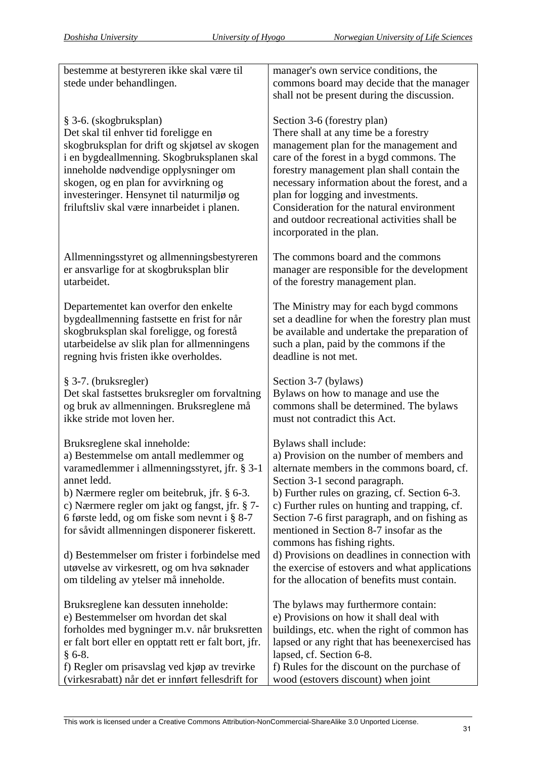| | |
|---|---|
| bestemme at bestyreren ikke skal være til stede under behandlingen. | manager's own service conditions, the commons board may decide that the manager shall not be present during the discussion. |
| § 3-6. (skogbruksplan)<br>Det skal til enhver tid foreligge en skogbruksplan for drift og skjøtsel av skogen i en bygdeallmenning. Skogbruksplanen skal inneholde nødvendige opplysninger om skogen, og en plan for avvirkning og investeringer. Hensynet til naturmiljø og friluftsliv skal være innarbeidet i planen. | Section 3-6 (forestry plan)<br>There shall at any time be a forestry management plan for the management and care of the forest in a bygd commons. The forestry management plan shall contain the necessary information about the forest, and a plan for logging and investments. Consideration for the natural environment and outdoor recreational activities shall be incorporated in the plan. |
| Allmenningsstyret og allmenningsbestyreren er ansvarlige for at skogbruksplan blir utarbeidet. | The commons board and the commons manager are responsible for the development of the forestry management plan. |
| Departementet kan overfor den enkelte bygdeallmenning fastsette en frist for når skogbruksplan skal foreligge, og forestå utarbeidelse av slik plan for allmenningens regning hvis fristen ikke overholdes. | The Ministry may for each bygd commons set a deadline for when the forestry plan must be available and undertake the preparation of such a plan, paid by the commons if the deadline is not met. |
| § 3-7. (bruksregler)<br>Det skal fastsettes bruksregler om forvaltning og bruk av allmenningen. Bruksreglene må ikke stride mot loven her. | Section 3-7 (bylaws)<br>Bylaws on how to manage and use the commons shall be determined. The bylaws must not contradict this Act. |
| Bruksreglene skal inneholde:<br>a) Bestemmelse om antall medlemmer og varamedlemmer i allmenningsstyret, jfr. § 3-1 annet ledd.<br>b) Nærmere regler om beitebruk, jfr. § 6-3.<br>c) Nærmere regler om jakt og fangst, jfr. § 7-6 første ledd, og om fiske som nevnt i § 8-7 for såvidt allmenningen disponerer fiskerett.<br><br>d) Bestemmelser om frister i forbindelse med utøvelse av virkesrett, og om hva søknader om tildeling av ytelser må inneholde. | Bylaws shall include:<br>a) Provision on the number of members and alternate members in the commons board, cf. Section 3-1 second paragraph.<br>b) Further rules on grazing, cf. Section 6-3.<br>c) Further rules on hunting and trapping, cf. Section 7-6 first paragraph, and on fishing as mentioned in Section 8-7 insofar as the commons has fishing rights.<br>d) Provisions on deadlines in connection with the exercise of estovers and what applications for the allocation of benefits must contain. |
| Bruksreglene kan dessuten inneholde:<br>e) Bestemmelser om hvordan det skal forholdes med bygninger m.v. når bruksretten er falt bort eller en opptatt rett er falt bort, jfr. § 6-8.<br>f) Regler om prisavslag ved kjøp av trevirke (virkesrabatt) når det er innført fellesdrift for | The bylaws may furthermore contain:<br>e) Provisions on how it shall deal with buildings, etc. when the right of common has lapsed or any right that has beenexercised has lapsed, cf. Section 6-8.<br>f) Rules for the discount on the purchase of wood (estovers discount) when joint |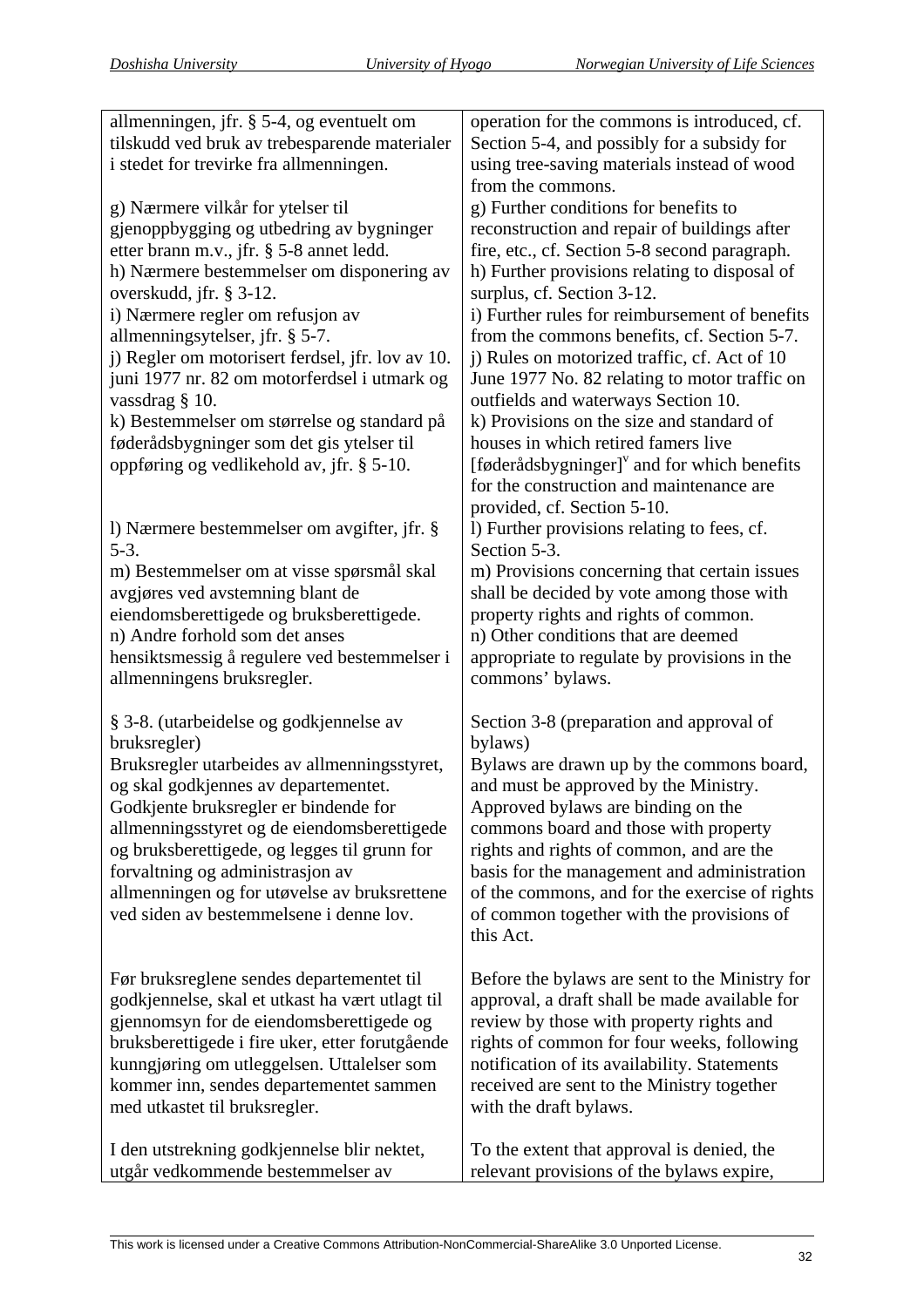| | |
|---|---|
| allmenningen, jfr. § 5-4, og eventuelt om tilskudd ved bruk av trebesparende materialer i stedet for trevirke fra allmenningen. | operation for the commons is introduced, cf. Section 5-4, and possibly for a subsidy for using tree-saving materials instead of wood from the commons. |
| g) Nærmere vilkår for ytelser til gjenoppbygging og utbedring av bygninger etter brann m.v., jfr. § 5-8 annet ledd. | g) Further conditions for benefits to reconstruction and repair of buildings after fire, etc., cf. Section 5-8 second paragraph. |
| h) Nærmere bestemmelser om disponering av overskudd, jfr. § 3-12. | h) Further provisions relating to disposal of surplus, cf. Section 3-12. |
| i) Nærmere regler om refusjon av allmenningsytelser, jfr. § 5-7. | i) Further rules for reimbursement of benefits from the commons benefits, cf. Section 5-7. |
| j) Regler om motorisert ferdsel, jfr. lov av 10. juni 1977 nr. 82 om motorferdsel i utmark og vassdrag § 10. | j) Rules on motorized traffic, cf. Act of 10 June 1977 No. 82 relating to motor traffic on outfields and waterways Section 10. |
| k) Bestemmelser om størrelse og standard på føderådsbygninger som det gis ytelser til oppføring og vedlikehold av, jfr. § 5-10. | k) Provisions on the size and standard of houses in which retired famers live [føderådsbygninger][v] and for which benefits for the construction and maintenance are provided, cf. Section 5-10. |
| l) Nærmere bestemmelser om avgifter, jfr. § 5-3. | l) Further provisions relating to fees, cf. Section 5-3. |
| m) Bestemmelser om at visse spørsmål skal avgjøres ved avstemning blant de eiendomsberettigede og bruksberettigede. | m) Provisions concerning that certain issues shall be decided by vote among those with property rights and rights of common. |
| n) Andre forhold som det anses hensiktsmessig å regulere ved bestemmelser i allmenningens bruksregler. | n) Other conditions that are deemed appropriate to regulate by provisions in the commons' bylaws. |
| § 3-8. (utarbeidelse og godkjennelse av bruksregler) | Section 3-8 (preparation and approval of bylaws) |
| Bruksregler utarbeides av allmenningsstyret, og skal godkjennes av departementet. Godkjente bruksregler er bindende for allmenningsstyret og de eiendomsberettigede og bruksberettigede, og legges til grunn for forvaltning og administrasjon av allmenningen og for utøvelse av bruksrettene ved siden av bestemmelsene i denne lov. | Bylaws are drawn up by the commons board, and must be approved by the Ministry. Approved bylaws are binding on the commons board and those with property rights and rights of common, and are the basis for the management and administration of the commons, and for the exercise of rights of common together with the provisions of this Act. |
| Før bruksreglene sendes departementet til godkjennelse, skal et utkast ha vært utlagt til gjennomsyn for de eiendomsberettigede og bruksberettigede i fire uker, etter forutgående kunngjøring om utleggelsen. Uttalelser som kommer inn, sendes departementet sammen med utkastet til bruksregler. | Before the bylaws are sent to the Ministry for approval, a draft shall be made available for review by those with property rights and rights of common for four weeks, following notification of its availability. Statements received are sent to the Ministry together with the draft bylaws. |
| I den utstrekning godkjennelse blir nektet, utgår vedkommende bestemmelser av | To the extent that approval is denied, the relevant provisions of the bylaws expire, |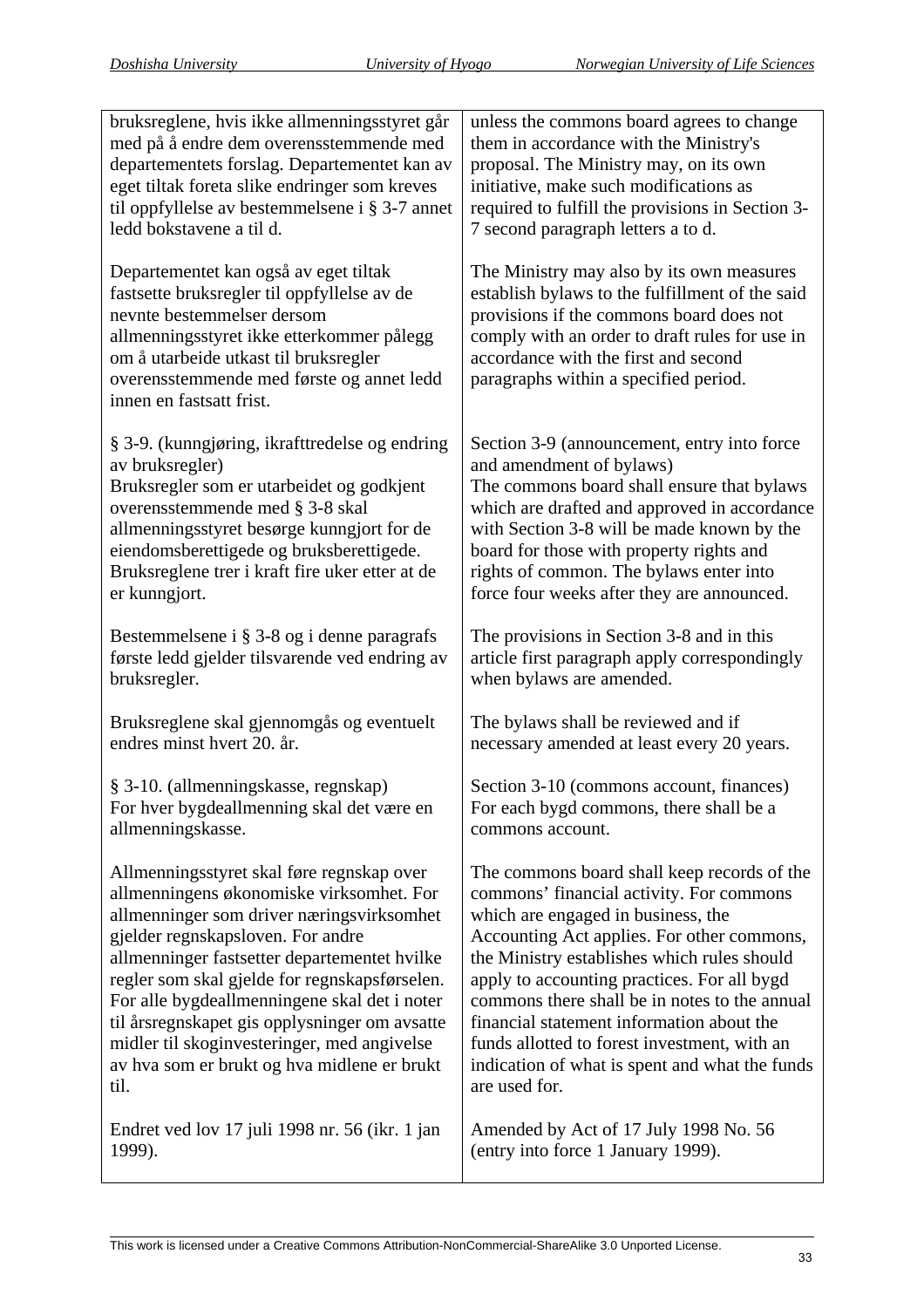| | |
|---|---|
| bruksreglene, hvis ikke allmenningsstyret går med på å endre dem overensstemmende med departementets forslag. Departementet kan av eget tiltak foreta slike endringer som kreves til oppfyllelse av bestemmelsene i § 3-7 annet ledd bokstavene a til d. | unless the commons board agrees to change them in accordance with the Ministry's proposal. The Ministry may, on its own initiative, make such modifications as required to fulfill the provisions in Section 3-7 second paragraph letters a to d. |
| Departementet kan også av eget tiltak fastsette bruksregler til oppfyllelse av de nevnte bestemmelser dersom allmenningsstyret ikke etterkommer pålegg om å utarbeide utkast til bruksregler overensstemmende med første og annet ledd innen en fastsatt frist. | The Ministry may also by its own measures establish bylaws to the fulfillment of the said provisions if the commons board does not comply with an order to draft rules for use in accordance with the first and second paragraphs within a specified period. |
| § 3-9. (kunngjøring, ikrafttredelse og endring av bruksregler)<br>Bruksregler som er utarbeidet og godkjent overensstemmende med § 3-8 skal allmenningsstyret besørge kunngjort for de eiendomsberettigede og bruksberettigede. Bruksreglene trer i kraft fire uker etter at de er kunngjort. | Section 3-9 (announcement, entry into force and amendment of bylaws)<br>The commons board shall ensure that bylaws which are drafted and approved in accordance with Section 3-8 will be made known by the board for those with property rights and rights of common. The bylaws enter into force four weeks after they are announced. |
| Bestemmelsene i § 3-8 og i denne paragrafs første ledd gjelder tilsvarende ved endring av bruksregler. | The provisions in Section 3-8 and in this article first paragraph apply correspondingly when bylaws are amended. |
| Bruksreglene skal gjennomgås og eventuelt endres minst hvert 20. år. | The bylaws shall be reviewed and if necessary amended at least every 20 years. |
| § 3-10. (allmenningskasse, regnskap)<br>For hver bygdeallmenning skal det være en allmenningskasse. | Section 3-10 (commons account, finances)<br>For each bygd commons, there shall be a commons account. |
| Allmenningsstyret skal føre regnskap over allmenningens økonomiske virksomhet. For allmenninger som driver næringsvirksomhet gjelder regnskapsloven. For andre allmenninger fastsetter departementet hvilke regler som skal gjelde for regnskapsførselen. For alle bygdeallmenningene skal det i noter til årsregnskapet gis opplysninger om avsatte midler til skoginvesteringer, med angivelse av hva som er brukt og hva midlene er brukt til. | The commons board shall keep records of the commons' financial activity. For commons which are engaged in business, the Accounting Act applies. For other commons, the Ministry establishes which rules should apply to accounting practices. For all bygd commons there shall be in notes to the annual financial statement information about the funds allotted to forest investment, with an indication of what is spent and what the funds are used for. |
| Endret ved lov 17 juli 1998 nr. 56 (ikr. 1 jan 1999). | Amended by Act of 17 July 1998 No. 56 (entry into force 1 January 1999). |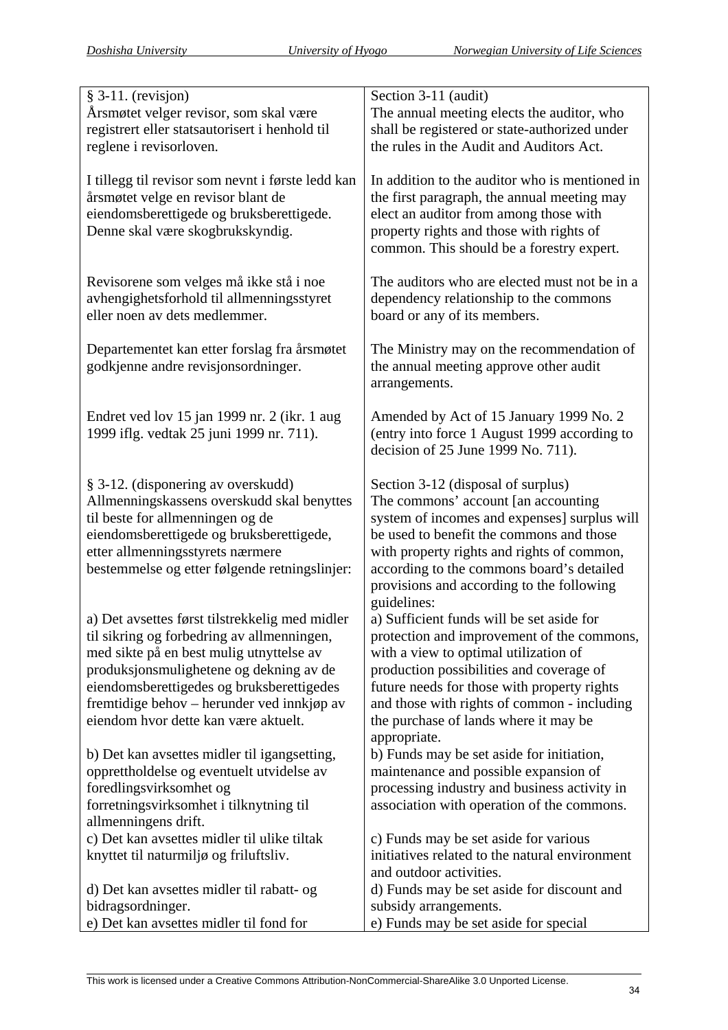| § 3-11. (revisjon) Årsmøtet velger revisor, som skal være registrert eller statsautorisert i henhold til reglene i revisorloven. | Section 3-11 (audit) The annual meeting elects the auditor, who shall be registered or state-authorized under the rules in the Audit and Auditors Act. |
| --- | --- |
| I tillegg til revisor som nevnt i første ledd kan årsmøtet velge en revisor blant de eiendomsberettigede og bruksberettigede. Denne skal være skogbrukskyndig. | In addition to the auditor who is mentioned in the first paragraph, the annual meeting may elect an auditor from among those with property rights and those with rights of common. This should be a forestry expert. |
| Revisorene som velges må ikke stå i noe avhengighetsforhold til allmenningsstyret eller noen av dets medlemmer. | The auditors who are elected must not be in a dependency relationship to the commons board or any of its members. |
| Departementet kan etter forslag fra årsmøtet godkjenne andre revisjonsordninger. | The Ministry may on the recommendation of the annual meeting approve other audit arrangements. |
| Endret ved lov 15 jan 1999 nr. 2 (ikr. 1 aug 1999 iflg. vedtak 25 juni 1999 nr. 711). | Amended by Act of 15 January 1999 No. 2 (entry into force 1 August 1999 according to decision of 25 June 1999 No. 711). |
| § 3-12. (disponering av overskudd) Allmenningskassens overskudd skal benyttes til beste for allmenningen og de eiendomsberettigede og bruksberettigede, etter allmenningsstyrets nærmere bestemmelse og etter følgende retningslinjer: | Section 3-12 (disposal of surplus) The commons' account [an accounting system of incomes and expenses] surplus will be used to benefit the commons and those with property rights and rights of common, according to the commons board's detailed provisions and according to the following guidelines: |
| a) Det avsettes først tilstrekkelig med midler til sikring og forbedring av allmenningen, med sikte på en best mulig utnyttelse av produksjonsmulighetene og dekning av de eiendomsberettigedes og bruksberettigedes fremtidige behov – herunder ved innkjøp av eiendom hvor dette kan være aktuelt. | a) Sufficient funds will be set aside for protection and improvement of the commons, with a view to optimal utilization of production possibilities and coverage of future needs for those with property rights and those with rights of common - including the purchase of lands where it may be appropriate. |
| b) Det kan avsettes midler til igangsetting, opprettholdelse og eventuelt utvidelse av foredlingsvirksomhet og forretningsvirksomhet i tilknytning til allmenningens drift. | b) Funds may be set aside for initiation, maintenance and possible expansion of processing industry and business activity in association with operation of the commons. |
| c) Det kan avsettes midler til ulike tiltak knyttet til naturmiljø og friluftsliv. | c) Funds may be set aside for various initiatives related to the natural environment and outdoor activities. |
| d) Det kan avsettes midler til rabatt- og bidragsordninger. | d) Funds may be set aside for discount and subsidy arrangements. |
| e) Det kan avsettes midler til fond for | e) Funds may be set aside for special |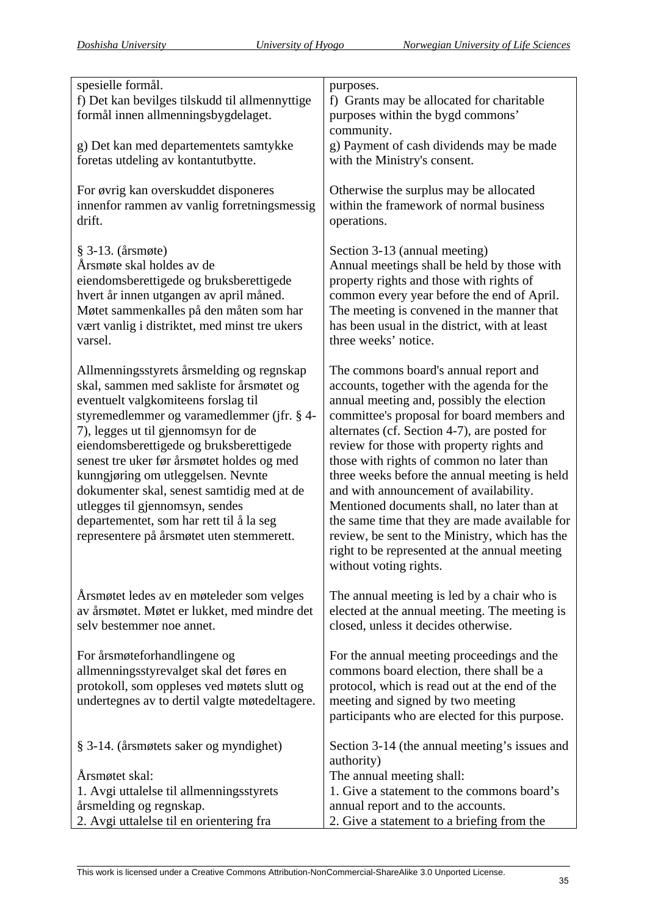| | |
|---|---|
| spesielle formål.<br>f) Det kan bevilges tilskudd til allmennyttige formål innen allmenningsbygdelaget.<br><br>g) Det kan med departementets samtykke foretas utdeling av kontantutbytte.<br><br>For øvrig kan overskuddet disponeres innenfor rammen av vanlig forretningsmessig drift.<br><br>§ 3-13. (årsmøte)<br>Årsmøte skal holdes av de eiendomsberettigede og bruksberettigede hvert år innen utgangen av april måned. Møtet sammenkalles på den måten som har vært vanlig i distriktet, med minst tre ukers varsel.<br><br>Allmenningsstyrets årsmelding og regnskap skal, sammen med sakliste for årsmøtet og eventuelt valgkomiteens forslag til styremedlemmer og varamedlemmer (jfr. § 4-7), legges ut til gjennomsyn for de eiendomsberettigede og bruksberettigede senest tre uker før årsmøtet holdes og med kunngjøring om utleggelsen. Nevnte dokumenter skal, senest samtidig med at de utlegges til gjennomsyn, sendes departementet, som har rett til å la seg representere på årsmøtet uten stemmerett.<br><br>Årsmøtet ledes av en møteleder som velges av årsmøtet. Møtet er lukket, med mindre det selv bestemmer noe annet.<br><br>For årsmøteforhandlingene og allmenningsstyrevalget skal det føres en protokoll, som oppleses ved møtets slutt og undertegnes av to dertil valgte møtedeltagere.<br><br>§ 3-14. (årsmøtets saker og myndighet)<br><br>Årsmøtet skal:<br>1. Avgi uttalelse til allmenningsstyrets årsmelding og regnskap.<br>2. Avgi uttalelse til en orientering fra | purposes.<br>f) Grants may be allocated for charitable purposes within the bygd commons' community.<br>g) Payment of cash dividends may be made with the Ministry's consent.<br><br>Otherwise the surplus may be allocated within the framework of normal business operations.<br><br>Section 3-13 (annual meeting)<br>Annual meetings shall be held by those with property rights and those with rights of common every year before the end of April. The meeting is convened in the manner that has been usual in the district, with at least three weeks' notice.<br><br>The commons board's annual report and accounts, together with the agenda for the annual meeting and, possibly the election committee's proposal for board members and alternates (cf. Section 4-7), are posted for review for those with property rights and those with rights of common no later than three weeks before the annual meeting is held and with announcement of availability. Mentioned documents shall, no later than at the same time that they are made available for review, be sent to the Ministry, which has the right to be represented at the annual meeting without voting rights.<br><br>The annual meeting is led by a chair who is elected at the annual meeting. The meeting is closed, unless it decides otherwise.<br><br>For the annual meeting proceedings and the commons board election, there shall be a protocol, which is read out at the end of the meeting and signed by two meeting participants who are elected for this purpose.<br><br>Section 3-14 (the annual meeting's issues and authority)<br>The annual meeting shall:<br>1. Give a statement to the commons board's annual report and to the accounts.<br>2. Give a statement to a briefing from the |

This work is licensed under a Creative Commons Attribution-NonCommercial-ShareAlike 3.0 Unported License.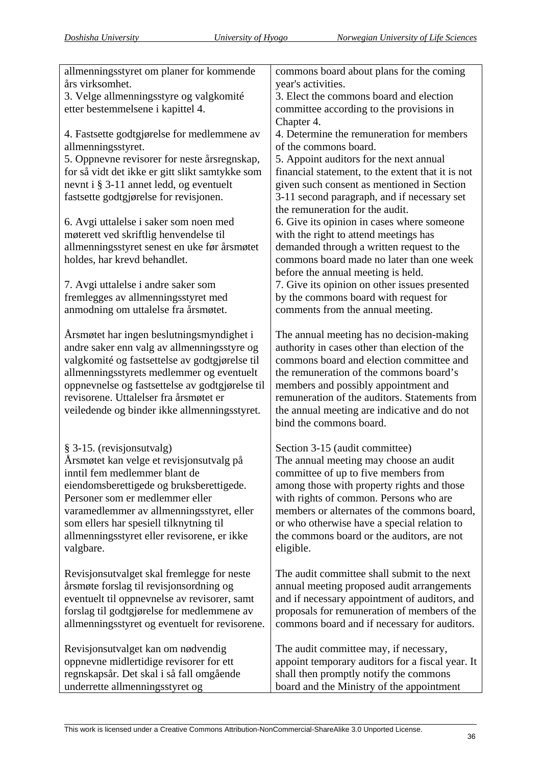| | |
|---|---|
| allmenningsstyret om planer for kommende års virksomhet. | commons board about plans for the coming year's activities. |
| 3. Velge allmenningsstyre og valgkomité etter bestemmelsene i kapittel 4. | 3. Elect the commons board and election committee according to the provisions in Chapter 4. |
| 4. Fastsette godtgjørelse for medlemmene av allmenningsstyret. | 4. Determine the remuneration for members of the commons board. |
| 5. Oppnevne revisorer for neste årsregnskap, for så vidt det ikke er gitt slikt samtykke som nevnt i § 3-11 annet ledd, og eventuelt fastsette godtgjørelse for revisjonen. | 5. Appoint auditors for the next annual financial statement, to the extent that it is not given such consent as mentioned in Section 3-11 second paragraph, and if necessary set the remuneration for the audit. |
| 6. Avgi uttalelse i saker som noen med møterett ved skriftlig henvendelse til allmenningsstyret senest en uke før årsmøtet holdes, har krevd behandlet. | 6. Give its opinion in cases where someone with the right to attend meetings has demanded through a written request to the commons board made no later than one week before the annual meeting is held. |
| 7. Avgi uttalelse i andre saker som fremlegges av allmenningsstyret med anmodning om uttalelse fra årsmøtet. | 7. Give its opinion on other issues presented by the commons board with request for comments from the annual meeting. |
| Årsmøtet har ingen beslutningsmyndighet i andre saker enn valg av allmenningsstyre og valgkomité og fastsettelse av godtgjørelse til allmenningsstyrets medlemmer og eventuelt oppnevnelse og fastsettelse av godtgjørelse til revisorene. Uttalelser fra årsmøtet er veiledende og binder ikke allmenningsstyret. | The annual meeting has no decision-making authority in cases other than election of the commons board and election committee and the remuneration of the commons board's members and possibly appointment and remuneration of the auditors. Statements from the annual meeting are indicative and do not bind the commons board. |
| § 3-15. (revisjonsutvalg) Årsmøtet kan velge et revisjonsutvalg på inntil fem medlemmer blant de eiendomsberettigede og bruksberettigede. Personer som er medlemmer eller varamedlemmer av allmenningsstyret, eller som ellers har spesiell tilknytning til allmenningsstyret eller revisorene, er ikke valgbare. | Section 3-15 (audit committee) The annual meeting may choose an audit committee of up to five members from among those with property rights and those with rights of common. Persons who are members or alternates of the commons board, or who otherwise have a special relation to the commons board or the auditors, are not eligible. |
| Revisjonsutvalget skal fremlegge for neste årsmøte forslag til revisjonsordning og eventuelt til oppnevnelse av revisorer, samt forslag til godtgjørelse for medlemmene av allmenningsstyret og eventuelt for revisorene. | The audit committee shall submit to the next annual meeting proposed audit arrangements and if necessary appointment of auditors, and proposals for remuneration of members of the commons board and if necessary for auditors. |
| Revisjonsutvalget kan om nødvendig oppnevne midlertidige revisorer for ett regnskapsår. Det skal i så fall omgående underrette allmenningsstyret og | The audit committee may, if necessary, appoint temporary auditors for a fiscal year. It shall then promptly notify the commons board and the Ministry of the appointment |

This work is licensed under a Creative Commons Attribution-NonCommercial-ShareAlike 3.0 Unported License.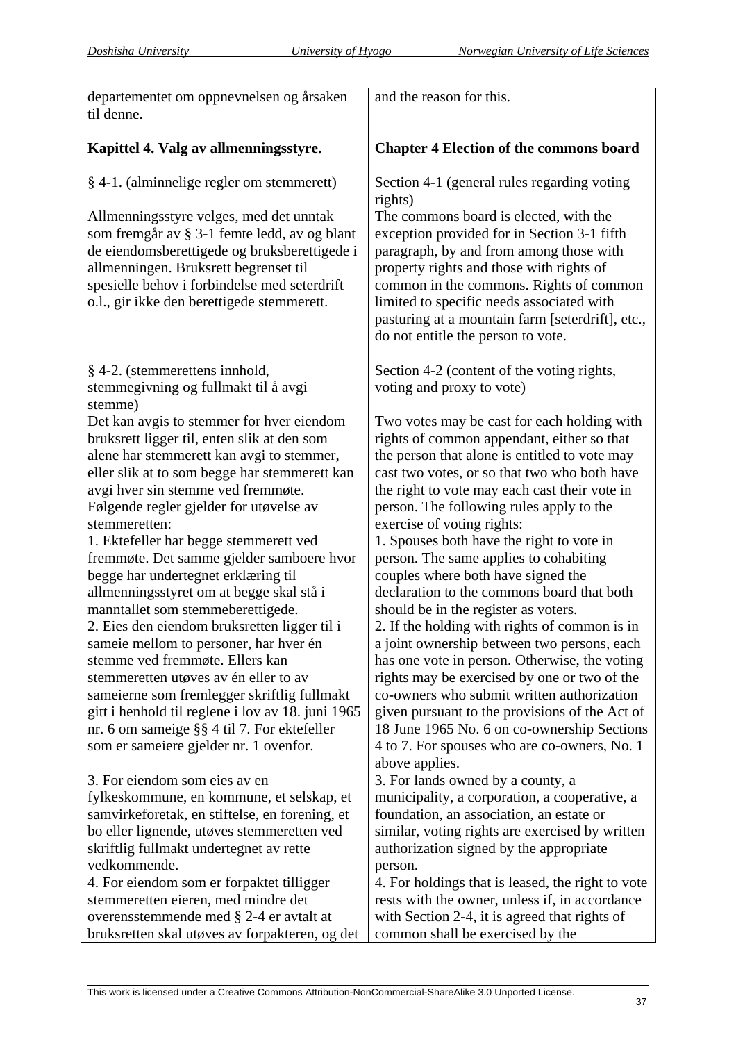| | |
|---|---|
| departementet om oppnevnelsen og årsaken til denne. | and the reason for this. |
| **Kapittel 4. Valg av allmenningsstyre.** | **Chapter 4 Election of the commons board** |
| § 4-1. (alminnelige regler om stemmerett) | Section 4-1 (general rules regarding voting rights) |
| Allmenningsstyre velges, med det unntak som fremgår av § 3-1 femte ledd, av og blant de eiendomsberettigede og bruksberettigede i allmenningen. Bruksrett begrenset til spesielle behov i forbindelse med seterdrift o.l., gir ikke den berettigede stemmerett. | The commons board is elected, with the exception provided for in Section 3-1 fifth paragraph, by and from among those with property rights and those with rights of common in the commons. Rights of common limited to specific needs associated with pasturing at a mountain farm [seterdrift], etc., do not entitle the person to vote. |
| § 4-2. (stemmerettens innhold, stemmegivning og fullmakt til å avgi stemme) | Section 4-2 (content of the voting rights, voting and proxy to vote) |
| Det kan avgis to stemmer for hver eiendom bruksrett ligger til, enten slik at den som alene har stemmerett kan avgi to stemmer, eller slik at to som begge har stemmerett kan avgi hver sin stemme ved fremmøte. Følgende regler gjelder for utøvelse av stemmeretten: | Two votes may be cast for each holding with rights of common appendant, either so that the person that alone is entitled to vote may cast two votes, or so that two who both have the right to vote may each cast their vote in person. The following rules apply to the exercise of voting rights: |
| 1. Ektefeller har begge stemmerett ved fremmøte. Det samme gjelder samboere hvor begge har undertegnet erklæring til allmenningsstyret om at begge skal stå i manntallet som stemmeberettigede. | 1. Spouses both have the right to vote in person. The same applies to cohabiting couples where both have signed the declaration to the commons board that both should be in the register as voters. |
| 2. Eies den eiendom bruksretten ligger til i sameie mellom to personer, har hver én stemme ved fremmøte. Ellers kan stemmeretten utøves av én eller to av sameierne som fremlegger skriftlig fullmakt gitt i henhold til reglene i lov av 18. juni 1965 nr. 6 om sameige §§ 4 til 7. For ektefeller som er sameiere gjelder nr. 1 ovenfor. | 2. If the holding with rights of common is in a joint ownership between two persons, each has one vote in person. Otherwise, the voting rights may be exercised by one or two of the co-owners who submit written authorization given pursuant to the provisions of the Act of 18 June 1965 No. 6 on co-ownership Sections 4 to 7. For spouses who are co-owners, No. 1 above applies. |
| 3. For eiendom som eies av en fylkeskommune, en kommune, et selskap, et samvirkeforetak, en stiftelse, en forening, et bo eller lignende, utøves stemmeretten ved skriftlig fullmakt undertegnet av rette vedkommende. | 3. For lands owned by a county, a municipality, a corporation, a cooperative, a foundation, an association, an estate or similar, voting rights are exercised by written authorization signed by the appropriate person. |
| 4. For eiendom som er forpaktet tilligger stemmeretten eieren, med mindre det overensstemmende med § 2-4 er avtalt at bruksretten skal utøves av forpakteren, og det | 4. For holdings that is leased, the right to vote rests with the owner, unless if, in accordance with Section 2-4, it is agreed that rights of common shall be exercised by the |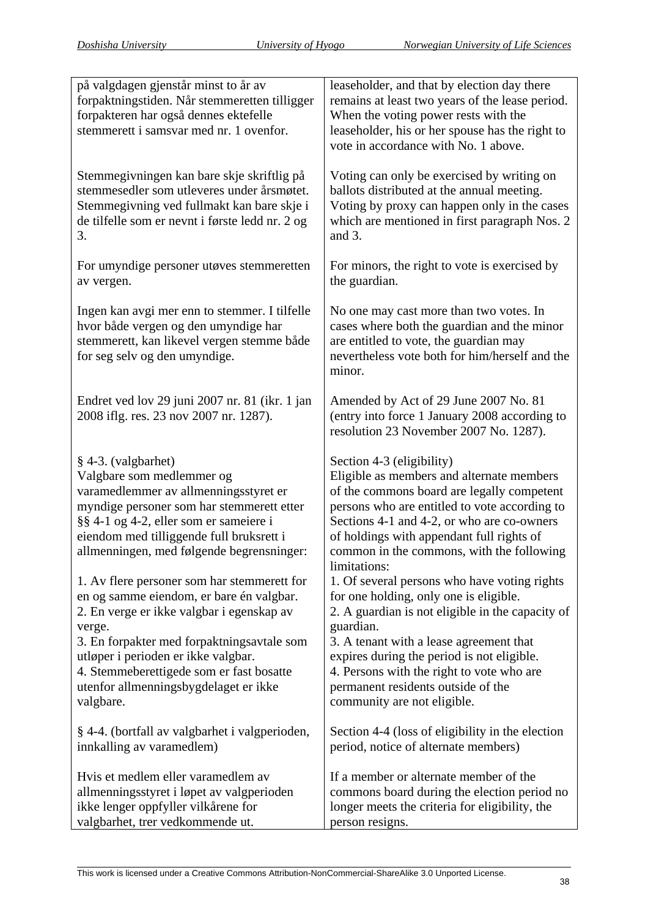| | |
|---|---|
| på valgdagen gjenstår minst to år av forpaktningstiden. Når stemmeretten tilligger forpakteren har også dennes ektefelle stemmerett i samsvar med nr. 1 ovenfor. | leaseholder, and that by election day there remains at least two years of the lease period. When the voting power rests with the leaseholder, his or her spouse has the right to vote in accordance with No. 1 above. |
| Stemmegivningen kan bare skje skriftlig på stemmesedler som utleveres under årsmøtet. Stemmegivning ved fullmakt kan bare skje i de tilfelle som er nevnt i første ledd nr. 2 og 3. | Voting can only be exercised by writing on ballots distributed at the annual meeting. Voting by proxy can happen only in the cases which are mentioned in first paragraph Nos. 2 and 3. |
| For umyndige personer utøves stemmeretten av vergen. | For minors, the right to vote is exercised by the guardian. |
| Ingen kan avgi mer enn to stemmer. I tilfelle hvor både vergen og den umyndige har stemmerett, kan likevel vergen stemme både for seg selv og den umyndige. | No one may cast more than two votes. In cases where both the guardian and the minor are entitled to vote, the guardian may nevertheless vote both for him/herself and the minor. |
| Endret ved lov 29 juni 2007 nr. 81 (ikr. 1 jan 2008 iflg. res. 23 nov 2007 nr. 1287). | Amended by Act of 29 June 2007 No. 81 (entry into force 1 January 2008 according to resolution 23 November 2007 No. 1287). |
| § 4-3. (valgbarhet)<br>Valgbare som medlemmer og varamedlemmer av allmenningsstyret er myndige personer som har stemmerett etter §§ 4-1 og 4-2, eller som er sameiere i eiendom med tilliggende full bruksrett i allmenningen, med følgende begrensninger: | Section 4-3 (eligibility)<br>Eligible as members and alternate members of the commons board are legally competent persons who are entitled to vote according to Sections 4-1 and 4-2, or who are co-owners of holdings with appendant full rights of common in the commons, with the following limitations: |
| 1. Av flere personer som har stemmerett for en og samme eiendom, er bare én valgbar.<br>2. En verge er ikke valgbar i egenskap av verge.<br>3. En forpakter med forpaktningsavtale som utløper i perioden er ikke valgbar.<br>4. Stemmeberettigede som er fast bosatte utenfor allmenningsbygdelaget er ikke valgbare. | 1. Of several persons who have voting rights for one holding, only one is eligible.<br>2. A guardian is not eligible in the capacity of guardian.<br>3. A tenant with a lease agreement that expires during the period is not eligible.<br>4. Persons with the right to vote who are permanent residents outside of the community are not eligible. |
| § 4-4. (bortfall av valgbarhet i valgperioden, innkalling av varamedlem) | Section 4-4 (loss of eligibility in the election period, notice of alternate members) |
| Hvis et medlem eller varamedlem av allmenningsstyret i løpet av valgperioden ikke lenger oppfyller vilkårene for valgbarhet, trer vedkommende ut. | If a member or alternate member of the commons board during the election period no longer meets the criteria for eligibility, the person resigns. |

This work is licensed under a Creative Commons Attribution-NonCommercial-ShareAlike 3.0 Unported License.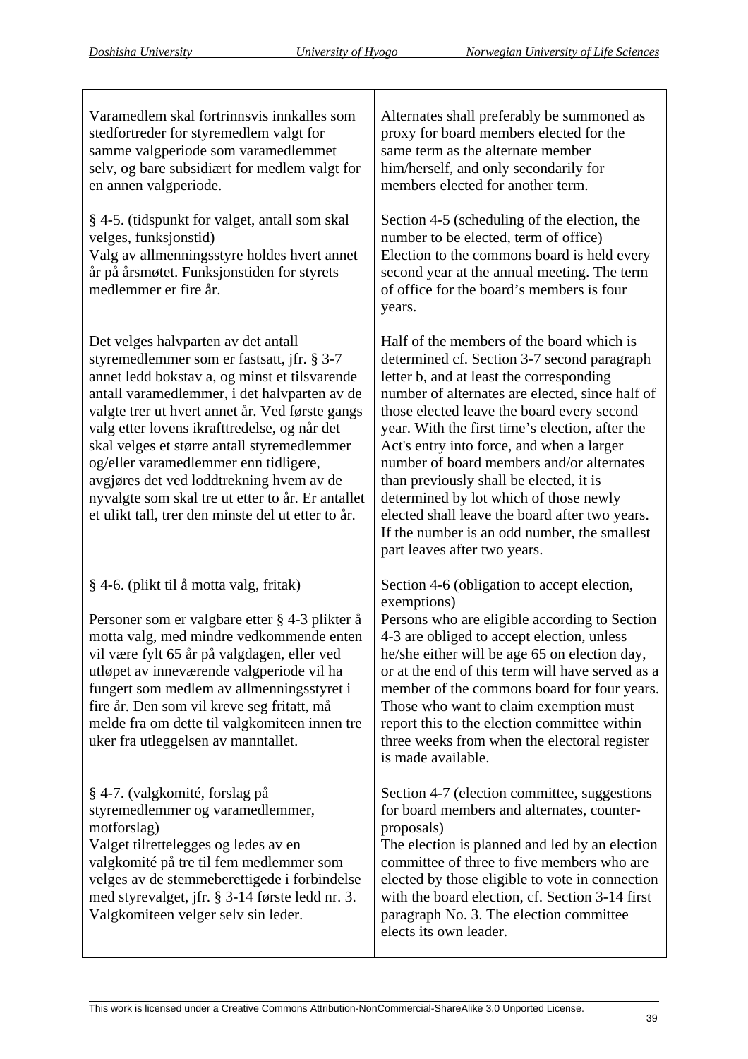| | |
|---|---|
| Varamedlem skal fortrinnsvis innkalles som stedfortreder for styremedlem valgt for samme valgperiode som varamedlemmet selv, og bare subsidiært for medlem valgt for en annen valgperiode. | Alternates shall preferably be summoned as proxy for board members elected for the same term as the alternate member him/herself, and only secondarily for members elected for another term. |
| § 4-5. (tidspunkt for valget, antall som skal velges, funksjonstid)<br>Valg av allmenningsstyre holdes hvert annet år på årsmøtet. Funksjonstiden for styrets medlemmer er fire år. | Section 4-5 (scheduling of the election, the number to be elected, term of office)<br>Election to the commons board is held every second year at the annual meeting. The term of office for the board's members is four years. |
| Det velges halvparten av det antall styremedlemmer som er fastsatt, jfr. § 3-7 annet ledd bokstav a, og minst et tilsvarende antall varamedlemmer, i det halvparten av de valgte trer ut hvert annet år. Ved første gangs valg etter lovens ikrafttredelse, og når det skal velges et større antall styremedlemmer og/eller varamedlemmer enn tidligere, avgjøres det ved loddtrekning hvem av de nyvalgte som skal tre ut etter to år. Er antallet et ulikt tall, trer den minste del ut etter to år. | Half of the members of the board which is determined cf. Section 3-7 second paragraph letter b, and at least the corresponding number of alternates are elected, since half of those elected leave the board every second year. With the first time's election, after the Act's entry into force, and when a larger number of board members and/or alternates than previously shall be elected, it is determined by lot which of those newly elected shall leave the board after two years. If the number is an odd number, the smallest part leaves after two years. |
| § 4-6. (plikt til å motta valg, fritak)<br><br>Personer som er valgbare etter § 4-3 plikter å motta valg, med mindre vedkommende enten vil være fylt 65 år på valgdagen, eller ved utløpet av inneværende valgperiode vil ha fungert som medlem av allmenningsstyret i fire år. Den som vil kreve seg fritatt, må melde fra om dette til valgkomiteen innen tre uker fra utleggelsen av manntallet. | Section 4-6 (obligation to accept election, exemptions)<br>Persons who are eligible according to Section 4-3 are obliged to accept election, unless he/she either will be age 65 on election day, or at the end of this term will have served as a member of the commons board for four years. Those who want to claim exemption must report this to the election committee within three weeks from when the electoral register is made available. |
| § 4-7. (valgkomité, forslag på styremedlemmer og varamedlemmer, motforslag)<br>Valget tilrettelegges og ledes av en valgkomité på tre til fem medlemmer som velges av de stemmeberettigede i forbindelse med styrevalget, jfr. § 3-14 første ledd nr. 3. Valgkomiteen velger selv sin leder. | Section 4-7 (election committee, suggestions for board members and alternates, counter-proposals)<br>The election is planned and led by an election committee of three to five members who are elected by those eligible to vote in connection with the board election, cf. Section 3-14 first paragraph No. 3. The election committee elects its own leader. |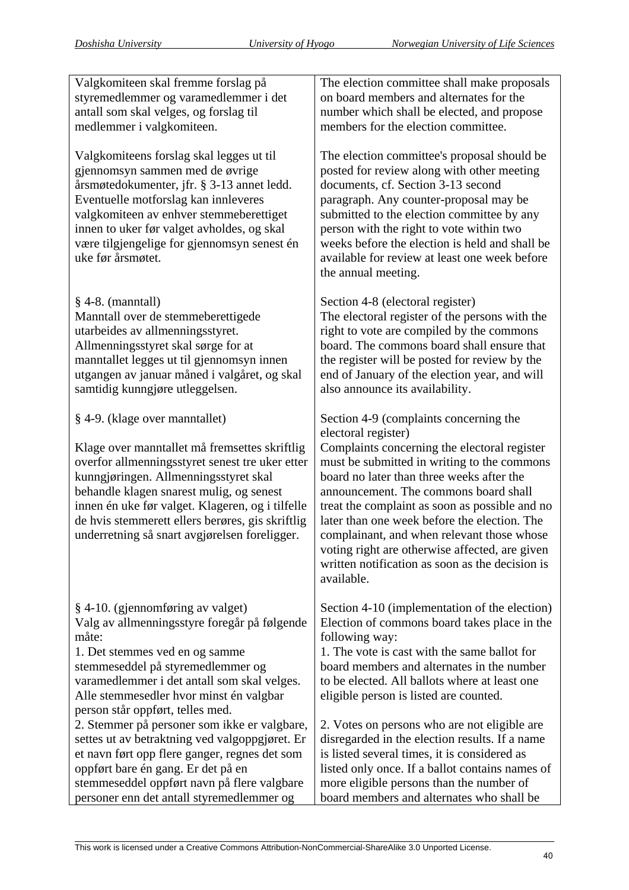| | |
|---|---|
| Valgkomiteen skal fremme forslag på styremedlemmer og varamedlemmer i det antall som skal velges, og forslag til medlemmer i valgkomiteen.<br><br>Valgkomiteens forslag skal legges ut til gjennomsyn sammen med de øvrige årsmøtedokumenter, jfr. § 3-13 annet ledd. Eventuelle motforslag kan innleveres valgkomiteen av enhver stemmeberettiget innen to uker før valget avholdes, og skal være tilgjengelige for gjennomsyn senest én uke før årsmøtet. | The election committee shall make proposals on board members and alternates for the number which shall be elected, and propose members for the election committee.<br><br>The election committee's proposal should be posted for review along with other meeting documents, cf. Section 3-13 second paragraph. Any counter-proposal may be submitted to the election committee by any person with the right to vote within two weeks before the election is held and shall be available for review at least one week before the annual meeting. |
| § 4-8. (manntall)<br>Manntall over de stemmeberettigede utarbeides av allmenningsstyret. Allmenningsstyret skal sørge for at manntallet legges ut til gjennomsyn innen utgangen av januar måned i valgåret, og skal samtidig kunngjøre utleggelsen. | Section 4-8 (electoral register)<br>The electoral register of the persons with the right to vote are compiled by the commons board. The commons board shall ensure that the register will be posted for review by the end of January of the election year, and will also announce its availability. |
| § 4-9. (klage over manntallet)<br><br>Klage over manntallet må fremsettes skriftlig overfor allmenningsstyret senest tre uker etter kunngjøringen. Allmenningsstyret skal behandle klagen snarest mulig, og senest innen én uke før valget. Klageren, og i tilfelle de hvis stemmerett ellers berøres, gis skriftlig underretning så snart avgjørelsen foreligger. | Section 4-9 (complaints concerning the electoral register)<br>Complaints concerning the electoral register must be submitted in writing to the commons board no later than three weeks after the announcement. The commons board shall treat the complaint as soon as possible and no later than one week before the election. The complainant, and when relevant those whose voting right are otherwise affected, are given written notification as soon as the decision is available. |
| § 4-10. (gjennomføring av valget)<br>Valg av allmenningsstyre foregår på følgende måte:<br>1. Det stemmes ved en og samme stemmeseddel på styremedlemmer og varamedlemmer i det antall som skal velges. Alle stemmesedler hvor minst én valgbar person står oppført, telles med.<br>2. Stemmer på personer som ikke er valgbare, settes ut av betraktning ved valgoppgjøret. Er et navn ført opp flere ganger, regnes det som oppført bare én gang. Er det på en stemmeseddel oppført navn på flere valgbare personer enn det antall styremedlemmer og | Section 4-10 (implementation of the election)<br>Election of commons board takes place in the following way:<br>1. The vote is cast with the same ballot for board members and alternates in the number to be elected. All ballots where at least one eligible person is listed are counted.<br><br>2. Votes on persons who are not eligible are disregarded in the election results. If a name is listed several times, it is considered as listed only once. If a ballot contains names of more eligible persons than the number of board members and alternates who shall be |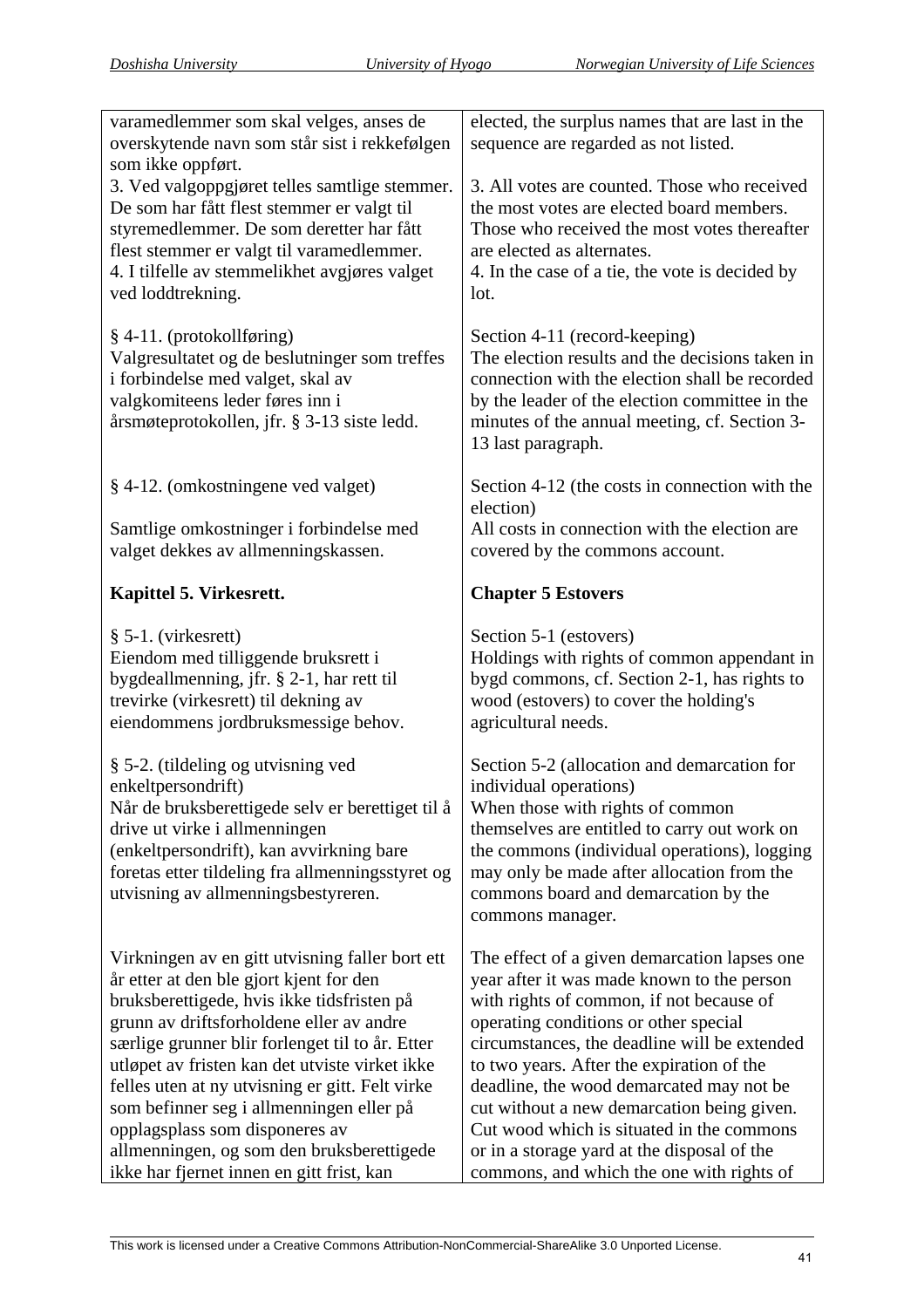| | |
|---|---|
| varamedlemmer som skal velges, anses de overskytende navn som står sist i rekkefølgen som ikke oppført.<br>3. Ved valgoppgjøret telles samtlige stemmer. De som har fått flest stemmer er valgt til styremedlemmer. De som deretter har fått flest stemmer er valgt til varamedlemmer.<br>4. I tilfelle av stemmelikhet avgjøres valget ved loddtrekning. | elected, the surplus names that are last in the sequence are regarded as not listed.<br><br>3. All votes are counted. Those who received the most votes are elected board members. Those who received the most votes thereafter are elected as alternates.<br>4. In the case of a tie, the vote is decided by lot. |
| § 4-11. (protokollføring)<br>Valgresultatet og de beslutninger som treffes i forbindelse med valget, skal av valgkomiteens leder føres inn i årsmøteprotokollen, jfr. § 3-13 siste ledd. | Section 4-11 (record-keeping)<br>The election results and the decisions taken in connection with the election shall be recorded by the leader of the election committee in the minutes of the annual meeting, cf. Section 3-13 last paragraph. |
| § 4-12. (omkostningene ved valget)<br><br>Samtlige omkostninger i forbindelse med valget dekkes av allmenningskassen. | Section 4-12 (the costs in connection with the election)<br>All costs in connection with the election are covered by the commons account. |
| **Kapittel 5. Virkesrett.** | **Chapter 5 Estovers** |
| § 5-1. (virkesrett)<br>Eiendom med tilliggende bruksrett i bygdeallmenning, jfr. § 2-1, har rett til trevirke (virkesrett) til dekning av eiendommens jordbruksmessige behov. | Section 5-1 (estovers)<br>Holdings with rights of common appendant in bygd commons, cf. Section 2-1, has rights to wood (estovers) to cover the holding's agricultural needs. |
| § 5-2. (tildeling og utvisning ved enkeltpersondrift)<br>Når de bruksberettigede selv er berettiget til å drive ut virke i allmenningen (enkeltpersondrift), kan avvirkning bare foretas etter tildeling fra allmenningsstyret og utvisning av allmenningsbestyreren. | Section 5-2 (allocation and demarcation for individual operations)<br>When those with rights of common themselves are entitled to carry out work on the commons (individual operations), logging may only be made after allocation from the commons board and demarcation by the commons manager. |
| Virkningen av en gitt utvisning faller bort ett år etter at den ble gjort kjent for den bruksberettigede, hvis ikke tidsfristen på grunn av driftsforholdene eller av andre særlige grunner blir forlenget til to år. Etter utløpet av fristen kan det utviste virket ikke felles uten at ny utvisning er gitt. Felt virke som befinner seg i allmenningen eller på opplagsplass som disponeres av allmenningen, og som den bruksberettigede ikke har fjernet innen en gitt frist, kan | The effect of a given demarcation lapses one year after it was made known to the person with rights of common, if not because of operating conditions or other special circumstances, the deadline will be extended to two years. After the expiration of the deadline, the wood demarcated may not be cut without a new demarcation being given. Cut wood which is situated in the commons or in a storage yard at the disposal of the commons, and which the one with rights of |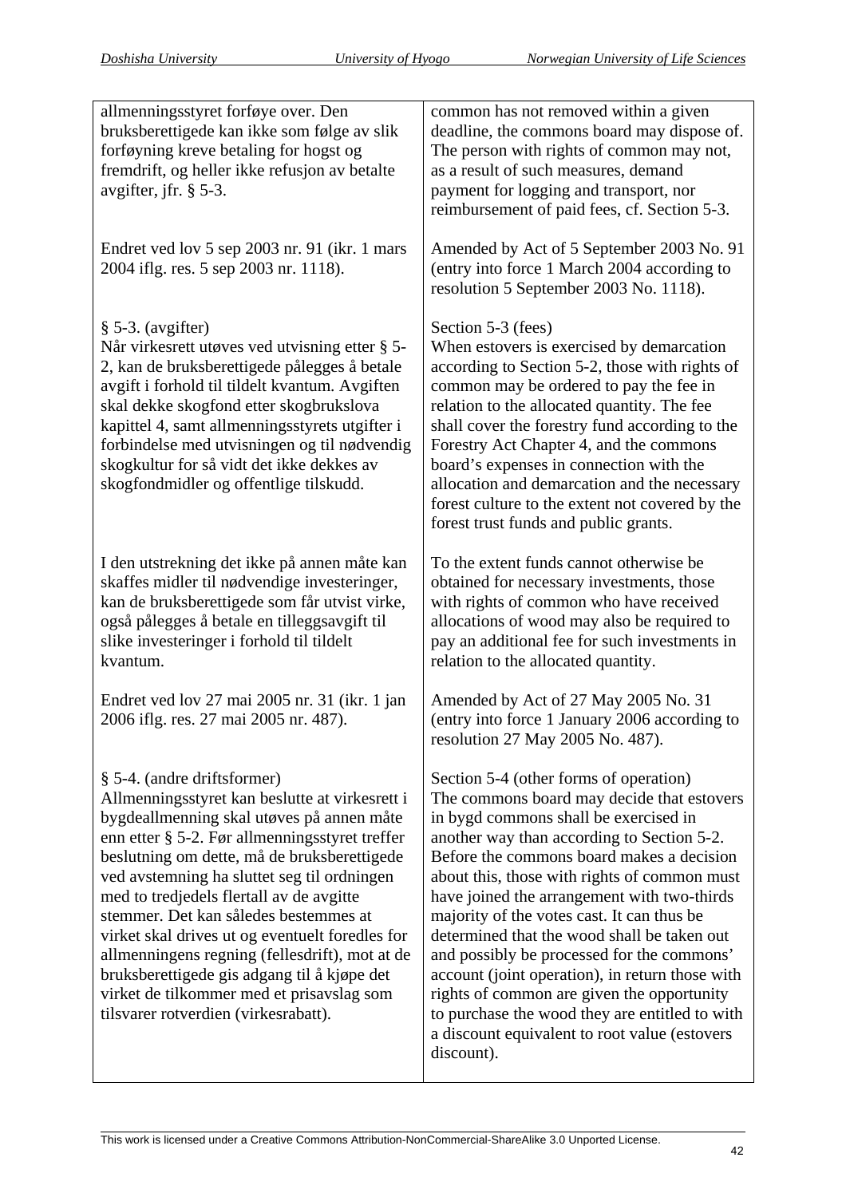| | |
|---|---|
| allmenningsstyret forføye over. Den bruksberettigede kan ikke som følge av slik forføyning kreve betaling for hogst og fremdrift, og heller ikke refusjon av betalte avgifter, jfr. § 5-3. | common has not removed within a given deadline, the commons board may dispose of. The person with rights of common may not, as a result of such measures, demand payment for logging and transport, nor reimbursement of paid fees, cf. Section 5-3. |
| Endret ved lov 5 sep 2003 nr. 91 (ikr. 1 mars 2004 iflg. res. 5 sep 2003 nr. 1118). | Amended by Act of 5 September 2003 No. 91 (entry into force 1 March 2004 according to resolution 5 September 2003 No. 1118). |
| § 5-3. (avgifter)<br>Når virkesrett utøves ved utvisning etter § 5-2, kan de bruksberettigede pålegges å betale avgift i forhold til tildelt kvantum. Avgiften skal dekke skogfond etter skogbrukslova kapittel 4, samt allmenningsstyrets utgifter i forbindelse med utvisningen og til nødvendig skogkultur for så vidt det ikke dekkes av skogfondmidler og offentlige tilskudd. | Section 5-3 (fees)<br>When estovers is exercised by demarcation according to Section 5-2, those with rights of common may be ordered to pay the fee in relation to the allocated quantity. The fee shall cover the forestry fund according to the Forestry Act Chapter 4, and the commons board's expenses in connection with the allocation and demarcation and the necessary forest culture to the extent not covered by the forest trust funds and public grants. |
| I den utstrekning det ikke på annen måte kan skaffes midler til nødvendige investeringer, kan de bruksberettigede som får utvist virke, også pålegges å betale en tilleggsavgift til slike investeringer i forhold til tildelt kvantum. | To the extent funds cannot otherwise be obtained for necessary investments, those with rights of common who have received allocations of wood may also be required to pay an additional fee for such investments in relation to the allocated quantity. |
| Endret ved lov 27 mai 2005 nr. 31 (ikr. 1 jan 2006 iflg. res. 27 mai 2005 nr. 487). | Amended by Act of 27 May 2005 No. 31 (entry into force 1 January 2006 according to resolution 27 May 2005 No. 487). |
| § 5-4. (andre driftsformer)<br>Allmenningsstyret kan beslutte at virkesrett i bygdeallmenning skal utøves på annen måte enn etter § 5-2. Før allmenningsstyret treffer beslutning om dette, må de bruksberettigede ved avstemning ha sluttet seg til ordningen med to tredjedels flertall av de avgitte stemmer. Det kan således bestemmes at virket skal drives ut og eventuelt foredles for allmenningens regning (fellesdrift), mot at de bruksberettigede gis adgang til å kjøpe det virket de tilkommer med et prisavslag som tilsvarer rotverdien (virkesrabatt). | Section 5-4 (other forms of operation)<br>The commons board may decide that estovers in bygd commons shall be exercised in another way than according to Section 5-2. Before the commons board makes a decision about this, those with rights of common must have joined the arrangement with two-thirds majority of the votes cast. It can thus be determined that the wood shall be taken out and possibly be processed for the commons' account (joint operation), in return those with rights of common are given the opportunity to purchase the wood they are entitled to with a discount equivalent to root value (estovers discount). |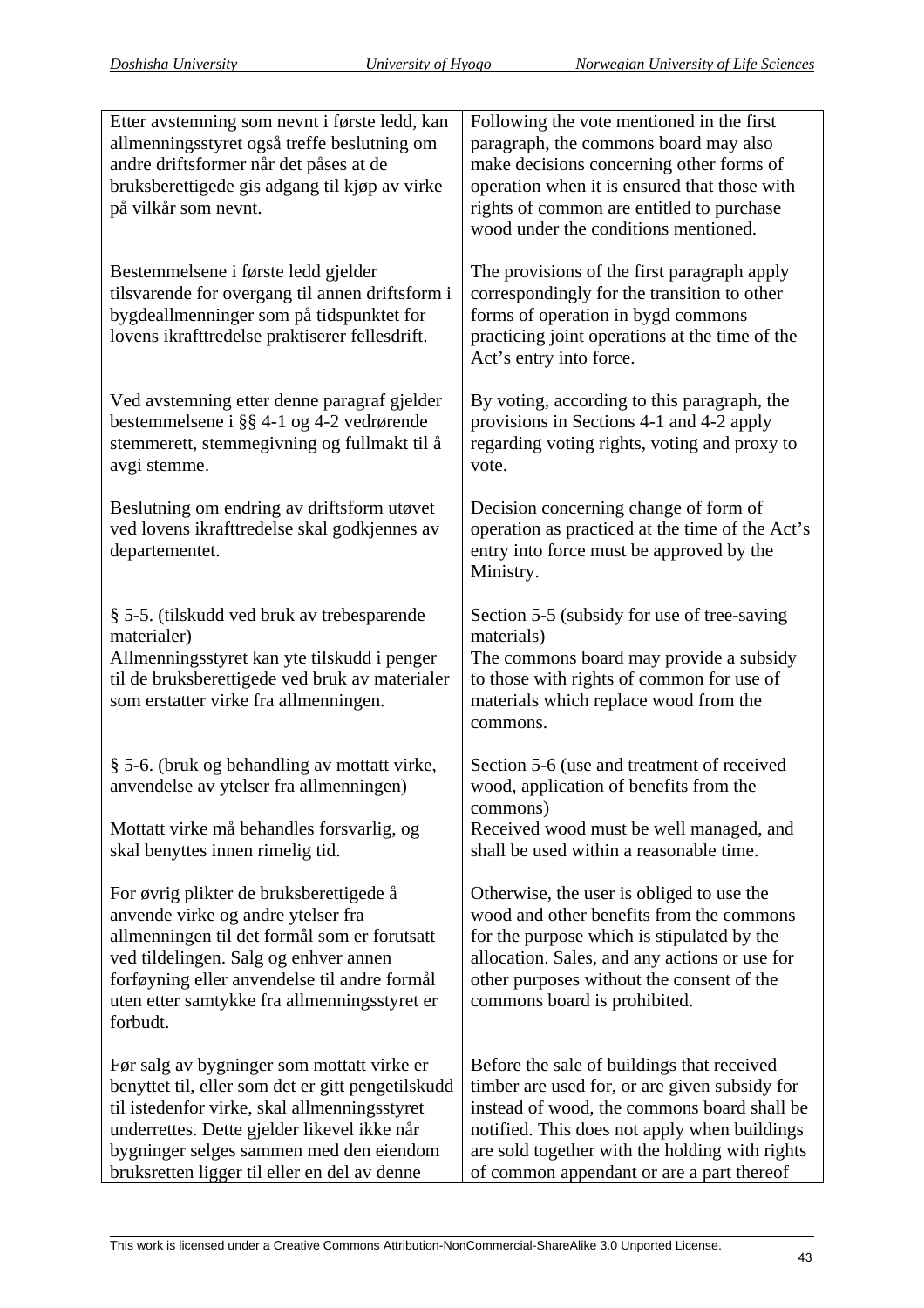| | |
|---|---|
| Etter avstemning som nevnt i første ledd, kan allmenningsstyret også treffe beslutning om andre driftsformer når det påses at de bruksberettigede gis adgang til kjøp av virke på vilkår som nevnt. | Following the vote mentioned in the first paragraph, the commons board may also make decisions concerning other forms of operation when it is ensured that those with rights of common are entitled to purchase wood under the conditions mentioned. |
| Bestemmelsene i første ledd gjelder tilsvarende for overgang til annen driftsform i bygdeallmenninger som på tidspunktet for lovens ikrafttredelse praktiserer fellesdrift. | The provisions of the first paragraph apply correspondingly for the transition to other forms of operation in bygd commons practicing joint operations at the time of the Act's entry into force. |
| Ved avstemning etter denne paragraf gjelder bestemmelsene i §§ 4-1 og 4-2 vedrørende stemmerett, stemmegivning og fullmakt til å avgi stemme. | By voting, according to this paragraph, the provisions in Sections 4-1 and 4-2 apply regarding voting rights, voting and proxy to vote. |
| Beslutning om endring av driftsform utøvet ved lovens ikrafttredelse skal godkjennes av departementet. | Decision concerning change of form of operation as practiced at the time of the Act's entry into force must be approved by the Ministry. |
| § 5-5. (tilskudd ved bruk av trebesparende materialer)<br>Allmenningsstyret kan yte tilskudd i penger til de bruksberettigede ved bruk av materialer som erstatter virke fra allmenningen. | Section 5-5 (subsidy for use of tree-saving materials)<br>The commons board may provide a subsidy to those with rights of common for use of materials which replace wood from the commons. |
| § 5-6. (bruk og behandling av mottatt virke, anvendelse av ytelser fra allmenningen)<br><br>Mottatt virke må behandles forsvarlig, og skal benyttes innen rimelig tid. | Section 5-6 (use and treatment of received wood, application of benefits from the commons)<br>Received wood must be well managed, and shall be used within a reasonable time. |
| For øvrig plikter de bruksberettigede å anvende virke og andre ytelser fra allmenningen til det formål som er forutsatt ved tildelingen. Salg og enhver annen forføyning eller anvendelse til andre formål uten etter samtykke fra allmenningsstyret er forbudt. | Otherwise, the user is obliged to use the wood and other benefits from the commons for the purpose which is stipulated by the allocation. Sales, and any actions or use for other purposes without the consent of the commons board is prohibited. |
| Før salg av bygninger som mottatt virke er benyttet til, eller som det er gitt pengetilskudd til istedenfor virke, skal allmenningsstyret underrettes. Dette gjelder likevel ikke når bygninger selges sammen med den eiendom bruksretten ligger til eller en del av denne | Before the sale of buildings that received timber are used for, or are given subsidy for instead of wood, the commons board shall be notified. This does not apply when buildings are sold together with the holding with rights of common appendant or are a part thereof |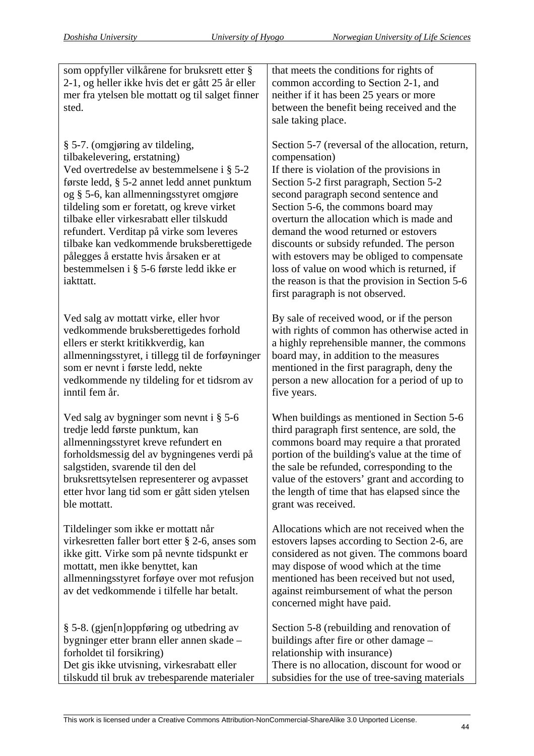| som oppfyller vilkårene for bruksrett etter § 2-1, og heller ikke hvis det er gått 25 år eller mer fra ytelsen ble mottatt og til salget finner sted. | that meets the conditions for rights of common according to Section 2-1, and neither if it has been 25 years or more between the benefit being received and the sale taking place. |
|---|---|
| § 5-7. (omgjøring av tildeling, tilbakelevering, erstatning)<br>Ved overtredelse av bestemmelsene i § 5-2 første ledd, § 5-2 annet ledd annet punktum og § 5-6, kan allmenningsstyret omgjøre tildeling som er foretatt, og kreve virket tilbake eller virkesrabatt eller tilskudd refundert. Verditap på virke som leveres tilbake kan vedkommende bruksberettigede pålegges å erstatte hvis årsaken er at bestemmelsen i § 5-6 første ledd ikke er iakttatt. | Section 5-7 (reversal of the allocation, return, compensation)<br>If there is violation of the provisions in Section 5-2 first paragraph, Section 5-2 second paragraph second sentence and Section 5-6, the commons board may overturn the allocation which is made and demand the wood returned or estovers discounts or subsidy refunded. The person with estovers may be obliged to compensate loss of value on wood which is returned, if the reason is that the provision in Section 5-6 first paragraph is not observed. |
| Ved salg av mottatt virke, eller hvor vedkommende bruksberettigedes forhold ellers er sterkt kritikkverdig, kan allmenningsstyret, i tillegg til de forføyninger som er nevnt i første ledd, nekte vedkommende ny tildeling for et tidsrom av inntil fem år. | By sale of received wood, or if the person with rights of common has otherwise acted in a highly reprehensible manner, the commons board may, in addition to the measures mentioned in the first paragraph, deny the person a new allocation for a period of up to five years. |
| Ved salg av bygninger som nevnt i § 5-6 tredje ledd første punktum, kan allmenningsstyret kreve refundert en forholdsmessig del av bygningenes verdi på salgstiden, svarende til den del bruksrettsytelsen representerer og avpasset etter hvor lang tid som er gått siden ytelsen ble mottatt. | When buildings as mentioned in Section 5-6 third paragraph first sentence, are sold, the commons board may require a that prorated portion of the building's value at the time of the sale be refunded, corresponding to the value of the estovers' grant and according to the length of time that has elapsed since the grant was received. |
| Tildelinger som ikke er mottatt når virkesretten faller bort etter § 2-6, anses som ikke gitt. Virke som på nevnte tidspunkt er mottatt, men ikke benyttet, kan allmenningsstyret forføye over mot refusjon av det vedkommende i tilfelle har betalt. | Allocations which are not received when the estovers lapses according to Section 2-6, are considered as not given. The commons board may dispose of wood which at the time mentioned has been received but not used, against reimbursement of what the person concerned might have paid. |
| § 5-8. (gjen[n]oppføring og utbedring av bygninger etter brann eller annen skade – forholdet til forsikring)<br>Det gis ikke utvisning, virkesrabatt eller tilskudd til bruk av trebesparende materialer | Section 5-8 (rebuilding and renovation of buildings after fire or other damage – relationship with insurance)<br>There is no allocation, discount for wood or subsidies for the use of tree-saving materials |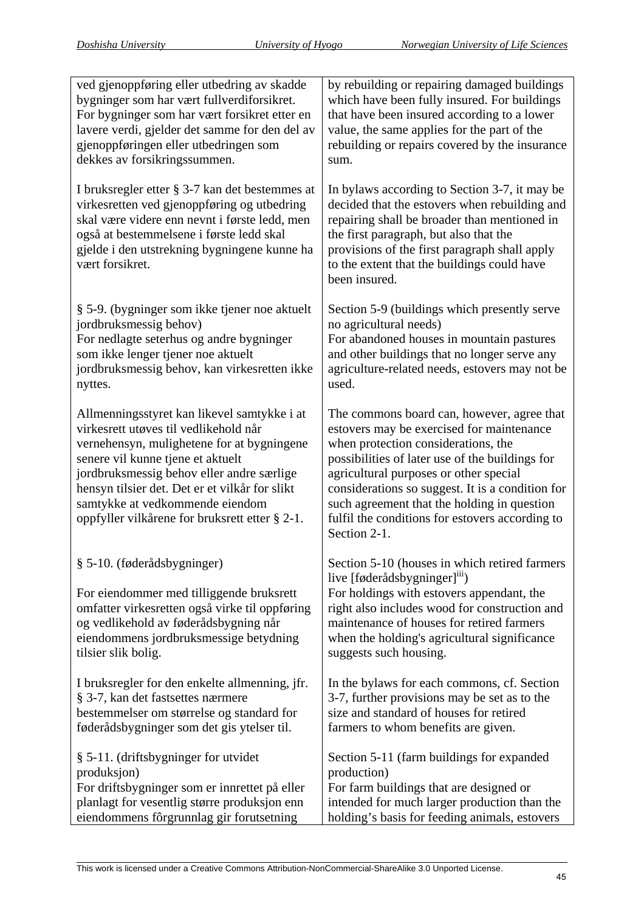| | |
|---|---|
| ved gjenoppføring eller utbedring av skadde bygninger som har vært fullverdiforsikret. For bygninger som har vært forsikret etter en lavere verdi, gjelder det samme for den del av gjenoppføringen eller utbedringen som dekkes av forsikringssummen. | by rebuilding or repairing damaged buildings which have been fully insured. For buildings that have been insured according to a lower value, the same applies for the part of the rebuilding or repairs covered by the insurance sum. |
| I bruksregler etter § 3-7 kan det bestemmes at virkesretten ved gjenoppføring og utbedring skal være videre enn nevnt i første ledd, men også at bestemmelsene i første ledd skal gjelde i den utstrekning bygningene kunne ha vært forsikret. | In bylaws according to Section 3-7, it may be decided that the estovers when rebuilding and repairing shall be broader than mentioned in the first paragraph, but also that the provisions of the first paragraph shall apply to the extent that the buildings could have been insured. |
| § 5-9. (bygninger som ikke tjener noe aktuelt jordbruksmessig behov)<br>For nedlagte seterhus og andre bygninger som ikke lenger tjener noe aktuelt jordbruksmessig behov, kan virkesretten ikke nyttes. | Section 5-9 (buildings which presently serve no agricultural needs)<br>For abandoned houses in mountain pastures and other buildings that no longer serve any agriculture-related needs, estovers may not be used. |
| Allmenningsstyret kan likevel samtykke i at virkesrett utøves til vedlikehold når vernehensyn, mulighetene for at bygningene senere vil kunne tjene et aktuelt jordbruksmessig behov eller andre særlige hensyn tilsier det. Det er et vilkår for slikt samtykke at vedkommende eiendom oppfyller vilkårene for bruksrett etter § 2-1. | The commons board can, however, agree that estovers may be exercised for maintenance when protection considerations, the possibilities of later use of the buildings for agricultural purposes or other special considerations so suggest. It is a condition for such agreement that the holding in question fulfil the conditions for estovers according to Section 2-1. |
| § 5-10. (føderådsbygninger)<br><br>For eiendommer med tilliggende bruksrett omfatter virkesretten også virke til oppføring og vedlikehold av føderådsbygning når eiendommens jordbruksmessige betydning tilsier slik bolig. | Section 5-10 (houses in which retired farmers live [føderådsbygninger][iii])<br>For holdings with estovers appendant, the right also includes wood for construction and maintenance of houses for retired farmers when the holding's agricultural significance suggests such housing. |
| I bruksregler for den enkelte allmenning, jfr. § 3-7, kan det fastsettes nærmere bestemmelser om størrelse og standard for føderådsbygninger som det gis ytelser til. | In the bylaws for each commons, cf. Section 3-7, further provisions may be set as to the size and standard of houses for retired farmers to whom benefits are given. |
| § 5-11. (driftsbygninger for utvidet produksjon)<br>For driftsbygninger som er innrettet på eller planlagt for vesentlig større produksjon enn eiendommens fôrgrunnlag gir forutsetning | Section 5-11 (farm buildings for expanded production)<br>For farm buildings that are designed or intended for much larger production than the holding's basis for feeding animals, estovers |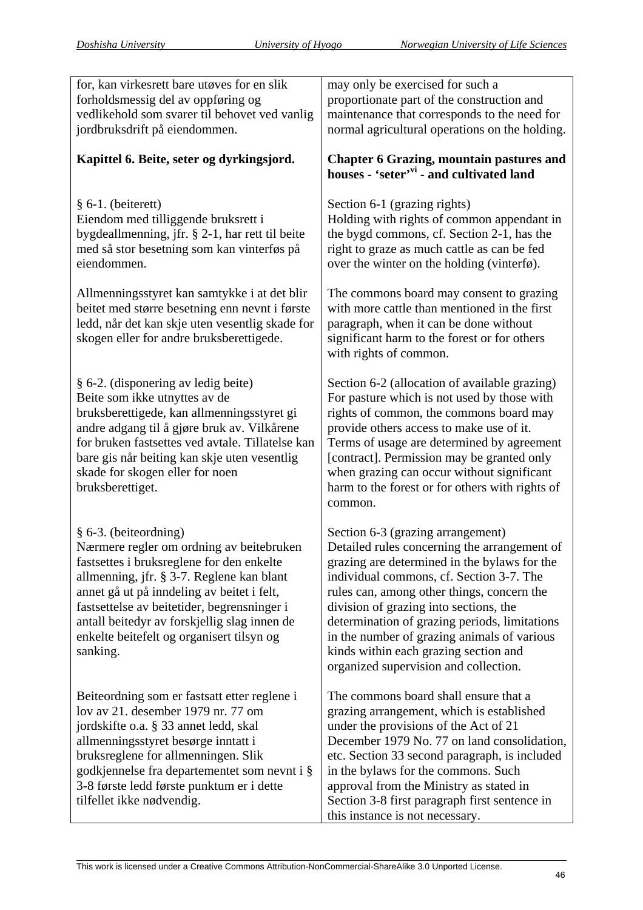| | |
|---|---|
| for, kan virkesrett bare utøves for en slik forholdsmessig del av oppføring og vedlikehold som svarer til behovet ved vanlig jordbruksdrift på eiendommen. | may only be exercised for such a proportionate part of the construction and maintenance that corresponds to the need for normal agricultural operations on the holding. |
| **Kapittel 6. Beite, seter og dyrkingsjord.** | **Chapter 6 Grazing, mountain pastures and houses - 'seter'[vi] - and cultivated land** |
| § 6-1. (beiterett) Eiendom med tilliggende bruksrett i bygdeallmenning, jfr. § 2-1, har rett til beite med så stor besetning som kan vinterføs på eiendommen. | Section 6-1 (grazing rights) Holding with rights of common appendant in the bygd commons, cf. Section 2-1, has the right to graze as much cattle as can be fed over the winter on the holding (vinterfø). |
| Allmenningsstyret kan samtykke i at det blir beitet med større besetning enn nevnt i første ledd, når det kan skje uten vesentlig skade for skogen eller for andre bruksberettigede. | The commons board may consent to grazing with more cattle than mentioned in the first paragraph, when it can be done without significant harm to the forest or for others with rights of common. |
| § 6-2. (disponering av ledig beite) Beite som ikke utnyttes av de bruksberettigede, kan allmenningsstyret gi andre adgang til å gjøre bruk av. Vilkårene for bruken fastsettes ved avtale. Tillatelse kan bare gis når beiting kan skje uten vesentlig skade for skogen eller for noen bruksberettiget. | Section 6-2 (allocation of available grazing) For pasture which is not used by those with rights of common, the commons board may provide others access to make use of it. Terms of usage are determined by agreement [contract]. Permission may be granted only when grazing can occur without significant harm to the forest or for others with rights of common. |
| § 6-3. (beiteordning) Nærmere regler om ordning av beitebruken fastsettes i bruksreglene for den enkelte allmenning, jfr. § 3-7. Reglene kan blant annet gå ut på inndeling av beitet i felt, fastsettelse av beitetider, begrensninger i antall beitedyr av forskjellig slag innen de enkelte beitefelt og organisert tilsyn og sanking. | Section 6-3 (grazing arrangement) Detailed rules concerning the arrangement of grazing are determined in the bylaws for the individual commons, cf. Section 3-7. The rules can, among other things, concern the division of grazing into sections, the determination of grazing periods, limitations in the number of grazing animals of various kinds within each grazing section and organized supervision and collection. |
| Beiteordning som er fastsatt etter reglene i lov av 21. desember 1979 nr. 77 om jordskifte o.a. § 33 annet ledd, skal allmenningsstyret besørge inntatt i bruksreglene for allmenningen. Slik godkjennelse fra departementet som nevnt i § 3-8 første ledd første punktum er i dette tilfellet ikke nødvendig. | The commons board shall ensure that a grazing arrangement, which is established under the provisions of the Act of 21 December 1979 No. 77 on land consolidation, etc. Section 33 second paragraph, is included in the bylaws for the commons. Such approval from the Ministry as stated in Section 3-8 first paragraph first sentence in this instance is not necessary. |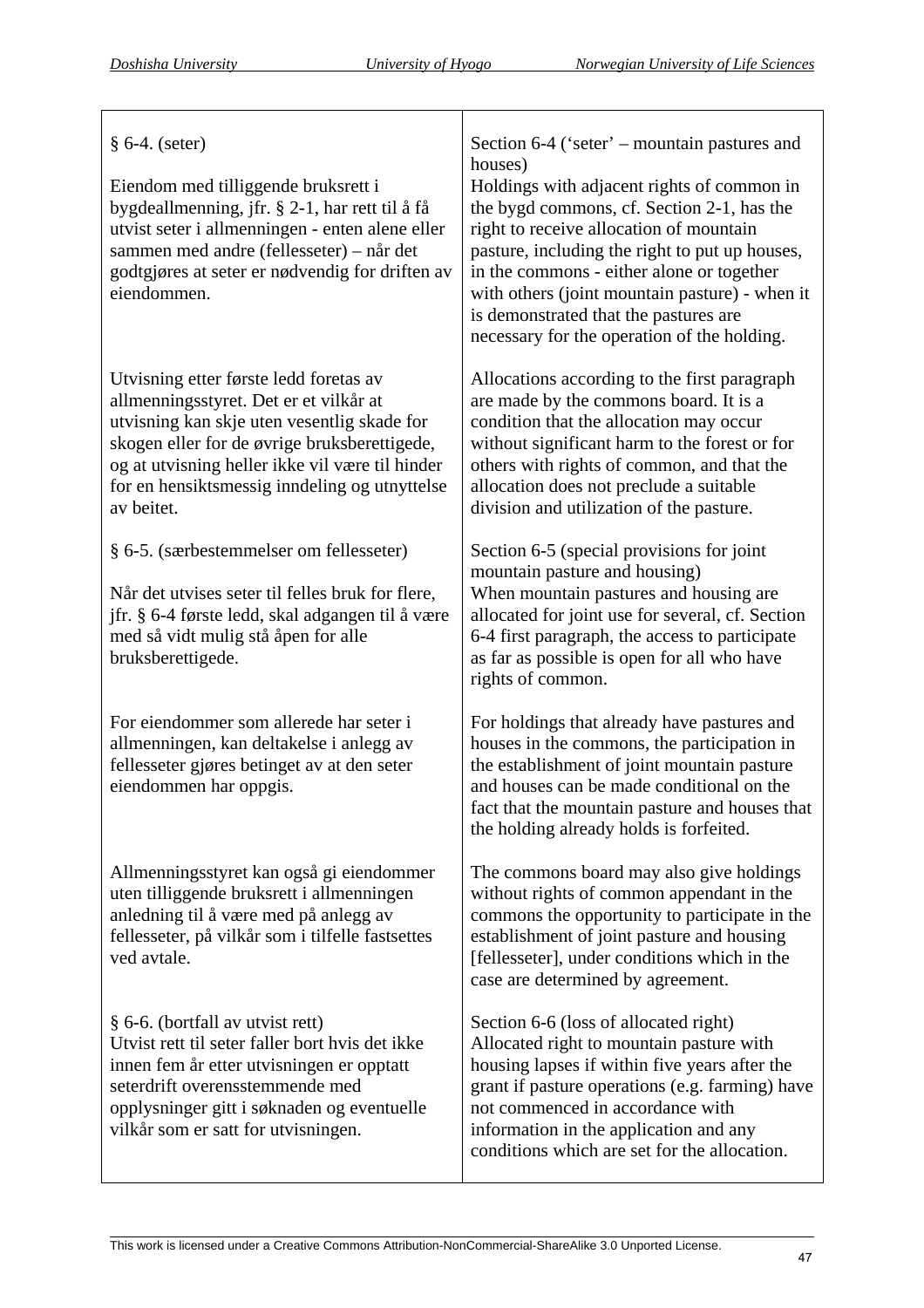| § 6-4. (seter)<br><br>Eiendom med tilliggende bruksrett i bygdeallmenning, jfr. § 2-1, har rett til å få utvist seter i allmenningen - enten alene eller sammen med andre (fellesseter) – når det godtgjøres at seter er nødvendig for driften av eiendommen. | Section 6-4 ('seter' – mountain pastures and houses)<br>Holdings with adjacent rights of common in the bygd commons, cf. Section 2-1, has the right to receive allocation of mountain pasture, including the right to put up houses, in the commons - either alone or together with others (joint mountain pasture) - when it is demonstrated that the pastures are necessary for the operation of the holding. |
|---|---|
| Utvisning etter første ledd foretas av allmenningsstyret. Det er et vilkår at utvisning kan skje uten vesentlig skade for skogen eller for de øvrige bruksberettigede, og at utvisning heller ikke vil være til hinder for en hensiktsmessig inndeling og utnyttelse av beitet. | Allocations according to the first paragraph are made by the commons board. It is a condition that the allocation may occur without significant harm to the forest or for others with rights of common, and that the allocation does not preclude a suitable division and utilization of the pasture. |
| § 6-5. (særbestemmelser om fellesseter)<br><br>Når det utvises seter til felles bruk for flere, jfr. § 6-4 første ledd, skal adgangen til å være med så vidt mulig stå åpen for alle bruksberettigede. | Section 6-5 (special provisions for joint mountain pasture and housing)<br>When mountain pastures and housing are allocated for joint use for several, cf. Section 6-4 first paragraph, the access to participate as far as possible is open for all who have rights of common. |
| For eiendommer som allerede har seter i allmenningen, kan deltakelse i anlegg av fellesseter gjøres betinget av at den seter eiendommen har oppgis. | For holdings that already have pastures and houses in the commons, the participation in the establishment of joint mountain pasture and houses can be made conditional on the fact that the mountain pasture and houses that the holding already holds is forfeited. |
| Allmenningsstyret kan også gi eiendommer uten tilliggende bruksrett i allmenningen anledning til å være med på anlegg av fellesseter, på vilkår som i tilfelle fastsettes ved avtale. | The commons board may also give holdings without rights of common appendant in the commons the opportunity to participate in the establishment of joint pasture and housing [fellesseter], under conditions which in the case are determined by agreement. |
| § 6-6. (bortfall av utvist rett)<br>Utvist rett til seter faller bort hvis det ikke innen fem år etter utvisningen er opptatt seterdrift overensstemmende med opplysninger gitt i søknaden og eventuelle vilkår som er satt for utvisningen. | Section 6-6 (loss of allocated right)<br>Allocated right to mountain pasture with housing lapses if within five years after the grant if pasture operations (e.g. farming) have not commenced in accordance with information in the application and any conditions which are set for the allocation. |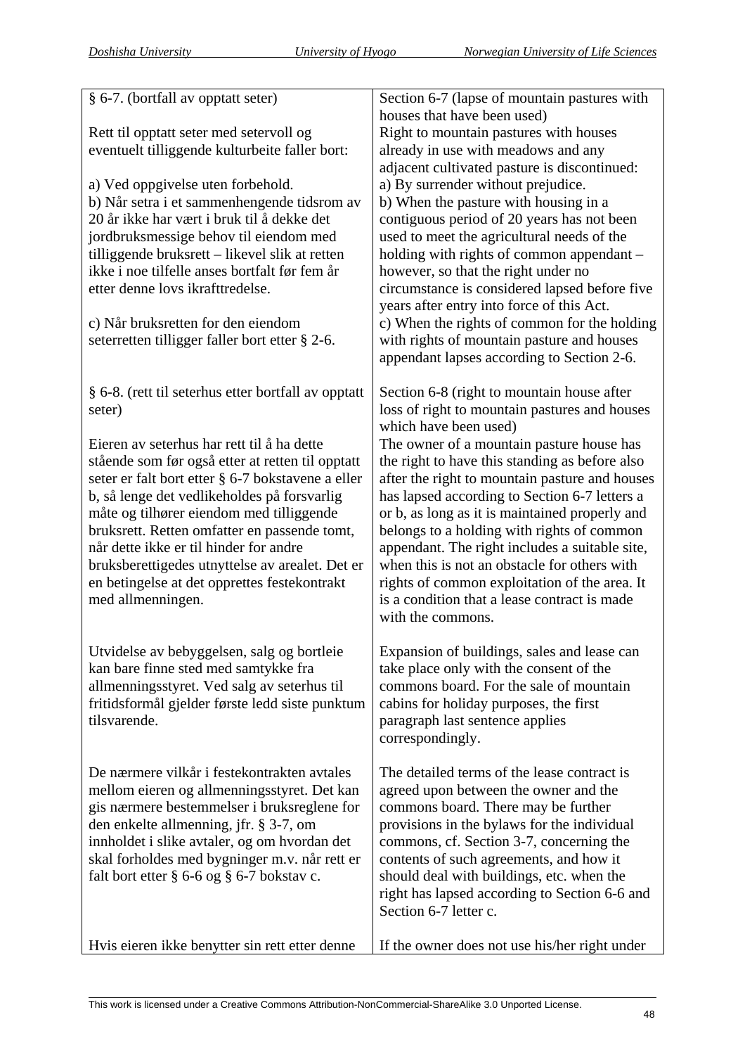| § 6-7. (bortfall av opptatt seter) | Section 6-7 (lapse of mountain pastures with houses that have been used) |
|---|---|
| Rett til opptatt seter med setervoll og eventuelt tilliggende kulturbeite faller bort: | Right to mountain pastures with houses already in use with meadows and any adjacent cultivated pasture is discontinued: |
| a) Ved oppgivelse uten forbehold.<br>b) Når setra i et sammenhengende tidsrom av 20 år ikke har vært i bruk til å dekke det jordbruksmessige behov til eiendom med tilliggende bruksrett – likevel slik at retten ikke i noe tilfelle anses bortfalt før fem år etter denne lovs ikrafttredelse. | a) By surrender without prejudice.<br>b) When the pasture with housing in a contiguous period of 20 years has not been used to meet the agricultural needs of the holding with rights of common appendant – however, so that the right under no circumstance is considered lapsed before five years after entry into force of this Act. |
| c) Når bruksretten for den eiendom seterretten tilligger faller bort etter § 2-6. | c) When the rights of common for the holding with rights of mountain pasture and houses appendant lapses according to Section 2-6. |
| § 6-8. (rett til seterhus etter bortfall av opptatt seter) | Section 6-8 (right to mountain house after loss of right to mountain pastures and houses which have been used) |
| Eieren av seterhus har rett til å ha dette stående som før også etter at retten til opptatt seter er falt bort etter § 6-7 bokstavene a eller b, så lenge det vedlikeholdes på forsvarlig måte og tilhører eiendom med tilliggende bruksrett. Retten omfatter en passende tomt, når dette ikke er til hinder for andre bruksberettigedes utnyttelse av arealet. Det er en betingelse at det opprettes festekontrakt med allmenningen. | The owner of a mountain pasture house has the right to have this standing as before also after the right to mountain pasture and houses has lapsed according to Section 6-7 letters a or b, as long as it is maintained properly and belongs to a holding with rights of common appendant. The right includes a suitable site, when this is not an obstacle for others with rights of common exploitation of the area. It is a condition that a lease contract is made with the commons. |
| Utvidelse av bebyggelsen, salg og bortleie kan bare finne sted med samtykke fra allmenningsstyret. Ved salg av seterhus til fritidsformål gjelder første ledd siste punktum tilsvarende. | Expansion of buildings, sales and lease can take place only with the consent of the commons board. For the sale of mountain cabins for holiday purposes, the first paragraph last sentence applies correspondingly. |
| De nærmere vilkår i festekontrakten avtales mellom eieren og allmenningsstyret. Det kan gis nærmere bestemmelser i bruksreglene for den enkelte allmenning, jfr. § 3-7, om innholdet i slike avtaler, og om hvordan det skal forholdes med bygninger m.v. når rett er falt bort etter § 6-6 og § 6-7 bokstav c. | The detailed terms of the lease contract is agreed upon between the owner and the commons board. There may be further provisions in the bylaws for the individual commons, cf. Section 3-7, concerning the contents of such agreements, and how it should deal with buildings, etc. when the right has lapsed according to Section 6-6 and Section 6-7 letter c. |
| Hvis eieren ikke benytter sin rett etter denne | If the owner does not use his/her right under |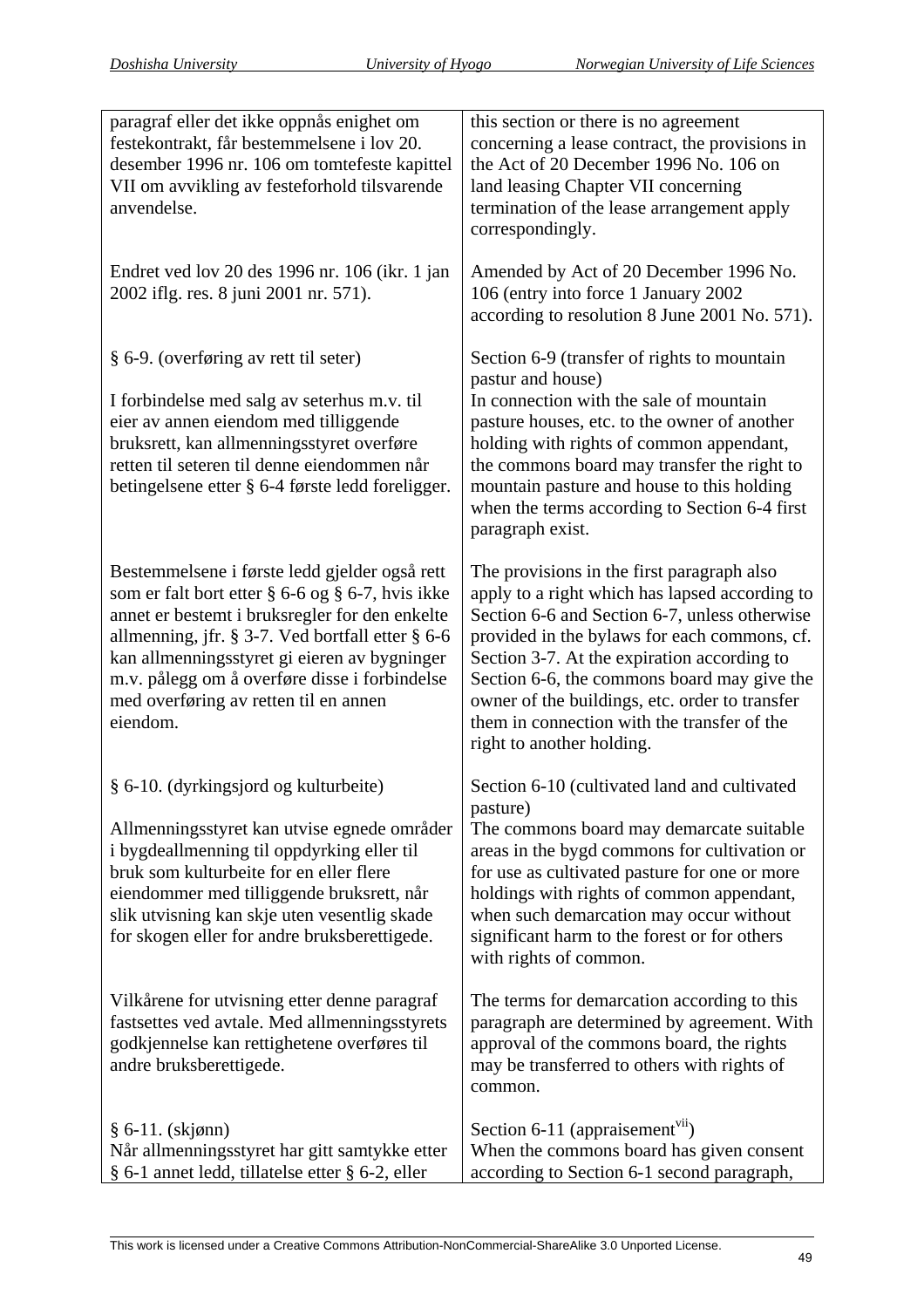| | |
|---|---|
| paragraf eller det ikke oppnås enighet om festekontrakt, får bestemmelsene i lov 20. desember 1996 nr. 106 om tomtefeste kapittel VII om avvikling av festeforhold tilsvarende anvendelse. | this section or there is no agreement concerning a lease contract, the provisions in the Act of 20 December 1996 No. 106 on land leasing Chapter VII concerning termination of the lease arrangement apply correspondingly. |
| Endret ved lov 20 des 1996 nr. 106 (ikr. 1 jan 2002 iflg. res. 8 juni 2001 nr. 571). | Amended by Act of 20 December 1996 No. 106 (entry into force 1 January 2002 according to resolution 8 June 2001 No. 571). |
| § 6-9. (overføring av rett til seter)<br><br>I forbindelse med salg av seterhus m.v. til eier av annen eiendom med tilliggende bruksrett, kan allmenningsstyret overføre retten til seteren til denne eiendommen når betingelsene etter § 6-4 første ledd foreligger. | Section 6-9 (transfer of rights to mountain pastur and house)<br>In connection with the sale of mountain pasture houses, etc. to the owner of another holding with rights of common appendant, the commons board may transfer the right to mountain pasture and house to this holding when the terms according to Section 6-4 first paragraph exist. |
| Bestemmelsene i første ledd gjelder også rett som er falt bort etter § 6-6 og § 6-7, hvis ikke annet er bestemt i bruksregler for den enkelte allmenning, jfr. § 3-7. Ved bortfall etter § 6-6 kan allmenningsstyret gi eieren av bygninger m.v. pålegg om å overføre disse i forbindelse med overføring av retten til en annen eiendom. | The provisions in the first paragraph also apply to a right which has lapsed according to Section 6-6 and Section 6-7, unless otherwise provided in the bylaws for each commons, cf. Section 3-7. At the expiration according to Section 6-6, the commons board may give the owner of the buildings, etc. order to transfer them in connection with the transfer of the right to another holding. |
| § 6-10. (dyrkingsjord og kulturbeite)<br><br>Allmenningsstyret kan utvise egnede områder i bygdeallmenning til oppdyrking eller til bruk som kulturbeite for en eller flere eiendommer med tilliggende bruksrett, når slik utvisning kan skje uten vesentlig skade for skogen eller for andre bruksberettigede. | Section 6-10 (cultivated land and cultivated pasture)<br>The commons board may demarcate suitable areas in the bygd commons for cultivation or for use as cultivated pasture for one or more holdings with rights of common appendant, when such demarcation may occur without significant harm to the forest or for others with rights of common. |
| Vilkårene for utvisning etter denne paragraf fastsettes ved avtale. Med allmenningsstyrets godkjennelse kan rettighetene overføres til andre bruksberettigede. | The terms for demarcation according to this paragraph are determined by agreement. With approval of the commons board, the rights may be transferred to others with rights of common. |
| § 6-11. (skjønn)<br>Når allmenningsstyret har gitt samtykke etter § 6-1 annet ledd, tillatelse etter § 6-2, eller | Section 6-11 (appraisement[vii])<br>When the commons board has given consent according to Section 6-1 second paragraph, |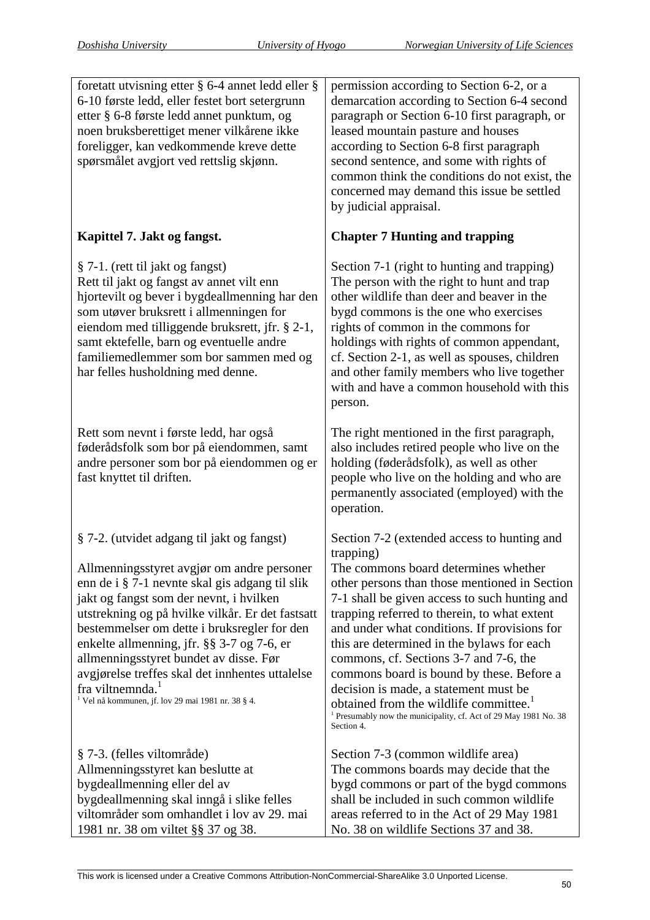| | |
|---|---|
| foretatt utvisning etter § 6-4 annet ledd eller § 6-10 første ledd, eller festet bort setergrunn etter § 6-8 første ledd annet punktum, og noen bruksberettiget mener vilkårene ikke foreligger, kan vedkommende kreve dette spørsmålet avgjort ved rettslig skjønn. | permission according to Section 6-2, or a demarcation according to Section 6-4 second paragraph or Section 6-10 first paragraph, or leased mountain pasture and houses according to Section 6-8 first paragraph second sentence, and some with rights of common think the conditions do not exist, the concerned may demand this issue be settled by judicial appraisal. |
| **Kapittel 7. Jakt og fangst.** | **Chapter 7 Hunting and trapping** |
| § 7-1. (rett til jakt og fangst) Rett til jakt og fangst av annet vilt enn hjortevilt og bever i bygdeallmenning har den som utøver bruksrett i allmenningen for eiendom med tilliggende bruksrett, jfr. § 2-1, samt ektefelle, barn og eventuelle andre familiemedlemmer som bor sammen med og har felles husholdning med denne. | Section 7-1 (right to hunting and trapping) The person with the right to hunt and trap other wildlife than deer and beaver in the bygd commons is the one who exercises rights of common in the commons for holdings with rights of common appendant, cf. Section 2-1, as well as spouses, children and other family members who live together with and have a common household with this person. |
| Rett som nevnt i første ledd, har også føderådsfolk som bor på eiendommen, samt andre personer som bor på eiendommen og er fast knyttet til driften. | The right mentioned in the first paragraph, also includes retired people who live on the holding (føderådsfolk), as well as other people who live on the holding and who are permanently associated (employed) with the operation. |
| § 7-2. (utvidet adgang til jakt og fangst)<br><br>Allmenningsstyret avgjør om andre personer enn de i § 7-1 nevnte skal gis adgang til slik jakt og fangst som der nevnt, i hvilken utstrekning og på hvilke vilkår. Er det fastsatt bestemmelser om dette i bruksregler for den enkelte allmenning, jfr. §§ 3-7 og 7-6, er allmenningsstyret bundet av disse. Før avgjørelse treffes skal det innhentes uttalelse fra viltnemnda.[1]<br>[1] Vel nå kommunen, jf. lov 29 mai 1981 nr. 38 § 4. | Section 7-2 (extended access to hunting and trapping)<br>The commons board determines whether other persons than those mentioned in Section 7-1 shall be given access to such hunting and trapping referred to therein, to what extent and under what conditions. If provisions for this are determined in the bylaws for each commons, cf. Sections 3-7 and 7-6, the commons board is bound by these. Before a decision is made, a statement must be obtained from the wildlife committee.[1]<br>[1] Presumably now the municipality, cf. Act of 29 May 1981 No. 38 Section 4. |
| § 7-3. (felles viltområde) Allmenningsstyret kan beslutte at bygdeallmenning eller del av bygdeallmenning skal inngå i slike felles viltområder som omhandlet i lov av 29. mai 1981 nr. 38 om viltet §§ 37 og 38. | Section 7-3 (common wildlife area) The commons boards may decide that the bygd commons or part of the bygd commons shall be included in such common wildlife areas referred to in the Act of 29 May 1981 No. 38 on wildlife Sections 37 and 38. |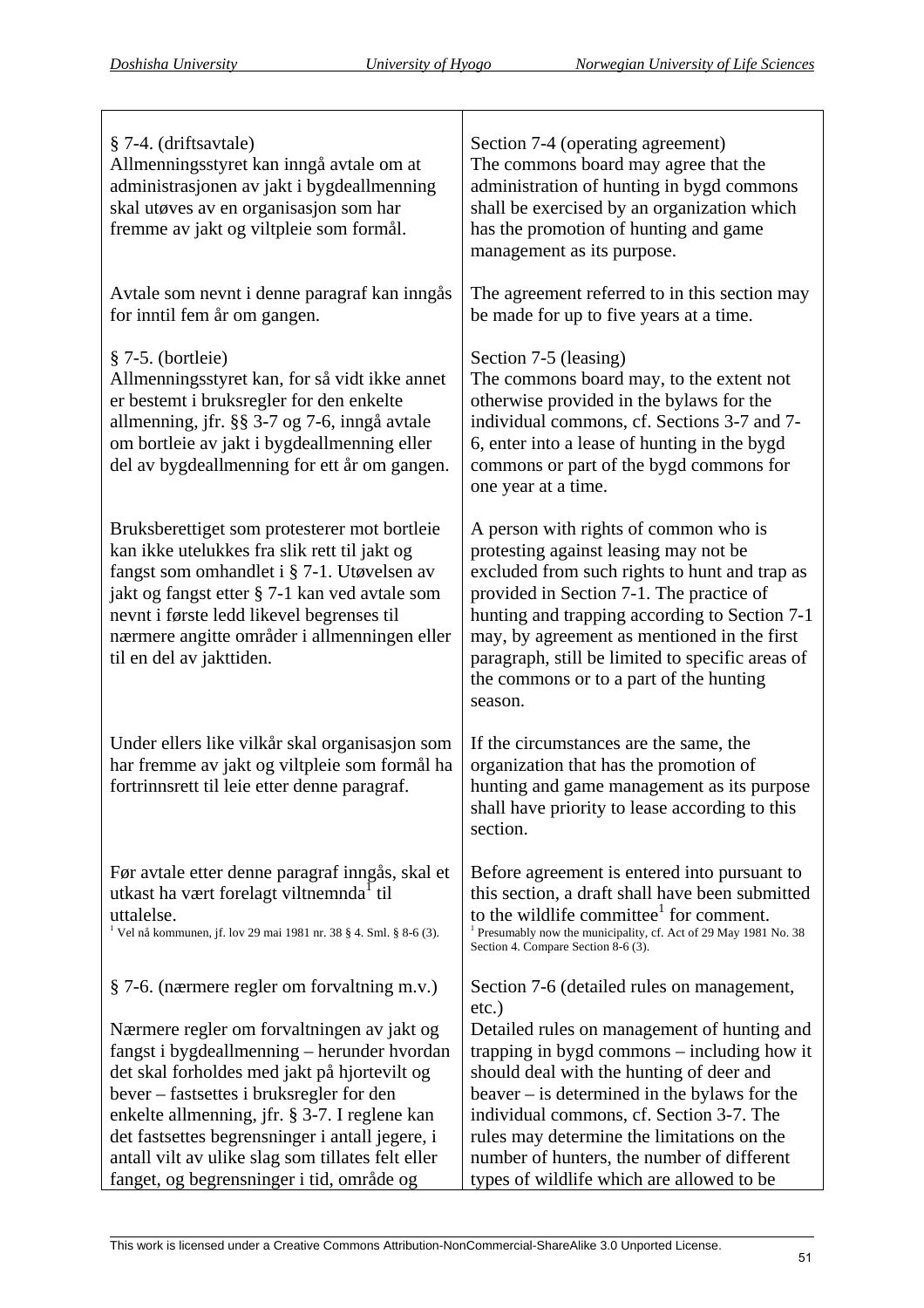| | |
|---|---|
| § 7-4. (driftsavtale)<br>Allmenningsstyret kan inngå avtale om at administrasjonen av jakt i bygdeallmenning skal utøves av en organisasjon som har fremme av jakt og viltpleie som formål. | Section 7-4 (operating agreement)<br>The commons board may agree that the administration of hunting in bygd commons shall be exercised by an organization which has the promotion of hunting and game management as its purpose. |
| Avtale som nevnt i denne paragraf kan inngås for inntil fem år om gangen. | The agreement referred to in this section may be made for up to five years at a time. |
| § 7-5. (bortleie)<br>Allmenningsstyret kan, for så vidt ikke annet er bestemt i bruksregler for den enkelte allmenning, jfr. §§ 3-7 og 7-6, inngå avtale om bortleie av jakt i bygdeallmenning eller del av bygdeallmenning for ett år om gangen. | Section 7-5 (leasing)<br>The commons board may, to the extent not otherwise provided in the bylaws for the individual commons, cf. Sections 3-7 and 7-6, enter into a lease of hunting in the bygd commons or part of the bygd commons for one year at a time. |
| Bruksberettiget som protesterer mot bortleie kan ikke utelukkes fra slik rett til jakt og fangst som omhandlet i § 7-1. Utøvelsen av jakt og fangst etter § 7-1 kan ved avtale som nevnt i første ledd likevel begrenses til nærmere angitte områder i allmenningen eller til en del av jakttiden. | A person with rights of common who is protesting against leasing may not be excluded from such rights to hunt and trap as provided in Section 7-1. The practice of hunting and trapping according to Section 7-1 may, by agreement as mentioned in the first paragraph, still be limited to specific areas of the commons or to a part of the hunting season. |
| Under ellers like vilkår skal organisasjon som har fremme av jakt og viltpleie som formål ha fortrinnsrett til leie etter denne paragraf. | If the circumstances are the same, the organization that has the promotion of hunting and game management as its purpose shall have priority to lease according to this section. |
| Før avtale etter denne paragraf inngås, skal et utkast ha vært forelagt viltnemnda[1] til uttalelse.<br>[1] Vel nå kommunen, jf. lov 29 mai 1981 nr. 38 § 4. Sml. § 8-6 (3). | Before agreement is entered into pursuant to this section, a draft shall have been submitted to the wildlife committee[1] for comment.<br>[1] Presumably now the municipality, cf. Act of 29 May 1981 No. 38 Section 4. Compare Section 8-6 (3). |
| § 7-6. (nærmere regler om forvaltning m.v.)<br><br>Nærmere regler om forvaltningen av jakt og fangst i bygdeallmenning – herunder hvordan det skal forholdes med jakt på hjortevilt og bever – fastsettes i bruksregler for den enkelte allmenning, jfr. § 3-7. I reglene kan det fastsettes begrensninger i antall jegere, i antall vilt av ulike slag som tillates felt eller fanget, og begrensninger i tid, område og | Section 7-6 (detailed rules on management, etc.)<br>Detailed rules on management of hunting and trapping in bygd commons – including how it should deal with the hunting of deer and beaver – is determined in the bylaws for the individual commons, cf. Section 3-7. The rules may determine the limitations on the number of hunters, the number of different types of wildlife which are allowed to be |

This work is licensed under a Creative Commons Attribution-NonCommercial-ShareAlike 3.0 Unported License.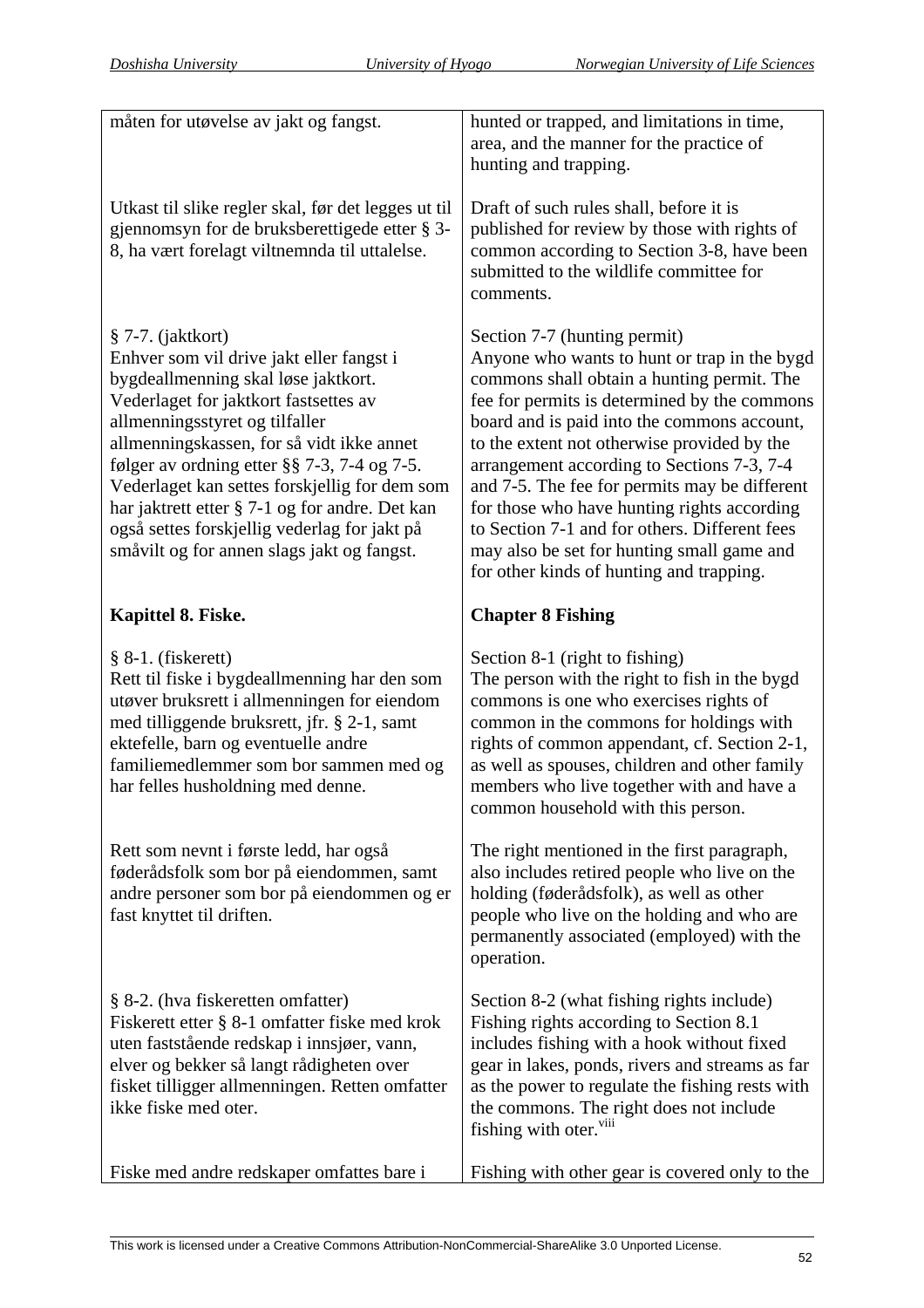| | |
|---|---|
| måten for utøvelse av jakt og fangst. | hunted or trapped, and limitations in time, area, and the manner for the practice of hunting and trapping. |
| Utkast til slike regler skal, før det legges ut til gjennomsyn for de bruksberettigede etter § 3-8, ha vært forelagt viltnemnda til uttalelse. | Draft of such rules shall, before it is published for review by those with rights of common according to Section 3-8, have been submitted to the wildlife committee for comments. |
| § 7-7. (jaktkort)<br>Enhver som vil drive jakt eller fangst i bygdeallmenning skal løse jaktkort. Vederlaget for jaktkort fastsettes av allmenningsstyret og tilfaller allmenningskassen, for så vidt ikke annet følger av ordning etter §§ 7-3, 7-4 og 7-5. Vederlaget kan settes forskjellig for dem som har jaktrett etter § 7-1 og for andre. Det kan også settes forskjellig vederlag for jakt på småvilt og for annen slags jakt og fangst. | Section 7-7 (hunting permit)<br>Anyone who wants to hunt or trap in the bygd commons shall obtain a hunting permit. The fee for permits is determined by the commons board and is paid into the commons account, to the extent not otherwise provided by the arrangement according to Sections 7-3, 7-4 and 7-5. The fee for permits may be different for those who have hunting rights according to Section 7-1 and for others. Different fees may also be set for hunting small game and for other kinds of hunting and trapping. |
| **Kapittel 8. Fiske.** | **Chapter 8 Fishing** |
| § 8-1. (fiskerett)<br>Rett til fiske i bygdeallmenning har den som utøver bruksrett i allmenningen for eiendom med tilliggende bruksrett, jfr. § 2-1, samt ektefelle, barn og eventuelle andre familiemedlemmer som bor sammen med og har felles husholdning med denne. | Section 8-1 (right to fishing)<br>The person with the right to fish in the bygd commons is one who exercises rights of common in the commons for holdings with rights of common appendant, cf. Section 2-1, as well as spouses, children and other family members who live together with and have a common household with this person. |
| Rett som nevnt i første ledd, har også føderådsfolk som bor på eiendommen, samt andre personer som bor på eiendommen og er fast knyttet til driften. | The right mentioned in the first paragraph, also includes retired people who live on the holding (føderådsfolk), as well as other people who live on the holding and who are permanently associated (employed) with the operation. |
| § 8-2. (hva fiskeretten omfatter)<br>Fiskerett etter § 8-1 omfatter fiske med krok uten faststående redskap i innsjøer, vann, elver og bekker så langt rådigheten over fisket tilligger allmenningen. Retten omfatter ikke fiske med oter. | Section 8-2 (what fishing rights include)<br>Fishing rights according to Section 8.1 includes fishing with a hook without fixed gear in lakes, ponds, rivers and streams as far as the power to regulate the fishing rests with the commons. The right does not include fishing with oter.[viii] |
| Fiske med andre redskaper omfattes bare i | Fishing with other gear is covered only to the |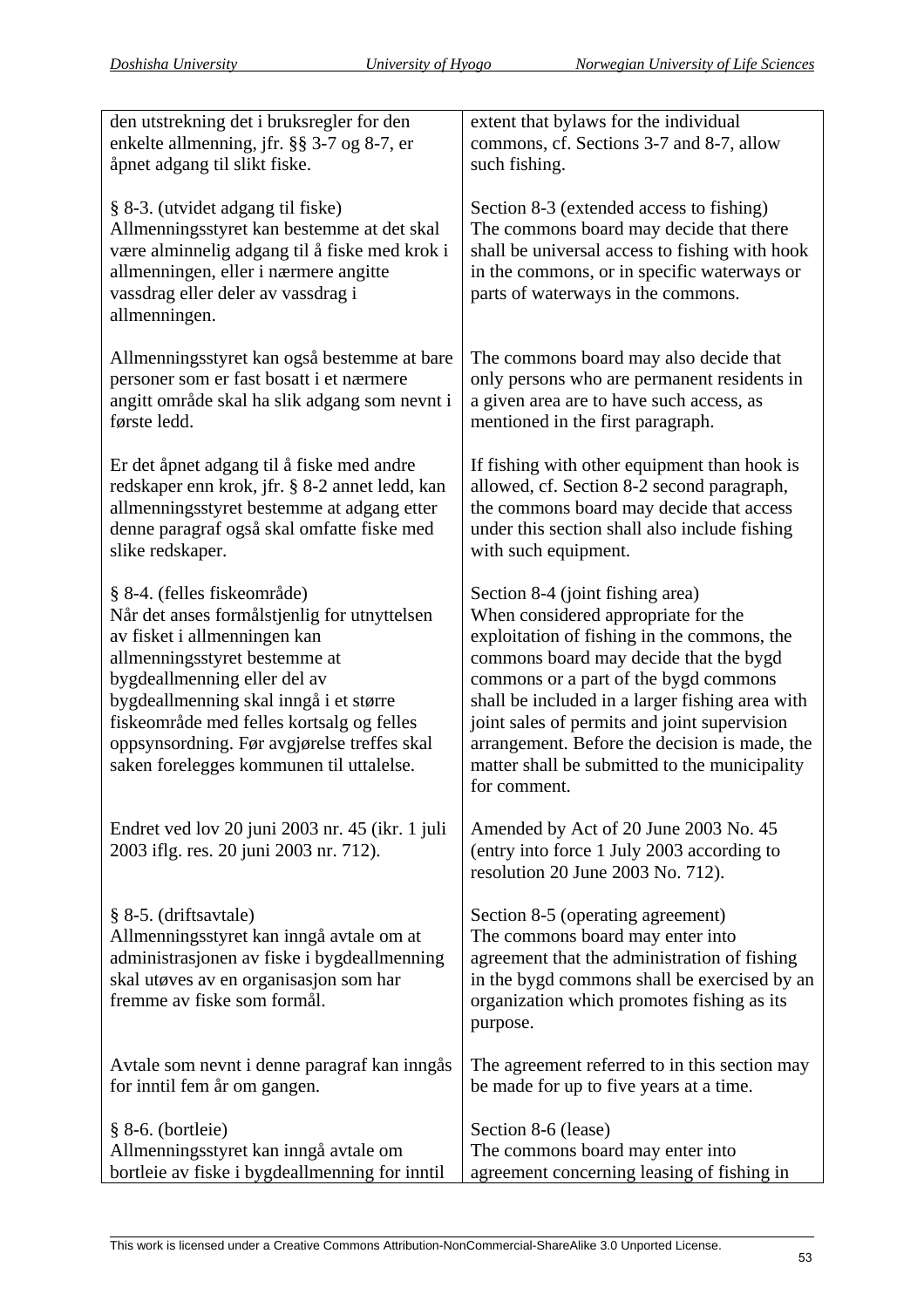| | |
|---|---|
| den utstrekning det i bruksregler for den enkelte allmenning, jfr. §§ 3-7 og 8-7, er åpnet adgang til slikt fiske. | extent that bylaws for the individual commons, cf. Sections 3-7 and 8-7, allow such fishing. |
| § 8-3. (utvidet adgang til fiske)<br>Allmenningsstyret kan bestemme at det skal være alminnelig adgang til å fiske med krok i allmenningen, eller i nærmere angitte vassdrag eller deler av vassdrag i allmenningen. | Section 8-3 (extended access to fishing)<br>The commons board may decide that there shall be universal access to fishing with hook in the commons, or in specific waterways or parts of waterways in the commons. |
| Allmenningsstyret kan også bestemme at bare personer som er fast bosatt i et nærmere angitt område skal ha slik adgang som nevnt i første ledd. | The commons board may also decide that only persons who are permanent residents in a given area are to have such access, as mentioned in the first paragraph. |
| Er det åpnet adgang til å fiske med andre redskaper enn krok, jfr. § 8-2 annet ledd, kan allmenningsstyret bestemme at adgang etter denne paragraf også skal omfatte fiske med slike redskaper. | If fishing with other equipment than hook is allowed, cf. Section 8-2 second paragraph, the commons board may decide that access under this section shall also include fishing with such equipment. |
| § 8-4. (felles fiskeområde)<br>Når det anses formålstjenlig for utnyttelsen av fisket i allmenningen kan allmenningsstyret bestemme at bygdeallmenning eller del av bygdeallmenning skal inngå i et større fiskeområde med felles kortsalg og felles oppsynsordning. Før avgjørelse treffes skal saken forelegges kommunen til uttalelse. | Section 8-4 (joint fishing area)<br>When considered appropriate for the exploitation of fishing in the commons, the commons board may decide that the bygd commons or a part of the bygd commons shall be included in a larger fishing area with joint sales of permits and joint supervision arrangement. Before the decision is made, the matter shall be submitted to the municipality for comment. |
| Endret ved lov 20 juni 2003 nr. 45 (ikr. 1 juli 2003 iflg. res. 20 juni 2003 nr. 712). | Amended by Act of 20 June 2003 No. 45 (entry into force 1 July 2003 according to resolution 20 June 2003 No. 712). |
| § 8-5. (driftsavtale)<br>Allmenningsstyret kan inngå avtale om at administrasjonen av fiske i bygdeallmenning skal utøves av en organisasjon som har fremme av fiske som formål. | Section 8-5 (operating agreement)<br>The commons board may enter into agreement that the administration of fishing in the bygd commons shall be exercised by an organization which promotes fishing as its purpose. |
| Avtale som nevnt i denne paragraf kan inngås for inntil fem år om gangen. | The agreement referred to in this section may be made for up to five years at a time. |
| § 8-6. (bortleie)<br>Allmenningsstyret kan inngå avtale om bortleie av fiske i bygdeallmenning for inntil | Section 8-6 (lease)<br>The commons board may enter into agreement concerning leasing of fishing in |

This work is licensed under a Creative Commons Attribution-NonCommercial-ShareAlike 3.0 Unported License.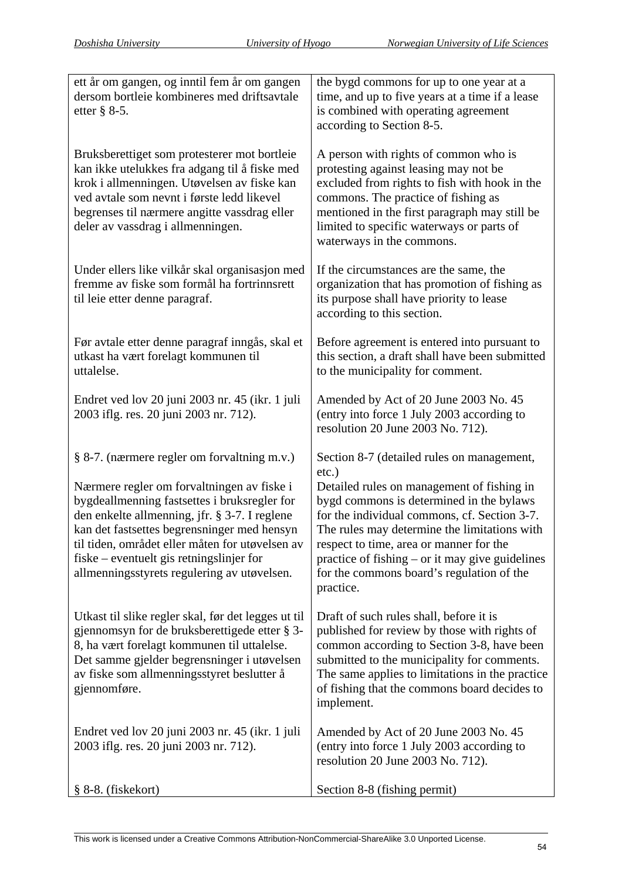| ett år om gangen, og inntil fem år om gangen dersom bortleie kombineres med driftsavtale etter § 8-5. | the bygd commons for up to one year at a time, and up to five years at a time if a lease is combined with operating agreement according to Section 8-5. |
|---|---|
| Bruksberettiget som protesterer mot bortleie kan ikke utelukkes fra adgang til å fiske med krok i allmenningen. Utøvelsen av fiske kan ved avtale som nevnt i første ledd likevel begrenses til nærmere angitte vassdrag eller deler av vassdrag i allmenningen. | A person with rights of common who is protesting against leasing may not be excluded from rights to fish with hook in the commons. The practice of fishing as mentioned in the first paragraph may still be limited to specific waterways or parts of waterways in the commons. |
| Under ellers like vilkår skal organisasjon med fremme av fiske som formål ha fortrinnsrett til leie etter denne paragraf. | If the circumstances are the same, the organization that has promotion of fishing as its purpose shall have priority to lease according to this section. |
| Før avtale etter denne paragraf inngås, skal et utkast ha vært forelagt kommunen til uttalelse. | Before agreement is entered into pursuant to this section, a draft shall have been submitted to the municipality for comment. |
| Endret ved lov 20 juni 2003 nr. 45 (ikr. 1 juli 2003 iflg. res. 20 juni 2003 nr. 712). | Amended by Act of 20 June 2003 No. 45 (entry into force 1 July 2003 according to resolution 20 June 2003 No. 712). |
| § 8-7. (nærmere regler om forvaltning m.v.)<br><br>Nærmere regler om forvaltningen av fiske i bygdeallmenning fastsettes i bruksregler for den enkelte allmenning, jfr. § 3-7. I reglene kan det fastsettes begrensninger med hensyn til tiden, området eller måten for utøvelsen av fiske – eventuelt gis retningslinjer for allmenningsstyrets regulering av utøvelsen. | Section 8-7 (detailed rules on management, etc.)<br><br>Detailed rules on management of fishing in bygd commons is determined in the bylaws for the individual commons, cf. Section 3-7. The rules may determine the limitations with respect to time, area or manner for the practice of fishing – or it may give guidelines for the commons board's regulation of the practice. |
| Utkast til slike regler skal, før det legges ut til gjennomsyn for de bruksberettigede etter § 3-8, ha vært forelagt kommunen til uttalelse. Det samme gjelder begrensninger i utøvelsen av fiske som allmenningsstyret beslutter å gjennomføre. | Draft of such rules shall, before it is published for review by those with rights of common according to Section 3-8, have been submitted to the municipality for comments. The same applies to limitations in the practice of fishing that the commons board decides to implement. |
| Endret ved lov 20 juni 2003 nr. 45 (ikr. 1 juli 2003 iflg. res. 20 juni 2003 nr. 712). | Amended by Act of 20 June 2003 No. 45 (entry into force 1 July 2003 according to resolution 20 June 2003 No. 712). |
| § 8-8. (fiskekort) | Section 8-8 (fishing permit) |

This work is licensed under a Creative Commons Attribution-NonCommercial-ShareAlike 3.0 Unported License.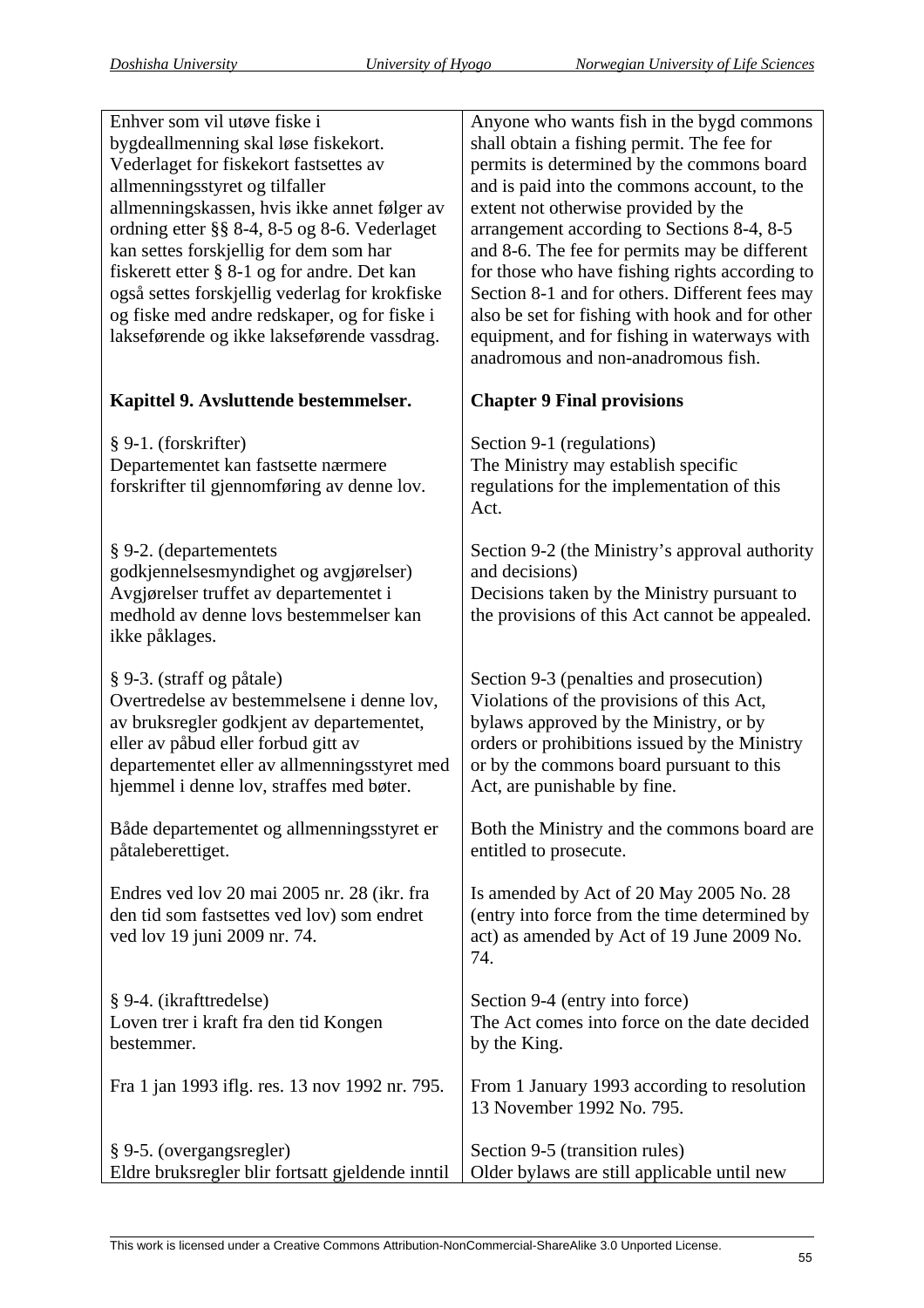| | |
|---|---|
| Enhver som vil utøve fiske i bygdeallmenning skal løse fiskekort. Vederlaget for fiskekort fastsettes av allmenningsstyret og tilfaller allmenningskassen, hvis ikke annet følger av ordning etter §§ 8-4, 8-5 og 8-6. Vederlaget kan settes forskjellig for dem som har fiskerett etter § 8-1 og for andre. Det kan også settes forskjellig vederlag for krokfiske og fiske med andre redskaper, og for fiske i lakseførende og ikke lakseførende vassdrag. | Anyone who wants fish in the bygd commons shall obtain a fishing permit. The fee for permits is determined by the commons board and is paid into the commons account, to the extent not otherwise provided by the arrangement according to Sections 8-4, 8-5 and 8-6. The fee for permits may be different for those who have fishing rights according to Section 8-1 and for others. Different fees may also be set for fishing with hook and for other equipment, and for fishing in waterways with anadromous and non-anadromous fish. |
| **Kapittel 9. Avsluttende bestemmelser.** | **Chapter 9 Final provisions** |
| § 9-1. (forskrifter)<br>Departementet kan fastsette nærmere forskrifter til gjennomføring av denne lov. | Section 9-1 (regulations)<br>The Ministry may establish specific regulations for the implementation of this Act. |
| § 9-2. (departementets godkjennelsesmyndighet og avgjørelser)<br>Avgjørelser truffet av departementet i medhold av denne lovs bestemmelser kan ikke påklages. | Section 9-2 (the Ministry's approval authority and decisions)<br>Decisions taken by the Ministry pursuant to the provisions of this Act cannot be appealed. |
| § 9-3. (straff og påtale)<br>Overtredelse av bestemmelsene i denne lov, av bruksregler godkjent av departementet, eller av påbud eller forbud gitt av departementet eller av allmenningsstyret med hjemmel i denne lov, straffes med bøter. | Section 9-3 (penalties and prosecution)<br>Violations of the provisions of this Act, bylaws approved by the Ministry, or by orders or prohibitions issued by the Ministry or by the commons board pursuant to this Act, are punishable by fine. |
| Både departementet og allmenningsstyret er påtaleberettiget. | Both the Ministry and the commons board are entitled to prosecute. |
| Endres ved lov 20 mai 2005 nr. 28 (ikr. fra den tid som fastsettes ved lov) som endret ved lov 19 juni 2009 nr. 74. | Is amended by Act of 20 May 2005 No. 28 (entry into force from the time determined by act) as amended by Act of 19 June 2009 No. 74. |
| § 9-4. (ikrafttredelse)<br>Loven trer i kraft fra den tid Kongen bestemmer. | Section 9-4 (entry into force)<br>The Act comes into force on the date decided by the King. |
| Fra 1 jan 1993 iflg. res. 13 nov 1992 nr. 795. | From 1 January 1993 according to resolution 13 November 1992 No. 795. |
| § 9-5. (overgangsregler)<br>Eldre bruksregler blir fortsatt gjeldende inntil | Section 9-5 (transition rules)<br>Older bylaws are still applicable until new |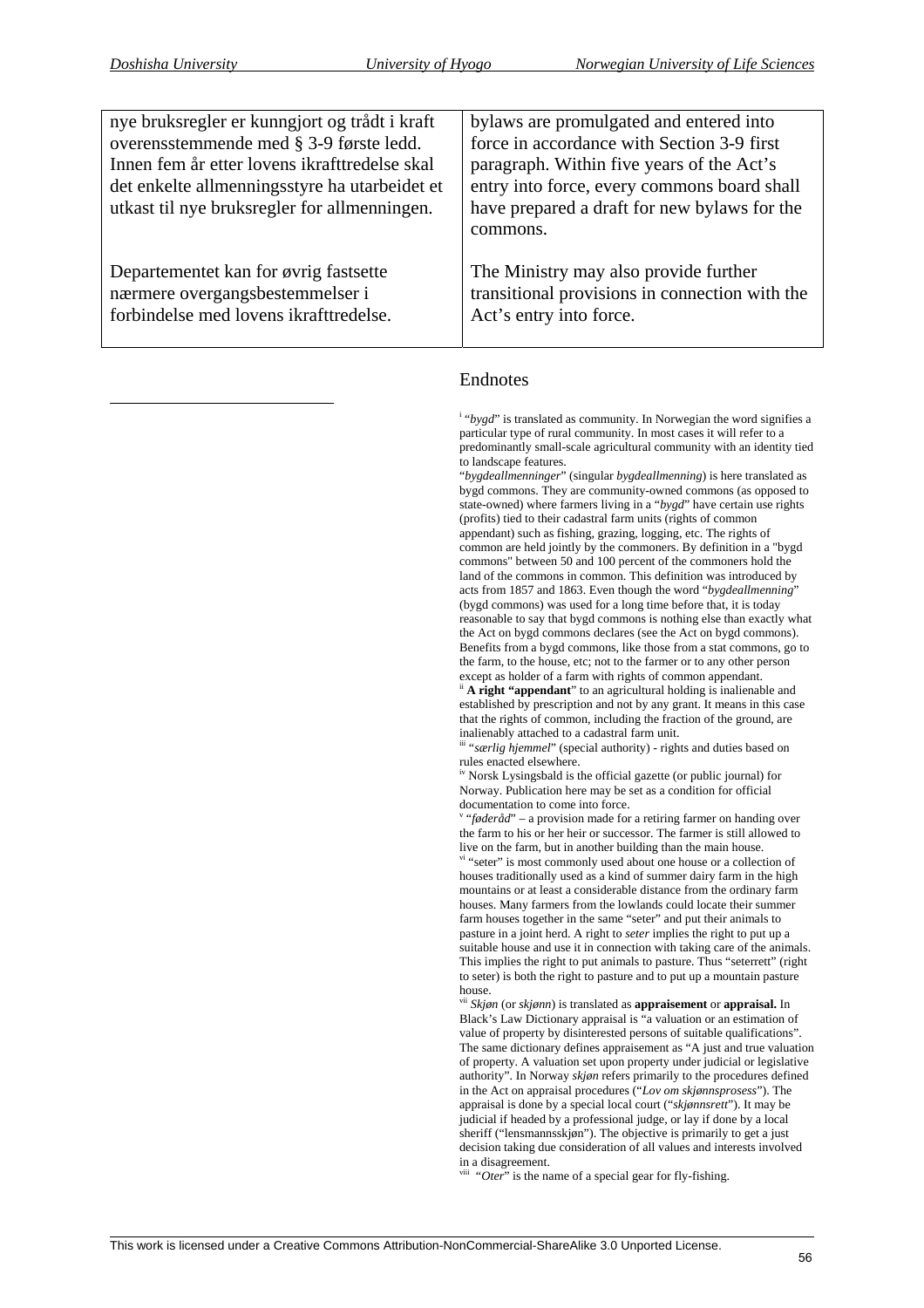| | |
|---|---|
| nye bruksregler er kunngjort og trådt i kraft overensstemmende med § 3-9 første ledd. Innen fem år etter lovens ikrafttredelse skal det enkelte allmenningsstyre ha utarbeidet et utkast til nye bruksregler for allmenningen. | bylaws are promulgated and entered into force in accordance with Section 3-9 first paragraph. Within five years of the Act's entry into force, every commons board shall have prepared a draft for new bylaws for the commons. |
| Departementet kan for øvrig fastsette nærmere overgangsbestemmelser i forbindelse med lovens ikrafttredelse. | The Ministry may also provide further transitional provisions in connection with the Act's entry into force. |

## Endnotes

[i] "*bygd*" is translated as community. In Norwegian the word signifies a particular type of rural community. In most cases it will refer to a predominantly small-scale agricultural community with an identity tied to landscape features.

"*bygdeallmenninger*" (singular *bygdeallmenning*) is here translated as bygd commons. They are community-owned commons (as opposed to state-owned) where farmers living in a "*bygd*" have certain use rights (profits) tied to their cadastral farm units (rights of common appendant) such as fishing, grazing, logging, etc. The rights of common are held jointly by the commoners. By definition in a "bygd commons" between 50 and 100 percent of the commoners hold the land of the commons in common. This definition was introduced by acts from 1857 and 1863. Even though the word "*bygdeallmenning*" (bygd commons) was used for a long time before that, it is today reasonable to say that bygd commons is nothing else than exactly what the Act on bygd commons declares (see the Act on bygd commons). Benefits from a bygd commons, like those from a stat commons, go to the farm, to the house, etc; not to the farmer or to any other person except as holder of a farm with rights of common appendant.

[ii] **A right "appendant**" to an agricultural holding is inalienable and established by prescription and not by any grant. It means in this case that the rights of common, including the fraction of the ground, are inalienably attached to a cadastral farm unit.

[iii] "*særlig hjemmel*" (special authority) - rights and duties based on rules enacted elsewhere.

[iv] Norsk Lysingsblad is the official gazette (or public journal) for Norway. Publication here may be set as a condition for official documentation to come into force.

[v] "*føderåd*" – a provision made for a retiring farmer on handing over the farm to his or her heir or successor. The farmer is still allowed to live on the farm, but in another building than the main house.

[vi] "seter" is most commonly used about one house or a collection of houses traditionally used as a kind of summer dairy farm in the high mountains or at least a considerable distance from the ordinary farm houses. Many farmers from the lowlands could locate their summer farm houses together in the same "seter" and put their animals to pasture in a joint herd. A right to *seter* implies the right to put up a suitable house and use it in connection with taking care of the animals. This implies the right to put animals to pasture. Thus "seterrett" (right to seter) is both the right to pasture and to put up a mountain pasture house.

[vii] *Skjøn* (or *skjønn*) is translated as **appraisement** or **appraisal.** In Black's Law Dictionary appraisal is "a valuation or an estimation of value of property by disinterested persons of suitable qualifications". The same dictionary defines appraisement as "A just and true valuation of property. A valuation set upon property under judicial or legislative authority". In Norway *skjøn* refers primarily to the procedures defined in the Act on appraisal procedures ("*Lov om skjønnsprosess*"). The appraisal is done by a special local court ("*skjønnsrett*"). It may be judicial if headed by a professional judge, or lay if done by a local sheriff ("lensmannsskjøn"). The objective is primarily to get a just decision taking due consideration of all values and interests involved in a disagreement.

[viii] "*Oter*" is the name of a special gear for fly-fishing.

This work is licensed under a Creative Commons Attribution-NonCommercial-ShareAlike 3.0 Unported License.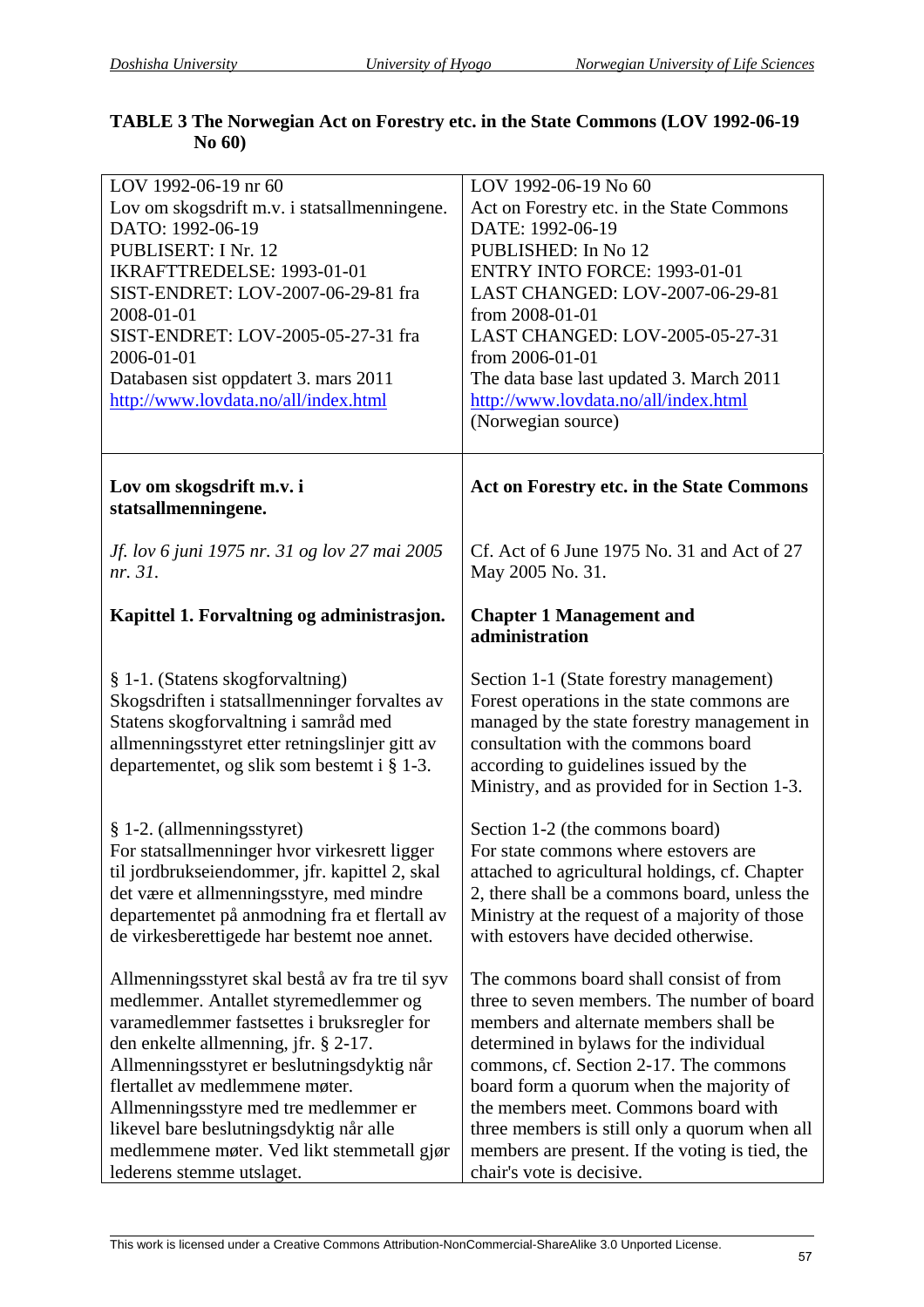**TABLE 3 The Norwegian Act on Forestry etc. in the State Commons (LOV 1992-06-19 No 60)**

| LOV 1992-06-19 nr 60<br>Lov om skogsdrift m.v. i statsallmenningene.<br>DATO: 1992-06-19<br>PUBLISERT: I Nr. 12<br>IKRAFTTREDELSE: 1993-01-01<br>SIST-ENDRET: LOV-2007-06-29-81 fra 2008-01-01<br>SIST-ENDRET: LOV-2005-05-27-31 fra 2006-01-01<br>Databasen sist oppdatert 3. mars 2011<br>http://www.lovdata.no/all/index.html | LOV 1992-06-19 No 60<br>Act on Forestry etc. in the State Commons<br>DATE: 1992-06-19<br>PUBLISHED: In No 12<br>ENTRY INTO FORCE: 1993-01-01<br>LAST CHANGED: LOV-2007-06-29-81 from 2008-01-01<br>LAST CHANGED: LOV-2005-05-27-31 from 2006-01-01<br>The data base last updated 3. March 2011<br>http://www.lovdata.no/all/index.html<br>(Norwegian source) |
|---|---|
| **Lov om skogsdrift m.v. i statsallmenningene.**<br><br>*Jf. lov 6 juni 1975 nr. 31 og lov 27 mai 2005 nr. 31.*<br><br>**Kapittel 1. Forvaltning og administrasjon.**<br><br>§ 1-1. (Statens skogforvaltning)<br>Skogsdriften i statsallmenninger forvaltes av Statens skogforvaltning i samråd med allmenningsstyret etter retningslinjer gitt av departementet, og slik som bestemt i § 1-3.<br><br>§ 1-2. (allmenningsstyret)<br>For statsallmenninger hvor virkesrett ligger til jordbrukseiendommer, jfr. kapittel 2, skal det være et allmenningsstyre, med mindre departementet på anmodning fra et flertall av de virkesberettigede har bestemt noe annet.<br><br>Allmenningsstyret skal bestå av fra tre til syv medlemmer. Antallet styremedlemmer og varamedlemmer fastsettes i bruksregler for den enkelte allmenning, jfr. § 2-17. Allmenningsstyret er beslutningsdyktig når flertallet av medlemmene møter. Allmenningsstyre med tre medlemmer er likevel bare beslutningsdyktig når alle medlemmene møter. Ved likt stemmetall gjør lederens stemme utslaget. | **Act on Forestry etc. in the State Commons**<br><br>Cf. Act of 6 June 1975 No. 31 and Act of 27 May 2005 No. 31.<br><br>**Chapter 1 Management and administration**<br><br>Section 1-1 (State forestry management)<br>Forest operations in the state commons are managed by the state forestry management in consultation with the commons board according to guidelines issued by the Ministry, and as provided for in Section 1-3.<br><br>Section 1-2 (the commons board)<br>For state commons where estovers are attached to agricultural holdings, cf. Chapter 2, there shall be a commons board, unless the Ministry at the request of a majority of those with estovers have decided otherwise.<br><br>The commons board shall consist of from three to seven members. The number of board members and alternate members shall be determined in bylaws for the individual commons, cf. Section 2-17. The commons board form a quorum when the majority of the members meet. Commons board with three members is still only a quorum when all members are present. If the voting is tied, the chair's vote is decisive. |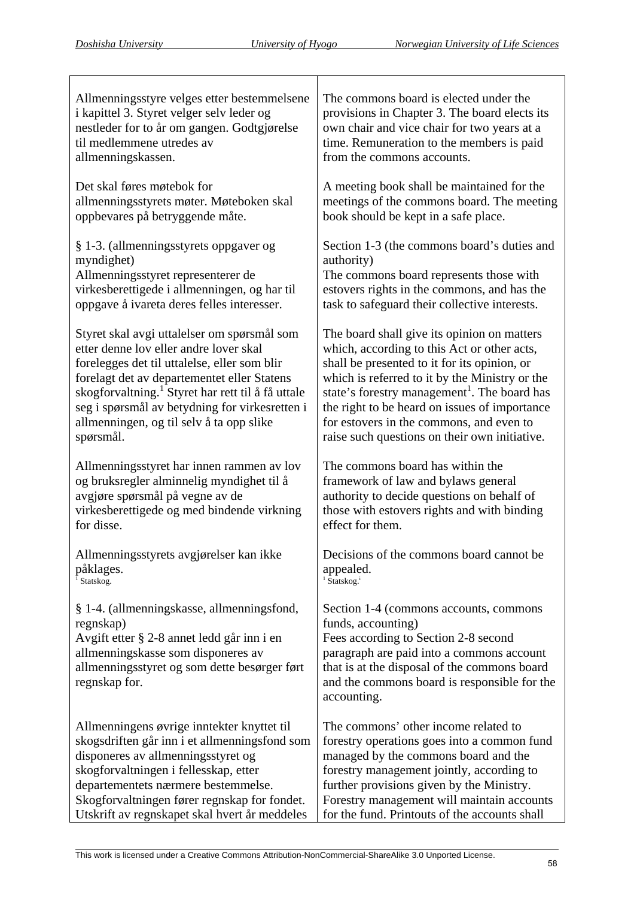| | |
|---|---|
| Allmenningsstyre velges etter bestemmelsene i kapittel 3. Styret velger selv leder og nestleder for to år om gangen. Godtgjørelse til medlemmene utredes av allmenningskassen. | The commons board is elected under the provisions in Chapter 3. The board elects its own chair and vice chair for two years at a time. Remuneration to the members is paid from the commons accounts. |
| Det skal føres møtebok for allmenningsstyrets møter. Møteboken skal oppbevares på betryggende måte. | A meeting book shall be maintained for the meetings of the commons board. The meeting book should be kept in a safe place. |
| § 1-3. (allmenningsstyrets oppgaver og myndighet)<br>Allmenningsstyret representerer de virkesberettigede i allmenningen, og har til oppgave å ivareta deres felles interesser. | Section 1-3 (the commons board's duties and authority)<br>The commons board represents those with estovers rights in the commons, and has the task to safeguard their collective interests. |
| Styret skal avgi uttalelser om spørsmål som etter denne lov eller andre lover skal forelegges det til uttalelse, eller som blir forelagt det av departementet eller Statens skogforvaltning.[1] Styret har rett til å få uttale seg i spørsmål av betydning for virkesretten i allmenningen, og til selv å ta opp slike spørsmål. | The board shall give its opinion on matters which, according to this Act or other acts, shall be presented to it for its opinion, or which is referred to it by the Ministry or the state's forestry management[1]. The board has the right to be heard on issues of importance for estovers in the commons, and even to raise such questions on their own initiative. |
| Allmenningsstyret har innen rammen av lov og bruksregler alminnelig myndighet til å avgjøre spørsmål på vegne av de virkesberettigede og med bindende virkning for disse. | The commons board has within the framework of law and bylaws general authority to decide questions on behalf of those with estovers rights and with binding effect for them. |
| Allmenningsstyrets avgjørelser kan ikke påklages.<br>[1] Statskog. | Decisions of the commons board cannot be appealed.<br>[1] Statskog. |
| § 1-4. (allmenningskasse, allmenningsfond, regnskap)<br>Avgift etter § 2-8 annet ledd går inn i en allmenningskasse som disponeres av allmenningsstyret og som dette besørger ført regnskap for. | Section 1-4 (commons accounts, commons funds, accounting)<br>Fees according to Section 2-8 second paragraph are paid into a commons account that is at the disposal of the commons board and the commons board is responsible for the accounting. |
| Allmenningens øvrige inntekter knyttet til skogsdriften går inn i et allmenningsfond som disponeres av allmenningsstyret og skogforvaltningen i fellesskap, etter departementets nærmere bestemmelse. Skogforvaltningen fører regnskap for fondet. Utskrift av regnskapet skal hvert år meddeles | The commons' other income related to forestry operations goes into a common fund managed by the commons board and the forestry management jointly, according to further provisions given by the Ministry. Forestry management will maintain accounts for the fund. Printouts of the accounts shall |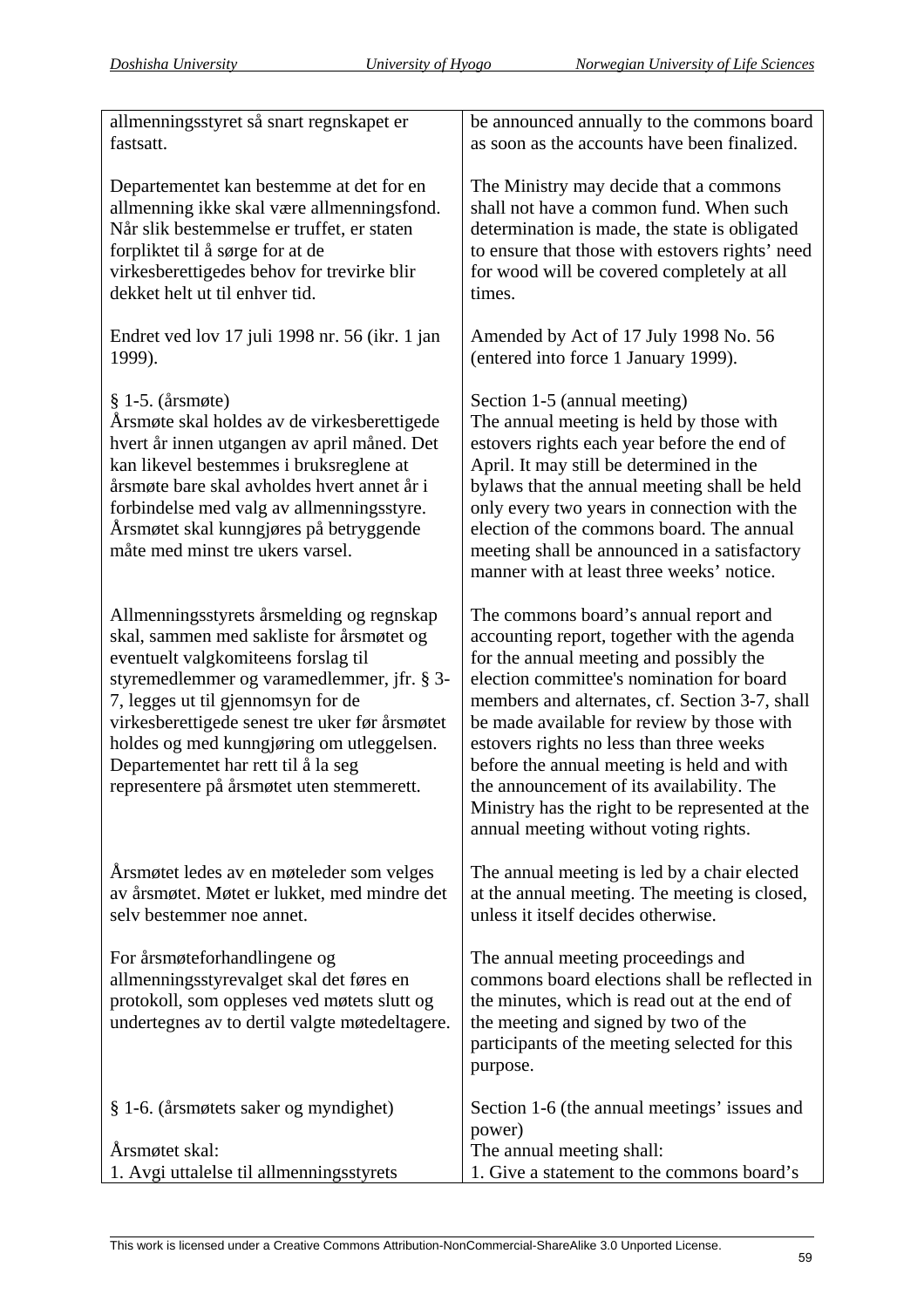| | |
|---|---|
| allmenningsstyret så snart regnskapet er fastsatt. | be announced annually to the commons board as soon as the accounts have been finalized. |
| Departementet kan bestemme at det for en allmenning ikke skal være allmenningsfond. Når slik bestemmelse er truffet, er staten forpliktet til å sørge for at de virkesberettigedes behov for trevirke blir dekket helt ut til enhver tid. | The Ministry may decide that a commons shall not have a common fund. When such determination is made, the state is obligated to ensure that those with estovers rights' need for wood will be covered completely at all times. |
| Endret ved lov 17 juli 1998 nr. 56 (ikr. 1 jan 1999). | Amended by Act of 17 July 1998 No. 56 (entered into force 1 January 1999). |
| § 1-5. (årsmøte)<br>Årsmøte skal holdes av de virkesberettigede hvert år innen utgangen av april måned. Det kan likevel bestemmes i bruksreglene at årsmøte bare skal avholdes hvert annet år i forbindelse med valg av allmenningsstyre. Årsmøtet skal kunngjøres på betryggende måte med minst tre ukers varsel. | Section 1-5 (annual meeting)<br>The annual meeting is held by those with estovers rights each year before the end of April. It may still be determined in the bylaws that the annual meeting shall be held only every two years in connection with the election of the commons board. The annual meeting shall be announced in a satisfactory manner with at least three weeks' notice. |
| Allmenningsstyrets årsmelding og regnskap skal, sammen med sakliste for årsmøtet og eventuelt valgkomiteens forslag til styremedlemmer og varamedlemmer, jfr. § 3-7, legges ut til gjennomsyn for de virkesberettigede senest tre uker før årsmøtet holdes og med kunngjøring om utleggelsen. Departementet har rett til å la seg representere på årsmøtet uten stemmerett. | The commons board's annual report and accounting report, together with the agenda for the annual meeting and possibly the election committee's nomination for board members and alternates, cf. Section 3-7, shall be made available for review by those with estovers rights no less than three weeks before the annual meeting is held and with the announcement of its availability. The Ministry has the right to be represented at the annual meeting without voting rights. |
| Årsmøtet ledes av en møteleder som velges av årsmøtet. Møtet er lukket, med mindre det selv bestemmer noe annet. | The annual meeting is led by a chair elected at the annual meeting. The meeting is closed, unless it itself decides otherwise. |
| For årsmøteforhandlingene og allmenningsstyrevalget skal det føres en protokoll, som oppleses ved møtets slutt og undertegnes av to dertil valgte møtedeltagere. | The annual meeting proceedings and commons board elections shall be reflected in the minutes, which is read out at the end of the meeting and signed by two of the participants of the meeting selected for this purpose. |
| § 1-6. (årsmøtets saker og myndighet)<br><br>Årsmøtet skal:<br>1. Avgi uttalelse til allmenningsstyrets | Section 1-6 (the annual meetings' issues and power)<br>The annual meeting shall:<br>1. Give a statement to the commons board's |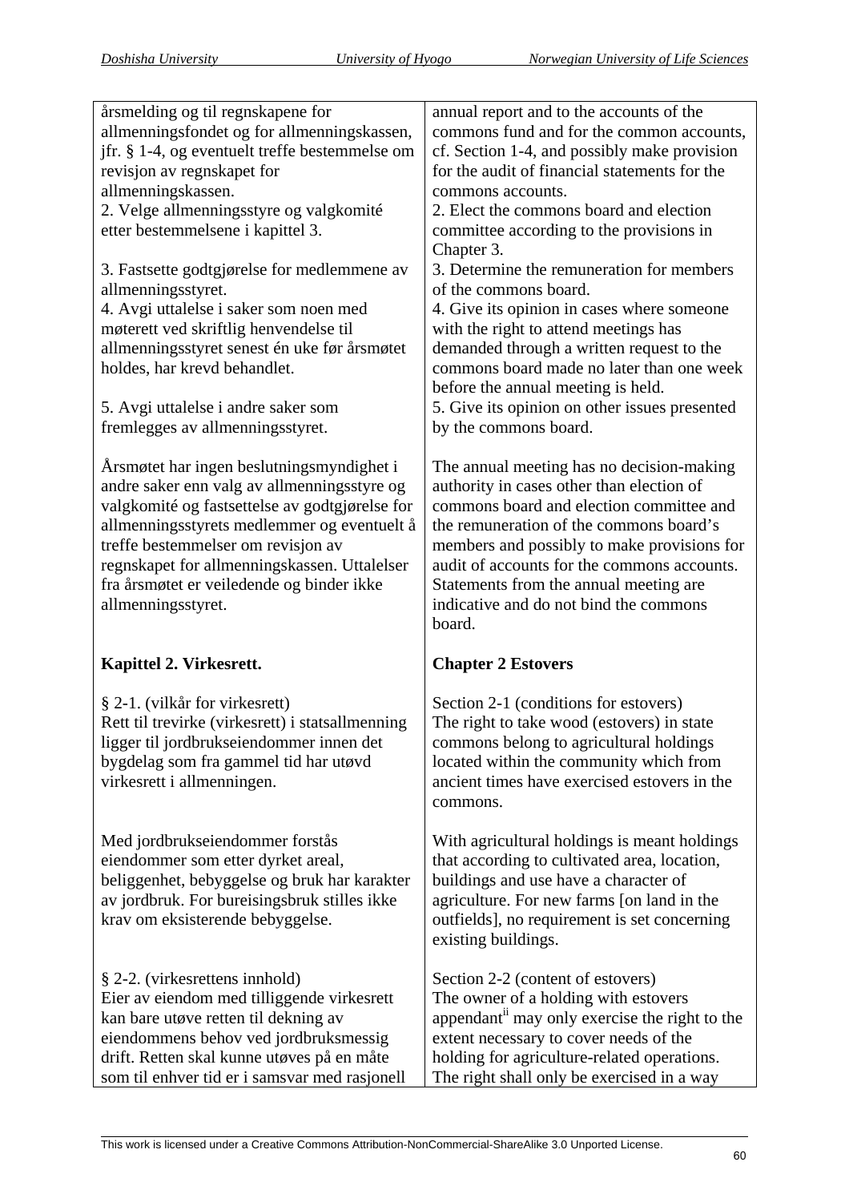| | |
|---|---|
| årsmelding og til regnskapene for allmenningsfondet og for allmenningskassen, jfr. § 1-4, og eventuelt treffe bestemmelse om revisjon av regnskapet for allmenningskassen.<br>2. Velge allmenningsstyre og valgkomité etter bestemmelsene i kapittel 3.<br><br>3. Fastsette godtgjørelse for medlemmene av allmenningsstyret.<br>4. Avgi uttalelse i saker som noen med møterett ved skriftlig henvendelse til allmenningsstyret senest én uke før årsmøtet holdes, har krevd behandlet.<br><br>5. Avgi uttalelse i andre saker som fremlegges av allmenningsstyret.<br><br>Årsmøtet har ingen beslutningsmyndighet i andre saker enn valg av allmenningsstyre og valgkomité og fastsettelse av godtgjørelse for allmenningsstyrets medlemmer og eventuelt å treffe bestemmelser om revisjon av regnskapet for allmenningskassen. Uttalelser fra årsmøtet er veiledende og binder ikke allmenningsstyret. | annual report and to the accounts of the commons fund and for the common accounts, cf. Section 1-4, and possibly make provision for the audit of financial statements for the commons accounts.<br>2. Elect the commons board and election committee according to the provisions in Chapter 3.<br>3. Determine the remuneration for members of the commons board.<br>4. Give its opinion in cases where someone with the right to attend meetings has demanded through a written request to the commons board made no later than one week before the annual meeting is held.<br>5. Give its opinion on other issues presented by the commons board.<br><br>The annual meeting has no decision-making authority in cases other than election of commons board and election committee and the remuneration of the commons board's members and possibly to make provisions for audit of accounts for the commons accounts. Statements from the annual meeting are indicative and do not bind the commons board. |
| **Kapittel 2. Virkesrett.** | **Chapter 2 Estovers** |
| § 2-1. (vilkår for virkesrett)<br>Rett til trevirke (virkesrett) i statsallmenning ligger til jordbrukseiendommer innen det bygdelag som fra gammel tid har utøvd virkesrett i allmenningen. | Section 2-1 (conditions for estovers)<br>The right to take wood (estovers) in state commons belong to agricultural holdings located within the community which from ancient times have exercised estovers in the commons. |
| Med jordbrukseiendommer forstås eiendommer som etter dyrket areal, beliggenhet, bebyggelse og bruk har karakter av jordbruk. For bureisingsbruk stilles ikke krav om eksisterende bebyggelse. | With agricultural holdings is meant holdings that according to cultivated area, location, buildings and use have a character of agriculture. For new farms [on land in the outfields], no requirement is set concerning existing buildings. |
| § 2-2. (virkesrettens innhold)<br>Eier av eiendom med tilliggende virkesrett kan bare utøve retten til dekning av eiendommens behov ved jordbruksmessig drift. Retten skal kunne utøves på en måte som til enhver tid er i samsvar med rasjonell | Section 2-2 (content of estovers)<br>The owner of a holding with estovers appendant[ii] may only exercise the right to the extent necessary to cover needs of the holding for agriculture-related operations. The right shall only be exercised in a way |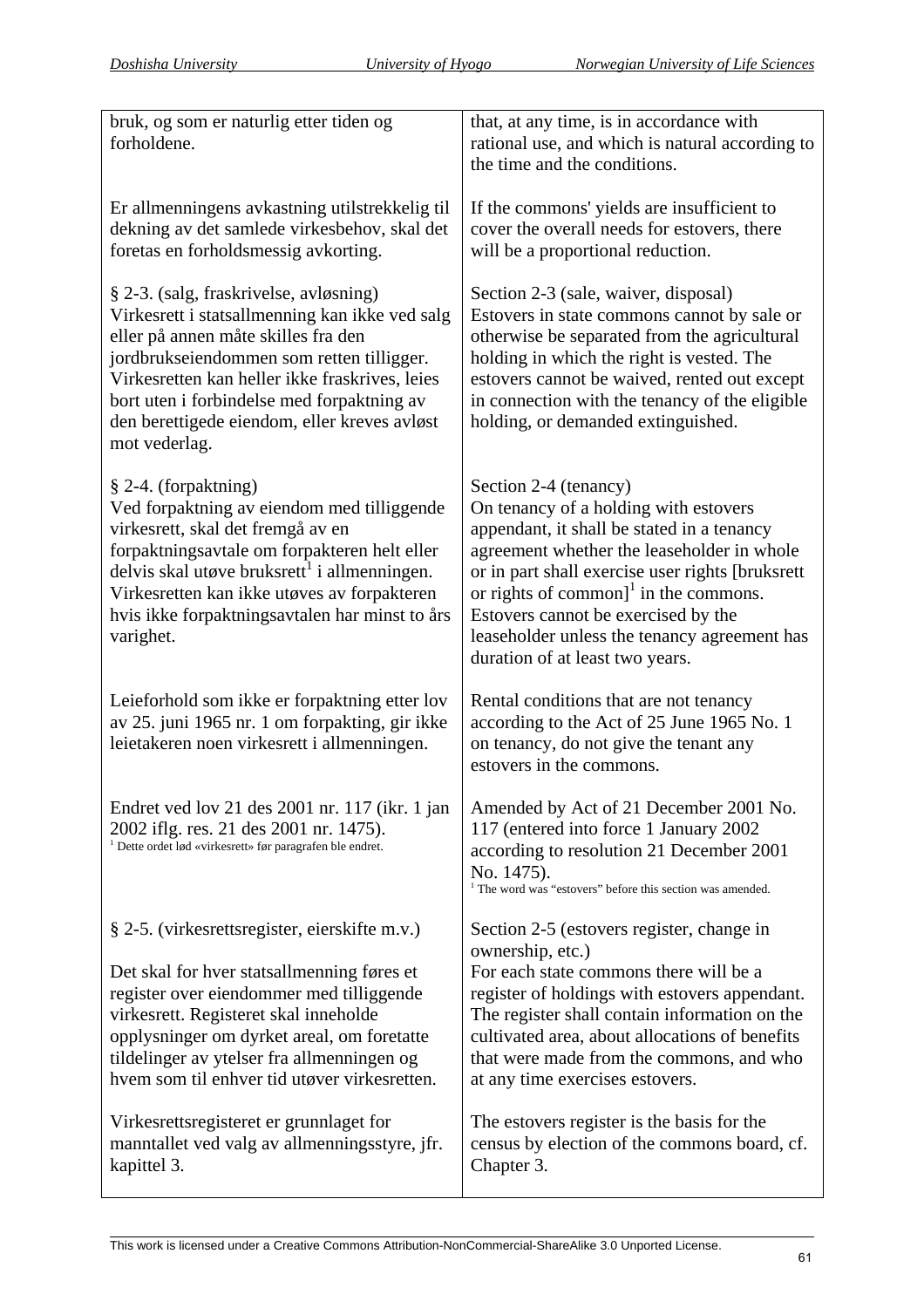| | |
|---|---|
| bruk, og som er naturlig etter tiden og forholdene. | that, at any time, is in accordance with rational use, and which is natural according to the time and the conditions. |
| Er allmenningens avkastning utilstrekkelig til dekning av det samlede virkesbehov, skal det foretas en forholdsmessig avkorting. | If the commons' yields are insufficient to cover the overall needs for estovers, there will be a proportional reduction. |
| § 2-3. (salg, fraskrivelse, avløsning) Virkesrett i statsallmenning kan ikke ved salg eller på annen måte skilles fra den jordbrukseiendommen som retten tilligger. Virkesretten kan heller ikke fraskrives, leies bort uten i forbindelse med forpaktning av den berettigede eiendom, eller kreves avløst mot vederlag. | Section 2-3 (sale, waiver, disposal) Estovers in state commons cannot by sale or otherwise be separated from the agricultural holding in which the right is vested. The estovers cannot be waived, rented out except in connection with the tenancy of the eligible holding, or demanded extinguished. |
| § 2-4. (forpaktning) Ved forpaktning av eiendom med tilliggende virkesrett, skal det fremgå av en forpaktningsavtale om forpakteren helt eller delvis skal utøve bruksrett[1] i allmenningen. Virkesretten kan ikke utøves av forpakteren hvis ikke forpaktningsavtalen har minst to års varighet. | Section 2-4 (tenancy) On tenancy of a holding with estovers appendant, it shall be stated in a tenancy agreement whether the leaseholder in whole or in part shall exercise user rights [bruksrett or rights of common][1] in the commons. Estovers cannot be exercised by the leaseholder unless the tenancy agreement has duration of at least two years. |
| Leieforhold som ikke er forpaktning etter lov av 25. juni 1965 nr. 1 om forpakting, gir ikke leietakeren noen virkesrett i allmenningen. | Rental conditions that are not tenancy according to the Act of 25 June 1965 No. 1 on tenancy, do not give the tenant any estovers in the commons. |
| Endret ved lov 21 des 2001 nr. 117 (ikr. 1 jan 2002 iflg. res. 21 des 2001 nr. 1475).<br>[1] Dette ordet lød «virkesrett» før paragrafen ble endret. | Amended by Act of 21 December 2001 No. 117 (entered into force 1 January 2002 according to resolution 21 December 2001 No. 1475).<br>[1] The word was "estovers" before this section was amended. |
| § 2-5. (virkesrettsregister, eierskifte m.v.)<br>Det skal for hver statsallmenning føres et register over eiendommer med tilliggende virkesrett. Registeret skal inneholde opplysninger om dyrket areal, om foretatte tildelinger av ytelser fra allmenningen og hvem som til enhver tid utøver virkesretten. | Section 2-5 (estovers register, change in ownership, etc.)<br>For each state commons there will be a register of holdings with estovers appendant. The register shall contain information on the cultivated area, about allocations of benefits that were made from the commons, and who at any time exercises estovers. |
| Virkesrettsregisteret er grunnlaget for manntallet ved valg av allmenningsstyre, jfr. kapittel 3. | The estovers register is the basis for the census by election of the commons board, cf. Chapter 3. |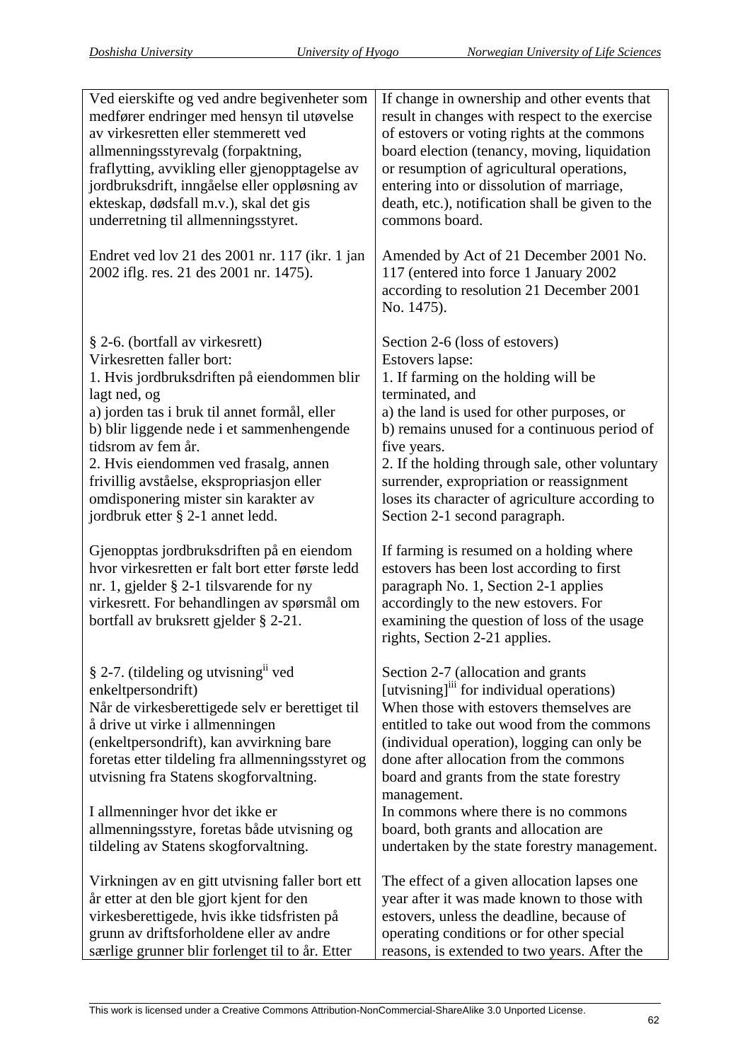| Ved eierskifte og ved andre begivenheter som medfører endringer med hensyn til utøvelse av virkesretten eller stemmerett ved allmenningsstyrevalg (forpaktning, fraflytting, avvikling eller gjenopptagelse av jordbruksdrift, inngåelse eller oppløsning av ekteskap, dødsfall m.v.), skal det gis underretning til allmenningsstyret. | If change in ownership and other events that result in changes with respect to the exercise of estovers or voting rights at the commons board election (tenancy, moving, liquidation or resumption of agricultural operations, entering into or dissolution of marriage, death, etc.), notification shall be given to the commons board. |
|---|---|
| Endret ved lov 21 des 2001 nr. 117 (ikr. 1 jan 2002 iflg. res. 21 des 2001 nr. 1475). | Amended by Act of 21 December 2001 No. 117 (entered into force 1 January 2002 according to resolution 21 December 2001 No. 1475). |
| § 2-6. (bortfall av virkesrett)<br>Virkesretten faller bort:<br>1. Hvis jordbruksdriften på eiendommen blir lagt ned, og<br>a) jorden tas i bruk til annet formål, eller<br>b) blir liggende nede i et sammenhengende tidsrom av fem år.<br>2. Hvis eiendommen ved frasalg, annen frivillig avståelse, ekspropriasjon eller omdisponering mister sin karakter av jordbruk etter § 2-1 annet ledd. | Section 2-6 (loss of estovers)<br>Estovers lapse:<br>1. If farming on the holding will be terminated, and<br>a) the land is used for other purposes, or<br>b) remains unused for a continuous period of five years.<br>2. If the holding through sale, other voluntary surrender, expropriation or reassignment loses its character of agriculture according to Section 2-1 second paragraph. |
| Gjenopptas jordbruksdriften på en eiendom hvor virkesretten er falt bort etter første ledd nr. 1, gjelder § 2-1 tilsvarende for ny virkesrett. For behandlingen av spørsmål om bortfall av bruksrett gjelder § 2-21. | If farming is resumed on a holding where estovers has been lost according to first paragraph No. 1, Section 2-1 applies accordingly to the new estovers. For examining the question of loss of the usage rights, Section 2-21 applies. |
| § 2-7. (tildeling og utvisning[ii] ved enkeltpersondrift)<br>Når de virkesberettigede selv er berettiget til å drive ut virke i allmenningen (enkeltpersondrift), kan avvirkning bare foretas etter tildeling fra allmenningsstyret og utvisning fra Statens skogforvaltning. | Section 2-7 (allocation and grants [utvisning][iii] for individual operations)<br>When those with estovers themselves are entitled to take out wood from the commons (individual operation), logging can only be done after allocation from the commons board and grants from the state forestry management. |
| I allmenninger hvor det ikke er allmenningsstyre, foretas både utvisning og tildeling av Statens skogforvaltning. | In commons where there is no commons board, both grants and allocation are undertaken by the state forestry management. |
| Virkningen av en gitt utvisning faller bort ett år etter at den ble gjort kjent for den virkesberettigede, hvis ikke tidsfristen på grunn av driftsforholdene eller av andre særlige grunner blir forlenget til to år. Etter | The effect of a given allocation lapses one year after it was made known to those with estovers, unless the deadline, because of operating conditions or for other special reasons, is extended to two years. After the |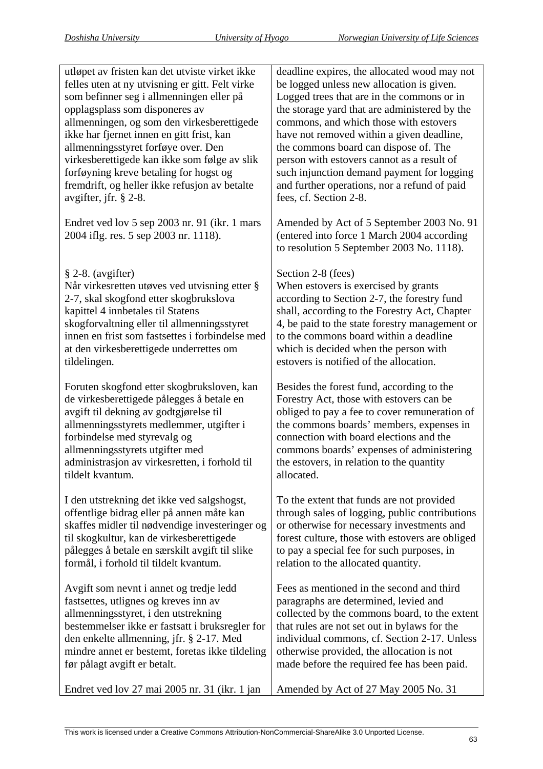| | |
|---|---|
| utløpet av fristen kan det utviste virket ikke felles uten at ny utvisning er gitt. Felt virke som befinner seg i allmenningen eller på opplagsplass som disponeres av allmenningen, og som den virkesberettigede ikke har fjernet innen en gitt frist, kan allmenningsstyret forføye over. Den virkesberettigede kan ikke som følge av slik forføyning kreve betaling for hogst og fremdrift, og heller ikke refusjon av betalte avgifter, jfr. § 2-8. | deadline expires, the allocated wood may not be logged unless new allocation is given. Logged trees that are in the commons or in the storage yard that are administered by the commons, and which those with estovers have not removed within a given deadline, the commons board can dispose of. The person with estovers cannot as a result of such injunction demand payment for logging and further operations, nor a refund of paid fees, cf. Section 2-8. |
| Endret ved lov 5 sep 2003 nr. 91 (ikr. 1 mars 2004 iflg. res. 5 sep 2003 nr. 1118). | Amended by Act of 5 September 2003 No. 91 (entered into force 1 March 2004 according to resolution 5 September 2003 No. 1118). |
| § 2-8. (avgifter)<br>Når virkesretten utøves ved utvisning etter § 2-7, skal skogfond etter skogbrukslova kapittel 4 innbetales til Statens skogforvaltning eller til allmenningsstyret innen en frist som fastsettes i forbindelse med at den virkesberettigede underrettes om tildelingen. | Section 2-8 (fees)<br>When estovers is exercised by grants according to Section 2-7, the forestry fund shall, according to the Forestry Act, Chapter 4, be paid to the state forestry management or to the commons board within a deadline which is decided when the person with estovers is notified of the allocation. |
| Foruten skogfond etter skogbruksloven, kan de virkesberettigede pålegges å betale en avgift til dekning av godtgjørelse til allmenningsstyrets medlemmer, utgifter i forbindelse med styrevalg og allmenningsstyrets utgifter med administrasjon av virkesretten, i forhold til tildelt kvantum. | Besides the forest fund, according to the Forestry Act, those with estovers can be obliged to pay a fee to cover remuneration of the commons boards' members, expenses in connection with board elections and the commons boards' expenses of administering the estovers, in relation to the quantity allocated. |
| I den utstrekning det ikke ved salgshogst, offentlige bidrag eller på annen måte kan skaffes midler til nødvendige investeringer og til skogkultur, kan de virkesberettigede pålegges å betale en særskilt avgift til slike formål, i forhold til tildelt kvantum. | To the extent that funds are not provided through sales of logging, public contributions or otherwise for necessary investments and forest culture, those with estovers are obliged to pay a special fee for such purposes, in relation to the allocated quantity. |
| Avgift som nevnt i annet og tredje ledd fastsettes, utlignes og kreves inn av allmenningsstyret, i den utstrekning bestemmelser ikke er fastsatt i bruksregler for den enkelte allmenning, jfr. § 2-17. Med mindre annet er bestemt, foretas ikke tildeling før pålagt avgift er betalt. | Fees as mentioned in the second and third paragraphs are determined, levied and collected by the commons board, to the extent that rules are not set out in bylaws for the individual commons, cf. Section 2-17. Unless otherwise provided, the allocation is not made before the required fee has been paid. |
| Endret ved lov 27 mai 2005 nr. 31 (ikr. 1 jan | Amended by Act of 27 May 2005 No. 31 |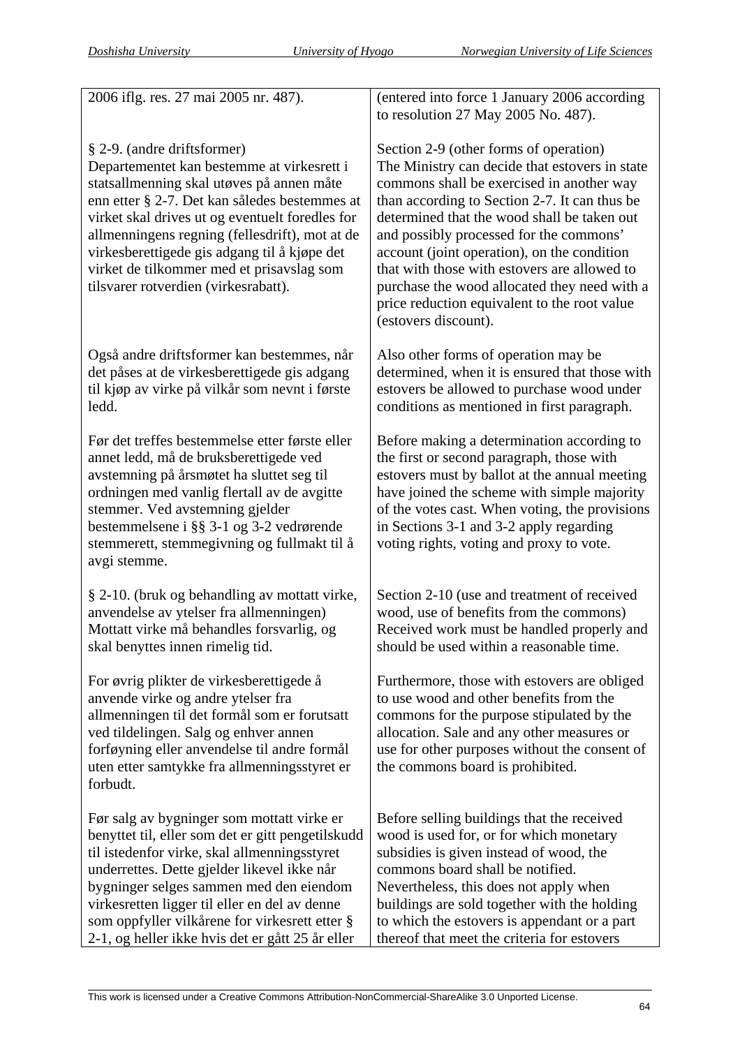| | |
|---|---|
| 2006 iflg. res. 27 mai 2005 nr. 487). | (entered into force 1 January 2006 according to resolution 27 May 2005 No. 487). |
| § 2-9. (andre driftsformer)<br>Departementet kan bestemme at virkesrett i statsallmenning skal utøves på annen måte enn etter § 2-7. Det kan således bestemmes at virket skal drives ut og eventuelt foredles for allmenningens regning (fellesdrift), mot at de virkesberettigede gis adgang til å kjøpe det virket de tilkommer med et prisavslag som tilsvarer rotverdien (virkesrabatt). | Section 2-9 (other forms of operation)<br>The Ministry can decide that estovers in state commons shall be exercised in another way than according to Section 2-7. It can thus be determined that the wood shall be taken out and possibly processed for the commons' account (joint operation), on the condition that with those with estovers are allowed to purchase the wood allocated they need with a price reduction equivalent to the root value (estovers discount). |
| Også andre driftsformer kan bestemmes, når det påses at de virkesberettigede gis adgang til kjøp av virke på vilkår som nevnt i første ledd. | Also other forms of operation may be determined, when it is ensured that those with estovers be allowed to purchase wood under conditions as mentioned in first paragraph. |
| Før det treffes bestemmelse etter første eller annet ledd, må de bruksberettigede ved avstemning på årsmøtet ha sluttet seg til ordningen med vanlig flertall av de avgitte stemmer. Ved avstemning gjelder bestemmelsene i §§ 3-1 og 3-2 vedrørende stemmerett, stemmegivning og fullmakt til å avgi stemme. | Before making a determination according to the first or second paragraph, those with estovers must by ballot at the annual meeting have joined the scheme with simple majority of the votes cast. When voting, the provisions in Sections 3-1 and 3-2 apply regarding voting rights, voting and proxy to vote. |
| § 2-10. (bruk og behandling av mottatt virke, anvendelse av ytelser fra allmenningen)<br>Mottatt virke må behandles forsvarlig, og skal benyttes innen rimelig tid. | Section 2-10 (use and treatment of received wood, use of benefits from the commons)<br>Received work must be handled properly and should be used within a reasonable time. |
| For øvrig plikter de virkesberettigede å anvende virke og andre ytelser fra allmenningen til det formål som er forutsatt ved tildelingen. Salg og enhver annen forføyning eller anvendelse til andre formål uten etter samtykke fra allmenningsstyret er forbudt. | Furthermore, those with estovers are obliged to use wood and other benefits from the commons for the purpose stipulated by the allocation. Sale and any other measures or use for other purposes without the consent of the commons board is prohibited. |
| Før salg av bygninger som mottatt virke er benyttet til, eller som det er gitt pengetilskudd til istedenfor virke, skal allmenningsstyret underrettes. Dette gjelder likevel ikke når bygninger selges sammen med den eiendom virkesretten ligger til eller en del av denne som oppfyller vilkårene for virkesrett etter § 2-1, og heller ikke hvis det er gått 25 år eller | Before selling buildings that the received wood is used for, or for which monetary subsidies is given instead of wood, the commons board shall be notified. Nevertheless, this does not apply when buildings are sold together with the holding to which the estovers is appendant or a part thereof that meet the criteria for estovers |

This work is licensed under a Creative Commons Attribution-NonCommercial-ShareAlike 3.0 Unported License.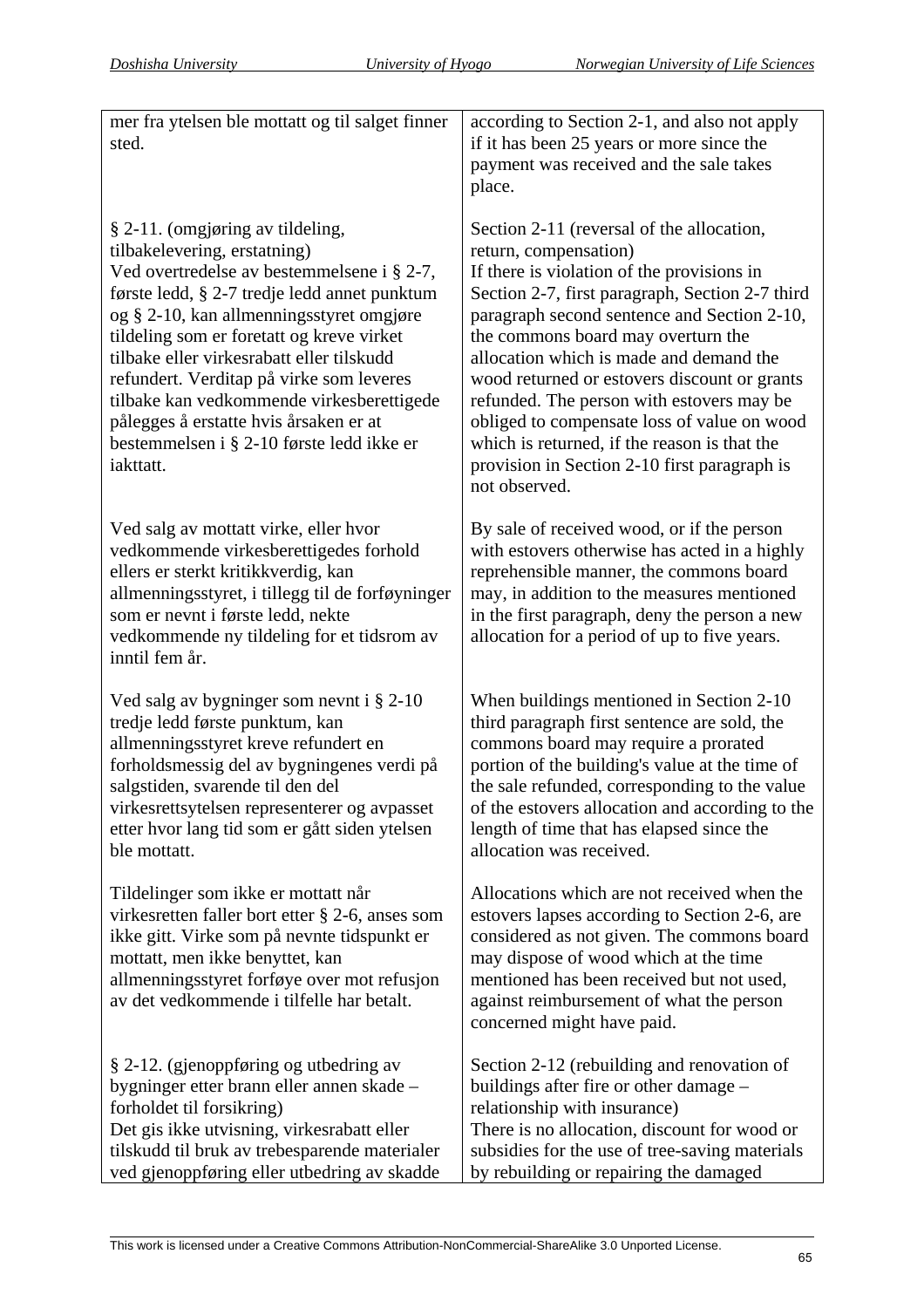| | |
|---|---|
| mer fra ytelsen ble mottatt og til salget finner sted. | according to Section 2-1, and also not apply if it has been 25 years or more since the payment was received and the sale takes place. |
| § 2-11. (omgjøring av tildeling, tilbakelevering, erstatning)<br>Ved overtredelse av bestemmelsene i § 2-7, første ledd, § 2-7 tredje ledd annet punktum og § 2-10, kan allmenningsstyret omgjøre tildeling som er foretatt og kreve virket tilbake eller virkesrabatt eller tilskudd refundert. Verditap på virke som leveres tilbake kan vedkommende virkesberettigede pålegges å erstatte hvis årsaken er at bestemmelsen i § 2-10 første ledd ikke er iakttatt. | Section 2-11 (reversal of the allocation, return, compensation)<br>If there is violation of the provisions in Section 2-7, first paragraph, Section 2-7 third paragraph second sentence and Section 2-10, the commons board may overturn the allocation which is made and demand the wood returned or estovers discount or grants refunded. The person with estovers may be obliged to compensate loss of value on wood which is returned, if the reason is that the provision in Section 2-10 first paragraph is not observed. |
| Ved salg av mottatt virke, eller hvor vedkommende virkesberettigedes forhold ellers er sterkt kritikkverdig, kan allmenningsstyret, i tillegg til de forføyninger som er nevnt i første ledd, nekte vedkommende ny tildeling for et tidsrom av inntil fem år. | By sale of received wood, or if the person with estovers otherwise has acted in a highly reprehensible manner, the commons board may, in addition to the measures mentioned in the first paragraph, deny the person a new allocation for a period of up to five years. |
| Ved salg av bygninger som nevnt i § 2-10 tredje ledd første punktum, kan allmenningsstyret kreve refundert en forholdsmessig del av bygningenes verdi på salgstiden, svarende til den del virkesrettsytelsen representerer og avpasset etter hvor lang tid som er gått siden ytelsen ble mottatt. | When buildings mentioned in Section 2-10 third paragraph first sentence are sold, the commons board may require a prorated portion of the building's value at the time of the sale refunded, corresponding to the value of the estovers allocation and according to the length of time that has elapsed since the allocation was received. |
| Tildelinger som ikke er mottatt når virkesretten faller bort etter § 2-6, anses som ikke gitt. Virke som på nevnte tidspunkt er mottatt, men ikke benyttet, kan allmenningsstyret forføye over mot refusjon av det vedkommende i tilfelle har betalt. | Allocations which are not received when the estovers lapses according to Section 2-6, are considered as not given. The commons board may dispose of wood which at the time mentioned has been received but not used, against reimbursement of what the person concerned might have paid. |
| § 2-12. (gjenoppføring og utbedring av bygninger etter brann eller annen skade – forholdet til forsikring)<br>Det gis ikke utvisning, virkesrabatt eller tilskudd til bruk av trebesparende materialer ved gjenoppføring eller utbedring av skadde | Section 2-12 (rebuilding and renovation of buildings after fire or other damage – relationship with insurance)<br>There is no allocation, discount for wood or subsidies for the use of tree-saving materials by rebuilding or repairing the damaged |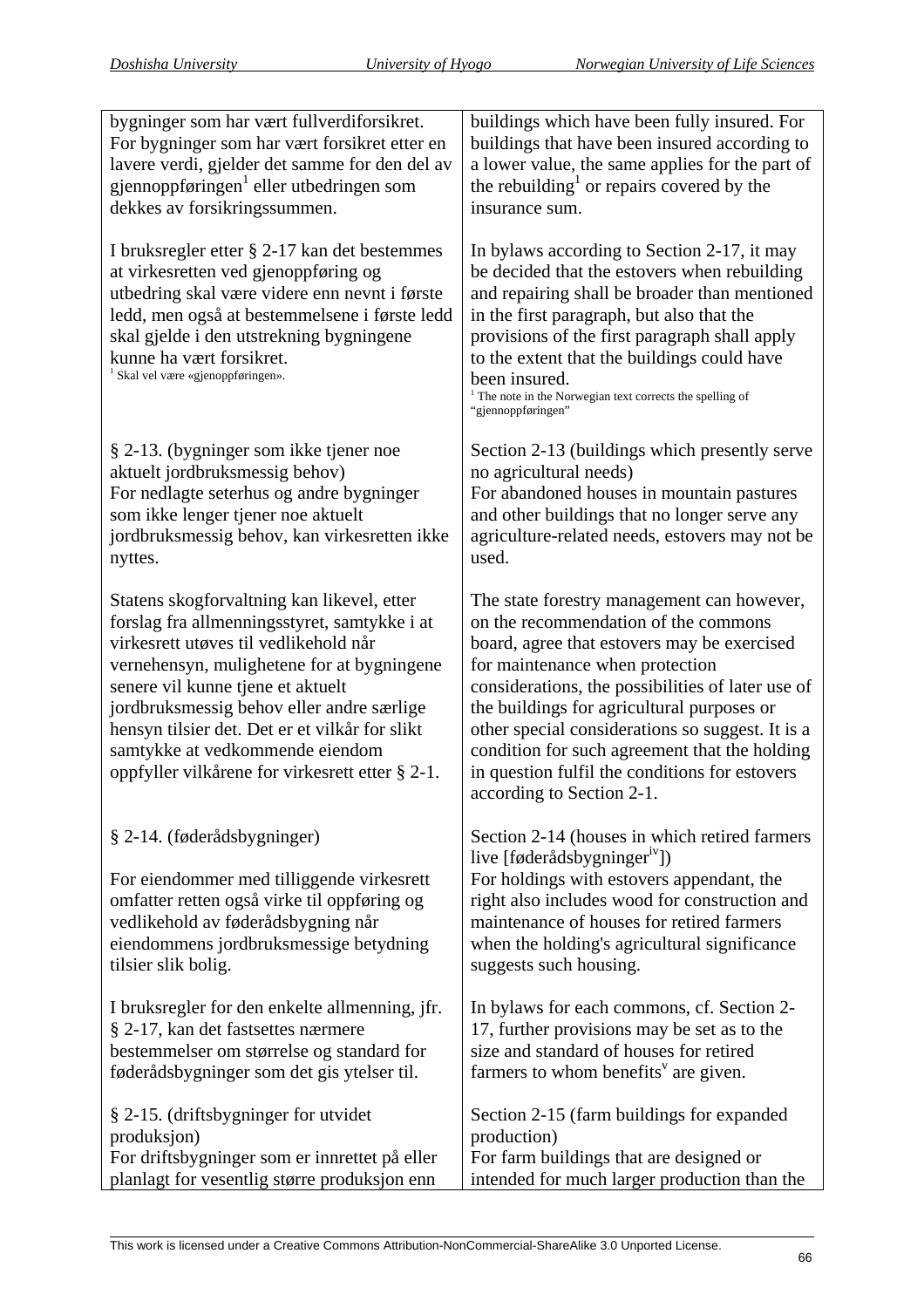| | |
|---|---|
| bygninger som har vært fullverdiforsikret. For bygninger som har vært forsikret etter en lavere verdi, gjelder det samme for den del av gjennoppføringen[1] eller utbedringen som dekkes av forsikringssummen. | buildings which have been fully insured. For buildings that have been insured according to a lower value, the same applies for the part of the rebuilding[1] or repairs covered by the insurance sum. |
| I bruksregler etter § 2-17 kan det bestemmes at virkesretten ved gjenoppføring og utbedring skal være videre enn nevnt i første ledd, men også at bestemmelsene i første ledd skal gjelde i den utstrekning bygningene kunne ha vært forsikret.<br>[1] Skal vel være «gjenoppføringen». | In bylaws according to Section 2-17, it may be decided that the estovers when rebuilding and repairing shall be broader than mentioned in the first paragraph, but also that the provisions of the first paragraph shall apply to the extent that the buildings could have been insured.<br>[1] The note in the Norwegian text corrects the spelling of "gjennoppføringen" |
| § 2-13. (bygninger som ikke tjener noe aktuelt jordbruksmessig behov)<br>For nedlagte seterhus og andre bygninger som ikke lenger tjener noe aktuelt jordbruksmessig behov, kan virkesretten ikke nyttes. | Section 2-13 (buildings which presently serve no agricultural needs)<br>For abandoned houses in mountain pastures and other buildings that no longer serve any agriculture-related needs, estovers may not be used. |
| Statens skogforvaltning kan likevel, etter forslag fra allmenningsstyret, samtykke i at virkesrett utøves til vedlikehold når vernehensyn, mulighetene for at bygningene senere vil kunne tjene et aktuelt jordbruksmessig behov eller andre særlige hensyn tilsier det. Det er et vilkår for slikt samtykke at vedkommende eiendom oppfyller vilkårene for virkesrett etter § 2-1. | The state forestry management can however, on the recommendation of the commons board, agree that estovers may be exercised for maintenance when protection considerations, the possibilities of later use of the buildings for agricultural purposes or other special considerations so suggest. It is a condition for such agreement that the holding in question fulfil the conditions for estovers according to Section 2-1. |
| § 2-14. (føderådsbygninger)<br><br>For eiendommer med tilliggende virkesrett omfatter retten også virke til oppføring og vedlikehold av føderådsbygning når eiendommens jordbruksmessige betydning tilsier slik bolig. | Section 2-14 (houses in which retired farmers live [føderådsbygninger[iv]])<br>For holdings with estovers appendant, the right also includes wood for construction and maintenance of houses for retired farmers when the holding's agricultural significance suggests such housing. |
| I bruksregler for den enkelte allmenning, jfr. § 2-17, kan det fastsettes nærmere bestemmelser om størrelse og standard for føderådsbygninger som det gis ytelser til. | In bylaws for each commons, cf. Section 2-17, further provisions may be set as to the size and standard of houses for retired farmers to whom benefits[v] are given. |
| § 2-15. (driftsbygninger for utvidet produksjon)<br>For driftsbygninger som er innrettet på eller planlagt for vesentlig større produksjon enn | Section 2-15 (farm buildings for expanded production)<br>For farm buildings that are designed or intended for much larger production than the |

This work is licensed under a Creative Commons Attribution-NonCommercial-ShareAlike 3.0 Unported License.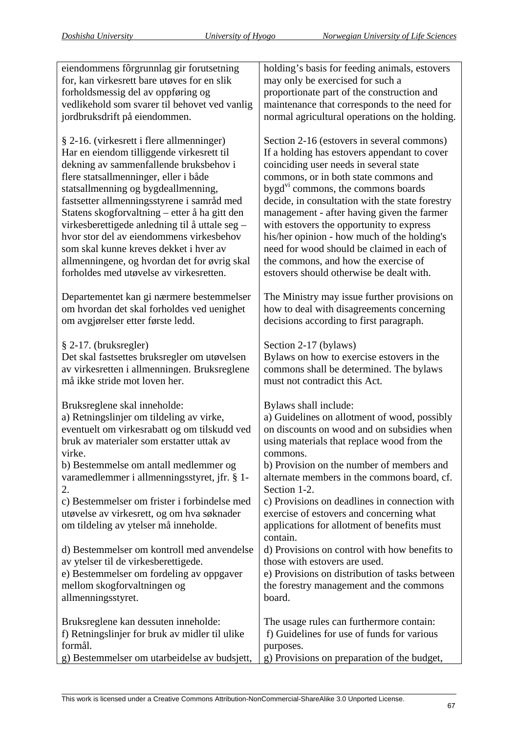| | |
|---|---|
| eiendommens fôrgrunnlag gir forutsetning for, kan virkesrett bare utøves for en slik forholdsmessig del av oppføring og vedlikehold som svarer til behovet ved vanlig jordbruksdrift på eiendommen. | holding's basis for feeding animals, estovers may only be exercised for such a proportionate part of the construction and maintenance that corresponds to the need for normal agricultural operations on the holding. |
| § 2-16. (virkesrett i flere allmenninger) Har en eiendom tilliggende virkesrett til dekning av sammenfallende bruksbehov i flere statsallmenninger, eller i både statsallmenning og bygdeallmenning, fastsetter allmenningsstyrene i samråd med Statens skogforvaltning – etter å ha gitt den virkesberettigede anledning til å uttale seg – hvor stor del av eiendommens virkesbehov som skal kunne kreves dekket i hver av allmenningene, og hvordan det for øvrig skal forholdes med utøvelse av virkesretten. | Section 2-16 (estovers in several commons) If a holding has estovers appendant to cover coinciding user needs in several state commons, or in both state commons and bygd[vi] commons, the commons boards decide, in consultation with the state forestry management - after having given the farmer with estovers the opportunity to express his/her opinion - how much of the holding's need for wood should be claimed in each of the commons, and how the exercise of estovers should otherwise be dealt with. |
| Departementet kan gi nærmere bestemmelser om hvordan det skal forholdes ved uenighet om avgjørelser etter første ledd. | The Ministry may issue further provisions on how to deal with disagreements concerning decisions according to first paragraph. |
| § 2-17. (bruksregler) Det skal fastsettes bruksregler om utøvelsen av virkesretten i allmenningen. Bruksreglene må ikke stride mot loven her. | Section 2-17 (bylaws) Bylaws on how to exercise estovers in the commons shall be determined. The bylaws must not contradict this Act. |
| Bruksreglene skal inneholde:<br>a) Retningslinjer om tildeling av virke, eventuelt om virkesrabatt og om tilskudd ved bruk av materialer som erstatter uttak av virke.<br>b) Bestemmelse om antall medlemmer og varamedlemmer i allmenningsstyret, jfr. § 1-2.<br>c) Bestemmelser om frister i forbindelse med utøvelse av virkesrett, og om hva søknader om tildeling av ytelser må inneholde.<br>d) Bestemmelser om kontroll med anvendelse av ytelser til de virkesberettigede.<br>e) Bestemmelser om fordeling av oppgaver mellom skogforvaltningen og allmenningsstyret. | Bylaws shall include:<br>a) Guidelines on allotment of wood, possibly on discounts on wood and on subsidies when using materials that replace wood from the commons.<br>b) Provision on the number of members and alternate members in the commons board, cf. Section 1-2.<br>c) Provisions on deadlines in connection with exercise of estovers and concerning what applications for allotment of benefits must contain.<br>d) Provisions on control with how benefits to those with estovers are used.<br>e) Provisions on distribution of tasks between the forestry management and the commons board. |
| Bruksreglene kan dessuten inneholde:<br>f) Retningslinjer for bruk av midler til ulike formål.<br>g) Bestemmelser om utarbeidelse av budsjett, | The usage rules can furthermore contain:<br>f) Guidelines for use of funds for various purposes.<br>g) Provisions on preparation of the budget, |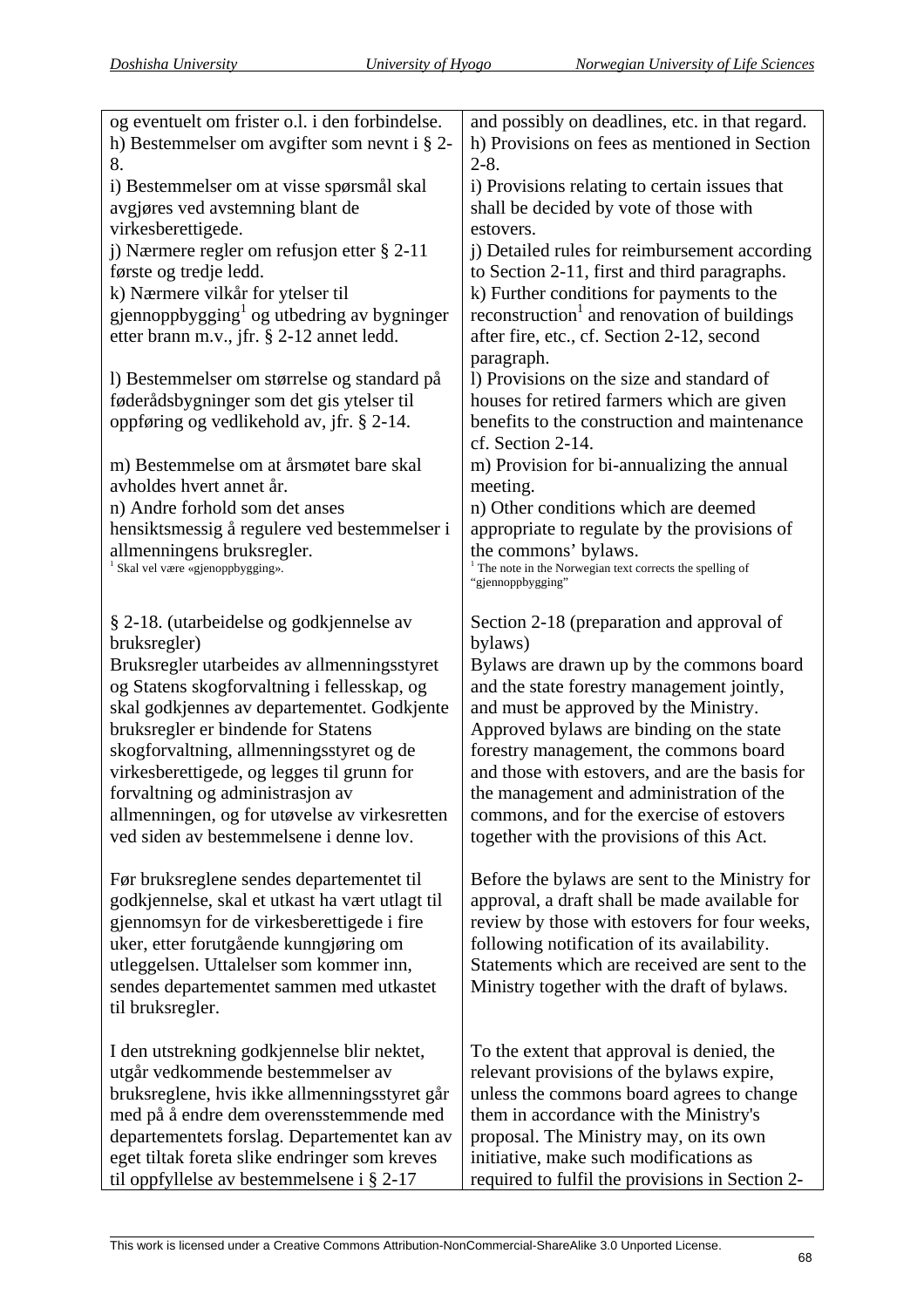| | |
|---|---|
| og eventuelt om frister o.l. i den forbindelse.<br>h) Bestemmelser om avgifter som nevnt i § 2-8.<br>i) Bestemmelser om at visse spørsmål skal avgjøres ved avstemning blant de virkesberettigede.<br>j) Nærmere regler om refusjon etter § 2-11 første og tredje ledd.<br>k) Nærmere vilkår for ytelser til gjennoppbygging[1] og utbedring av bygninger etter brann m.v., jfr. § 2-12 annet ledd.<br><br>l) Bestemmelser om størrelse og standard på føderådsbygninger som det gis ytelser til oppføring og vedlikehold av, jfr. § 2-14.<br><br>m) Bestemmelse om at årsmøtet bare skal avholdes hvert annet år.<br>n) Andre forhold som det anses hensiktsmessig å regulere ved bestemmelser i allmenningens bruksregler.<br>[1] Skal vel være «gjenoppbygging». | and possibly on deadlines, etc. in that regard.<br>h) Provisions on fees as mentioned in Section 2-8.<br>i) Provisions relating to certain issues that shall be decided by vote of those with estovers.<br>j) Detailed rules for reimbursement according to Section 2-11, first and third paragraphs.<br>k) Further conditions for payments to the reconstruction[1] and renovation of buildings after fire, etc., cf. Section 2-12, second paragraph.<br>l) Provisions on the size and standard of houses for retired farmers which are given benefits to the construction and maintenance cf. Section 2-14.<br>m) Provision for bi-annualizing the annual meeting.<br>n) Other conditions which are deemed appropriate to regulate by the provisions of the commons' bylaws.<br>[1] The note in the Norwegian text corrects the spelling of "gjennoppbygging" |
| § 2-18. (utarbeidelse og godkjennelse av bruksregler)<br>Bruksregler utarbeides av allmenningsstyret og Statens skogforvaltning i fellesskap, og skal godkjennes av departementet. Godkjente bruksregler er bindende for Statens skogforvaltning, allmenningsstyret og de virkesberettigede, og legges til grunn for forvaltning og administrasjon av allmenningen, og for utøvelse av virkesretten ved siden av bestemmelsene i denne lov. | Section 2-18 (preparation and approval of bylaws)<br>Bylaws are drawn up by the commons board and the state forestry management jointly, and must be approved by the Ministry. Approved bylaws are binding on the state forestry management, the commons board and those with estovers, and are the basis for the management and administration of the commons, and for the exercise of estovers together with the provisions of this Act. |
| Før bruksreglene sendes departementet til godkjennelse, skal et utkast ha vært utlagt til gjennomsyn for de virkesberettigede i fire uker, etter forutgående kunngjøring om utleggelsen. Uttalelser som kommer inn, sendes departementet sammen med utkastet til bruksregler. | Before the bylaws are sent to the Ministry for approval, a draft shall be made available for review by those with estovers for four weeks, following notification of its availability. Statements which are received are sent to the Ministry together with the draft of bylaws. |
| I den utstrekning godkjennelse blir nektet, utgår vedkommende bestemmelser av bruksreglene, hvis ikke allmenningsstyret går med på å endre dem overensstemmende med departementets forslag. Departementet kan av eget tiltak foreta slike endringer som kreves til oppfyllelse av bestemmelsene i § 2-17 | To the extent that approval is denied, the relevant provisions of the bylaws expire, unless the commons board agrees to change them in accordance with the Ministry's proposal. The Ministry may, on its own initiative, make such modifications as required to fulfil the provisions in Section 2- |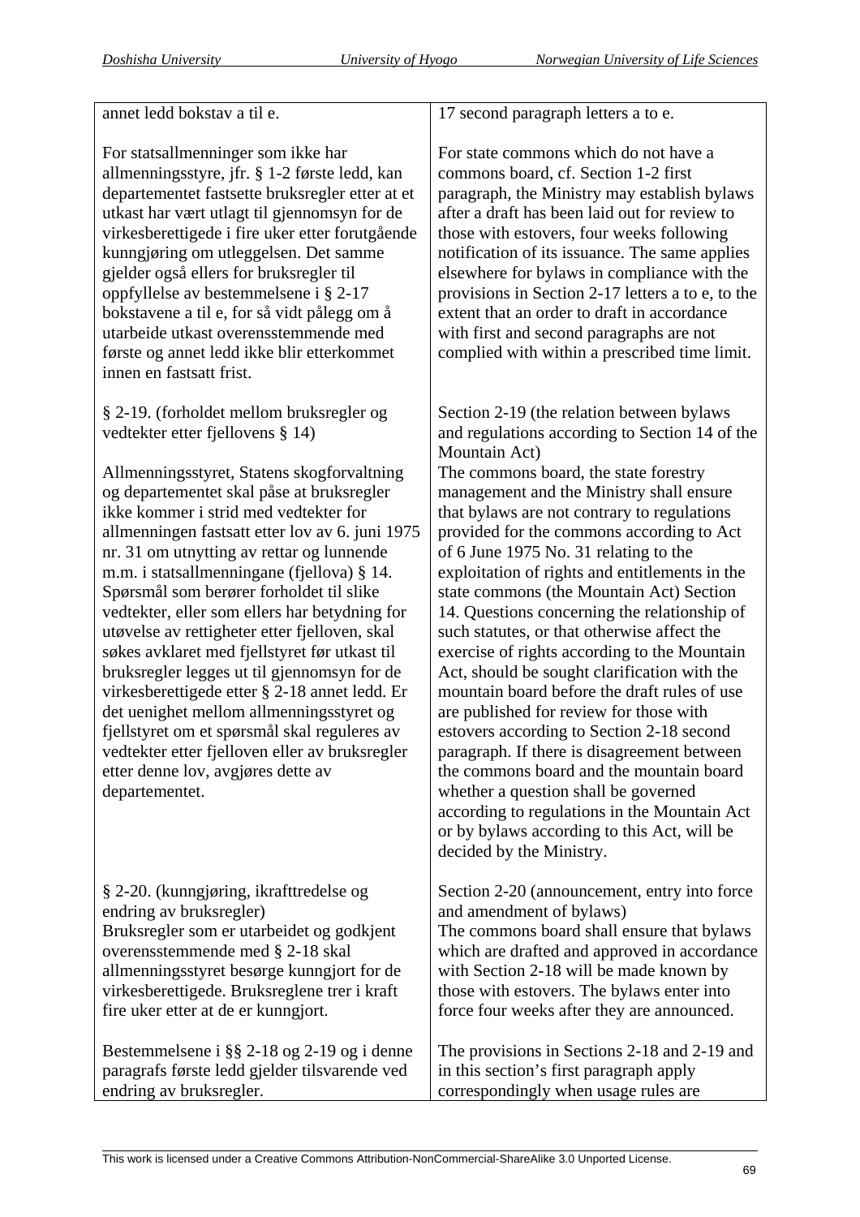| | |
|---|---|
| annet ledd bokstav a til e. | 17 second paragraph letters a to e. |
| For statsallmenninger som ikke har allmenningsstyre, jfr. § 1-2 første ledd, kan departementet fastsette bruksregler etter at et utkast har vært utlagt til gjennomsyn for de virkesberettigede i fire uker etter forutgående kunngjøring om utleggelsen. Det samme gjelder også ellers for bruksregler til oppfyllelse av bestemmelsene i § 2-17 bokstavene a til e, for så vidt pålegg om å utarbeide utkast overensstemmende med første og annet ledd ikke blir etterkommet innen en fastsatt frist. | For state commons which do not have a commons board, cf. Section 1-2 first paragraph, the Ministry may establish bylaws after a draft has been laid out for review to those with estovers, four weeks following notification of its issuance. The same applies elsewhere for bylaws in compliance with the provisions in Section 2-17 letters a to e, to the extent that an order to draft in accordance with first and second paragraphs are not complied with within a prescribed time limit. |
| § 2-19. (forholdet mellom bruksregler og vedtekter etter fjellovens § 14) | Section 2-19 (the relation between bylaws and regulations according to Section 14 of the Mountain Act) |
| Allmenningsstyret, Statens skogforvaltning og departementet skal påse at bruksregler ikke kommer i strid med vedtekter for allmenningen fastsatt etter lov av 6. juni 1975 nr. 31 om utnytting av rettar og lunnende m.m. i statsallmenningane (fjellova) § 14. Spørsmål som berører forholdet til slike vedtekter, eller som ellers har betydning for utøvelse av rettigheter etter fjelloven, skal søkes avklaret med fjellstyret før utkast til bruksregler legges ut til gjennomsyn for de virkesberettigede etter § 2-18 annet ledd. Er det uenighet mellom allmenningsstyret og fjellstyret om et spørsmål skal reguleres av vedtekter etter fjelloven eller av bruksregler etter denne lov, avgjøres dette av departementet. | The commons board, the state forestry management and the Ministry shall ensure that bylaws are not contrary to regulations provided for the commons according to Act of 6 June 1975 No. 31 relating to the exploitation of rights and entitlements in the state commons (the Mountain Act) Section 14. Questions concerning the relationship of such statutes, or that otherwise affect the exercise of rights according to the Mountain Act, should be sought clarification with the mountain board before the draft rules of use are published for review for those with estovers according to Section 2-18 second paragraph. If there is disagreement between the commons board and the mountain board whether a question shall be governed according to regulations in the Mountain Act or by bylaws according to this Act, will be decided by the Ministry. |
| § 2-20. (kunngjøring, ikrafttredelse og endring av bruksregler)<br>Bruksregler som er utarbeidet og godkjent overensstemmende med § 2-18 skal allmenningsstyret besørge kunngjort for de virkesberettigede. Bruksreglene trer i kraft fire uker etter at de er kunngjort. | Section 2-20 (announcement, entry into force and amendment of bylaws)<br>The commons board shall ensure that bylaws which are drafted and approved in accordance with Section 2-18 will be made known by those with estovers. The bylaws enter into force four weeks after they are announced. |
| Bestemmelsene i §§ 2-18 og 2-19 og i denne paragrafs første ledd gjelder tilsvarende ved endring av bruksregler. | The provisions in Sections 2-18 and 2-19 and in this section's first paragraph apply correspondingly when usage rules are |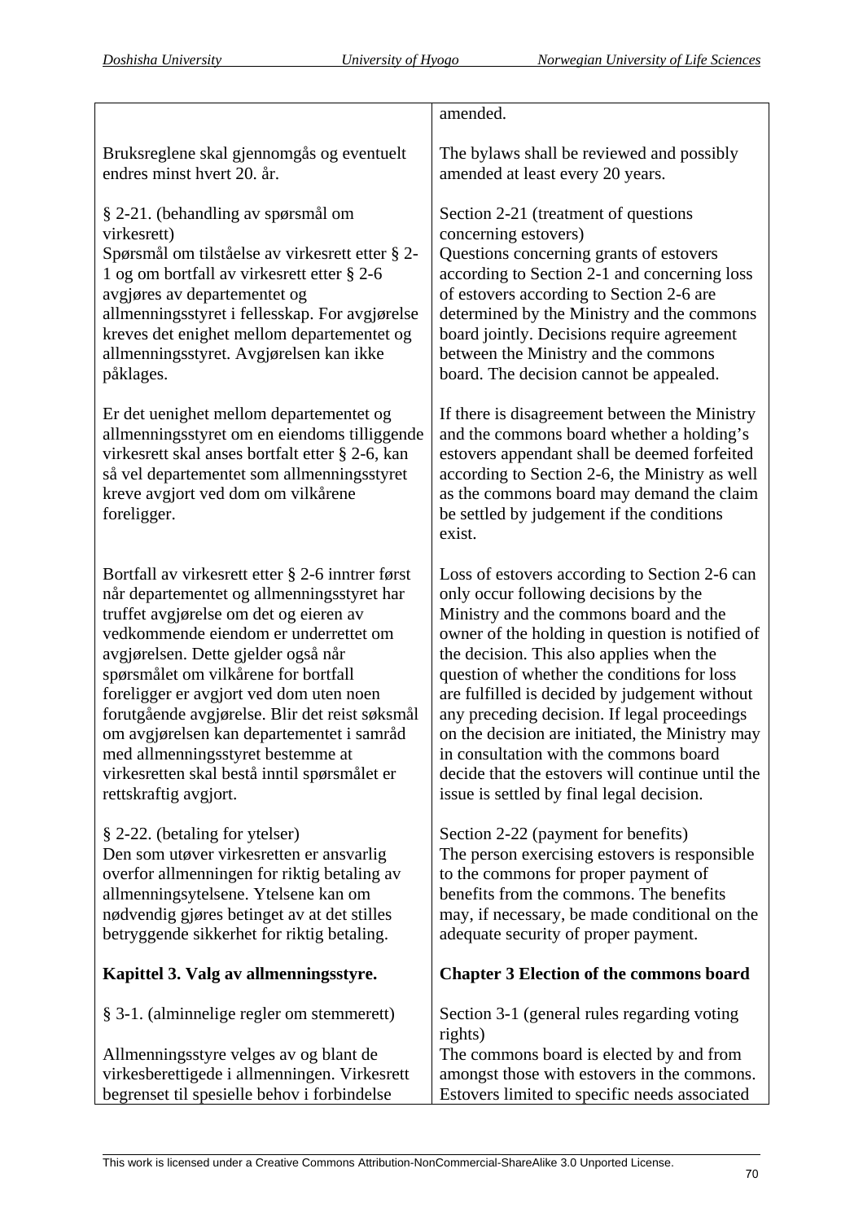| | |
|---|---|
| | amended. |
| Bruksreglene skal gjennomgås og eventuelt endres minst hvert 20. år. | The bylaws shall be reviewed and possibly amended at least every 20 years. |
| § 2-21. (behandling av spørsmål om virkesrett)<br>Spørsmål om tilståelse av virkesrett etter § 2-1 og om bortfall av virkesrett etter § 2-6 avgjøres av departementet og allmenningsstyret i fellesskap. For avgjørelse kreves det enighet mellom departementet og allmenningsstyret. Avgjørelsen kan ikke påklages. | Section 2-21 (treatment of questions concerning estovers)<br>Questions concerning grants of estovers according to Section 2-1 and concerning loss of estovers according to Section 2-6 are determined by the Ministry and the commons board jointly. Decisions require agreement between the Ministry and the commons board. The decision cannot be appealed. |
| Er det uenighet mellom departementet og allmenningsstyret om en eiendoms tilliggende virkesrett skal anses bortfalt etter § 2-6, kan så vel departementet som allmenningsstyret kreve avgjort ved dom om vilkårene foreligger. | If there is disagreement between the Ministry and the commons board whether a holding's estovers appendant shall be deemed forfeited according to Section 2-6, the Ministry as well as the commons board may demand the claim be settled by judgement if the conditions exist. |
| Bortfall av virkesrett etter § 2-6 inntrer først når departementet og allmenningsstyret har truffet avgjørelse om det og eieren av vedkommende eiendom er underrettet om avgjørelsen. Dette gjelder også når spørsmålet om vilkårene for bortfall foreligger er avgjort ved dom uten noen forutgående avgjørelse. Blir det reist søksmål om avgjørelsen kan departementet i samråd med allmenningsstyret bestemme at virkesretten skal bestå inntil spørsmålet er rettskraftig avgjort. | Loss of estovers according to Section 2-6 can only occur following decisions by the Ministry and the commons board and the owner of the holding in question is notified of the decision. This also applies when the question of whether the conditions for loss are fulfilled is decided by judgement without any preceding decision. If legal proceedings on the decision are initiated, the Ministry may in consultation with the commons board decide that the estovers will continue until the issue is settled by final legal decision. |
| § 2-22. (betaling for ytelser)<br>Den som utøver virkesretten er ansvarlig overfor allmenningen for riktig betaling av allmenningsytelsene. Ytelsene kan om nødvendig gjøres betinget av at det stilles betryggende sikkerhet for riktig betaling. | Section 2-22 (payment for benefits)<br>The person exercising estovers is responsible to the commons for proper payment of benefits from the commons. The benefits may, if necessary, be made conditional on the adequate security of proper payment. |
| **Kapittel 3. Valg av allmenningsstyre.** | **Chapter 3 Election of the commons board** |
| § 3-1. (alminnelige regler om stemmerett) | Section 3-1 (general rules regarding voting rights) |
| Allmenningsstyre velges av og blant de virkesberettigede i allmenningen. Virkesrett begrenset til spesielle behov i forbindelse | The commons board is elected by and from amongst those with estovers in the commons. Estovers limited to specific needs associated |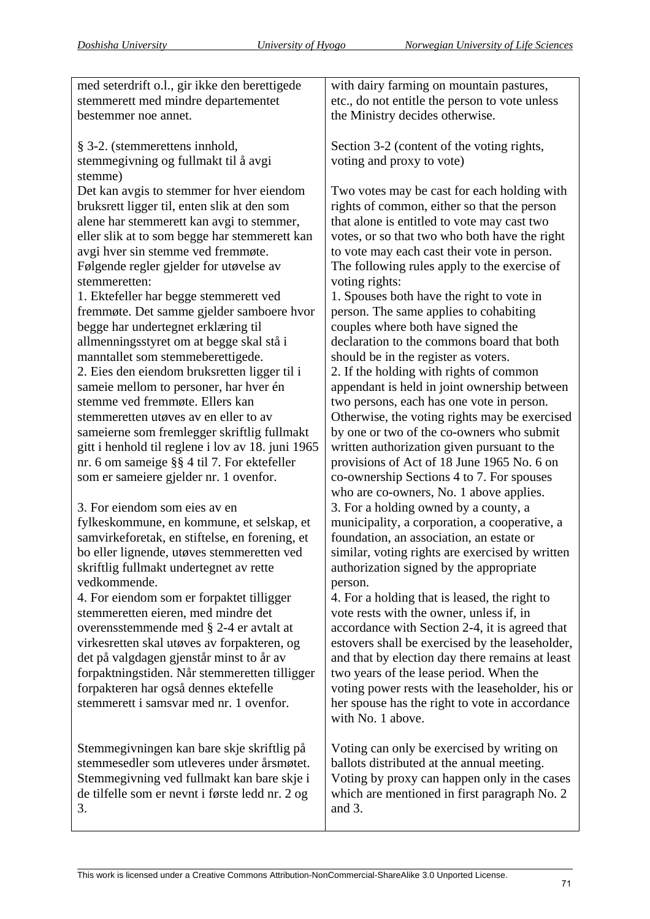| | |
|---|---|
| med seterdrift o.l., gir ikke den berettigede stemmerett med mindre departementet bestemmer noe annet. | with dairy farming on mountain pastures, etc., do not entitle the person to vote unless the Ministry decides otherwise. |
| § 3-2. (stemmerettens innhold, stemmegivning og fullmakt til å avgi stemme) | Section 3-2 (content of the voting rights, voting and proxy to vote) |
| Det kan avgis to stemmer for hver eiendom bruksrett ligger til, enten slik at den som alene har stemmerett kan avgi to stemmer, eller slik at to som begge har stemmerett kan avgi hver sin stemme ved fremmøte. Følgende regler gjelder for utøvelse av stemmeretten: | Two votes may be cast for each holding with rights of common, either so that the person that alone is entitled to vote may cast two votes, or so that two who both have the right to vote may each cast their vote in person. The following rules apply to the exercise of voting rights: |
| 1. Ektefeller har begge stemmerett ved fremmøte. Det samme gjelder samboere hvor begge har undertegnet erklæring til allmenningsstyret om at begge skal stå i manntallet som stemmeberettigede. | 1. Spouses both have the right to vote in person. The same applies to cohabiting couples where both have signed the declaration to the commons board that both should be in the register as voters. |
| 2. Eies den eiendom bruksretten ligger til i sameie mellom to personer, har hver én stemme ved fremmøte. Ellers kan stemmeretten utøves av en eller to av sameierne som fremlegger skriftlig fullmakt gitt i henhold til reglene i lov av 18. juni 1965 nr. 6 om sameige §§ 4 til 7. For ektefeller som er sameiere gjelder nr. 1 ovenfor. | 2. If the holding with rights of common appendant is held in joint ownership between two persons, each has one vote in person. Otherwise, the voting rights may be exercised by one or two of the co-owners who submit written authorization given pursuant to the provisions of Act of 18 June 1965 No. 6 on co-ownership Sections 4 to 7. For spouses who are co-owners, No. 1 above applies. |
| 3. For eiendom som eies av en fylkeskommune, en kommune, et selskap, et samvirkeforetak, en stiftelse, en forening, et bo eller lignende, utøves stemmeretten ved skriftlig fullmakt undertegnet av rette vedkommende. | 3. For a holding owned by a county, a municipality, a corporation, a cooperative, a foundation, an association, an estate or similar, voting rights are exercised by written authorization signed by the appropriate person. |
| 4. For eiendom som er forpaktet tilligger stemmeretten eieren, med mindre det overensstemmende med § 2-4 er avtalt at virkesretten skal utøves av forpakteren, og det på valgdagen gjenstår minst to år av forpaktningstiden. Når stemmeretten tilligger forpakteren har også dennes ektefelle stemmerett i samsvar med nr. 1 ovenfor. | 4. For a holding that is leased, the right to vote rests with the owner, unless if, in accordance with Section 2-4, it is agreed that estovers shall be exercised by the leaseholder, and that by election day there remains at least two years of the lease period. When the voting power rests with the leaseholder, his or her spouse has the right to vote in accordance with No. 1 above. |
| Stemmegivningen kan bare skje skriftlig på stemmesedler som utleveres under årsmøtet. Stemmegivning ved fullmakt kan bare skje i de tilfelle som er nevnt i første ledd nr. 2 og 3. | Voting can only be exercised by writing on ballots distributed at the annual meeting. Voting by proxy can happen only in the cases which are mentioned in first paragraph No. 2 and 3. |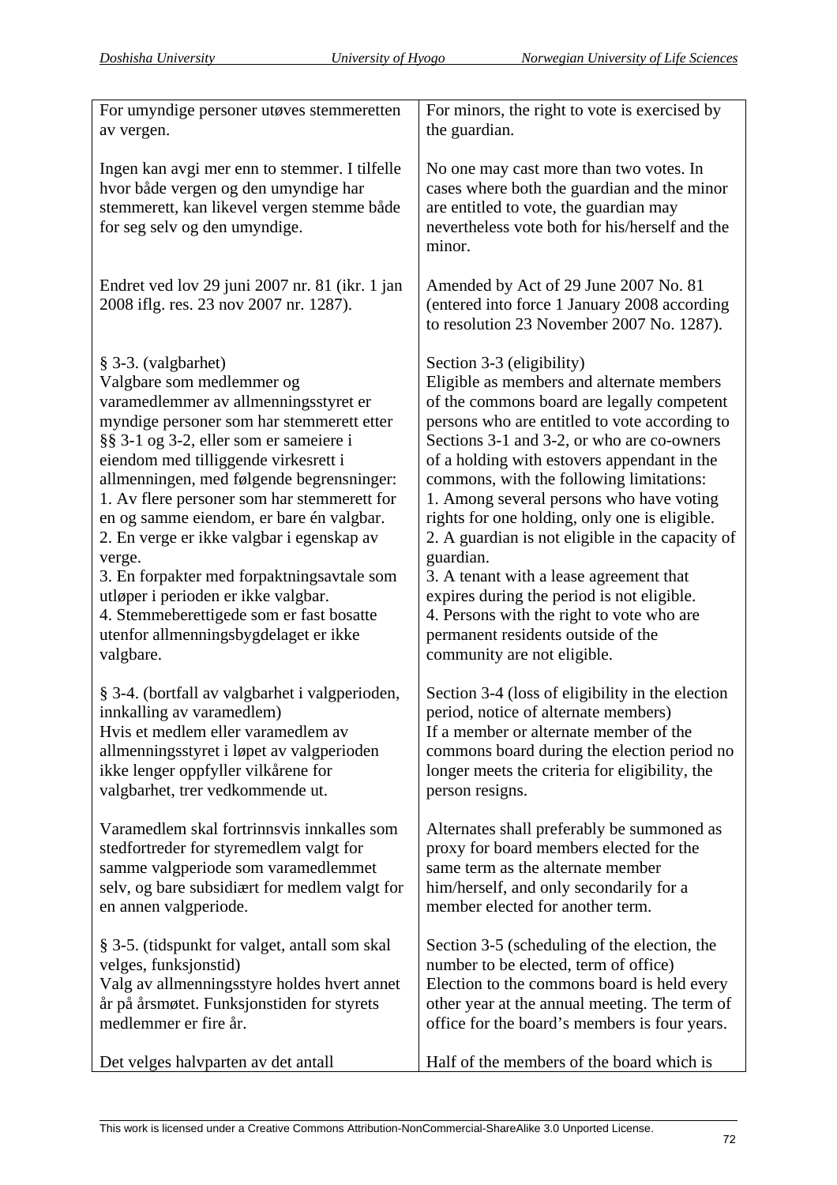| | |
|---|---|
| For umyndige personer utøves stemmeretten av vergen. | For minors, the right to vote is exercised by the guardian. |
| Ingen kan avgi mer enn to stemmer. I tilfelle hvor både vergen og den umyndige har stemmerett, kan likevel vergen stemme både for seg selv og den umyndige. | No one may cast more than two votes. In cases where both the guardian and the minor are entitled to vote, the guardian may nevertheless vote both for his/herself and the minor. |
| Endret ved lov 29 juni 2007 nr. 81 (ikr. 1 jan 2008 iflg. res. 23 nov 2007 nr. 1287). | Amended by Act of 29 June 2007 No. 81 (entered into force 1 January 2008 according to resolution 23 November 2007 No. 1287). |
| § 3-3. (valgbarhet)<br>Valgbare som medlemmer og varamedlemmer av allmenningsstyret er myndige personer som har stemmerett etter §§ 3-1 og 3-2, eller som er sameiere i eiendom med tilliggende virkesrett i allmenningen, med følgende begrensninger:<br>1. Av flere personer som har stemmerett for en og samme eiendom, er bare én valgbar.<br>2. En verge er ikke valgbar i egenskap av verge.<br>3. En forpakter med forpaktningsavtale som utløper i perioden er ikke valgbar.<br>4. Stemmeberettigede som er fast bosatte utenfor allmenningsbygdelaget er ikke valgbare. | Section 3-3 (eligibility)<br>Eligible as members and alternate members of the commons board are legally competent persons who are entitled to vote according to Sections 3-1 and 3-2, or who are co-owners of a holding with estovers appendant in the commons, with the following limitations:<br>1. Among several persons who have voting rights for one holding, only one is eligible.<br>2. A guardian is not eligible in the capacity of guardian.<br>3. A tenant with a lease agreement that expires during the period is not eligible.<br>4. Persons with the right to vote who are permanent residents outside of the community are not eligible. |
| § 3-4. (bortfall av valgbarhet i valgperioden, innkalling av varamedlem)<br>Hvis et medlem eller varamedlem av allmenningsstyret i løpet av valgperioden ikke lenger oppfyller vilkårene for valgbarhet, trer vedkommende ut. | Section 3-4 (loss of eligibility in the election period, notice of alternate members)<br>If a member or alternate member of the commons board during the election period no longer meets the criteria for eligibility, the person resigns. |
| Varamedlem skal fortrinnsvis innkalles som stedfortreder for styremedlem valgt for samme valgperiode som varamedlemmet selv, og bare subsidiært for medlem valgt for en annen valgperiode. | Alternates shall preferably be summoned as proxy for board members elected for the same term as the alternate member him/herself, and only secondarily for a member elected for another term. |
| § 3-5. (tidspunkt for valget, antall som skal velges, funksjonstid)<br>Valg av allmenningsstyre holdes hvert annet år på årsmøtet. Funksjonstiden for styrets medlemmer er fire år. | Section 3-5 (scheduling of the election, the number to be elected, term of office)<br>Election to the commons board is held every other year at the annual meeting. The term of office for the board's members is four years. |
| Det velges halvparten av det antall | Half of the members of the board which is |

This work is licensed under a Creative Commons Attribution-NonCommercial-ShareAlike 3.0 Unported License.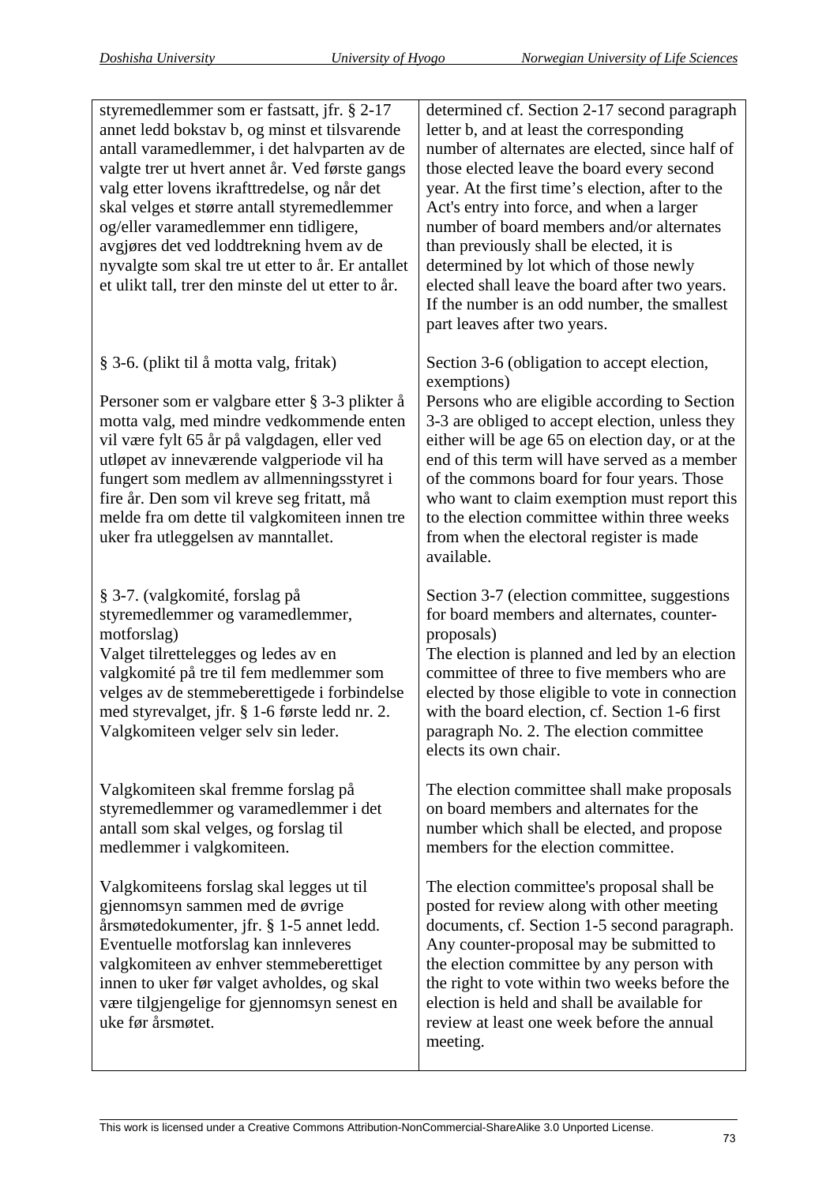| | |
|---|---|
| styremedlemmer som er fastsatt, jfr. § 2-17 annet ledd bokstav b, og minst et tilsvarende antall varamedlemmer, i det halvparten av de valgte trer ut hvert annet år. Ved første gangs valg etter lovens ikrafttredelse, og når det skal velges et større antall styremedlemmer og/eller varamedlemmer enn tidligere, avgjøres det ved loddtrekning hvem av de nyvalgte som skal tre ut etter to år. Er antallet et ulikt tall, trer den minste del ut etter to år. | determined cf. Section 2-17 second paragraph letter b, and at least the corresponding number of alternates are elected, since half of those elected leave the board every second year. At the first time's election, after to the Act's entry into force, and when a larger number of board members and/or alternates than previously shall be elected, it is determined by lot which of those newly elected shall leave the board after two years. If the number is an odd number, the smallest part leaves after two years. |
| § 3-6. (plikt til å motta valg, fritak)<br><br>Personer som er valgbare etter § 3-3 plikter å motta valg, med mindre vedkommende enten vil være fylt 65 år på valgdagen, eller ved utløpet av inneværende valgperiode vil ha fungert som medlem av allmenningsstyret i fire år. Den som vil kreve seg fritatt, må melde fra om dette til valgkomiteen innen tre uker fra utleggelsen av manntallet. | Section 3-6 (obligation to accept election, exemptions)<br>Persons who are eligible according to Section 3-3 are obliged to accept election, unless they either will be age 65 on election day, or at the end of this term will have served as a member of the commons board for four years. Those who want to claim exemption must report this to the election committee within three weeks from when the electoral register is made available. |
| § 3-7. (valgkomité, forslag på styremedlemmer og varamedlemmer, motforslag)<br>Valget tilrettelegges og ledes av en valgkomité på tre til fem medlemmer som velges av de stemmeberettigede i forbindelse med styrevalget, jfr. § 1-6 første ledd nr. 2. Valgkomiteen velger selv sin leder. | Section 3-7 (election committee, suggestions for board members and alternates, counter-proposals)<br>The election is planned and led by an election committee of three to five members who are elected by those eligible to vote in connection with the board election, cf. Section 1-6 first paragraph No. 2. The election committee elects its own chair. |
| Valgkomiteen skal fremme forslag på styremedlemmer og varamedlemmer i det antall som skal velges, og forslag til medlemmer i valgkomiteen. | The election committee shall make proposals on board members and alternates for the number which shall be elected, and propose members for the election committee. |
| Valgkomiteens forslag skal legges ut til gjennomsyn sammen med de øvrige årsmøtedokumenter, jfr. § 1-5 annet ledd. Eventuelle motforslag kan innleveres valgkomiteen av enhver stemmeberettiget innen to uker før valget avholdes, og skal være tilgjengelige for gjennomsyn senest en uke før årsmøtet. | The election committee's proposal shall be posted for review along with other meeting documents, cf. Section 1-5 second paragraph. Any counter-proposal may be submitted to the election committee by any person with the right to vote within two weeks before the election is held and shall be available for review at least one week before the annual meeting. |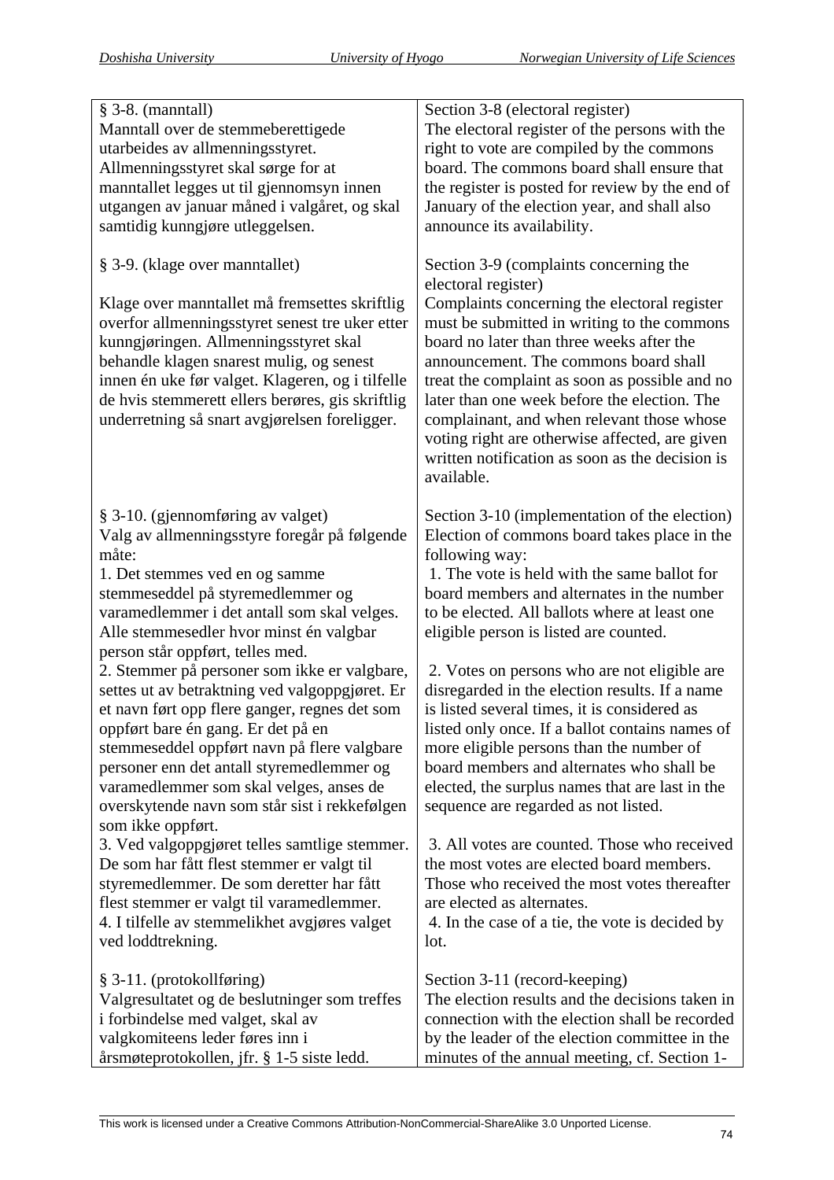| § 3-8. (manntall)<br>Manntall over de stemmeberettigede utarbeides av allmenningsstyret. Allmenningsstyret skal sørge for at manntallet legges ut til gjennomsyn innen utgangen av januar måned i valgåret, og skal samtidig kunngjøre utleggelsen. | Section 3-8 (electoral register)<br>The electoral register of the persons with the right to vote are compiled by the commons board. The commons board shall ensure that the register is posted for review by the end of January of the election year, and shall also announce its availability. |
|---|---|
| § 3-9. (klage over manntallet)<br><br>Klage over manntallet må fremsettes skriftlig overfor allmenningsstyret senest tre uker etter kunngjøringen. Allmenningsstyret skal behandle klagen snarest mulig, og senest innen én uke før valget. Klageren, og i tilfelle de hvis stemmerett ellers berøres, gis skriftlig underretning så snart avgjørelsen foreligger. | Section 3-9 (complaints concerning the electoral register)<br>Complaints concerning the electoral register must be submitted in writing to the commons board no later than three weeks after the announcement. The commons board shall treat the complaint as soon as possible and no later than one week before the election. The complainant, and when relevant those whose voting right are otherwise affected, are given written notification as soon as the decision is available. |
| § 3-10. (gjennomføring av valget)<br>Valg av allmenningsstyre foregår på følgende måte:<br>1. Det stemmes ved en og samme stemmeseddel på styremedlemmer og varamedlemmer i det antall som skal velges. Alle stemmesedler hvor minst én valgbar person står oppført, telles med.<br>2. Stemmer på personer som ikke er valgbare, settes ut av betraktning ved valgoppgjøret. Er et navn ført opp flere ganger, regnes det som oppført bare én gang. Er det på en stemmeseddel oppført navn på flere valgbare personer enn det antall styremedlemmer og varamedlemmer som skal velges, anses de overskytende navn som står sist i rekkefølgen som ikke oppført.<br>3. Ved valgoppgjøret telles samtlige stemmer. De som har fått flest stemmer er valgt til styremedlemmer. De som deretter har fått flest stemmer er valgt til varamedlemmer.<br>4. I tilfelle av stemmelikhet avgjøres valget ved loddtrekning. | Section 3-10 (implementation of the election)<br>Election of commons board takes place in the following way:<br>1. The vote is held with the same ballot for board members and alternates in the number to be elected. All ballots where at least one eligible person is listed are counted.<br><br>2. Votes on persons who are not eligible are disregarded in the election results. If a name is listed several times, it is considered as listed only once. If a ballot contains names of more eligible persons than the number of board members and alternates who shall be elected, the surplus names that are last in the sequence are regarded as not listed.<br><br>3. All votes are counted. Those who received the most votes are elected board members. Those who received the most votes thereafter are elected as alternates.<br>4. In the case of a tie, the vote is decided by lot. |
| § 3-11. (protokollføring)<br>Valgresultatet og de beslutninger som treffes i forbindelse med valget, skal av valgkomiteens leder føres inn i årsmøteprotokollen, jfr. § 1-5 siste ledd. | Section 3-11 (record-keeping)<br>The election results and the decisions taken in connection with the election shall be recorded by the leader of the election committee in the minutes of the annual meeting, cf. Section 1- |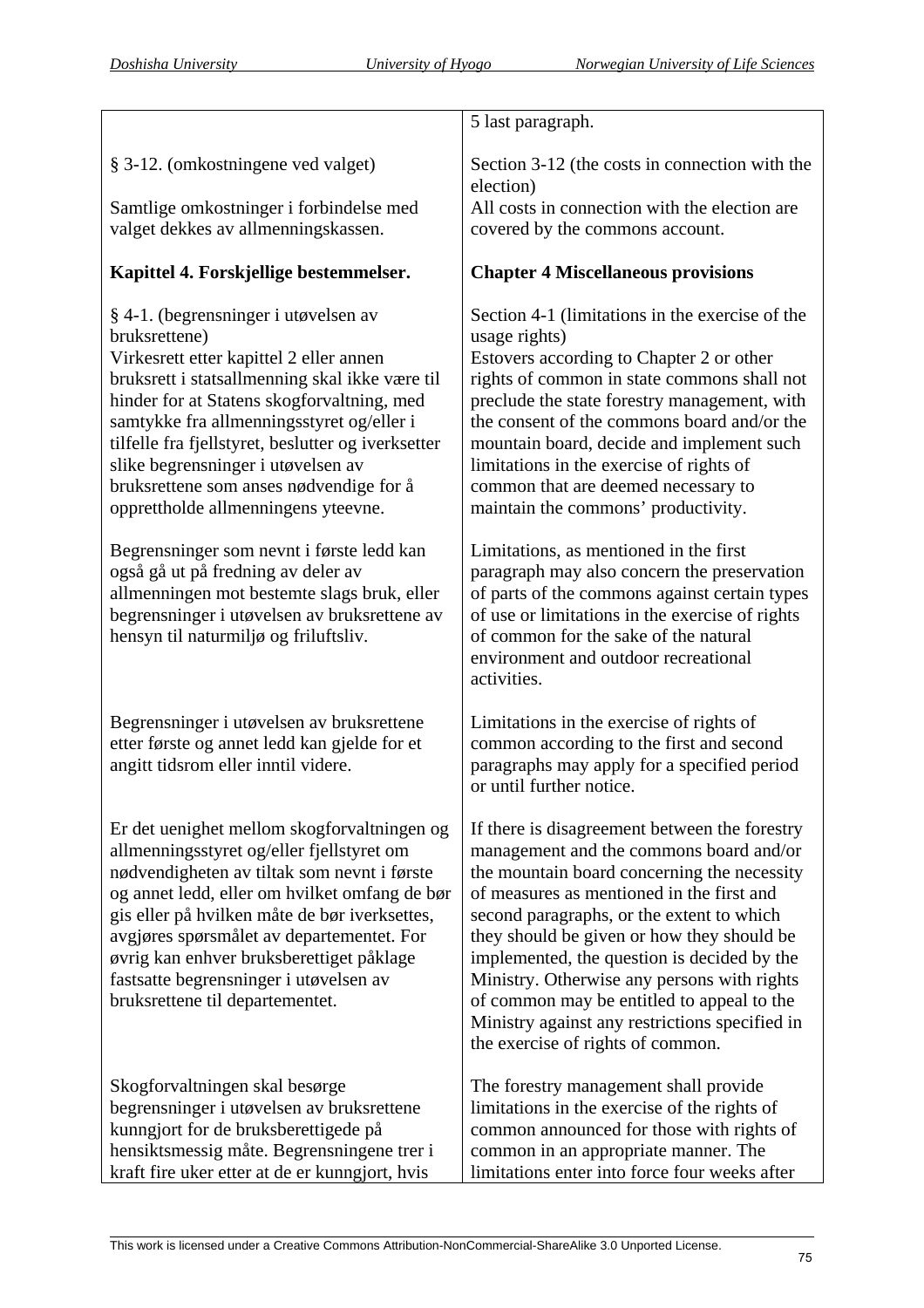| | |
|---|---|
| | 5 last paragraph. |
| § 3-12. (omkostningene ved valget)<br><br>Samtlige omkostninger i forbindelse med valget dekkes av allmenningskassen. | Section 3-12 (the costs in connection with the election)<br>All costs in connection with the election are covered by the commons account. |
| **Kapittel 4. Forskjellige bestemmelser.** | **Chapter 4 Miscellaneous provisions** |
| § 4-1. (begrensninger i utøvelsen av bruksrettene)<br>Virkesrett etter kapittel 2 eller annen bruksrett i statsallmenning skal ikke være til hinder for at Statens skogforvaltning, med samtykke fra allmenningsstyret og/eller i tilfelle fra fjellstyret, beslutter og iverksetter slike begrensninger i utøvelsen av bruksrettene som anses nødvendige for å opprettholde allmenningens yteevne. | Section 4-1 (limitations in the exercise of the usage rights)<br>Estovers according to Chapter 2 or other rights of common in state commons shall not preclude the state forestry management, with the consent of the commons board and/or the mountain board, decide and implement such limitations in the exercise of rights of common that are deemed necessary to maintain the commons' productivity. |
| Begrensninger som nevnt i første ledd kan også gå ut på fredning av deler av allmenningen mot bestemte slags bruk, eller begrensninger i utøvelsen av bruksrettene av hensyn til naturmiljø og friluftsliv. | Limitations, as mentioned in the first paragraph may also concern the preservation of parts of the commons against certain types of use or limitations in the exercise of rights of common for the sake of the natural environment and outdoor recreational activities. |
| Begrensninger i utøvelsen av bruksrettene etter første og annet ledd kan gjelde for et angitt tidsrom eller inntil videre. | Limitations in the exercise of rights of common according to the first and second paragraphs may apply for a specified period or until further notice. |
| Er det uenighet mellom skogforvaltningen og allmenningsstyret og/eller fjellstyret om nødvendigheten av tiltak som nevnt i første og annet ledd, eller om hvilket omfang de bør gis eller på hvilken måte de bør iverksettes, avgjøres spørsmålet av departementet. For øvrig kan enhver bruksberettiget påklage fastsatte begrensninger i utøvelsen av bruksrettene til departementet. | If there is disagreement between the forestry management and the commons board and/or the mountain board concerning the necessity of measures as mentioned in the first and second paragraphs, or the extent to which they should be given or how they should be implemented, the question is decided by the Ministry. Otherwise any persons with rights of common may be entitled to appeal to the Ministry against any restrictions specified in the exercise of rights of common. |
| Skogforvaltningen skal besørge begrensninger i utøvelsen av bruksrettene kunngjort for de bruksberettigede på hensiktsmessig måte. Begrensningene trer i kraft fire uker etter at de er kunngjort, hvis | The forestry management shall provide limitations in the exercise of the rights of common announced for those with rights of common in an appropriate manner. The limitations enter into force four weeks after |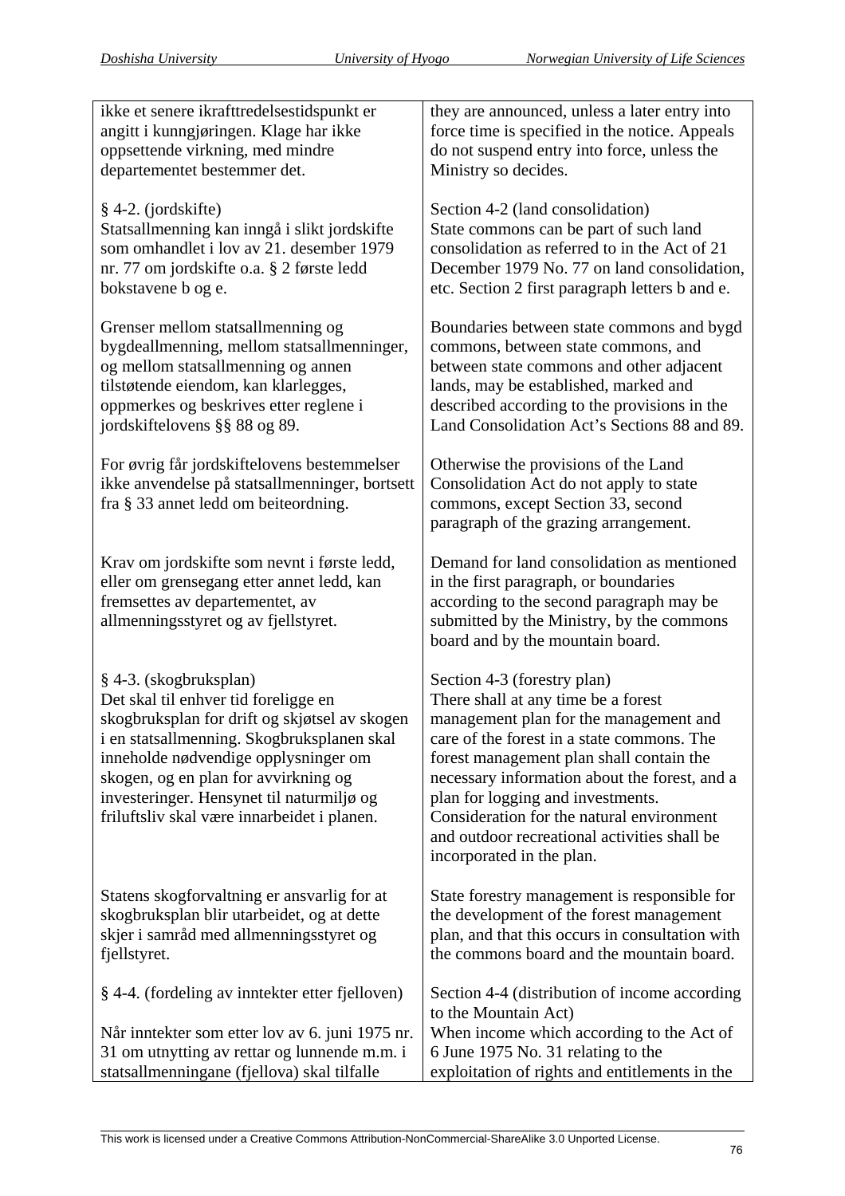| | |
|---|---|
| ikke et senere ikrafttredelsestidspunkt er angitt i kunngjøringen. Klage har ikke oppsettende virkning, med mindre departementet bestemmer det. | they are announced, unless a later entry into force time is specified in the notice. Appeals do not suspend entry into force, unless the Ministry so decides. |
| § 4-2. (jordskifte)<br>Statsallmenning kan inngå i slikt jordskifte som omhandlet i lov av 21. desember 1979 nr. 77 om jordskifte o.a. § 2 første ledd bokstavene b og e. | Section 4-2 (land consolidation)<br>State commons can be part of such land consolidation as referred to in the Act of 21 December 1979 No. 77 on land consolidation, etc. Section 2 first paragraph letters b and e. |
| Grenser mellom statsallmenning og bygdeallmenning, mellom statsallmenninger, og mellom statsallmenning og annen tilstøtende eiendom, kan klarlegges, oppmerkes og beskrives etter reglene i jordskiftelovens §§ 88 og 89. | Boundaries between state commons and bygd commons, between state commons, and between state commons and other adjacent lands, may be established, marked and described according to the provisions in the Land Consolidation Act's Sections 88 and 89. |
| For øvrig får jordskiftelovens bestemmelser ikke anvendelse på statsallmenninger, bortsett fra § 33 annet ledd om beiteordning. | Otherwise the provisions of the Land Consolidation Act do not apply to state commons, except Section 33, second paragraph of the grazing arrangement. |
| Krav om jordskifte som nevnt i første ledd, eller om grensegang etter annet ledd, kan fremsettes av departementet, av allmenningsstyret og av fjellstyret. | Demand for land consolidation as mentioned in the first paragraph, or boundaries according to the second paragraph may be submitted by the Ministry, by the commons board and by the mountain board. |
| § 4-3. (skogbruksplan)<br>Det skal til enhver tid foreligge en skogbruksplan for drift og skjøtsel av skogen i en statsallmenning. Skogbruksplanen skal inneholde nødvendige opplysninger om skogen, og en plan for avvirkning og investeringer. Hensynet til naturmiljø og friluftsliv skal være innarbeidet i planen. | Section 4-3 (forestry plan)<br>There shall at any time be a forest management plan for the management and care of the forest in a state commons. The forest management plan shall contain the necessary information about the forest, and a plan for logging and investments. Consideration for the natural environment and outdoor recreational activities shall be incorporated in the plan. |
| Statens skogforvaltning er ansvarlig for at skogbruksplan blir utarbeidet, og at dette skjer i samråd med allmenningsstyret og fjellstyret. | State forestry management is responsible for the development of the forest management plan, and that this occurs in consultation with the commons board and the mountain board. |
| § 4-4. (fordeling av inntekter etter fjelloven)<br><br>Når inntekter som etter lov av 6. juni 1975 nr. 31 om utnytting av rettar og lunnende m.m. i statsallmenningane (fjellova) skal tilfalle | Section 4-4 (distribution of income according to the Mountain Act)<br>When income which according to the Act of 6 June 1975 No. 31 relating to the exploitation of rights and entitlements in the |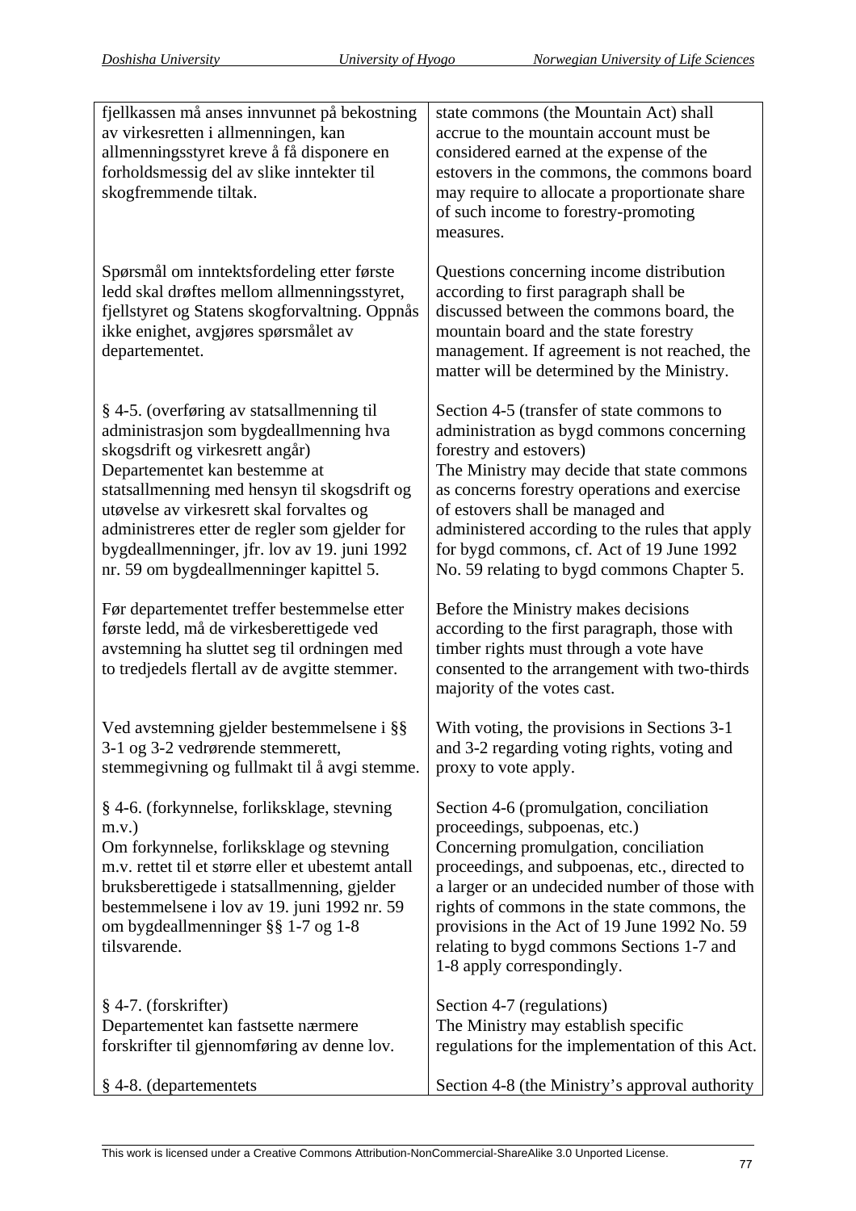| | |
|---|---|
| fjellkassen må anses innvunnet på bekostning av virkesretten i allmenningen, kan allmenningsstyret kreve å få disponere en forholdsmessig del av slike inntekter til skogfremmende tiltak. | state commons (the Mountain Act) shall accrue to the mountain account must be considered earned at the expense of the estovers in the commons, the commons board may require to allocate a proportionate share of such income to forestry-promoting measures. |
| Spørsmål om inntektsfordeling etter første ledd skal drøftes mellom allmenningsstyret, fjellstyret og Statens skogforvaltning. Oppnås ikke enighet, avgjøres spørsmålet av departementet. | Questions concerning income distribution according to first paragraph shall be discussed between the commons board, the mountain board and the state forestry management. If agreement is not reached, the matter will be determined by the Ministry. |
| § 4-5. (overføring av statsallmenning til administrasjon som bygdeallmenning hva skogsdrift og virkesrett angår)<br>Departementet kan bestemme at statsallmenning med hensyn til skogsdrift og utøvelse av virkesrett skal forvaltes og administreres etter de regler som gjelder for bygdeallmenninger, jfr. lov av 19. juni 1992 nr. 59 om bygdeallmenninger kapittel 5. | Section 4-5 (transfer of state commons to administration as bygd commons concerning forestry and estovers)<br>The Ministry may decide that state commons as concerns forestry operations and exercise of estovers shall be managed and administered according to the rules that apply for bygd commons, cf. Act of 19 June 1992 No. 59 relating to bygd commons Chapter 5. |
| Før departementet treffer bestemmelse etter første ledd, må de virkesberettigede ved avstemning ha sluttet seg til ordningen med to tredjedels flertall av de avgitte stemmer. | Before the Ministry makes decisions according to the first paragraph, those with timber rights must through a vote have consented to the arrangement with two-thirds majority of the votes cast. |
| Ved avstemning gjelder bestemmelsene i §§ 3-1 og 3-2 vedrørende stemmerett, stemmegivning og fullmakt til å avgi stemme. | With voting, the provisions in Sections 3-1 and 3-2 regarding voting rights, voting and proxy to vote apply. |
| § 4-6. (forkynnelse, forliksklage, stevning m.v.)<br>Om forkynnelse, forliksklage og stevning m.v. rettet til et større eller et ubestemt antall bruksberettigede i statsallmenning, gjelder bestemmelsene i lov av 19. juni 1992 nr. 59 om bygdeallmenninger §§ 1-7 og 1-8 tilsvarende. | Section 4-6 (promulgation, conciliation proceedings, subpoenas, etc.)<br>Concerning promulgation, conciliation proceedings, and subpoenas, etc., directed to a larger or an undecided number of those with rights of commons in the state commons, the provisions in the Act of 19 June 1992 No. 59 relating to bygd commons Sections 1-7 and 1-8 apply correspondingly. |
| § 4-7. (forskrifter)<br>Departementet kan fastsette nærmere forskrifter til gjennomføring av denne lov. | Section 4-7 (regulations)<br>The Ministry may establish specific regulations for the implementation of this Act. |
| § 4-8. (departementets | Section 4-8 (the Ministry's approval authority |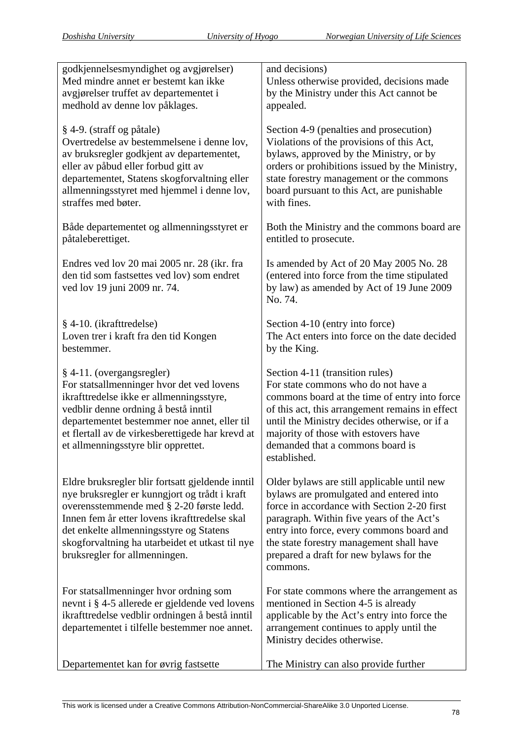| | |
|---|---|
| godkjennelsesmyndighet og avgjørelser) Med mindre annet er bestemt kan ikke avgjørelser truffet av departementet i medhold av denne lov påklages. | and decisions) Unless otherwise provided, decisions made by the Ministry under this Act cannot be appealed. |
| § 4-9. (straff og påtale) Overtredelse av bestemmelsene i denne lov, av bruksregler godkjent av departementet, eller av påbud eller forbud gitt av departementet, Statens skogforvaltning eller allmenningsstyret med hjemmel i denne lov, straffes med bøter. | Section 4-9 (penalties and prosecution) Violations of the provisions of this Act, bylaws, approved by the Ministry, or by orders or prohibitions issued by the Ministry, state forestry management or the commons board pursuant to this Act, are punishable with fines. |
| Både departementet og allmenningsstyret er påtaleberettiget. | Both the Ministry and the commons board are entitled to prosecute. |
| Endres ved lov 20 mai 2005 nr. 28 (ikr. fra den tid som fastsettes ved lov) som endret ved lov 19 juni 2009 nr. 74. | Is amended by Act of 20 May 2005 No. 28 (entered into force from the time stipulated by law) as amended by Act of 19 June 2009 No. 74. |
| § 4-10. (ikrafttredelse) Loven trer i kraft fra den tid Kongen bestemmer. | Section 4-10 (entry into force) The Act enters into force on the date decided by the King. |
| § 4-11. (overgangsregler) For statsallmenninger hvor det ved lovens ikrafttredelse ikke er allmenningsstyre, vedblir denne ordning å bestå inntil departementet bestemmer noe annet, eller til et flertall av de virkesberettigede har krevd at et allmenningsstyre blir opprettet. | Section 4-11 (transition rules) For state commons who do not have a commons board at the time of entry into force of this act, this arrangement remains in effect until the Ministry decides otherwise, or if a majority of those with estovers have demanded that a commons board is established. |
| Eldre bruksregler blir fortsatt gjeldende inntil nye bruksregler er kunngjort og trådt i kraft overensstemmende med § 2-20 første ledd. Innen fem år etter lovens ikrafttredelse skal det enkelte allmenningsstyre og Statens skogforvaltning ha utarbeidet et utkast til nye bruksregler for allmenningen. | Older bylaws are still applicable until new bylaws are promulgated and entered into force in accordance with Section 2-20 first paragraph. Within five years of the Act’s entry into force, every commons board and the state forestry management shall have prepared a draft for new bylaws for the commons. |
| For statsallmenninger hvor ordning som nevnt i § 4-5 allerede er gjeldende ved lovens ikrafttredelse vedblir ordningen å bestå inntil departementet i tilfelle bestemmer noe annet. | For state commons where the arrangement as mentioned in Section 4-5 is already applicable by the Act’s entry into force the arrangement continues to apply until the Ministry decides otherwise. |
| Departementet kan for øvrig fastsette | The Ministry can also provide further |

This work is licensed under a Creative Commons Attribution-NonCommercial-ShareAlike 3.0 Unported License.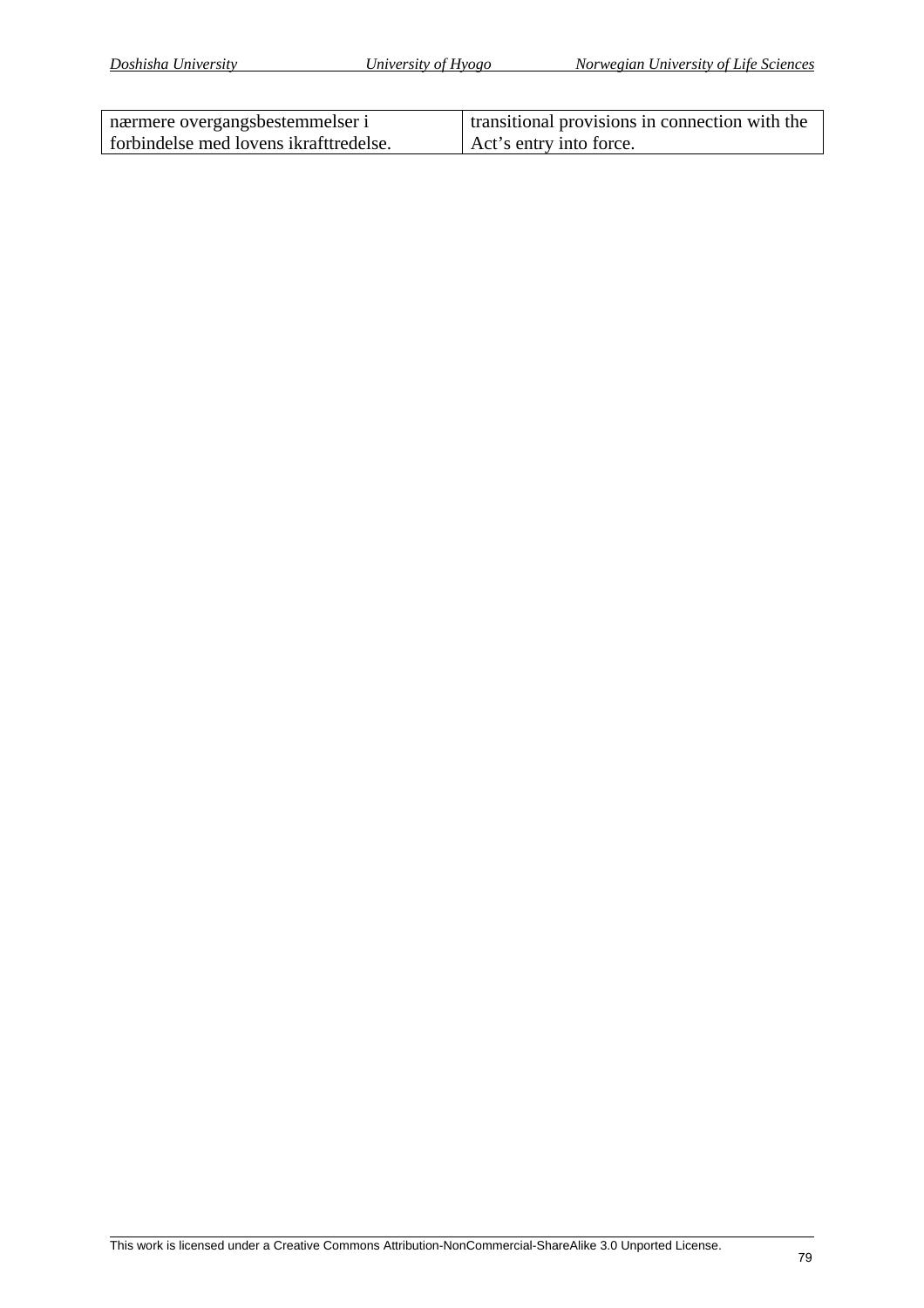| nærmere overgangsbestemmelser i forbindelse med lovens ikrafttredelse. | transitional provisions in connection with the Act's entry into force. |
|---|---|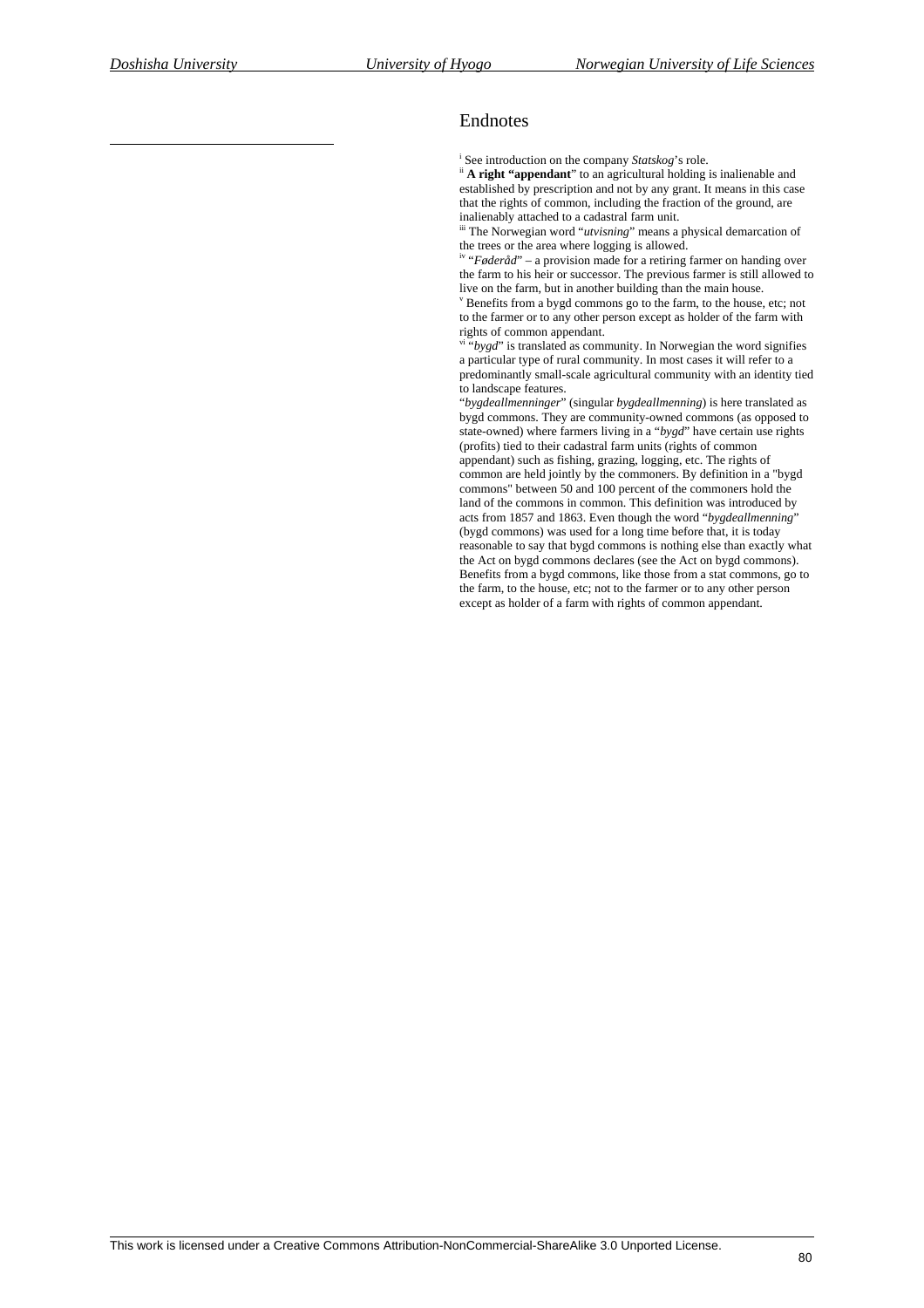## Endnotes

[i] See introduction on the company *Statskog*'s role.
[ii] **A right "appendant**" to an agricultural holding is inalienable and established by prescription and not by any grant. It means in this case that the rights of common, including the fraction of the ground, are inalienably attached to a cadastral farm unit.
[iii] The Norwegian word "*utvisning*" means a physical demarcation of the trees or the area where logging is allowed.
[iv] "*Føderåd*" – a provision made for a retiring farmer on handing over the farm to his heir or successor. The previous farmer is still allowed to live on the farm, but in another building than the main house.
[v] Benefits from a bygd commons go to the farm, to the house, etc; not to the farmer or to any other person except as holder of the farm with rights of common appendant.
[vi] "*bygd*" is translated as community. In Norwegian the word signifies a particular type of rural community. In most cases it will refer to a predominantly small-scale agricultural community with an identity tied to landscape features.
"*bygdeallmenninger*" (singular *bygdeallmenning*) is here translated as bygd commons. They are community-owned commons (as opposed to state-owned) where farmers living in a "*bygd*" have certain use rights (profits) tied to their cadastral farm units (rights of common appendant) such as fishing, grazing, logging, etc. The rights of common are held jointly by the commoners. By definition in a "bygd commons" between 50 and 100 percent of the commoners hold the land of the commons in common. This definition was introduced by acts from 1857 and 1863. Even though the word "*bygdeallmenning*" (bygd commons) was used for a long time before that, it is today reasonable to say that bygd commons is nothing else than exactly what the Act on bygd commons declares (see the Act on bygd commons). Benefits from a bygd commons, like those from a stat commons, go to the farm, to the house, etc; not to the farmer or to any other person except as holder of a farm with rights of common appendant.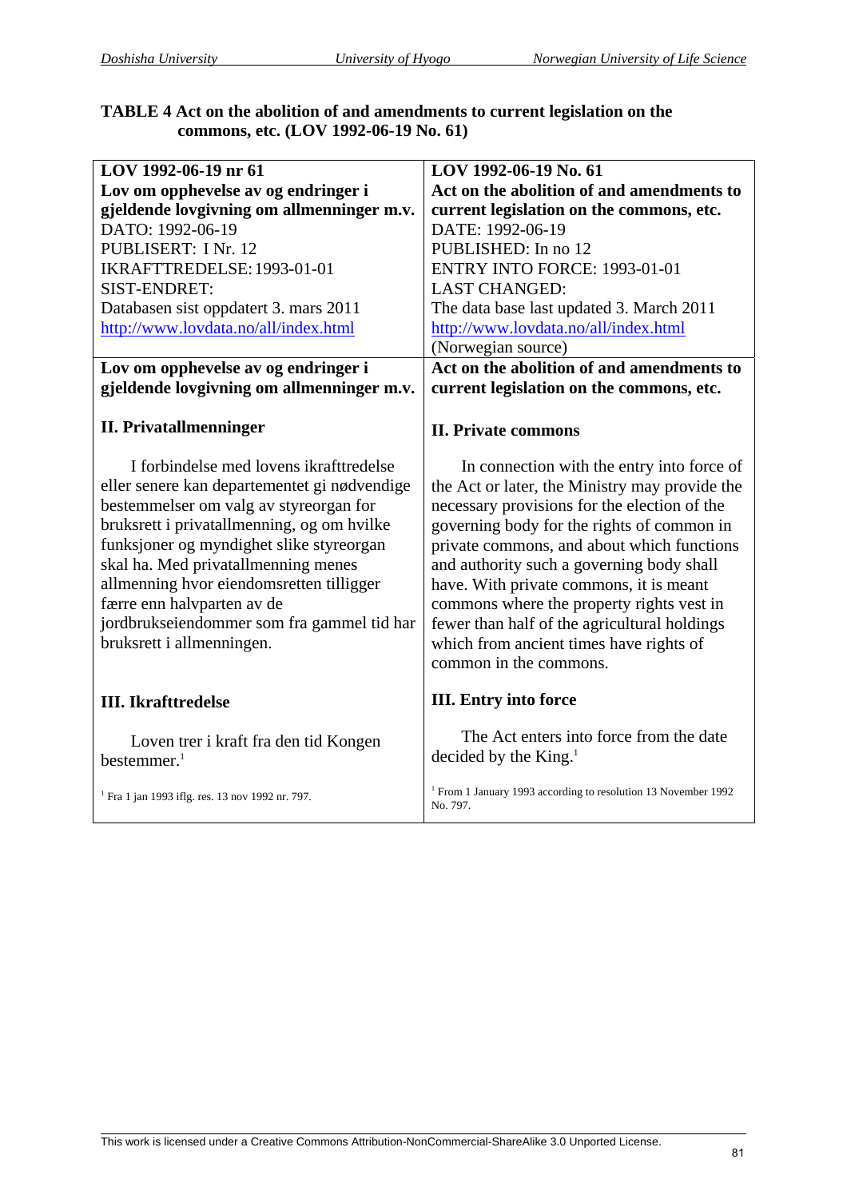**TABLE 4 Act on the abolition of and amendments to current legislation on the commons, etc. (LOV 1992-06-19 No. 61)**

| **LOV 1992-06-19 nr 61**<br>**Lov om opphevelse av og endringer i gjeldende lovgivning om allmenninger m.v.**<br>DATO: 1992-06-19<br>PUBLISERT: I Nr. 12<br>IKRAFTTREDELSE: 1993-01-01<br>SIST-ENDRET:<br>Databasen sist oppdatert 3. mars 2011<br>http://www.lovdata.no/all/index.html | **LOV 1992-06-19 No. 61**<br>**Act on the abolition of and amendments to current legislation on the commons, etc.**<br>DATE: 1992-06-19<br>PUBLISHED: In no 12<br>ENTRY INTO FORCE: 1993-01-01<br>LAST CHANGED:<br>The data base last updated 3. March 2011<br>http://www.lovdata.no/all/index.html<br>(Norwegian source) |
|---|---|
| **Lov om opphevelse av og endringer i gjeldende lovgivning om allmenninger m.v.**<br><br>**II. Privatallmenninger**<br><br>I forbindelse med lovens ikrafttredelse eller senere kan departementet gi nødvendige bestemmelser om valg av styreorgan for bruksrett i privatallmenning, og om hvilke funksjoner og myndighet slike styreorgan skal ha. Med privatallmenning menes allmenning hvor eiendomsretten tilligger færre enn halvparten av de jordbrukseiendommer som fra gammel tid har bruksrett i allmenningen.<br><br>**III. Ikrafttredelse**<br><br>Loven trer i kraft fra den tid Kongen bestemmer.[1]<br><br>[1] Fra 1 jan 1993 iflg. res. 13 nov 1992 nr. 797. | **Act on the abolition of and amendments to current legislation on the commons, etc.**<br><br>**II. Private commons**<br><br>In connection with the entry into force of the Act or later, the Ministry may provide the necessary provisions for the election of the governing body for the rights of common in private commons, and about which functions and authority such a governing body shall have. With private commons, it is meant commons where the property rights vest in fewer than half of the agricultural holdings which from ancient times have rights of common in the commons.<br><br>**III. Entry into force**<br><br>The Act enters into force from the date decided by the King.[1]<br><br>[1] From 1 January 1993 according to resolution 13 November 1992 No. 797. |

This work is licensed under a Creative Commons Attribution-NonCommercial-ShareAlike 3.0 Unported License.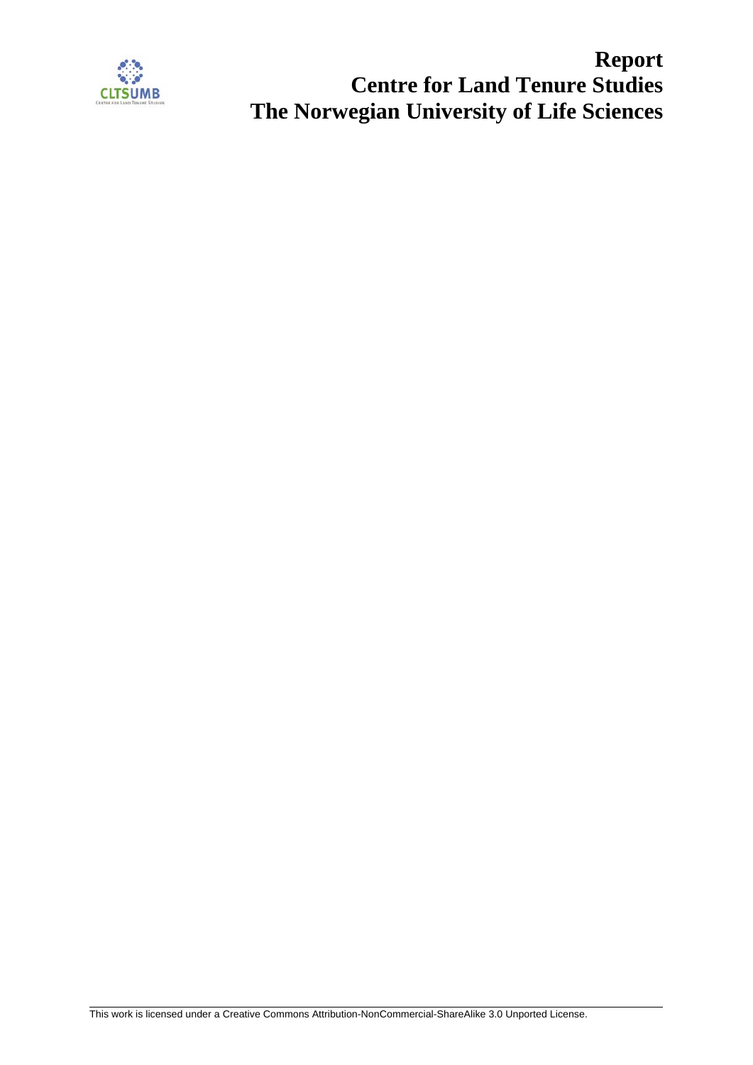# Report
# Centre for Land Tenure Studies
# The Norwegian University of Life Sciences

This work is licensed under a Creative Commons Attribution-NonCommercial-ShareAlike 3.0 Unported License.